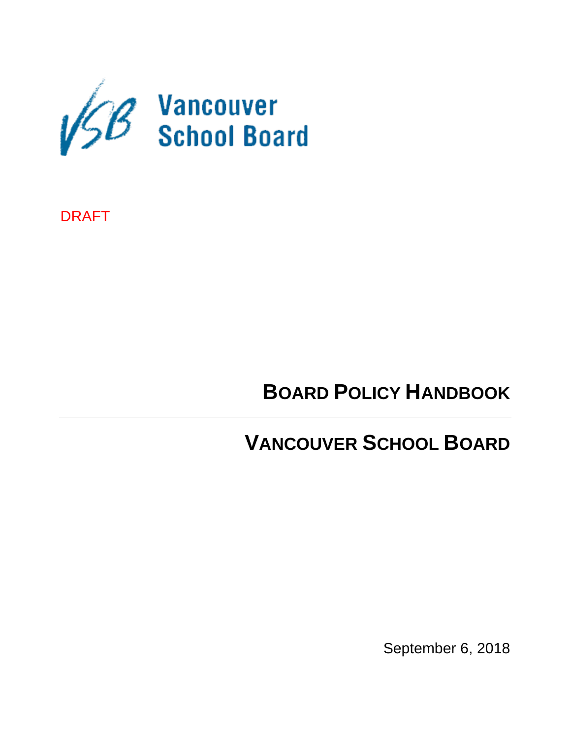Vancouver School Board

DRAFT

# BOARD POLICY HANDBOOK

# VANCOUVER SCHOOL BOARD

September 6, 2018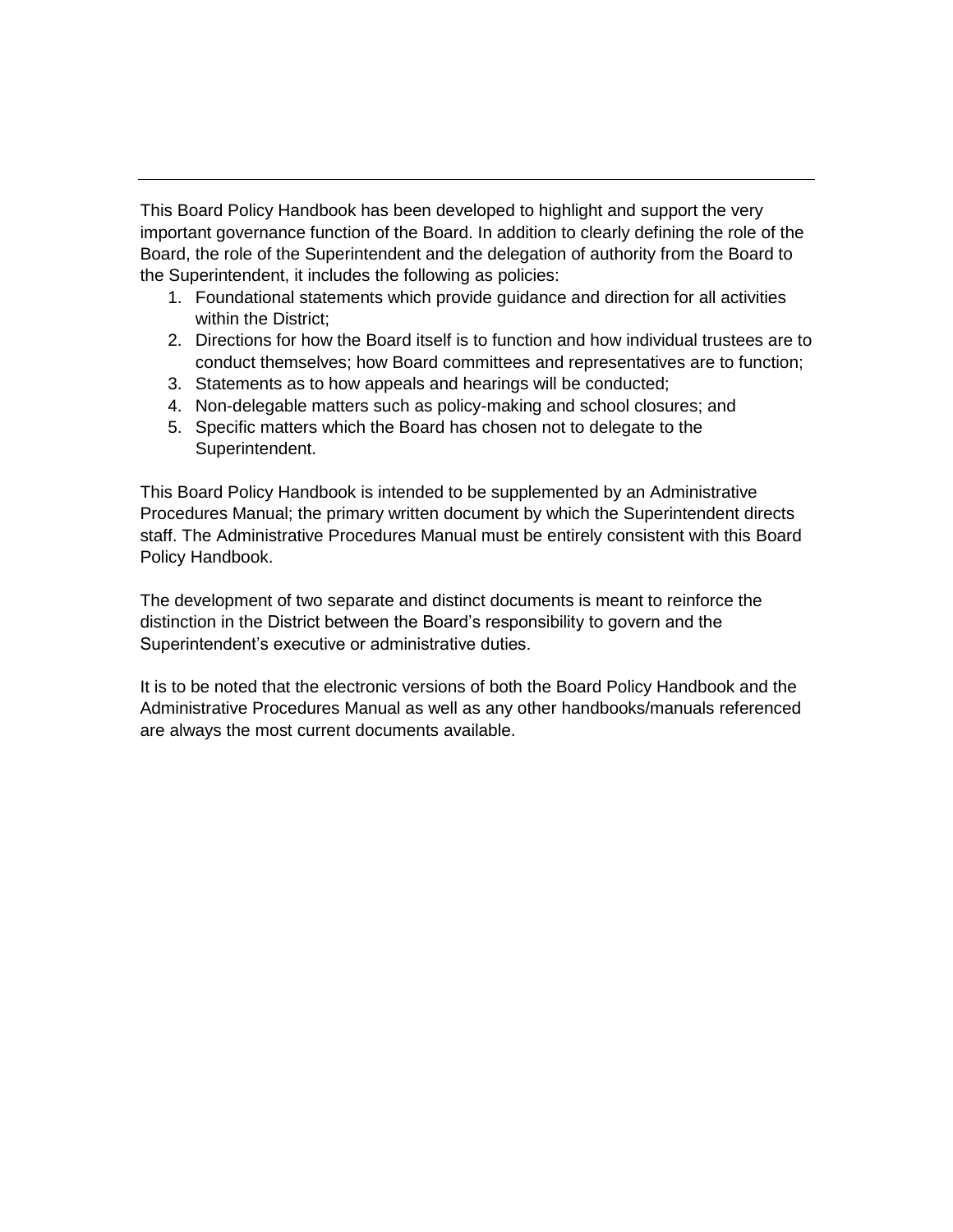This Board Policy Handbook has been developed to highlight and support the very important governance function of the Board. In addition to clearly defining the role of the Board, the role of the Superintendent and the delegation of authority from the Board to the Superintendent, it includes the following as policies:

1. Foundational statements which provide guidance and direction for all activities within the District;
2. Directions for how the Board itself is to function and how individual trustees are to conduct themselves; how Board committees and representatives are to function;
3. Statements as to how appeals and hearings will be conducted;
4. Non-delegable matters such as policy-making and school closures; and
5. Specific matters which the Board has chosen not to delegate to the Superintendent.

This Board Policy Handbook is intended to be supplemented by an Administrative Procedures Manual; the primary written document by which the Superintendent directs staff. The Administrative Procedures Manual must be entirely consistent with this Board Policy Handbook.

The development of two separate and distinct documents is meant to reinforce the distinction in the District between the Board's responsibility to govern and the Superintendent's executive or administrative duties.

It is to be noted that the electronic versions of both the Board Policy Handbook and the Administrative Procedures Manual as well as any other handbooks/manuals referenced are always the most current documents available.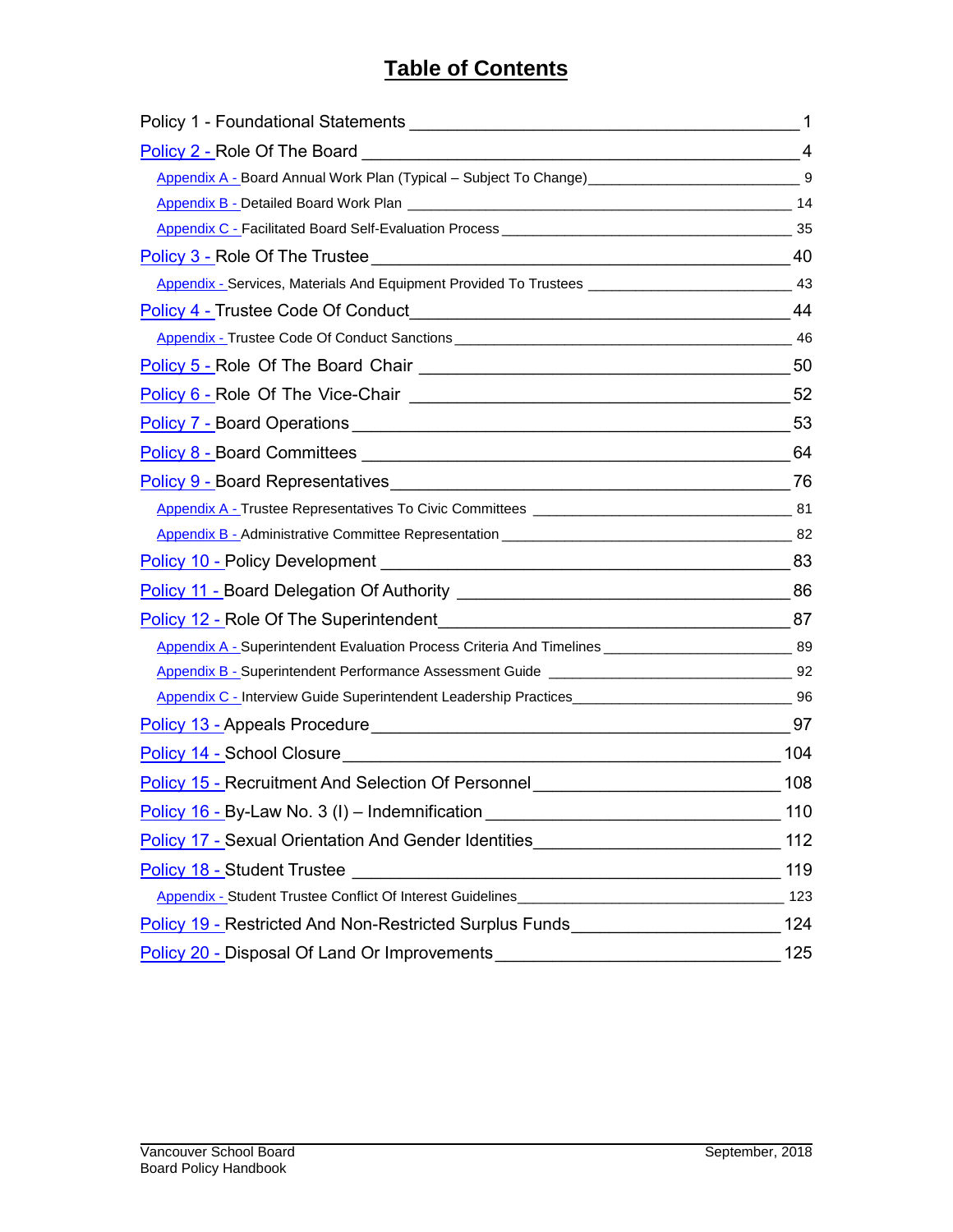# Table of Contents

Policy 1 - Foundational Statements ........ 1

Policy 2 - Role Of The Board ........ 4

- Appendix A - Board Annual Work Plan (Typical – Subject To Change) ........ 9
- Appendix B - Detailed Board Work Plan ........ 14
- Appendix C - Facilitated Board Self-Evaluation Process ........ 35

Policy 3 - Role Of The Trustee ........ 40

- Appendix - Services, Materials And Equipment Provided To Trustees ........ 43

Policy 4 - Trustee Code Of Conduct ........ 44

- Appendix - Trustee Code Of Conduct Sanctions ........ 46

Policy 5 - Role Of The Board Chair ........ 50

Policy 6 - Role Of The Vice-Chair ........ 52

Policy 7 - Board Operations ........ 53

Policy 8 - Board Committees ........ 64

Policy 9 - Board Representatives ........ 76

- Appendix A - Trustee Representatives To Civic Committees ........ 81
- Appendix B - Administrative Committee Representation ........ 82

Policy 10 - Policy Development ........ 83

Policy 11 - Board Delegation Of Authority ........ 86

Policy 12 - Role Of The Superintendent ........ 87

- Appendix A - Superintendent Evaluation Process Criteria And Timelines ........ 89
- Appendix B - Superintendent Performance Assessment Guide ........ 92
- Appendix C - Interview Guide Superintendent Leadership Practices ........ 96

Policy 13 - Appeals Procedure ........ 97

Policy 14 - School Closure ........ 104

Policy 15 - Recruitment And Selection Of Personnel ........ 108

Policy 16 - By-Law No. 3 (I) – Indemnification ........ 110

Policy 17 - Sexual Orientation And Gender Identities ........ 112

Policy 18 - Student Trustee ........ 119

- Appendix - Student Trustee Conflict Of Interest Guidelines ........ 123

Policy 19 - Restricted And Non-Restricted Surplus Funds ........ 124

Policy 20 - Disposal Of Land Or Improvements ........ 125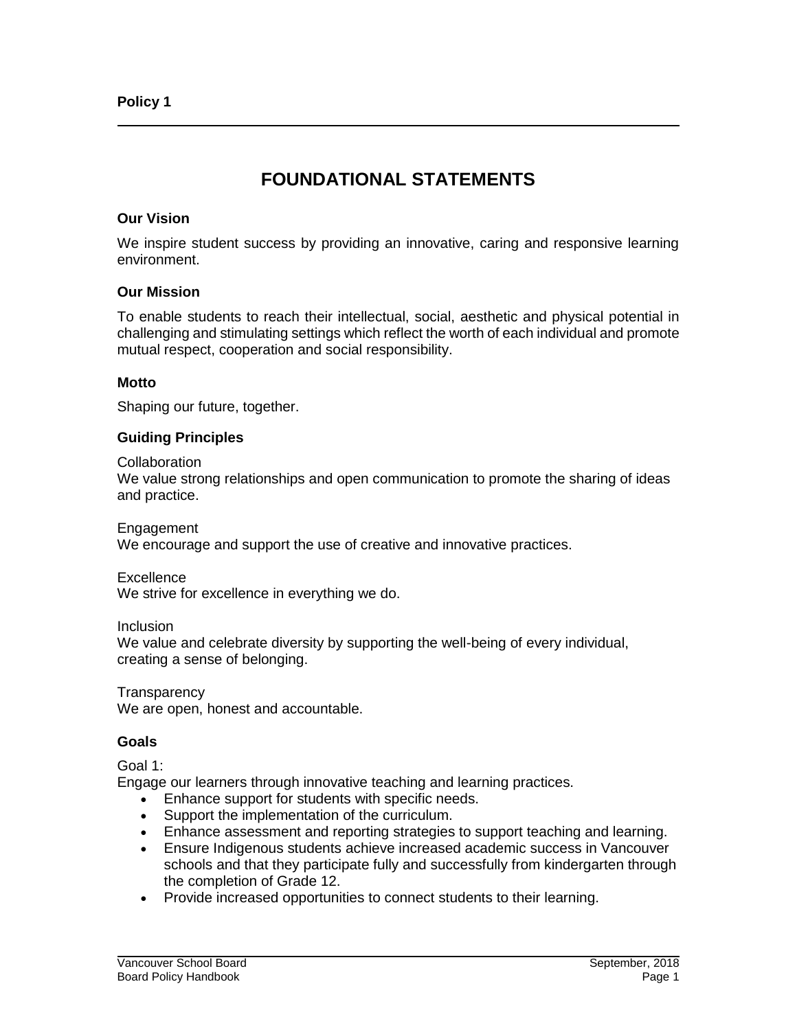**Policy 1**

# FOUNDATIONAL STATEMENTS

### Our Vision

We inspire student success by providing an innovative, caring and responsive learning environment.

### Our Mission

To enable students to reach their intellectual, social, aesthetic and physical potential in challenging and stimulating settings which reflect the worth of each individual and promote mutual respect, cooperation and social responsibility.

### Motto

Shaping our future, together.

### Guiding Principles

Collaboration
We value strong relationships and open communication to promote the sharing of ideas and practice.

Engagement
We encourage and support the use of creative and innovative practices.

Excellence
We strive for excellence in everything we do.

Inclusion
We value and celebrate diversity by supporting the well-being of every individual, creating a sense of belonging.

Transparency
We are open, honest and accountable.

### Goals

Goal 1:
Engage our learners through innovative teaching and learning practices.

- Enhance support for students with specific needs.
- Support the implementation of the curriculum.
- Enhance assessment and reporting strategies to support teaching and learning.
- Ensure Indigenous students achieve increased academic success in Vancouver schools and that they participate fully and successfully from kindergarten through the completion of Grade 12.
- Provide increased opportunities to connect students to their learning.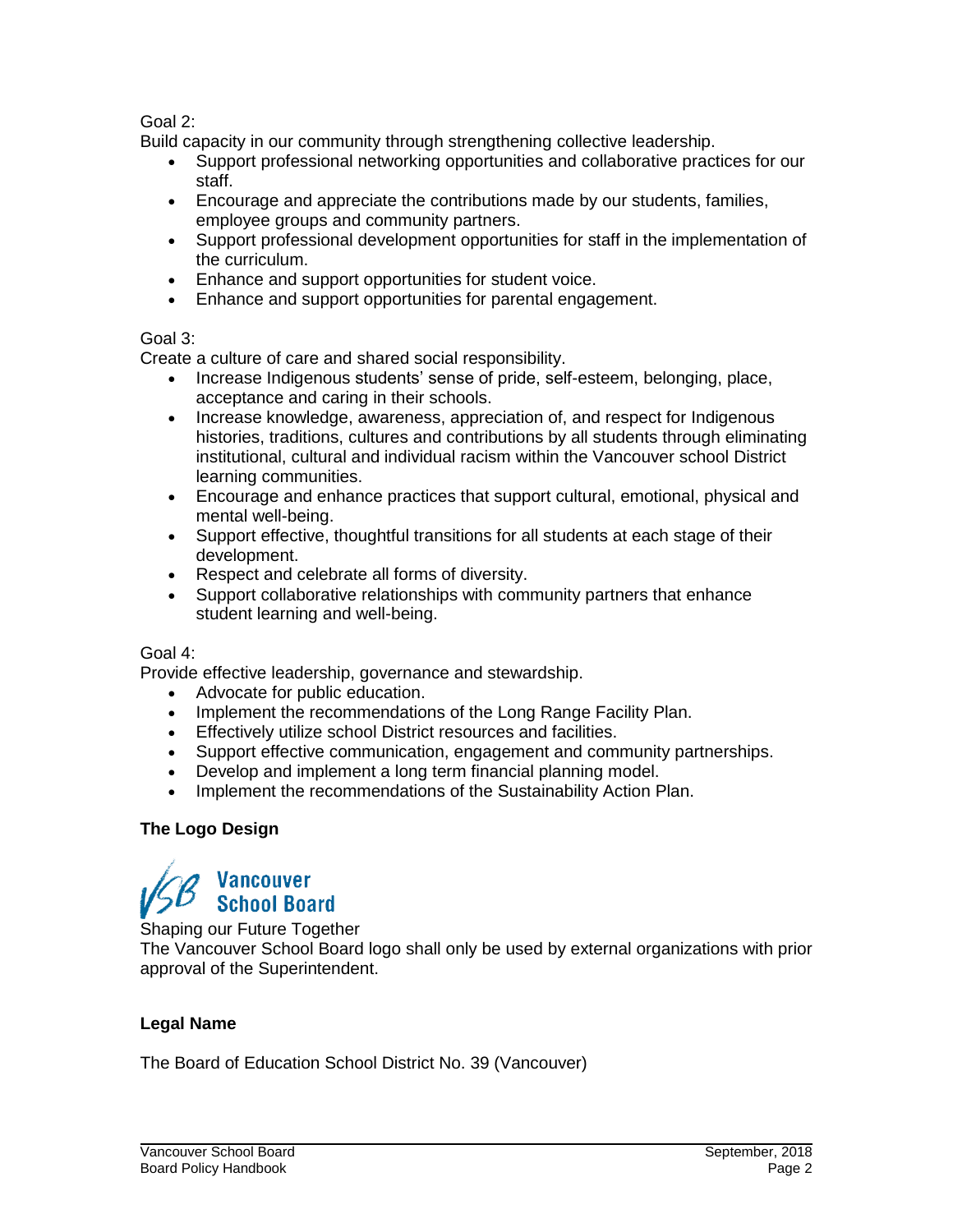Goal 2:
Build capacity in our community through strengthening collective leadership.

- Support professional networking opportunities and collaborative practices for our staff.
- Encourage and appreciate the contributions made by our students, families, employee groups and community partners.
- Support professional development opportunities for staff in the implementation of the curriculum.
- Enhance and support opportunities for student voice.
- Enhance and support opportunities for parental engagement.

Goal 3:
Create a culture of care and shared social responsibility.

- Increase Indigenous students' sense of pride, self-esteem, belonging, place, acceptance and caring in their schools.
- Increase knowledge, awareness, appreciation of, and respect for Indigenous histories, traditions, cultures and contributions by all students through eliminating institutional, cultural and individual racism within the Vancouver school District learning communities.
- Encourage and enhance practices that support cultural, emotional, physical and mental well-being.
- Support effective, thoughtful transitions for all students at each stage of their development.
- Respect and celebrate all forms of diversity.
- Support collaborative relationships with community partners that enhance student learning and well-being.

Goal 4:
Provide effective leadership, governance and stewardship.

- Advocate for public education.
- Implement the recommendations of the Long Range Facility Plan.
- Effectively utilize school District resources and facilities.
- Support effective communication, engagement and community partnerships.
- Develop and implement a long term financial planning model.
- Implement the recommendations of the Sustainability Action Plan.

**The Logo Design**

VSB Vancouver School Board

Shaping our Future Together

The Vancouver School Board logo shall only be used by external organizations with prior approval of the Superintendent.

**Legal Name**

The Board of Education School District No. 39 (Vancouver)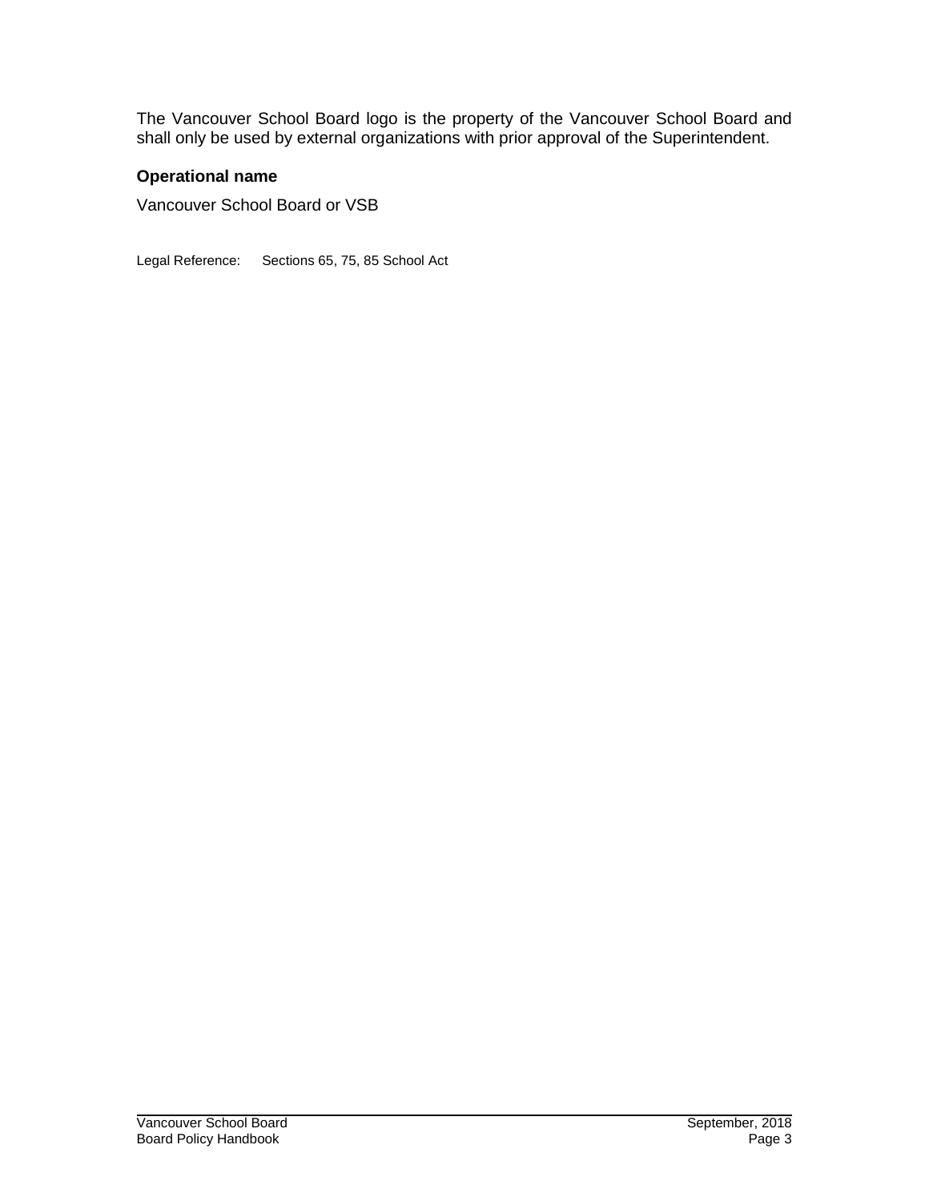The Vancouver School Board logo is the property of the Vancouver School Board and shall only be used by external organizations with prior approval of the Superintendent.

**Operational name**

Vancouver School Board or VSB

Legal Reference: Sections 65, 75, 85 School Act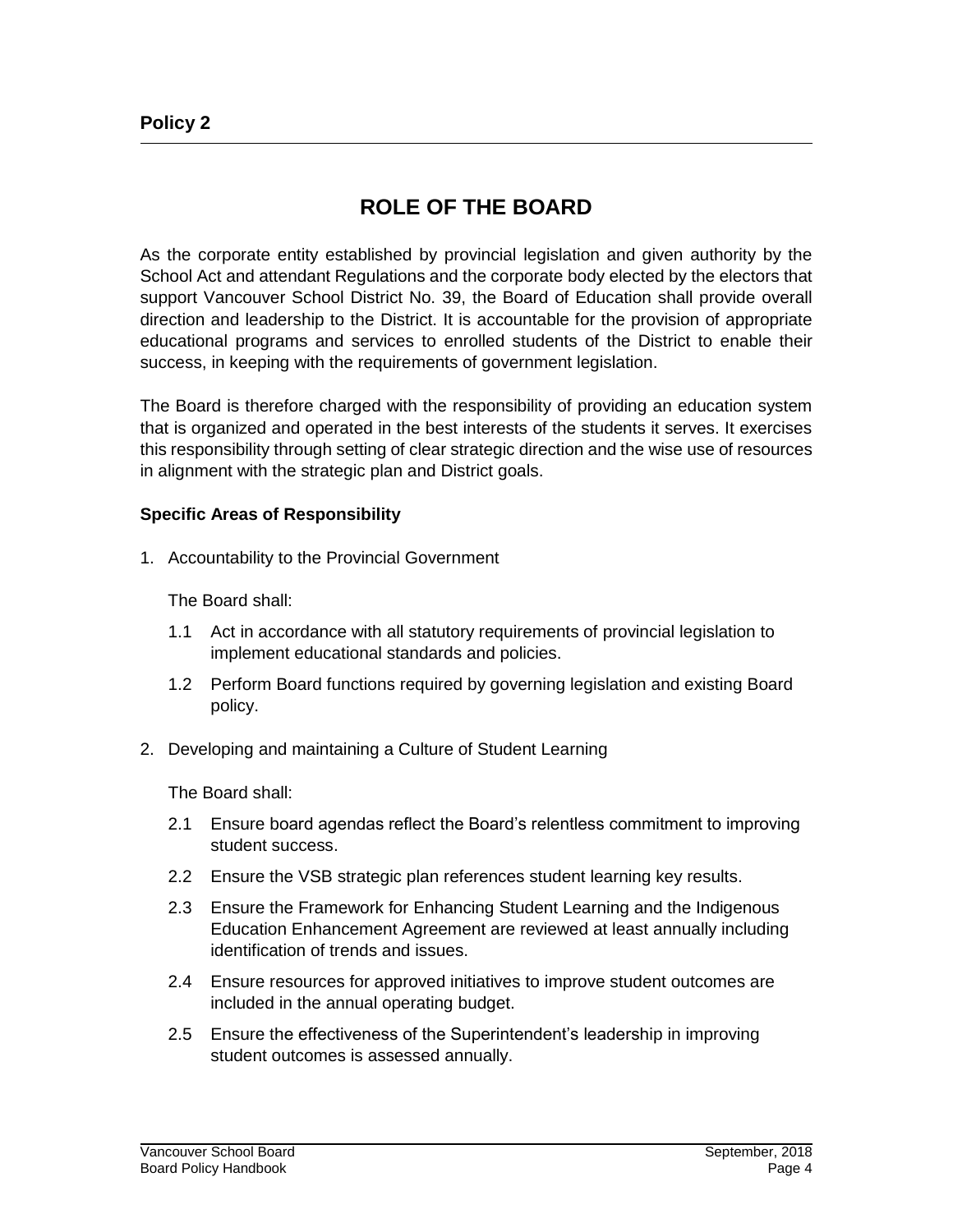**Policy 2**

# ROLE OF THE BOARD

As the corporate entity established by provincial legislation and given authority by the School Act and attendant Regulations and the corporate body elected by the electors that support Vancouver School District No. 39, the Board of Education shall provide overall direction and leadership to the District. It is accountable for the provision of appropriate educational programs and services to enrolled students of the District to enable their success, in keeping with the requirements of government legislation.

The Board is therefore charged with the responsibility of providing an education system that is organized and operated in the best interests of the students it serves. It exercises this responsibility through setting of clear strategic direction and the wise use of resources in alignment with the strategic plan and District goals.

### Specific Areas of Responsibility

1. Accountability to the Provincial Government

   The Board shall:

   1.1 Act in accordance with all statutory requirements of provincial legislation to implement educational standards and policies.

   1.2 Perform Board functions required by governing legislation and existing Board policy.

2. Developing and maintaining a Culture of Student Learning

   The Board shall:

   2.1 Ensure board agendas reflect the Board's relentless commitment to improving student success.

   2.2 Ensure the VSB strategic plan references student learning key results.

   2.3 Ensure the Framework for Enhancing Student Learning and the Indigenous Education Enhancement Agreement are reviewed at least annually including identification of trends and issues.

   2.4 Ensure resources for approved initiatives to improve student outcomes are included in the annual operating budget.

   2.5 Ensure the effectiveness of the Superintendent's leadership in improving student outcomes is assessed annually.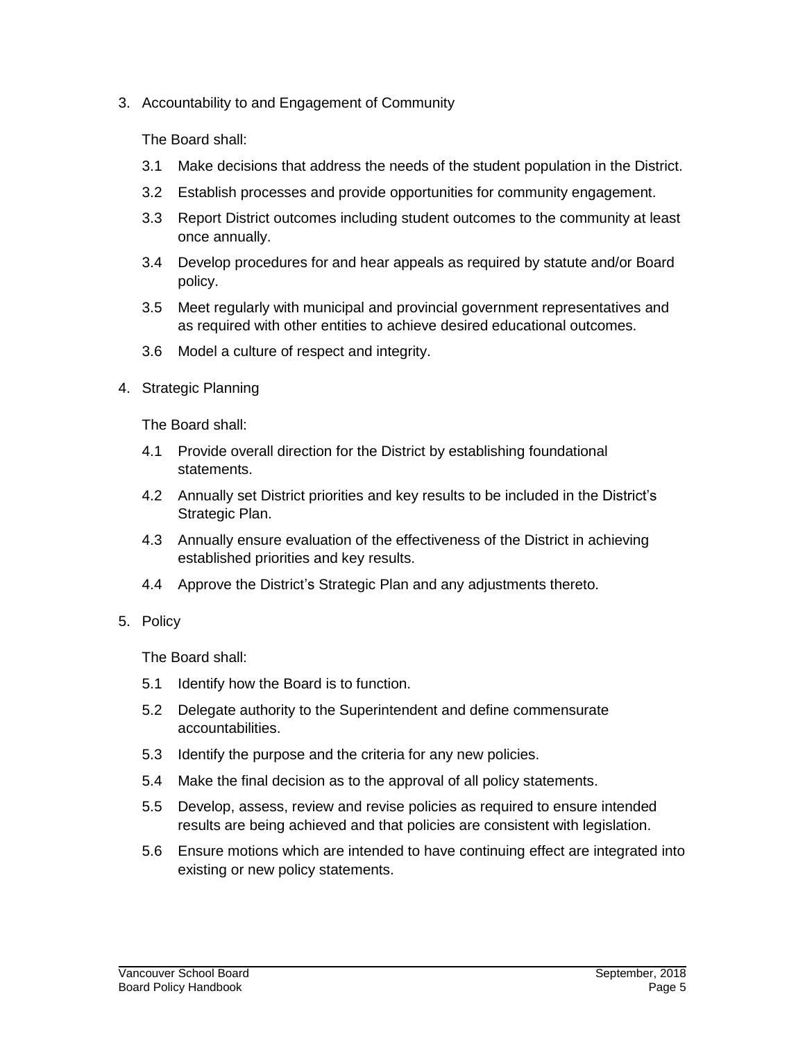3. Accountability to and Engagement of Community

   The Board shall:

   3.1 Make decisions that address the needs of the student population in the District.

   3.2 Establish processes and provide opportunities for community engagement.

   3.3 Report District outcomes including student outcomes to the community at least once annually.

   3.4 Develop procedures for and hear appeals as required by statute and/or Board policy.

   3.5 Meet regularly with municipal and provincial government representatives and as required with other entities to achieve desired educational outcomes.

   3.6 Model a culture of respect and integrity.

4. Strategic Planning

   The Board shall:

   4.1 Provide overall direction for the District by establishing foundational statements.

   4.2 Annually set District priorities and key results to be included in the District's Strategic Plan.

   4.3 Annually ensure evaluation of the effectiveness of the District in achieving established priorities and key results.

   4.4 Approve the District's Strategic Plan and any adjustments thereto.

5. Policy

   The Board shall:

   5.1 Identify how the Board is to function.

   5.2 Delegate authority to the Superintendent and define commensurate accountabilities.

   5.3 Identify the purpose and the criteria for any new policies.

   5.4 Make the final decision as to the approval of all policy statements.

   5.5 Develop, assess, review and revise policies as required to ensure intended results are being achieved and that policies are consistent with legislation.

   5.6 Ensure motions which are intended to have continuing effect are integrated into existing or new policy statements.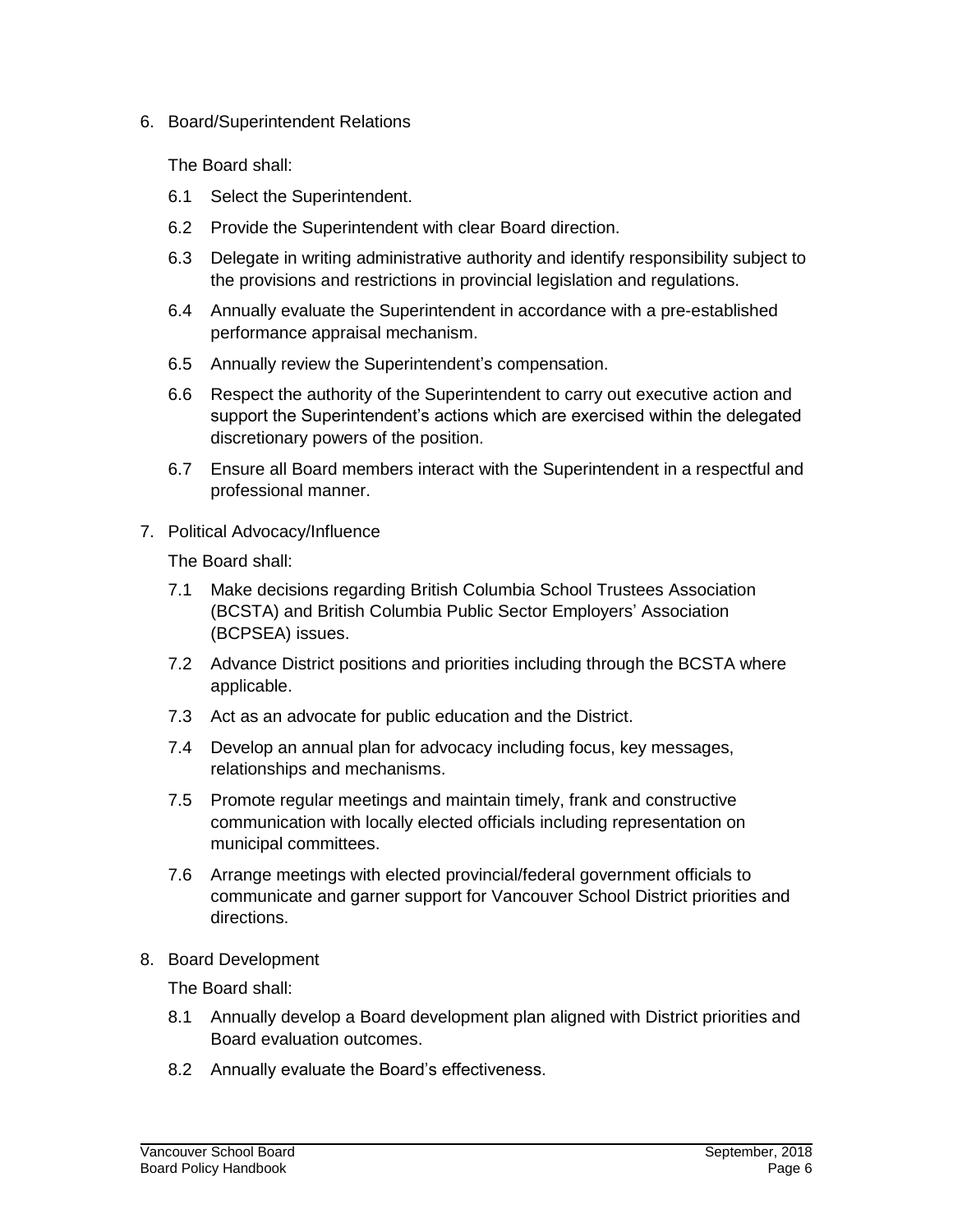6. Board/Superintendent Relations

   The Board shall:

   6.1 Select the Superintendent.

   6.2 Provide the Superintendent with clear Board direction.

   6.3 Delegate in writing administrative authority and identify responsibility subject to the provisions and restrictions in provincial legislation and regulations.

   6.4 Annually evaluate the Superintendent in accordance with a pre-established performance appraisal mechanism.

   6.5 Annually review the Superintendent's compensation.

   6.6 Respect the authority of the Superintendent to carry out executive action and support the Superintendent's actions which are exercised within the delegated discretionary powers of the position.

   6.7 Ensure all Board members interact with the Superintendent in a respectful and professional manner.

7. Political Advocacy/Influence

   The Board shall:

   7.1 Make decisions regarding British Columbia School Trustees Association (BCSTA) and British Columbia Public Sector Employers' Association (BCPSEA) issues.

   7.2 Advance District positions and priorities including through the BCSTA where applicable.

   7.3 Act as an advocate for public education and the District.

   7.4 Develop an annual plan for advocacy including focus, key messages, relationships and mechanisms.

   7.5 Promote regular meetings and maintain timely, frank and constructive communication with locally elected officials including representation on municipal committees.

   7.6 Arrange meetings with elected provincial/federal government officials to communicate and garner support for Vancouver School District priorities and directions.

8. Board Development

   The Board shall:

   8.1 Annually develop a Board development plan aligned with District priorities and Board evaluation outcomes.

   8.2 Annually evaluate the Board's effectiveness.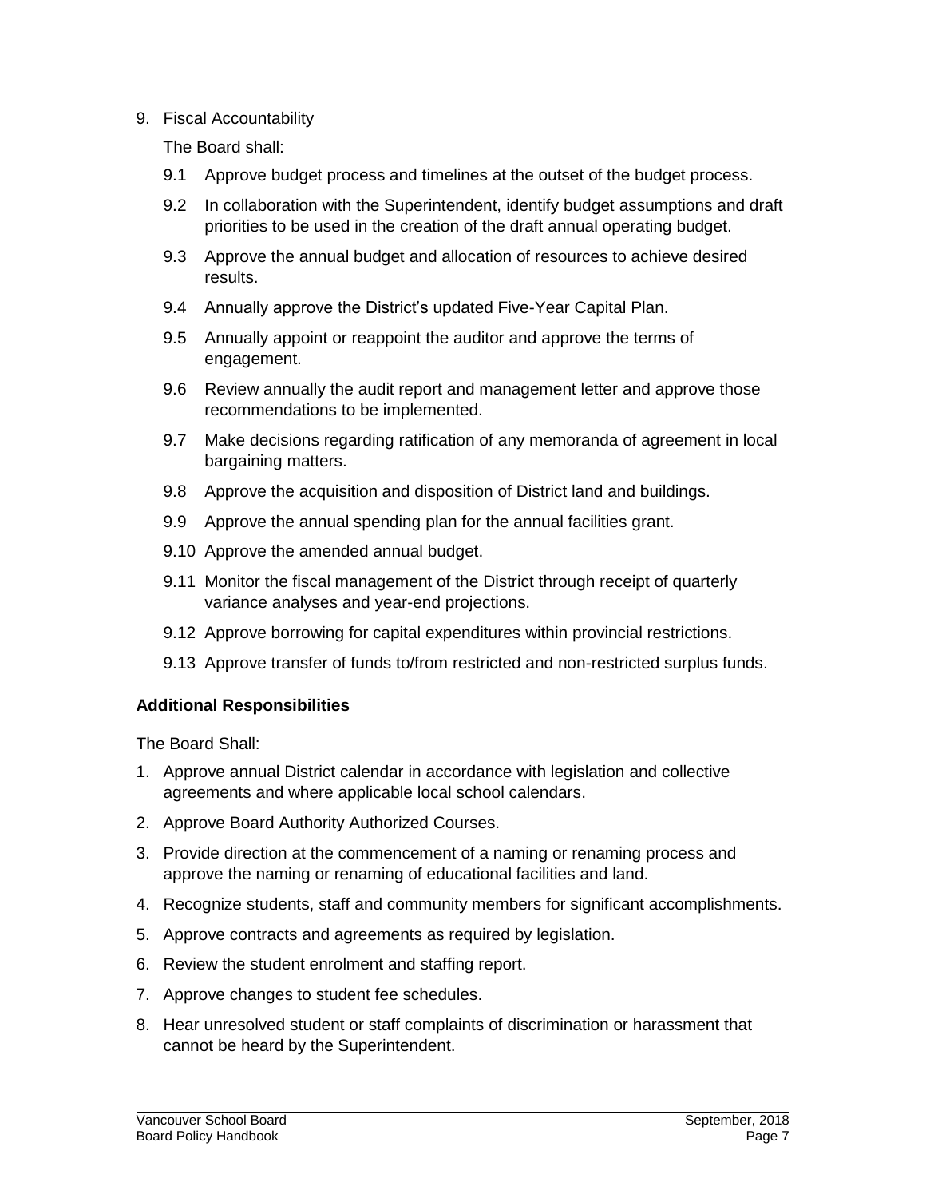9. Fiscal Accountability

   The Board shall:

   9.1 Approve budget process and timelines at the outset of the budget process.

   9.2 In collaboration with the Superintendent, identify budget assumptions and draft priorities to be used in the creation of the draft annual operating budget.

   9.3 Approve the annual budget and allocation of resources to achieve desired results.

   9.4 Annually approve the District's updated Five-Year Capital Plan.

   9.5 Annually appoint or reappoint the auditor and approve the terms of engagement.

   9.6 Review annually the audit report and management letter and approve those recommendations to be implemented.

   9.7 Make decisions regarding ratification of any memoranda of agreement in local bargaining matters.

   9.8 Approve the acquisition and disposition of District land and buildings.

   9.9 Approve the annual spending plan for the annual facilities grant.

   9.10 Approve the amended annual budget.

   9.11 Monitor the fiscal management of the District through receipt of quarterly variance analyses and year-end projections.

   9.12 Approve borrowing for capital expenditures within provincial restrictions.

   9.13 Approve transfer of funds to/from restricted and non-restricted surplus funds.

**Additional Responsibilities**

The Board Shall:

1. Approve annual District calendar in accordance with legislation and collective agreements and where applicable local school calendars.
2. Approve Board Authority Authorized Courses.
3. Provide direction at the commencement of a naming or renaming process and approve the naming or renaming of educational facilities and land.
4. Recognize students, staff and community members for significant accomplishments.
5. Approve contracts and agreements as required by legislation.
6. Review the student enrolment and staffing report.
7. Approve changes to student fee schedules.
8. Hear unresolved student or staff complaints of discrimination or harassment that cannot be heard by the Superintendent.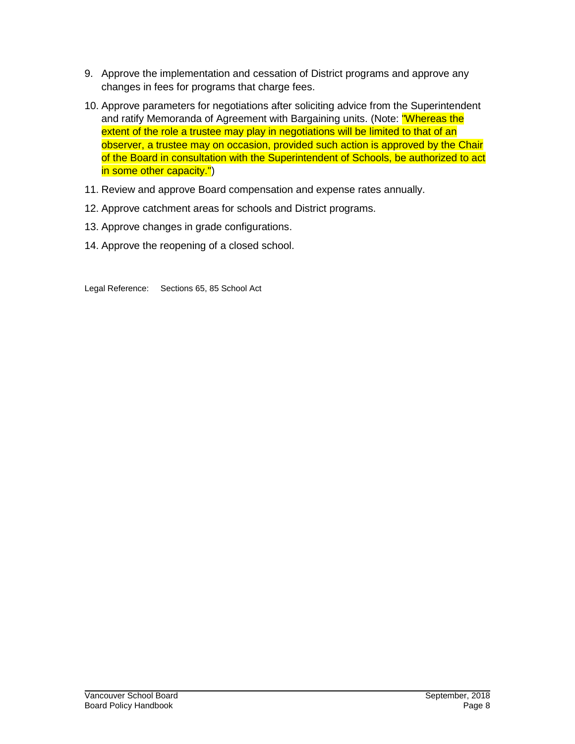9. Approve the implementation and cessation of District programs and approve any changes in fees for programs that charge fees.

10. Approve parameters for negotiations after soliciting advice from the Superintendent and ratify Memoranda of Agreement with Bargaining units. (Note: "Whereas the extent of the role a trustee may play in negotiations will be limited to that of an observer, a trustee may on occasion, provided such action is approved by the Chair of the Board in consultation with the Superintendent of Schools, be authorized to act in some other capacity.")

11. Review and approve Board compensation and expense rates annually.

12. Approve catchment areas for schools and District programs.

13. Approve changes in grade configurations.

14. Approve the reopening of a closed school.

Legal Reference: Sections 65, 85 School Act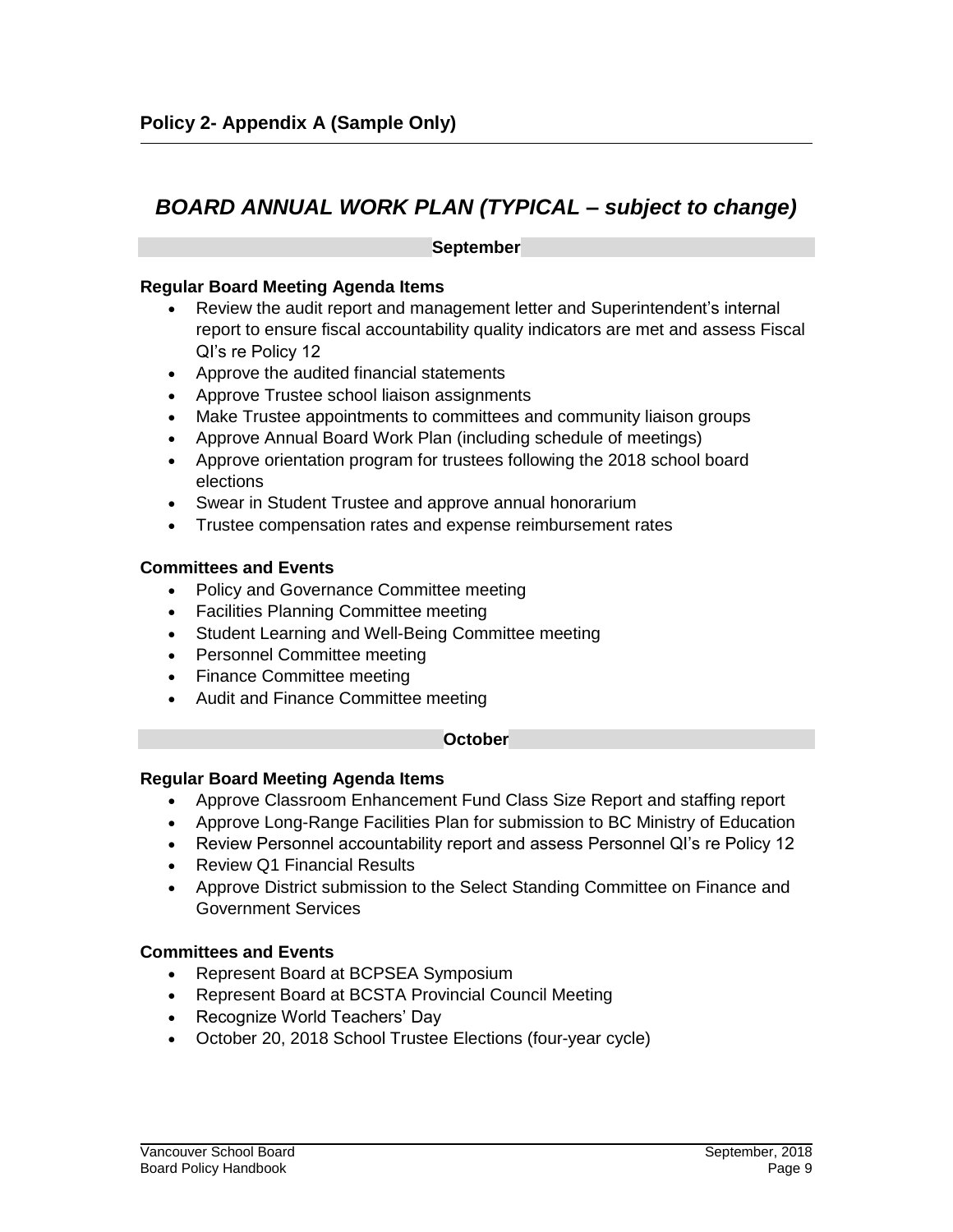## Policy 2- Appendix A (Sample Only)

# *BOARD ANNUAL WORK PLAN (TYPICAL – subject to change)*

### September

**Regular Board Meeting Agenda Items**

- Review the audit report and management letter and Superintendent's internal report to ensure fiscal accountability quality indicators are met and assess Fiscal QI's re Policy 12
- Approve the audited financial statements
- Approve Trustee school liaison assignments
- Make Trustee appointments to committees and community liaison groups
- Approve Annual Board Work Plan (including schedule of meetings)
- Approve orientation program for trustees following the 2018 school board elections
- Swear in Student Trustee and approve annual honorarium
- Trustee compensation rates and expense reimbursement rates

**Committees and Events**

- Policy and Governance Committee meeting
- Facilities Planning Committee meeting
- Student Learning and Well-Being Committee meeting
- Personnel Committee meeting
- Finance Committee meeting
- Audit and Finance Committee meeting

### October

**Regular Board Meeting Agenda Items**

- Approve Classroom Enhancement Fund Class Size Report and staffing report
- Approve Long-Range Facilities Plan for submission to BC Ministry of Education
- Review Personnel accountability report and assess Personnel QI's re Policy 12
- Review Q1 Financial Results
- Approve District submission to the Select Standing Committee on Finance and Government Services

**Committees and Events**

- Represent Board at BCPSEA Symposium
- Represent Board at BCSTA Provincial Council Meeting
- Recognize World Teachers' Day
- October 20, 2018 School Trustee Elections (four-year cycle)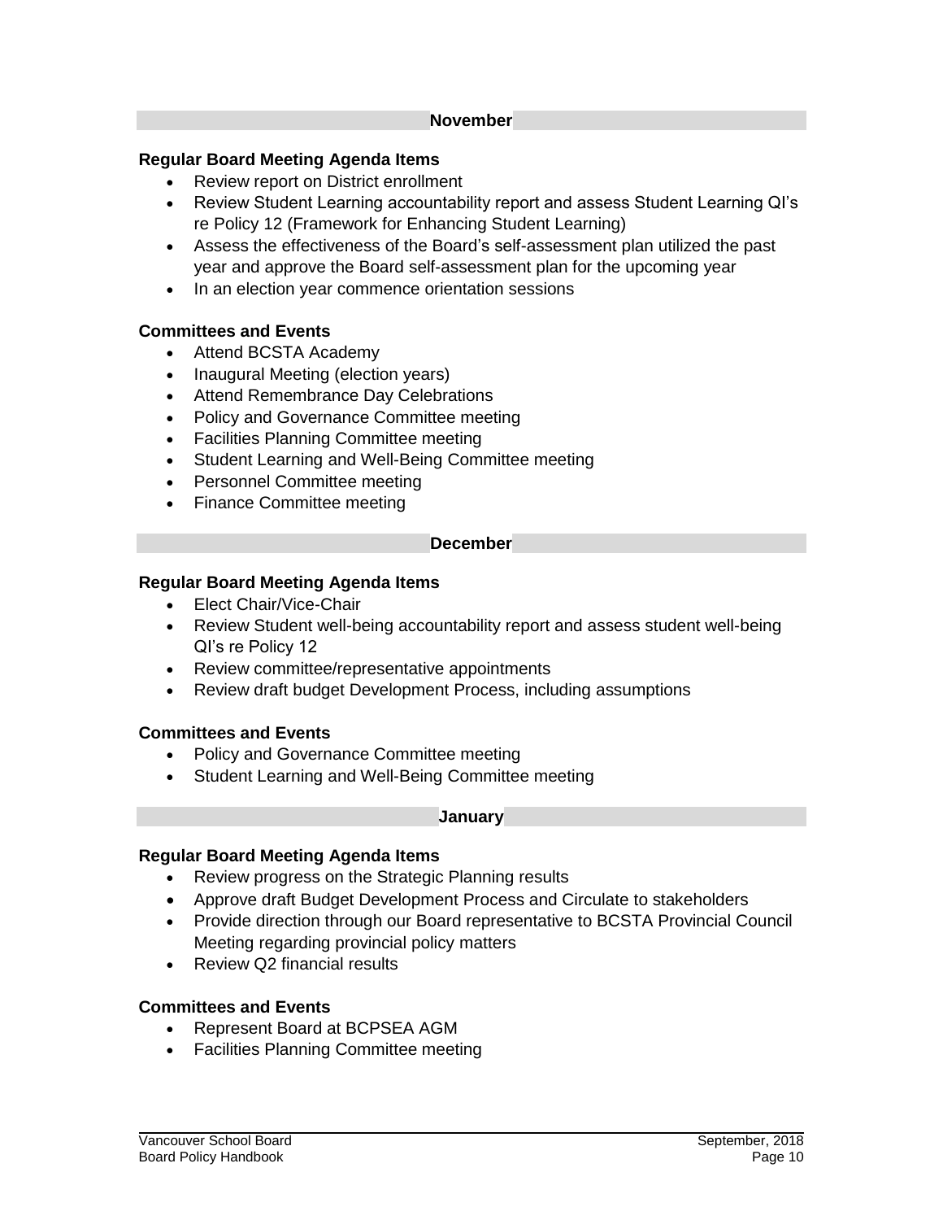## November

### Regular Board Meeting Agenda Items

- Review report on District enrollment
- Review Student Learning accountability report and assess Student Learning QI's re Policy 12 (Framework for Enhancing Student Learning)
- Assess the effectiveness of the Board's self-assessment plan utilized the past year and approve the Board self-assessment plan for the upcoming year
- In an election year commence orientation sessions

### Committees and Events

- Attend BCSTA Academy
- Inaugural Meeting (election years)
- Attend Remembrance Day Celebrations
- Policy and Governance Committee meeting
- Facilities Planning Committee meeting
- Student Learning and Well-Being Committee meeting
- Personnel Committee meeting
- Finance Committee meeting

## December

### Regular Board Meeting Agenda Items

- Elect Chair/Vice-Chair
- Review Student well-being accountability report and assess student well-being QI's re Policy 12
- Review committee/representative appointments
- Review draft budget Development Process, including assumptions

### Committees and Events

- Policy and Governance Committee meeting
- Student Learning and Well-Being Committee meeting

## January

### Regular Board Meeting Agenda Items

- Review progress on the Strategic Planning results
- Approve draft Budget Development Process and Circulate to stakeholders
- Provide direction through our Board representative to BCSTA Provincial Council Meeting regarding provincial policy matters
- Review Q2 financial results

### Committees and Events

- Represent Board at BCPSEA AGM
- Facilities Planning Committee meeting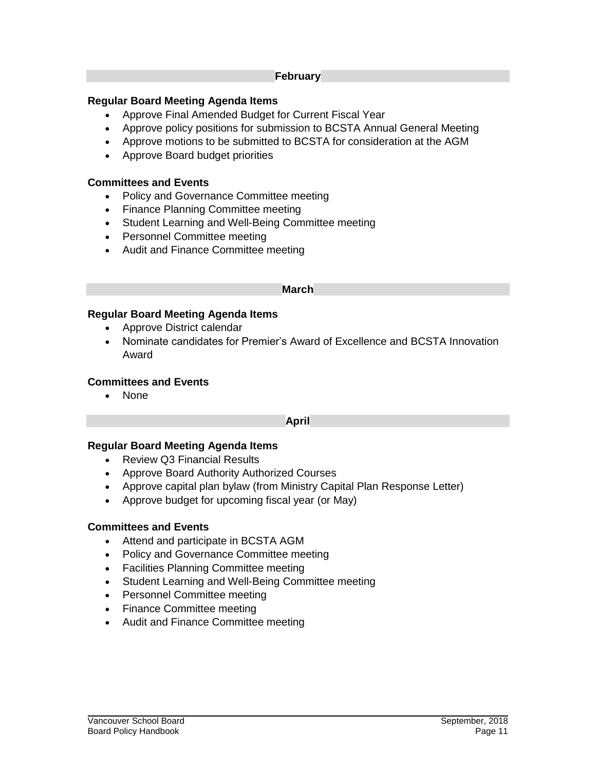## February

**Regular Board Meeting Agenda Items**

- Approve Final Amended Budget for Current Fiscal Year
- Approve policy positions for submission to BCSTA Annual General Meeting
- Approve motions to be submitted to BCSTA for consideration at the AGM
- Approve Board budget priorities

**Committees and Events**

- Policy and Governance Committee meeting
- Finance Planning Committee meeting
- Student Learning and Well-Being Committee meeting
- Personnel Committee meeting
- Audit and Finance Committee meeting

## March

**Regular Board Meeting Agenda Items**

- Approve District calendar
- Nominate candidates for Premier's Award of Excellence and BCSTA Innovation Award

**Committees and Events**

- None

## April

**Regular Board Meeting Agenda Items**

- Review Q3 Financial Results
- Approve Board Authority Authorized Courses
- Approve capital plan bylaw (from Ministry Capital Plan Response Letter)
- Approve budget for upcoming fiscal year (or May)

**Committees and Events**

- Attend and participate in BCSTA AGM
- Policy and Governance Committee meeting
- Facilities Planning Committee meeting
- Student Learning and Well-Being Committee meeting
- Personnel Committee meeting
- Finance Committee meeting
- Audit and Finance Committee meeting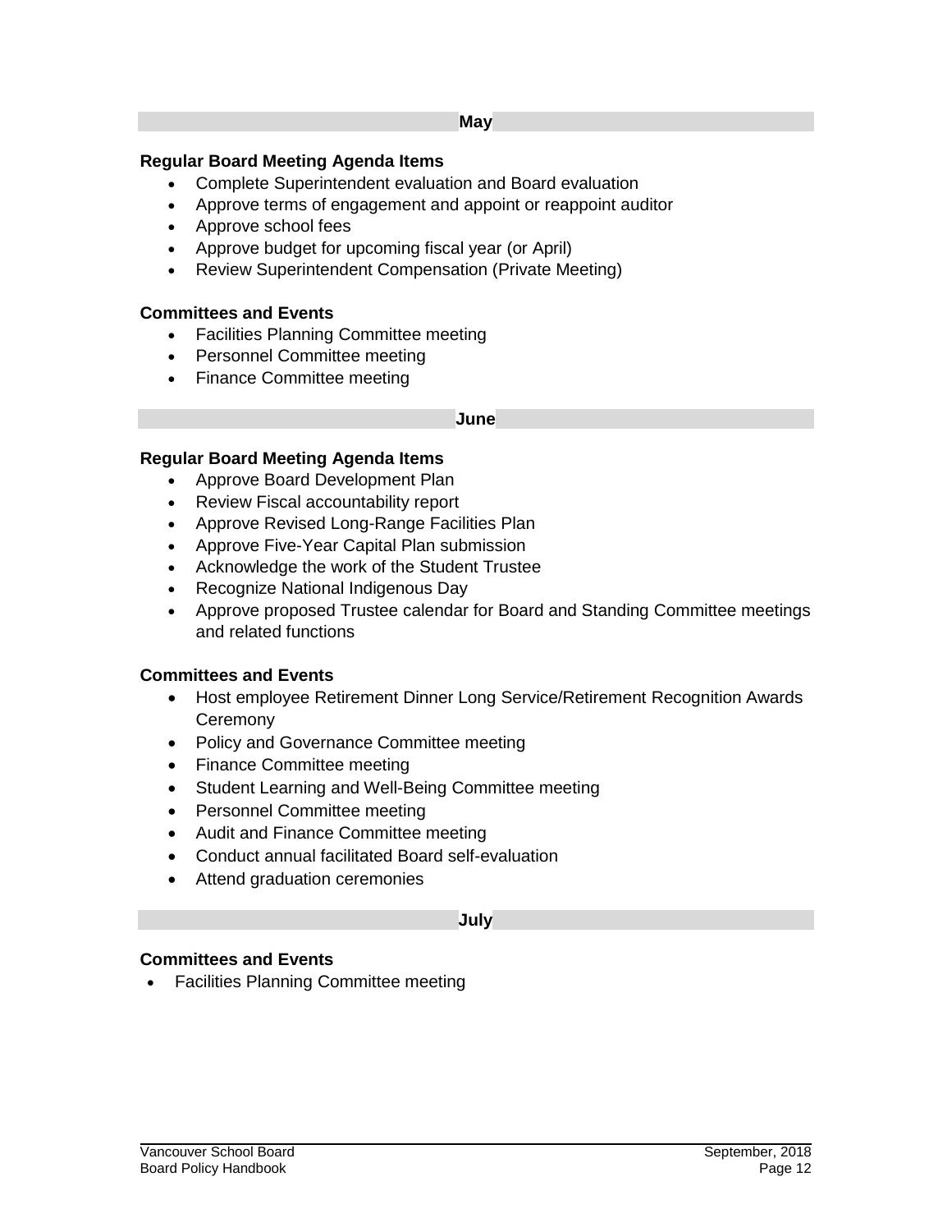## May

**Regular Board Meeting Agenda Items**

- Complete Superintendent evaluation and Board evaluation
- Approve terms of engagement and appoint or reappoint auditor
- Approve school fees
- Approve budget for upcoming fiscal year (or April)
- Review Superintendent Compensation (Private Meeting)

**Committees and Events**

- Facilities Planning Committee meeting
- Personnel Committee meeting
- Finance Committee meeting

## June

**Regular Board Meeting Agenda Items**

- Approve Board Development Plan
- Review Fiscal accountability report
- Approve Revised Long-Range Facilities Plan
- Approve Five-Year Capital Plan submission
- Acknowledge the work of the Student Trustee
- Recognize National Indigenous Day
- Approve proposed Trustee calendar for Board and Standing Committee meetings and related functions

**Committees and Events**

- Host employee Retirement Dinner Long Service/Retirement Recognition Awards Ceremony
- Policy and Governance Committee meeting
- Finance Committee meeting
- Student Learning and Well-Being Committee meeting
- Personnel Committee meeting
- Audit and Finance Committee meeting
- Conduct annual facilitated Board self-evaluation
- Attend graduation ceremonies

## July

**Committees and Events**

- Facilities Planning Committee meeting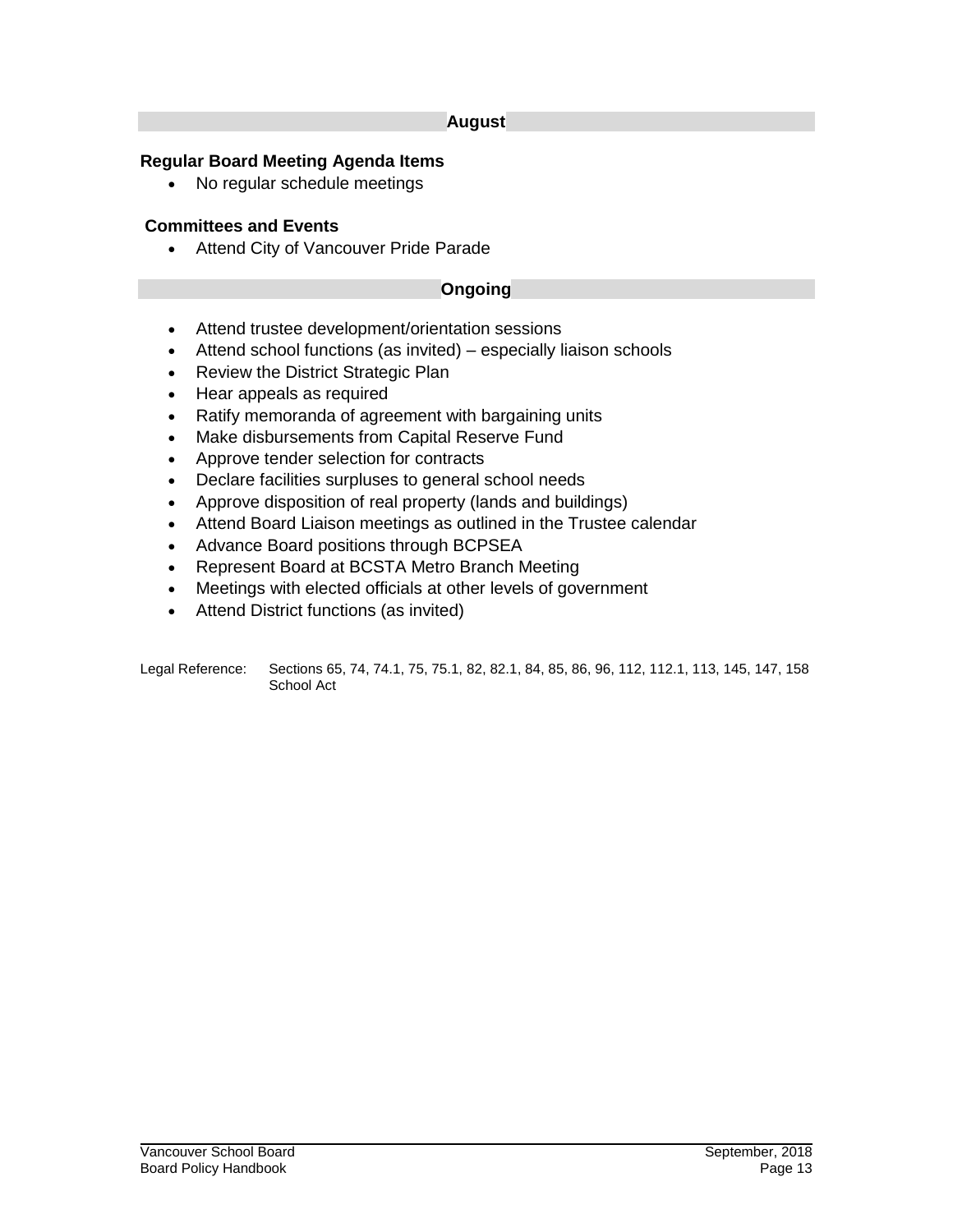## August

**Regular Board Meeting Agenda Items**

- No regular schedule meetings

**Committees and Events**

- Attend City of Vancouver Pride Parade

## Ongoing

- Attend trustee development/orientation sessions
- Attend school functions (as invited) – especially liaison schools
- Review the District Strategic Plan
- Hear appeals as required
- Ratify memoranda of agreement with bargaining units
- Make disbursements from Capital Reserve Fund
- Approve tender selection for contracts
- Declare facilities surpluses to general school needs
- Approve disposition of real property (lands and buildings)
- Attend Board Liaison meetings as outlined in the Trustee calendar
- Advance Board positions through BCPSEA
- Represent Board at BCSTA Metro Branch Meeting
- Meetings with elected officials at other levels of government
- Attend District functions (as invited)

Legal Reference: Sections 65, 74, 74.1, 75, 75.1, 82, 82.1, 84, 85, 86, 96, 112, 112.1, 113, 145, 147, 158 School Act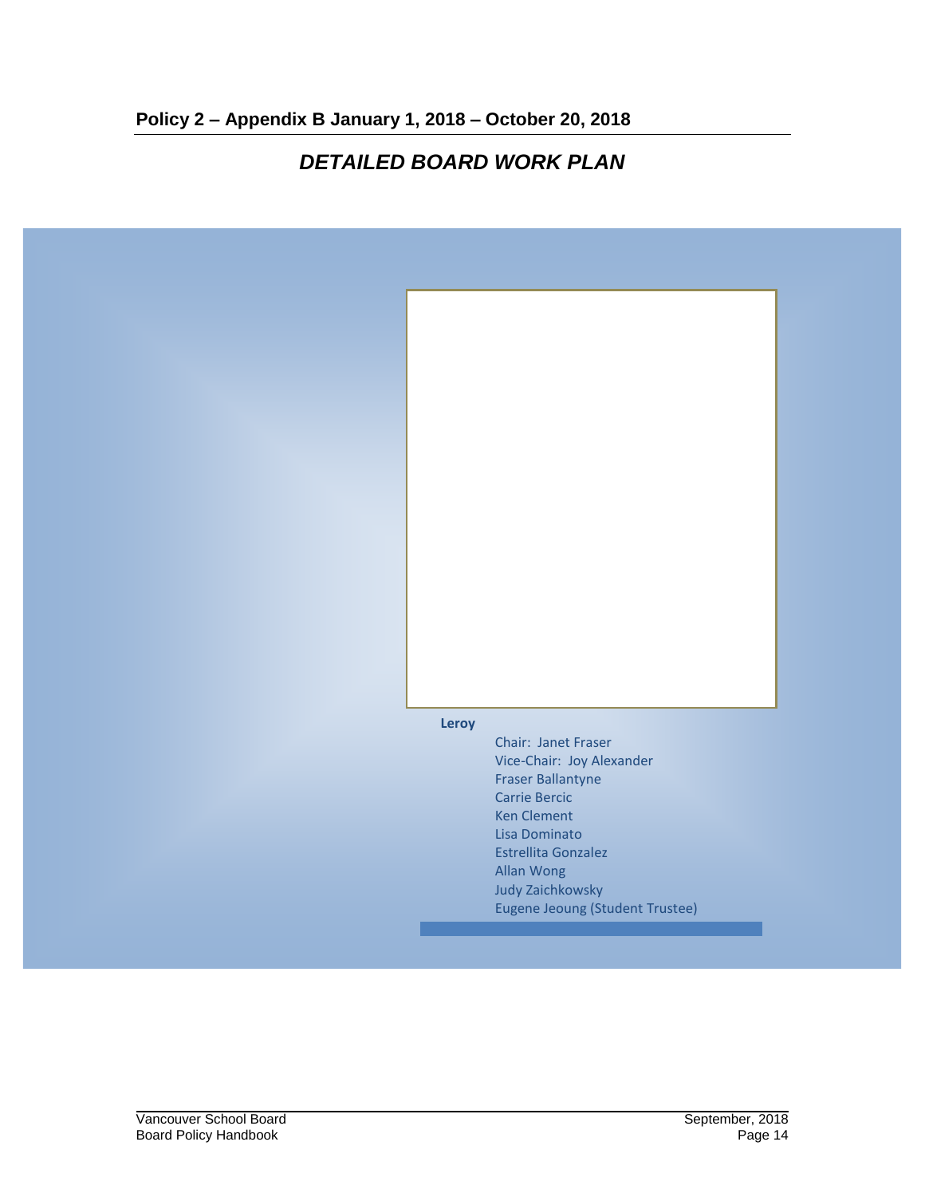## Policy 2 – Appendix B January 1, 2018 – October 20, 2018

# *DETAILED BOARD WORK PLAN*

**Leroy**

Chair: Janet Fraser
Vice-Chair: Joy Alexander
Fraser Ballantyne
Carrie Bercic
Ken Clement
Lisa Dominato
Estrellita Gonzalez
Allan Wong
Judy Zaichkowsky
Eugene Jeoung (Student Trustee)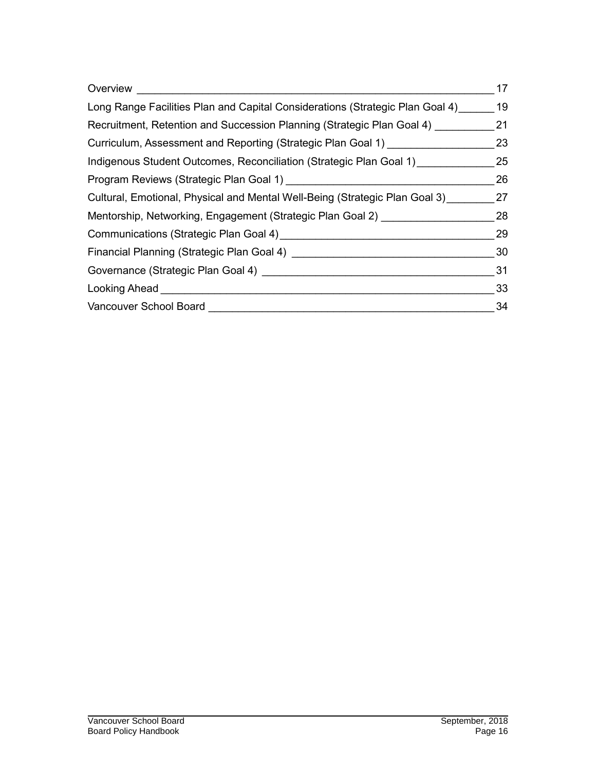Overview ____________________________________________________________ 17

Long Range Facilities Plan and Capital Considerations (Strategic Plan Goal 4) ______ 19

Recruitment, Retention and Succession Planning (Strategic Plan Goal 4) __________ 21

Curriculum, Assessment and Reporting (Strategic Plan Goal 1) __________________ 23

Indigenous Student Outcomes, Reconciliation (Strategic Plan Goal 1) _____________ 25

Program Reviews (Strategic Plan Goal 1) ___________________________________ 26

Cultural, Emotional, Physical and Mental Well-Being (Strategic Plan Goal 3) ________ 27

Mentorship, Networking, Engagement (Strategic Plan Goal 2) ___________________ 28

Communications (Strategic Plan Goal 4) ____________________________________ 29

Financial Planning (Strategic Plan Goal 4) __________________________________ 30

Governance (Strategic Plan Goal 4) _______________________________________ 31

Looking Ahead _________________________________________________________ 33

Vancouver School Board _________________________________________________ 34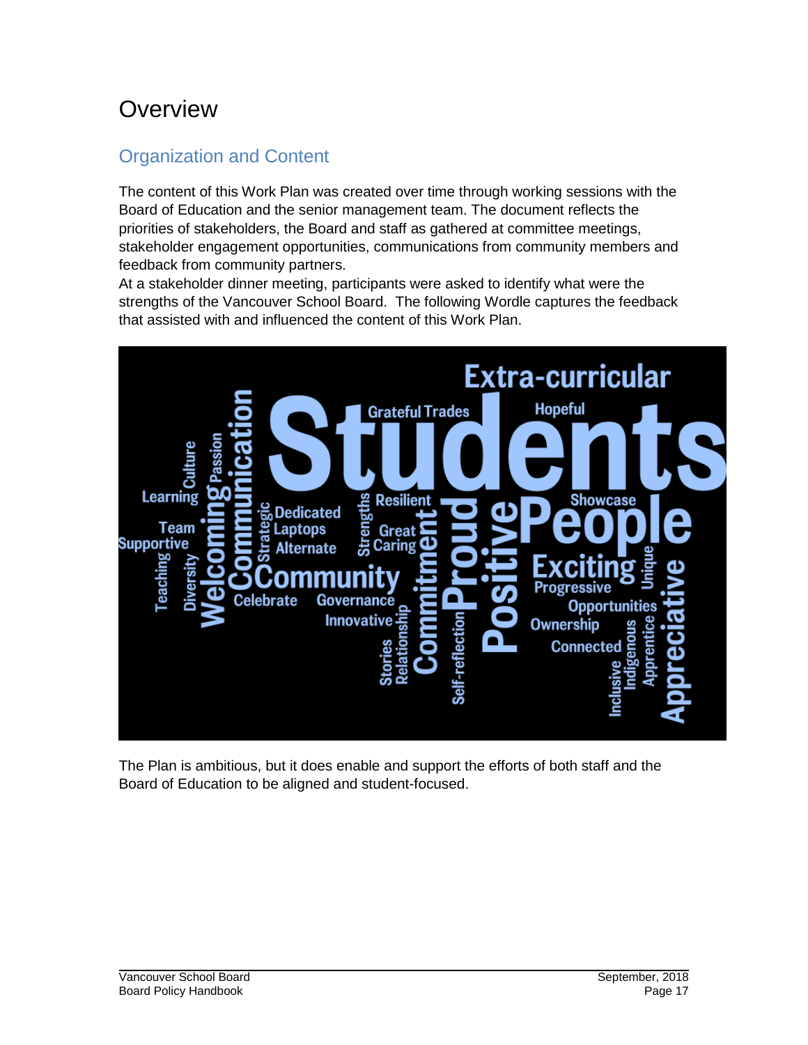# Overview

## Organization and Content

The content of this Work Plan was created over time through working sessions with the Board of Education and the senior management team. The document reflects the priorities of stakeholders, the Board and staff as gathered at committee meetings, stakeholder engagement opportunities, communications from community members and feedback from community partners.

At a stakeholder dinner meeting, participants were asked to identify what were the strengths of the Vancouver School Board. The following Wordle captures the feedback that assisted with and influenced the content of this Work Plan.

The Plan is ambitious, but it does enable and support the efforts of both staff and the Board of Education to be aligned and student-focused.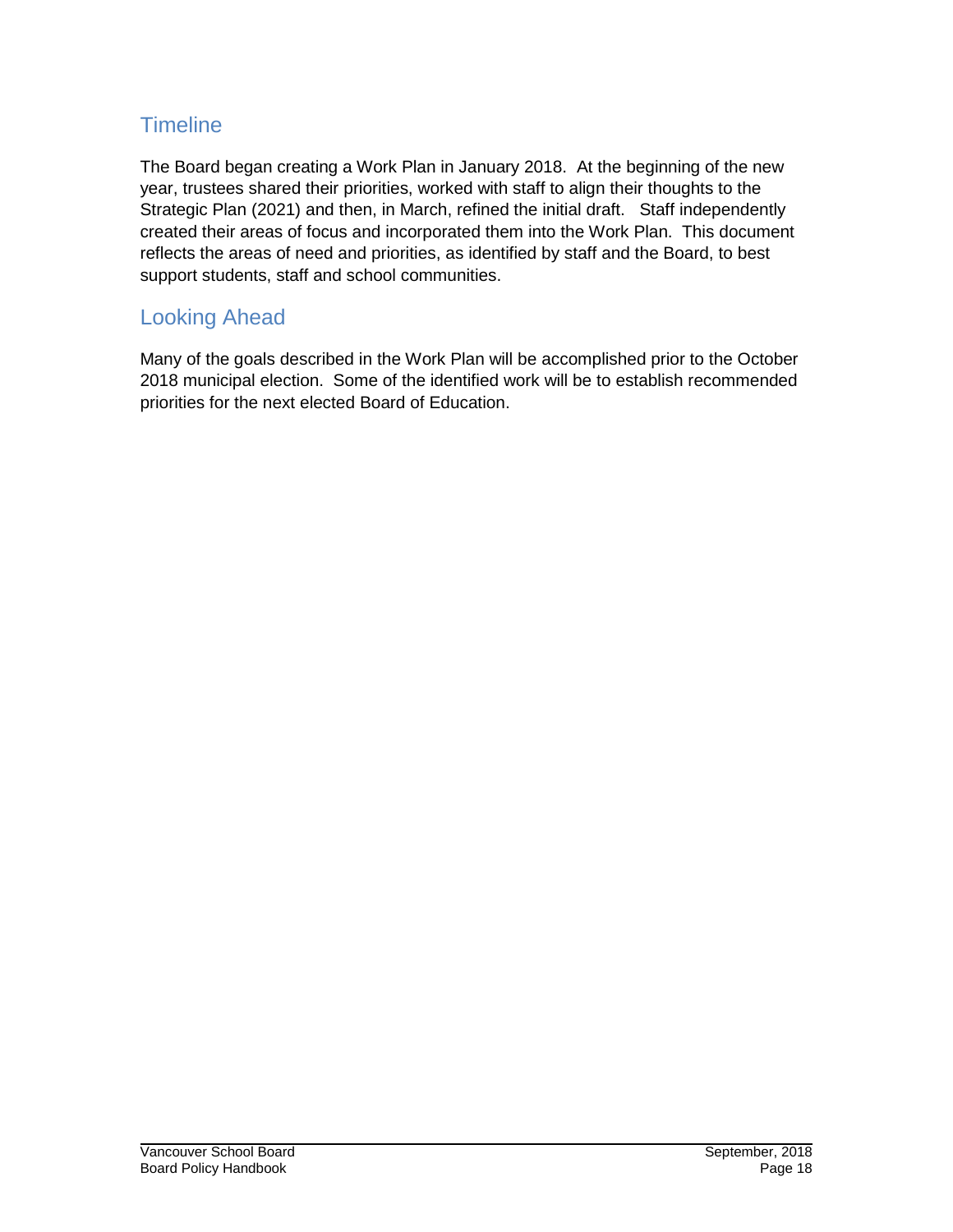## Timeline

The Board began creating a Work Plan in January 2018. At the beginning of the new year, trustees shared their priorities, worked with staff to align their thoughts to the Strategic Plan (2021) and then, in March, refined the initial draft. Staff independently created their areas of focus and incorporated them into the Work Plan. This document reflects the areas of need and priorities, as identified by staff and the Board, to best support students, staff and school communities.

## Looking Ahead

Many of the goals described in the Work Plan will be accomplished prior to the October 2018 municipal election. Some of the identified work will be to establish recommended priorities for the next elected Board of Education.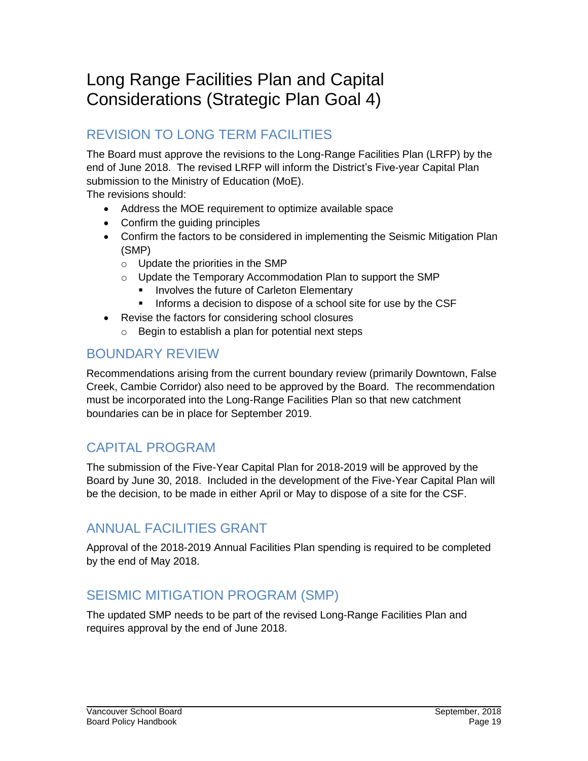# Long Range Facilities Plan and Capital Considerations (Strategic Plan Goal 4)

## REVISION TO LONG TERM FACILITIES

The Board must approve the revisions to the Long-Range Facilities Plan (LRFP) by the end of June 2018. The revised LRFP will inform the District's Five-year Capital Plan submission to the Ministry of Education (MoE).
The revisions should:

- Address the MOE requirement to optimize available space
- Confirm the guiding principles
- Confirm the factors to be considered in implementing the Seismic Mitigation Plan (SMP)
  - Update the priorities in the SMP
  - Update the Temporary Accommodation Plan to support the SMP
    - Involves the future of Carleton Elementary
    - Informs a decision to dispose of a school site for use by the CSF
- Revise the factors for considering school closures
  - Begin to establish a plan for potential next steps

## BOUNDARY REVIEW

Recommendations arising from the current boundary review (primarily Downtown, False Creek, Cambie Corridor) also need to be approved by the Board. The recommendation must be incorporated into the Long-Range Facilities Plan so that new catchment boundaries can be in place for September 2019.

## CAPITAL PROGRAM

The submission of the Five-Year Capital Plan for 2018-2019 will be approved by the Board by June 30, 2018. Included in the development of the Five-Year Capital Plan will be the decision, to be made in either April or May to dispose of a site for the CSF.

## ANNUAL FACILITIES GRANT

Approval of the 2018-2019 Annual Facilities Plan spending is required to be completed by the end of May 2018.

## SEISMIC MITIGATION PROGRAM (SMP)

The updated SMP needs to be part of the revised Long-Range Facilities Plan and requires approval by the end of June 2018.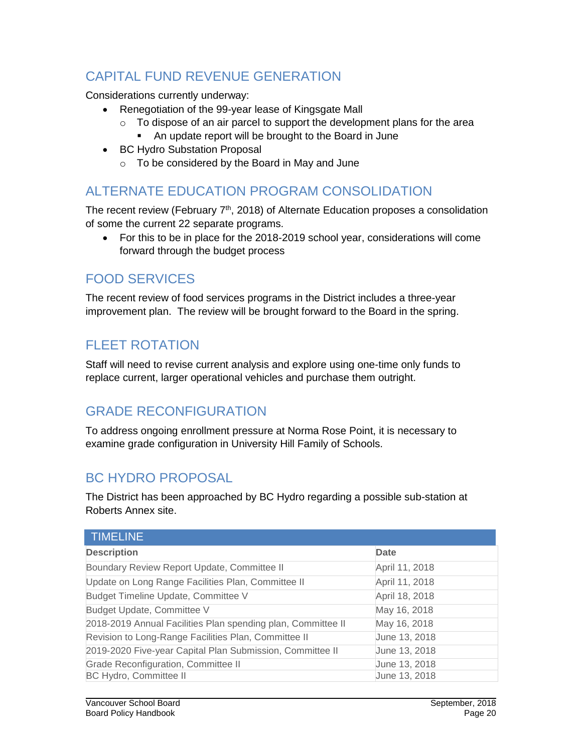## CAPITAL FUND REVENUE GENERATION

Considerations currently underway:

- Renegotiation of the 99-year lease of Kingsgate Mall
  - To dispose of an air parcel to support the development plans for the area
    - An update report will be brought to the Board in June
- BC Hydro Substation Proposal
  - To be considered by the Board in May and June

## ALTERNATE EDUCATION PROGRAM CONSOLIDATION

The recent review (February 7th, 2018) of Alternate Education proposes a consolidation of some the current 22 separate programs.

- For this to be in place for the 2018-2019 school year, considerations will come forward through the budget process

## FOOD SERVICES

The recent review of food services programs in the District includes a three-year improvement plan. The review will be brought forward to the Board in the spring.

## FLEET ROTATION

Staff will need to revise current analysis and explore using one-time only funds to replace current, larger operational vehicles and purchase them outright.

## GRADE RECONFIGURATION

To address ongoing enrollment pressure at Norma Rose Point, it is necessary to examine grade configuration in University Hill Family of Schools.

## BC HYDRO PROPOSAL

The District has been approached by BC Hydro regarding a possible sub-station at Roberts Annex site.

| TIMELINE | |
|---|---|
| **Description** | **Date** |
| Boundary Review Report Update, Committee II | April 11, 2018 |
| Update on Long Range Facilities Plan, Committee II | April 11, 2018 |
| Budget Timeline Update, Committee V | April 18, 2018 |
| Budget Update, Committee V | May 16, 2018 |
| 2018-2019 Annual Facilities Plan spending plan, Committee II | May 16, 2018 |
| Revision to Long-Range Facilities Plan, Committee II | June 13, 2018 |
| 2019-2020 Five-year Capital Plan Submission, Committee II | June 13, 2018 |
| Grade Reconfiguration, Committee II | June 13, 2018 |
| BC Hydro, Committee II | June 13, 2018 |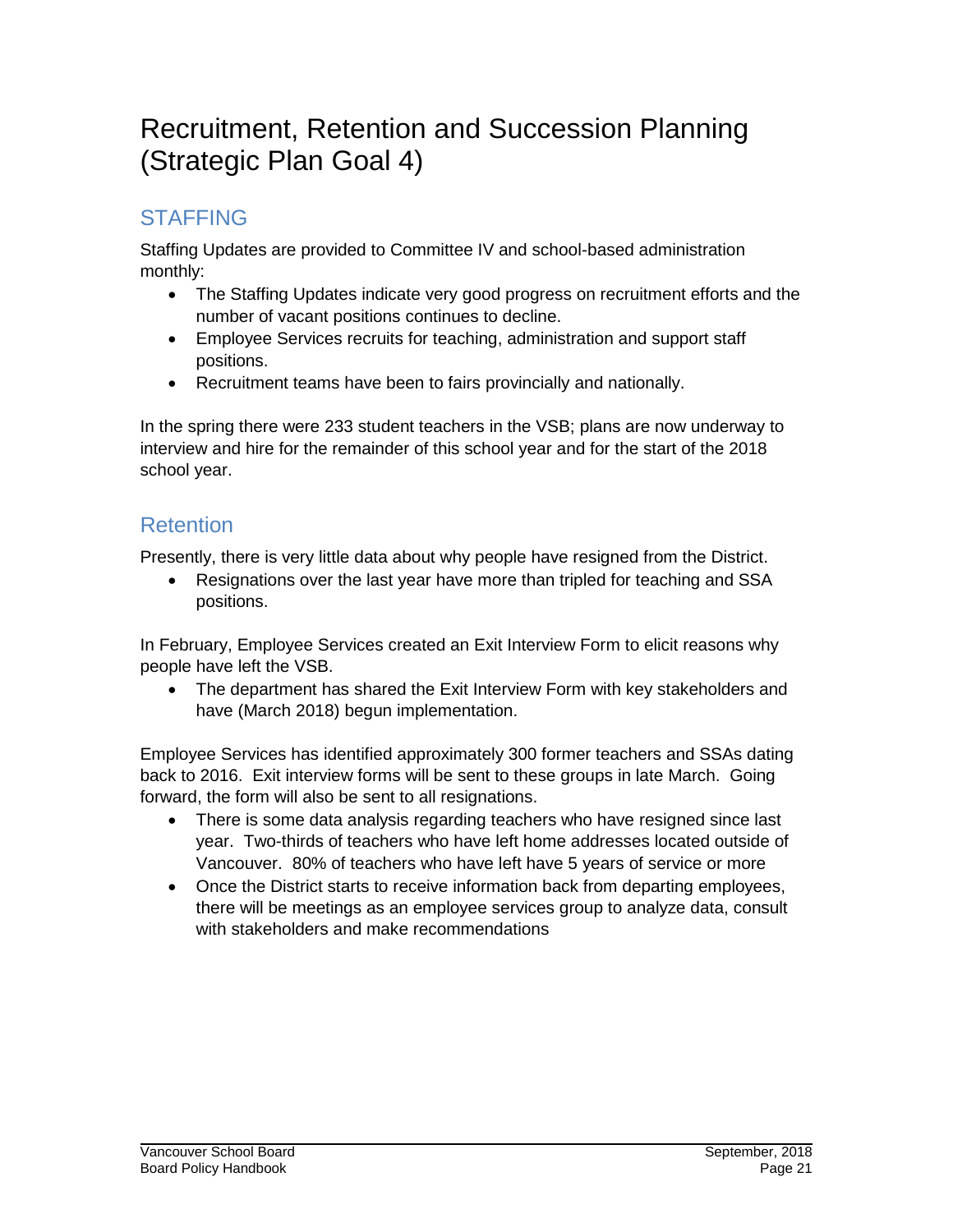# Recruitment, Retention and Succession Planning (Strategic Plan Goal 4)

## STAFFING

Staffing Updates are provided to Committee IV and school-based administration monthly:

- The Staffing Updates indicate very good progress on recruitment efforts and the number of vacant positions continues to decline.
- Employee Services recruits for teaching, administration and support staff positions.
- Recruitment teams have been to fairs provincially and nationally.

In the spring there were 233 student teachers in the VSB; plans are now underway to interview and hire for the remainder of this school year and for the start of the 2018 school year.

## Retention

Presently, there is very little data about why people have resigned from the District.

- Resignations over the last year have more than tripled for teaching and SSA positions.

In February, Employee Services created an Exit Interview Form to elicit reasons why people have left the VSB.

- The department has shared the Exit Interview Form with key stakeholders and have (March 2018) begun implementation.

Employee Services has identified approximately 300 former teachers and SSAs dating back to 2016. Exit interview forms will be sent to these groups in late March. Going forward, the form will also be sent to all resignations.

- There is some data analysis regarding teachers who have resigned since last year. Two-thirds of teachers who have left home addresses located outside of Vancouver. 80% of teachers who have left have 5 years of service or more
- Once the District starts to receive information back from departing employees, there will be meetings as an employee services group to analyze data, consult with stakeholders and make recommendations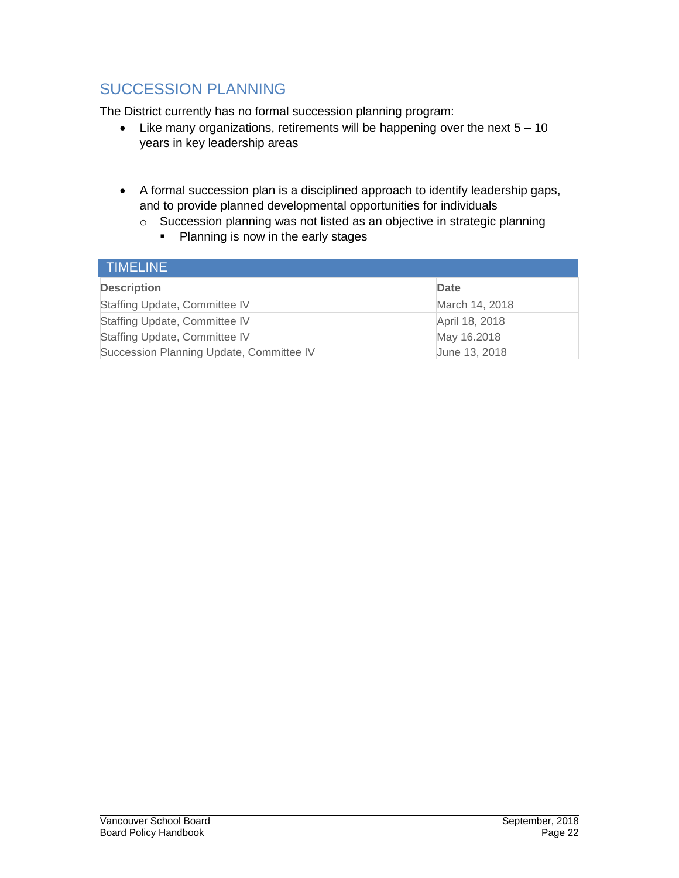## SUCCESSION PLANNING

The District currently has no formal succession planning program:

- Like many organizations, retirements will be happening over the next 5 – 10 years in key leadership areas

- A formal succession plan is a disciplined approach to identify leadership gaps, and to provide planned developmental opportunities for individuals
    - Succession planning was not listed as an objective in strategic planning
        - Planning is now in the early stages

| TIMELINE | |
|---|---|
| **Description** | **Date** |
| Staffing Update, Committee IV | March 14, 2018 |
| Staffing Update, Committee IV | April 18, 2018 |
| Staffing Update, Committee IV | May 16.2018 |
| Succession Planning Update, Committee IV | June 13, 2018 |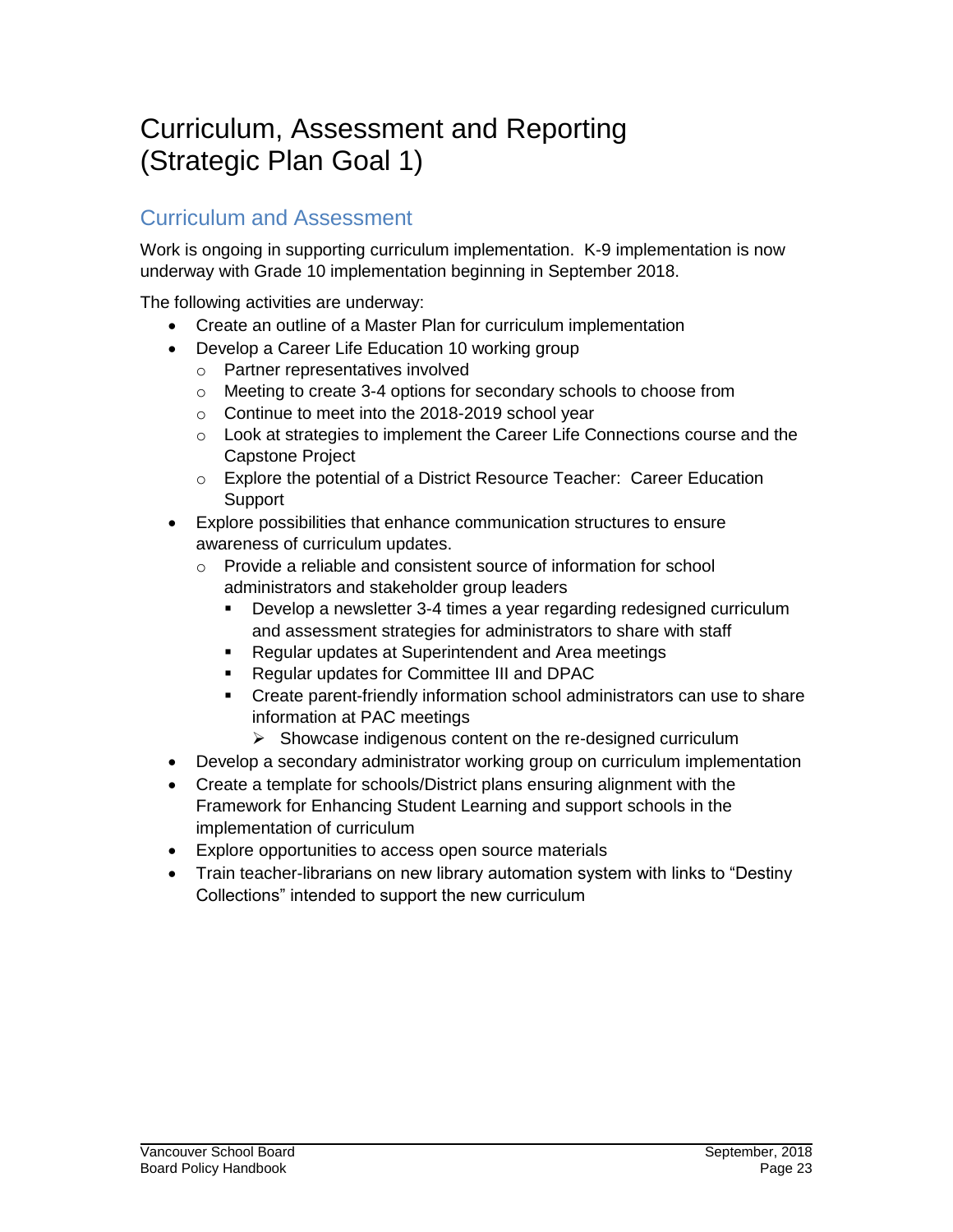# Curriculum, Assessment and Reporting (Strategic Plan Goal 1)

## Curriculum and Assessment

Work is ongoing in supporting curriculum implementation. K-9 implementation is now underway with Grade 10 implementation beginning in September 2018.

The following activities are underway:

- Create an outline of a Master Plan for curriculum implementation
- Develop a Career Life Education 10 working group
  - Partner representatives involved
  - Meeting to create 3-4 options for secondary schools to choose from
  - Continue to meet into the 2018-2019 school year
  - Look at strategies to implement the Career Life Connections course and the Capstone Project
  - Explore the potential of a District Resource Teacher: Career Education Support
- Explore possibilities that enhance communication structures to ensure awareness of curriculum updates.
  - Provide a reliable and consistent source of information for school administrators and stakeholder group leaders
    - Develop a newsletter 3-4 times a year regarding redesigned curriculum and assessment strategies for administrators to share with staff
    - Regular updates at Superintendent and Area meetings
    - Regular updates for Committee III and DPAC
    - Create parent-friendly information school administrators can use to share information at PAC meetings
      - Showcase indigenous content on the re-designed curriculum
- Develop a secondary administrator working group on curriculum implementation
- Create a template for schools/District plans ensuring alignment with the Framework for Enhancing Student Learning and support schools in the implementation of curriculum
- Explore opportunities to access open source materials
- Train teacher-librarians on new library automation system with links to "Destiny Collections" intended to support the new curriculum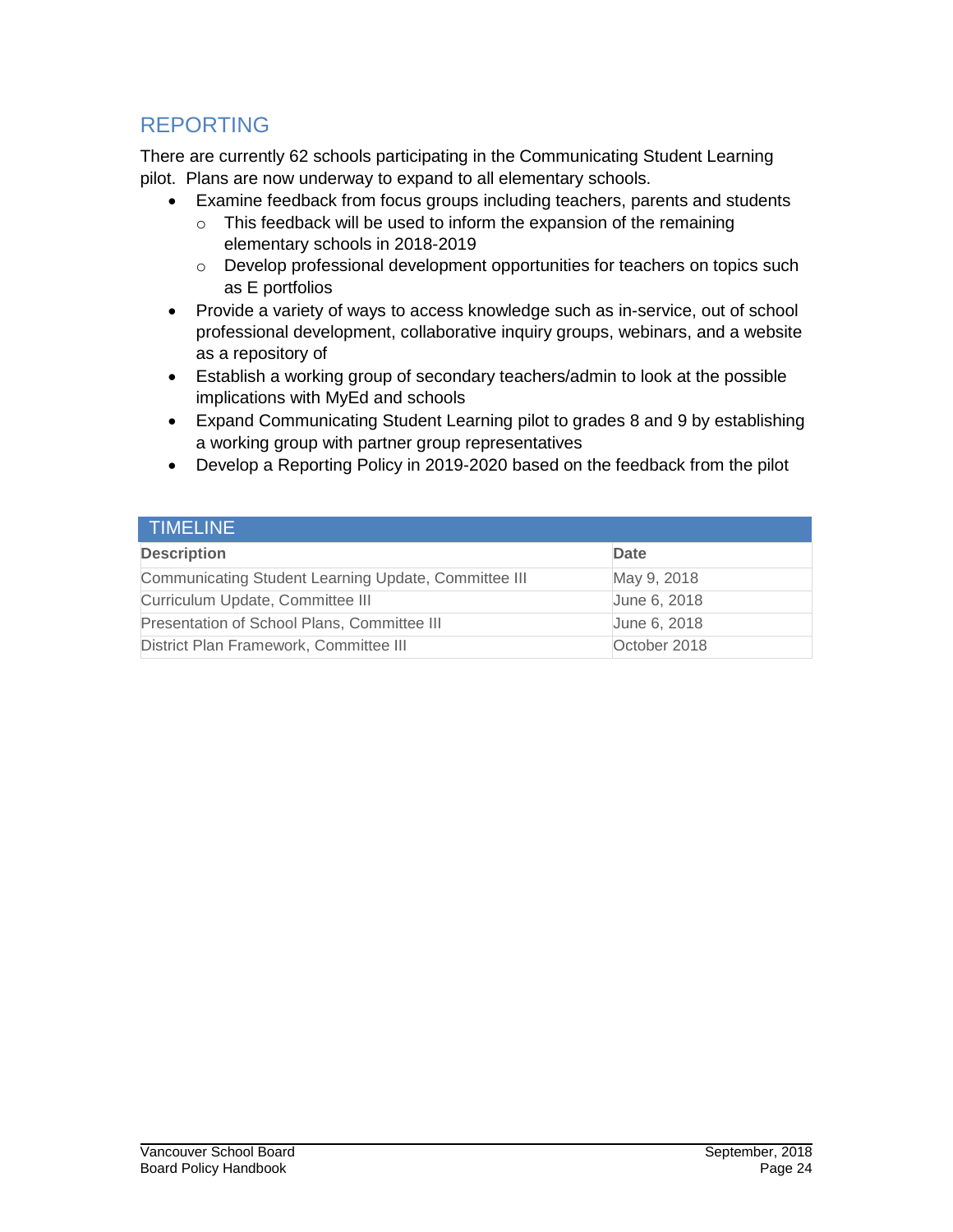## REPORTING

There are currently 62 schools participating in the Communicating Student Learning pilot. Plans are now underway to expand to all elementary schools.

- Examine feedback from focus groups including teachers, parents and students
  - This feedback will be used to inform the expansion of the remaining elementary schools in 2018-2019
  - Develop professional development opportunities for teachers on topics such as E portfolios
- Provide a variety of ways to access knowledge such as in-service, out of school professional development, collaborative inquiry groups, webinars, and a website as a repository of
- Establish a working group of secondary teachers/admin to look at the possible implications with MyEd and schools
- Expand Communicating Student Learning pilot to grades 8 and 9 by establishing a working group with partner group representatives
- Develop a Reporting Policy in 2019-2020 based on the feedback from the pilot

| TIMELINE | |
|---|---|
| **Description** | **Date** |
| Communicating Student Learning Update, Committee III | May 9, 2018 |
| Curriculum Update, Committee III | June 6, 2018 |
| Presentation of School Plans, Committee III | June 6, 2018 |
| District Plan Framework, Committee III | October 2018 |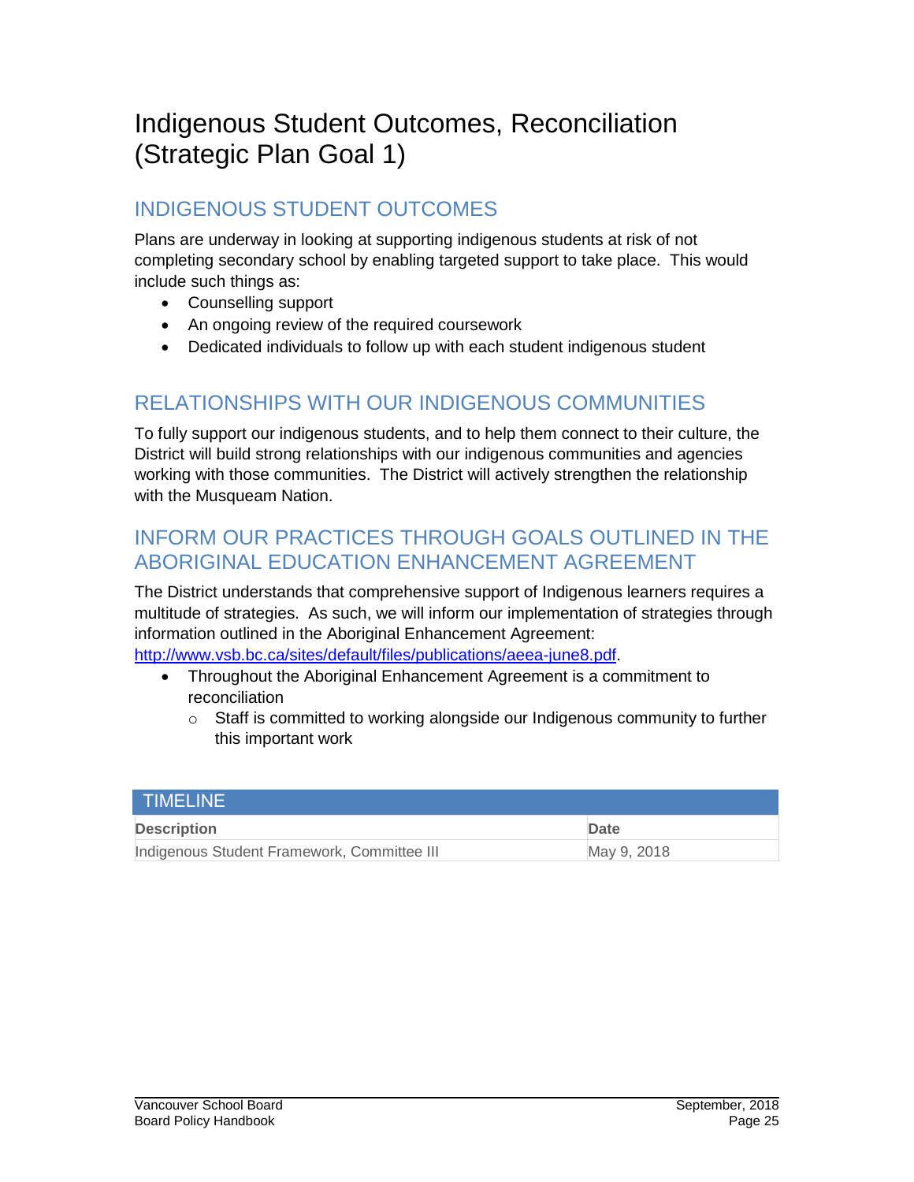# Indigenous Student Outcomes, Reconciliation (Strategic Plan Goal 1)

## INDIGENOUS STUDENT OUTCOMES

Plans are underway in looking at supporting indigenous students at risk of not completing secondary school by enabling targeted support to take place. This would include such things as:

- Counselling support
- An ongoing review of the required coursework
- Dedicated individuals to follow up with each student indigenous student

## RELATIONSHIPS WITH OUR INDIGENOUS COMMUNITIES

To fully support our indigenous students, and to help them connect to their culture, the District will build strong relationships with our indigenous communities and agencies working with those communities. The District will actively strengthen the relationship with the Musqueam Nation.

## INFORM OUR PRACTICES THROUGH GOALS OUTLINED IN THE ABORIGINAL EDUCATION ENHANCEMENT AGREEMENT

The District understands that comprehensive support of Indigenous learners requires a multitude of strategies. As such, we will inform our implementation of strategies through information outlined in the Aboriginal Enhancement Agreement: http://www.vsb.bc.ca/sites/default/files/publications/aeea-june8.pdf.

- Throughout the Aboriginal Enhancement Agreement is a commitment to reconciliation
  - Staff is committed to working alongside our Indigenous community to further this important work

| TIMELINE | |
|---|---|
| **Description** | **Date** |
| Indigenous Student Framework, Committee III | May 9, 2018 |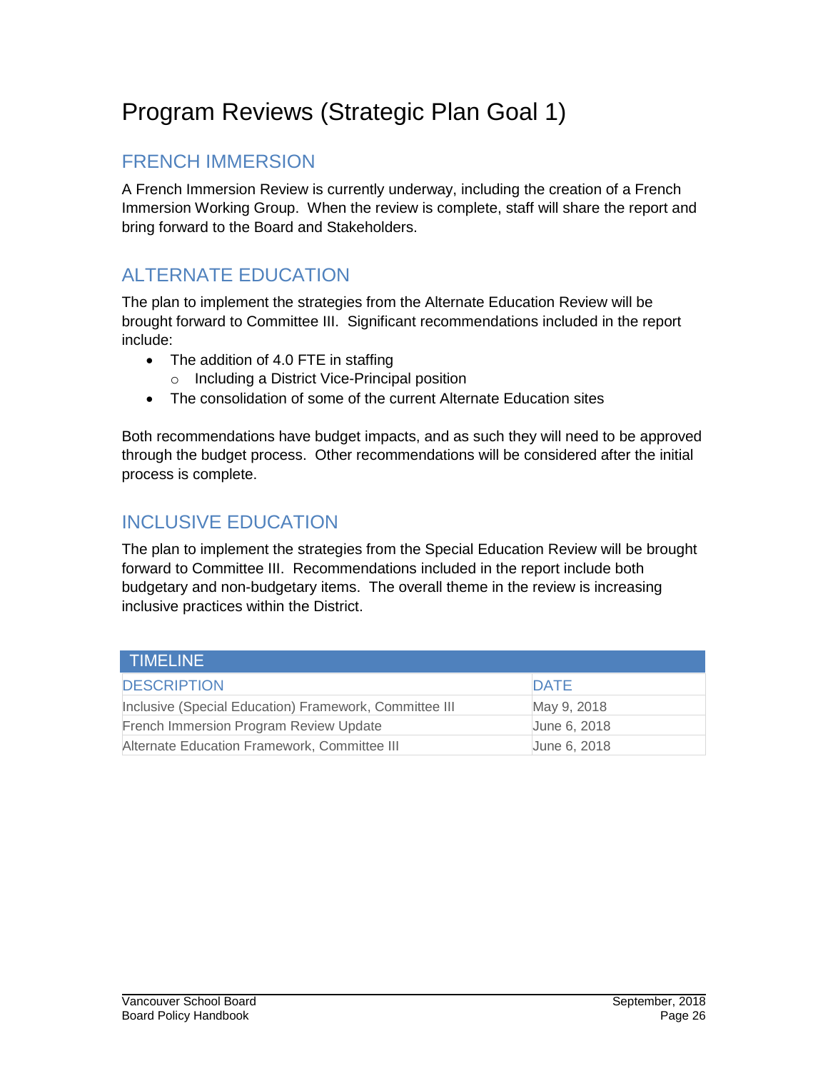# Program Reviews (Strategic Plan Goal 1)

## FRENCH IMMERSION

A French Immersion Review is currently underway, including the creation of a French Immersion Working Group. When the review is complete, staff will share the report and bring forward to the Board and Stakeholders.

## ALTERNATE EDUCATION

The plan to implement the strategies from the Alternate Education Review will be brought forward to Committee III. Significant recommendations included in the report include:

- The addition of 4.0 FTE in staffing
  - Including a District Vice-Principal position
- The consolidation of some of the current Alternate Education sites

Both recommendations have budget impacts, and as such they will need to be approved through the budget process. Other recommendations will be considered after the initial process is complete.

## INCLUSIVE EDUCATION

The plan to implement the strategies from the Special Education Review will be brought forward to Committee III. Recommendations included in the report include both budgetary and non-budgetary items. The overall theme in the review is increasing inclusive practices within the District.

| TIMELINE | |
|---|---|
| DESCRIPTION | DATE |
| Inclusive (Special Education) Framework, Committee III | May 9, 2018 |
| French Immersion Program Review Update | June 6, 2018 |
| Alternate Education Framework, Committee III | June 6, 2018 |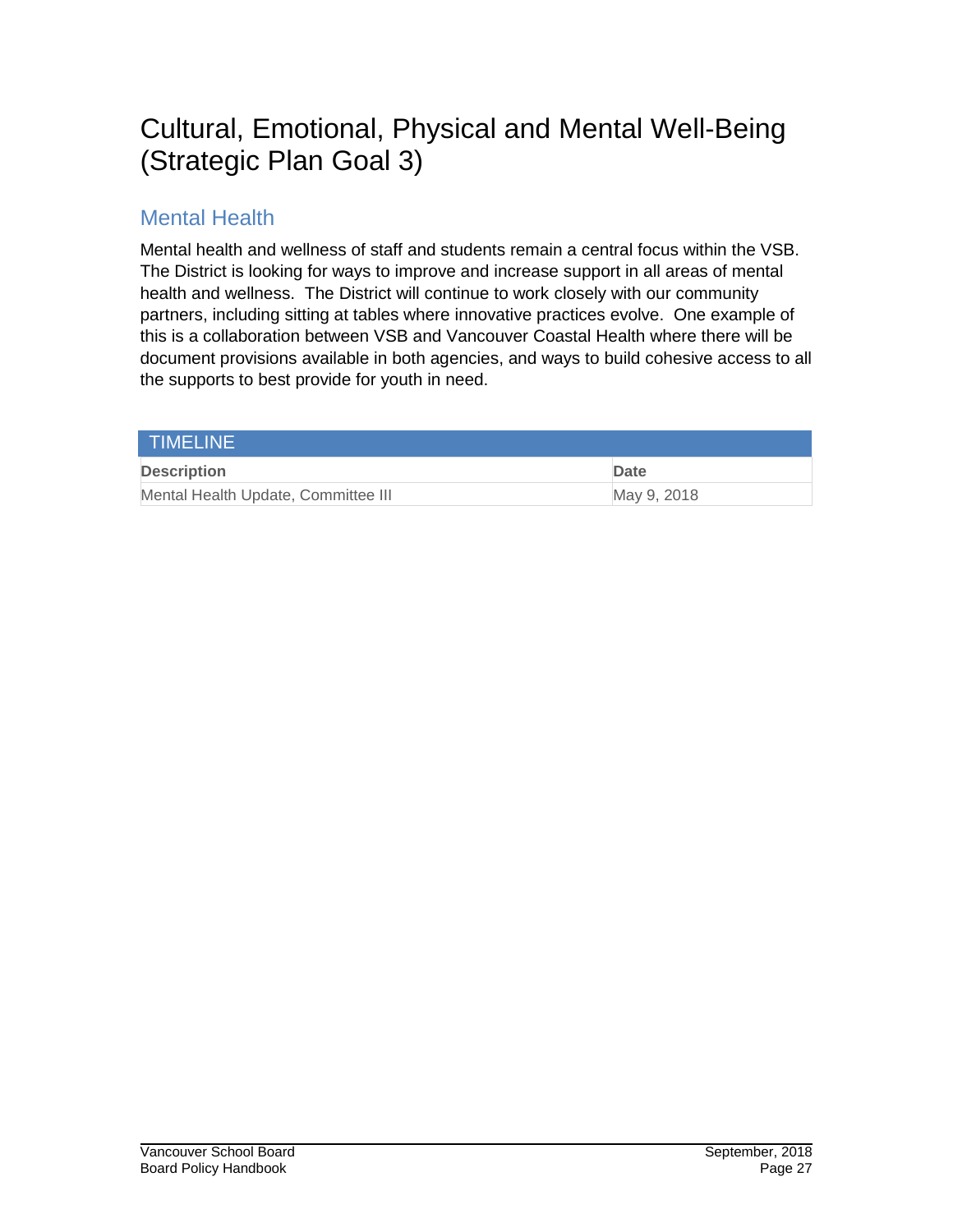# Cultural, Emotional, Physical and Mental Well-Being (Strategic Plan Goal 3)

## Mental Health

Mental health and wellness of staff and students remain a central focus within the VSB. The District is looking for ways to improve and increase support in all areas of mental health and wellness. The District will continue to work closely with our community partners, including sitting at tables where innovative practices evolve. One example of this is a collaboration between VSB and Vancouver Coastal Health where there will be document provisions available in both agencies, and ways to build cohesive access to all the supports to best provide for youth in need.

| TIMELINE | |
|---|---|
| **Description** | **Date** |
| Mental Health Update, Committee III | May 9, 2018 |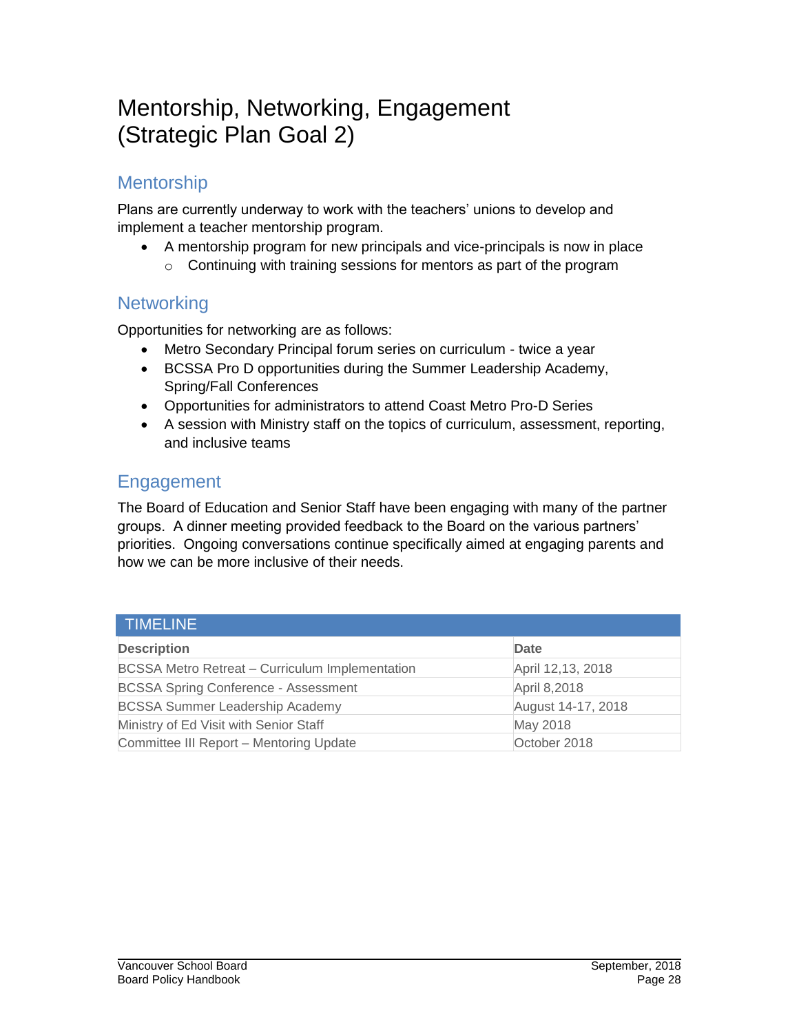# Mentorship, Networking, Engagement (Strategic Plan Goal 2)

## Mentorship

Plans are currently underway to work with the teachers' unions to develop and implement a teacher mentorship program.

- A mentorship program for new principals and vice-principals is now in place
  - Continuing with training sessions for mentors as part of the program

## Networking

Opportunities for networking are as follows:

- Metro Secondary Principal forum series on curriculum - twice a year
- BCSSA Pro D opportunities during the Summer Leadership Academy, Spring/Fall Conferences
- Opportunities for administrators to attend Coast Metro Pro-D Series
- A session with Ministry staff on the topics of curriculum, assessment, reporting, and inclusive teams

## Engagement

The Board of Education and Senior Staff have been engaging with many of the partner groups. A dinner meeting provided feedback to the Board on the various partners' priorities. Ongoing conversations continue specifically aimed at engaging parents and how we can be more inclusive of their needs.

| TIMELINE | |
|---|---|
| **Description** | **Date** |
| BCSSA Metro Retreat – Curriculum Implementation | April 12,13, 2018 |
| BCSSA Spring Conference - Assessment | April 8,2018 |
| BCSSA Summer Leadership Academy | August 14-17, 2018 |
| Ministry of Ed Visit with Senior Staff | May 2018 |
| Committee III Report – Mentoring Update | October 2018 |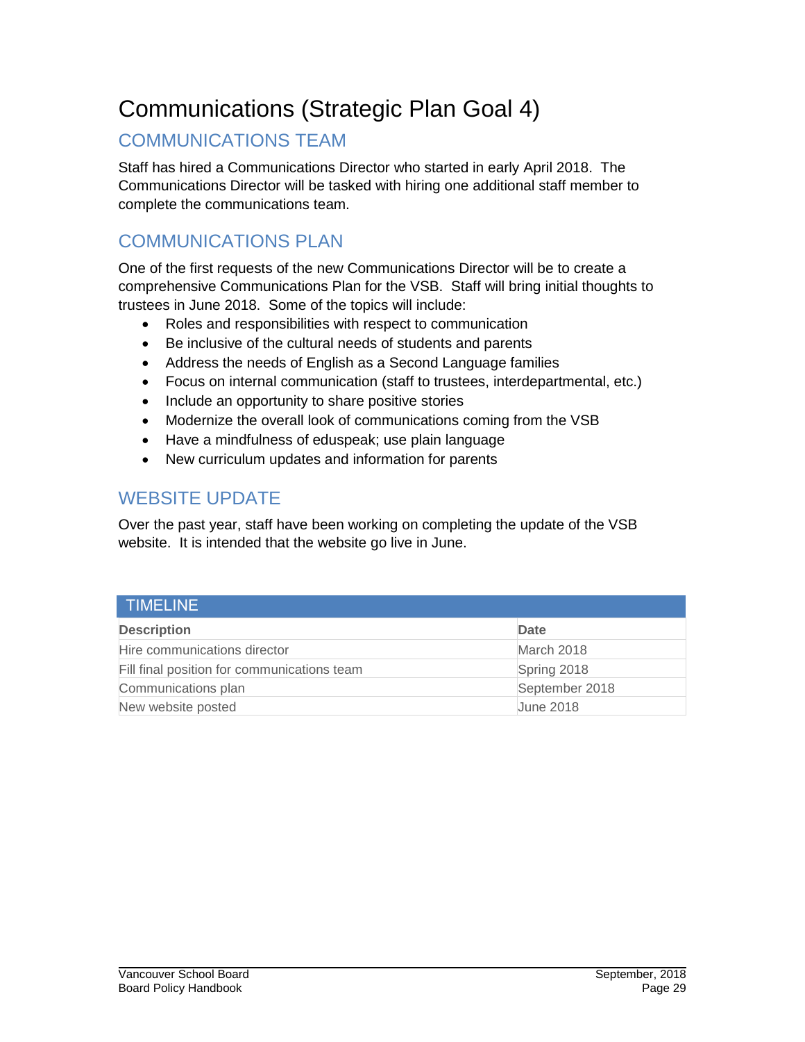# Communications (Strategic Plan Goal 4)

## COMMUNICATIONS TEAM

Staff has hired a Communications Director who started in early April 2018. The Communications Director will be tasked with hiring one additional staff member to complete the communications team.

## COMMUNICATIONS PLAN

One of the first requests of the new Communications Director will be to create a comprehensive Communications Plan for the VSB. Staff will bring initial thoughts to trustees in June 2018. Some of the topics will include:

- Roles and responsibilities with respect to communication
- Be inclusive of the cultural needs of students and parents
- Address the needs of English as a Second Language families
- Focus on internal communication (staff to trustees, interdepartmental, etc.)
- Include an opportunity to share positive stories
- Modernize the overall look of communications coming from the VSB
- Have a mindfulness of eduspeak; use plain language
- New curriculum updates and information for parents

## WEBSITE UPDATE

Over the past year, staff have been working on completing the update of the VSB website. It is intended that the website go live in June.

| TIMELINE | |
|---|---|
| **Description** | **Date** |
| Hire communications director | March 2018 |
| Fill final position for communications team | Spring 2018 |
| Communications plan | September 2018 |
| New website posted | June 2018 |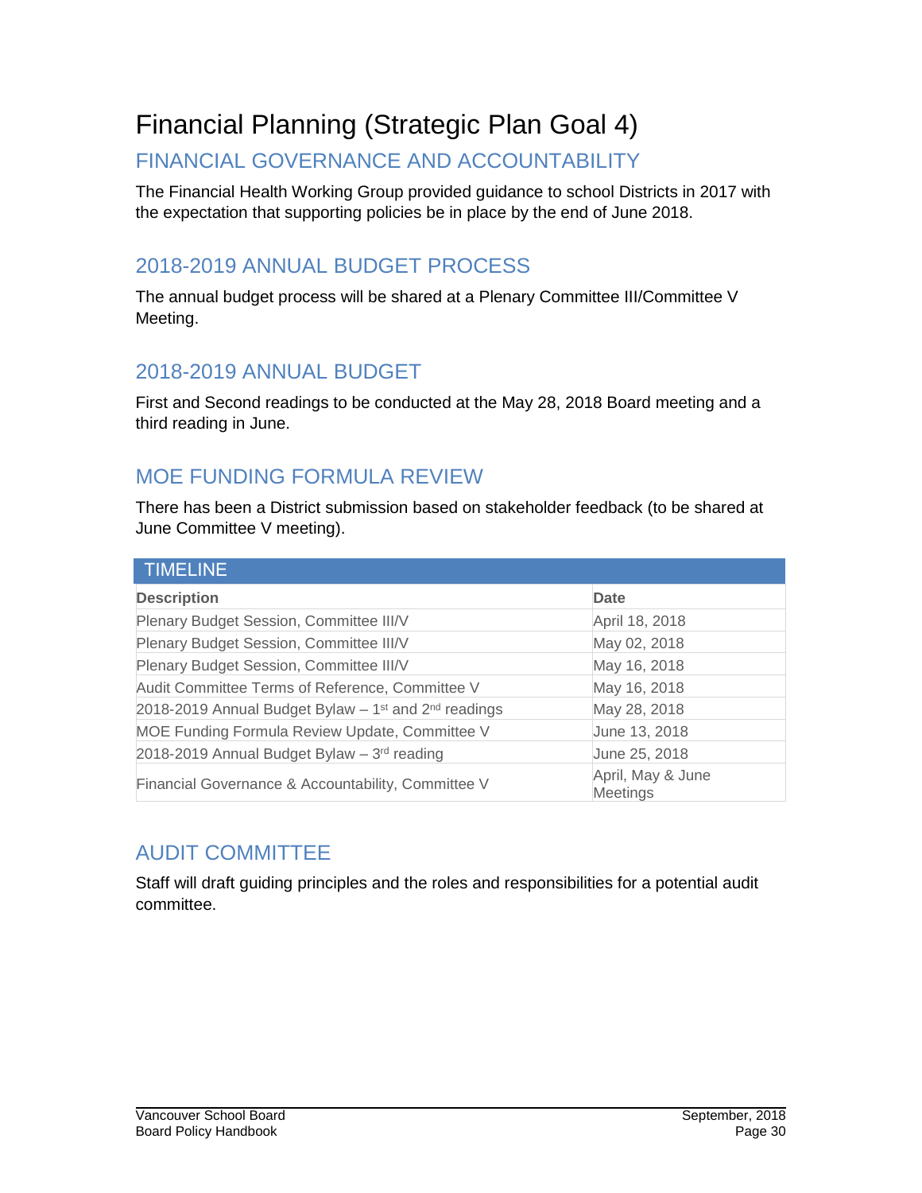# Financial Planning (Strategic Plan Goal 4)

## FINANCIAL GOVERNANCE AND ACCOUNTABILITY

The Financial Health Working Group provided guidance to school Districts in 2017 with the expectation that supporting policies be in place by the end of June 2018.

## 2018-2019 ANNUAL BUDGET PROCESS

The annual budget process will be shared at a Plenary Committee III/Committee V Meeting.

## 2018-2019 ANNUAL BUDGET

First and Second readings to be conducted at the May 28, 2018 Board meeting and a third reading in June.

## MOE FUNDING FORMULA REVIEW

There has been a District submission based on stakeholder feedback (to be shared at June Committee V meeting).

| TIMELINE | |
|---|---|
| **Description** | **Date** |
| Plenary Budget Session, Committee III/V | April 18, 2018 |
| Plenary Budget Session, Committee III/V | May 02, 2018 |
| Plenary Budget Session, Committee III/V | May 16, 2018 |
| Audit Committee Terms of Reference, Committee V | May 16, 2018 |
| 2018-2019 Annual Budget Bylaw – 1st and 2nd readings | May 28, 2018 |
| MOE Funding Formula Review Update, Committee V | June 13, 2018 |
| 2018-2019 Annual Budget Bylaw – 3rd reading | June 25, 2018 |
| Financial Governance & Accountability, Committee V | April, May & June Meetings |

## AUDIT COMMITTEE

Staff will draft guiding principles and the roles and responsibilities for a potential audit committee.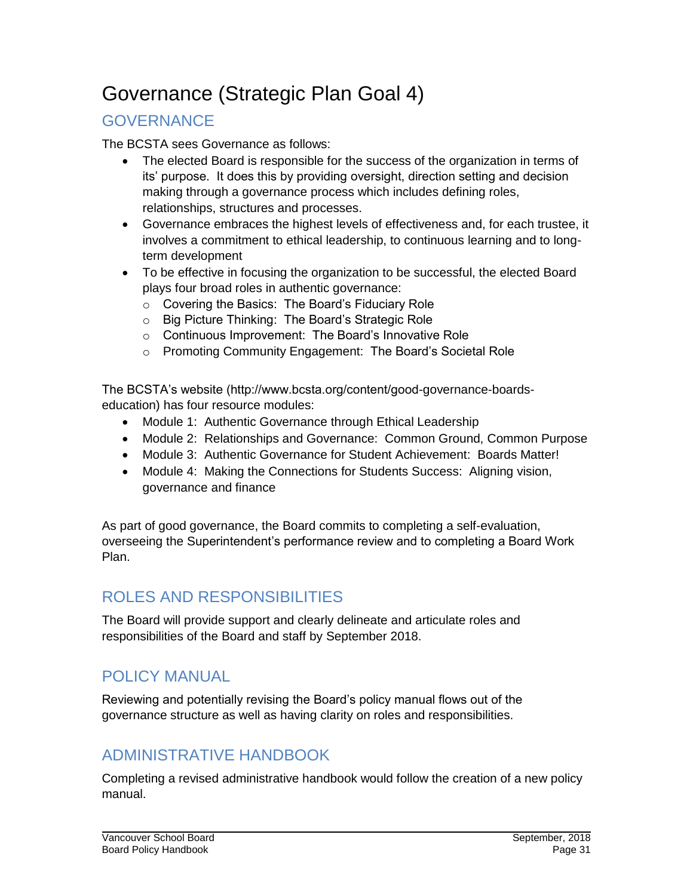# Governance (Strategic Plan Goal 4)

## GOVERNANCE

The BCSTA sees Governance as follows:

- The elected Board is responsible for the success of the organization in terms of its' purpose. It does this by providing oversight, direction setting and decision making through a governance process which includes defining roles, relationships, structures and processes.
- Governance embraces the highest levels of effectiveness and, for each trustee, it involves a commitment to ethical leadership, to continuous learning and to long-term development
- To be effective in focusing the organization to be successful, the elected Board plays four broad roles in authentic governance:
  - Covering the Basics: The Board's Fiduciary Role
  - Big Picture Thinking: The Board's Strategic Role
  - Continuous Improvement: The Board's Innovative Role
  - Promoting Community Engagement: The Board's Societal Role

The BCSTA's website (http://www.bcsta.org/content/good-governance-boards-education) has four resource modules:

- Module 1: Authentic Governance through Ethical Leadership
- Module 2: Relationships and Governance: Common Ground, Common Purpose
- Module 3: Authentic Governance for Student Achievement: Boards Matter!
- Module 4: Making the Connections for Students Success: Aligning vision, governance and finance

As part of good governance, the Board commits to completing a self-evaluation, overseeing the Superintendent's performance review and to completing a Board Work Plan.

## ROLES AND RESPONSIBILITIES

The Board will provide support and clearly delineate and articulate roles and responsibilities of the Board and staff by September 2018.

## POLICY MANUAL

Reviewing and potentially revising the Board's policy manual flows out of the governance structure as well as having clarity on roles and responsibilities.

## ADMINISTRATIVE HANDBOOK

Completing a revised administrative handbook would follow the creation of a new policy manual.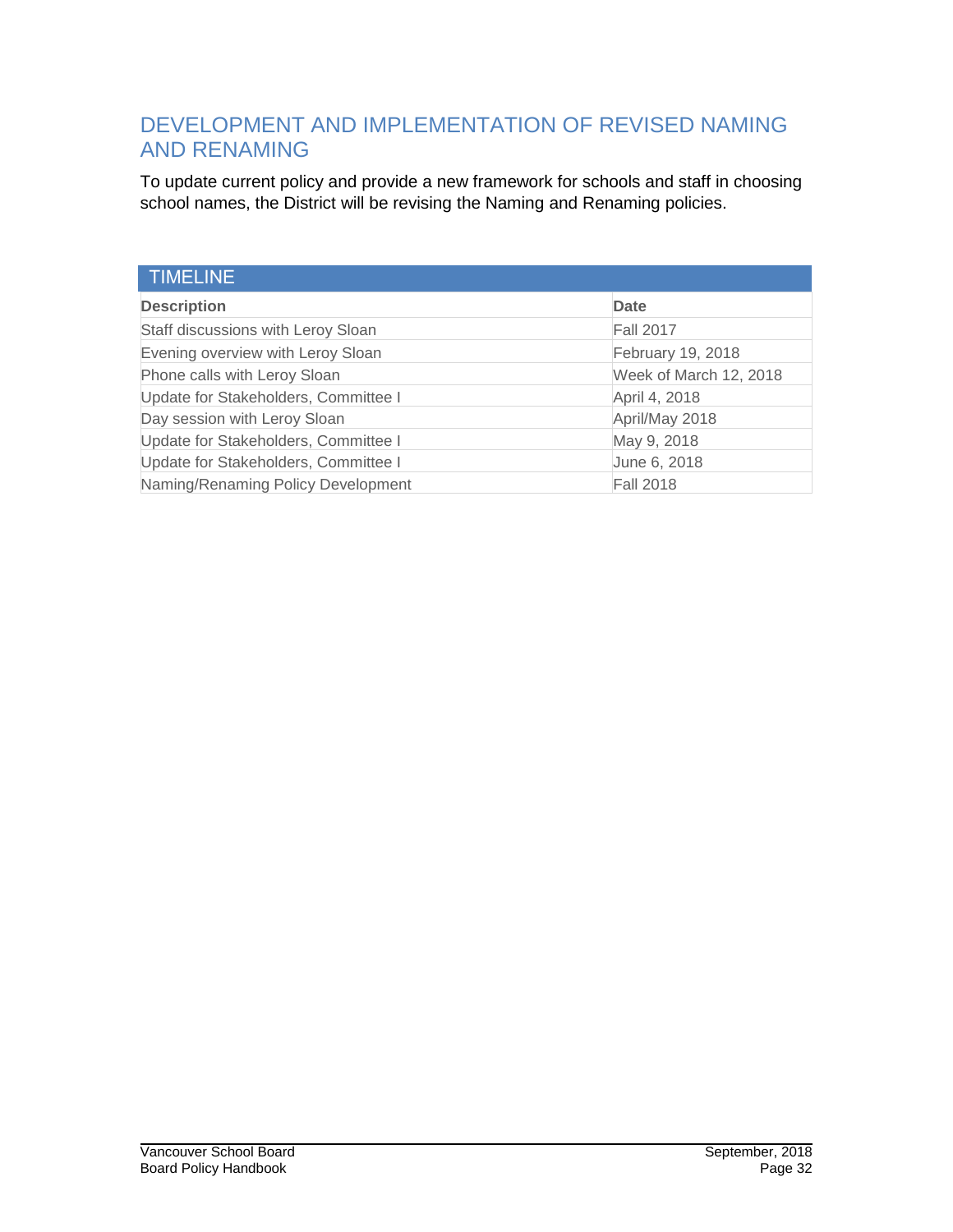## DEVELOPMENT AND IMPLEMENTATION OF REVISED NAMING AND RENAMING

To update current policy and provide a new framework for schools and staff in choosing school names, the District will be revising the Naming and Renaming policies.

### TIMELINE

| Description | Date |
| --- | --- |
| Staff discussions with Leroy Sloan | Fall 2017 |
| Evening overview with Leroy Sloan | February 19, 2018 |
| Phone calls with Leroy Sloan | Week of March 12, 2018 |
| Update for Stakeholders, Committee I | April 4, 2018 |
| Day session with Leroy Sloan | April/May 2018 |
| Update for Stakeholders, Committee I | May 9, 2018 |
| Update for Stakeholders, Committee I | June 6, 2018 |
| Naming/Renaming Policy Development | Fall 2018 |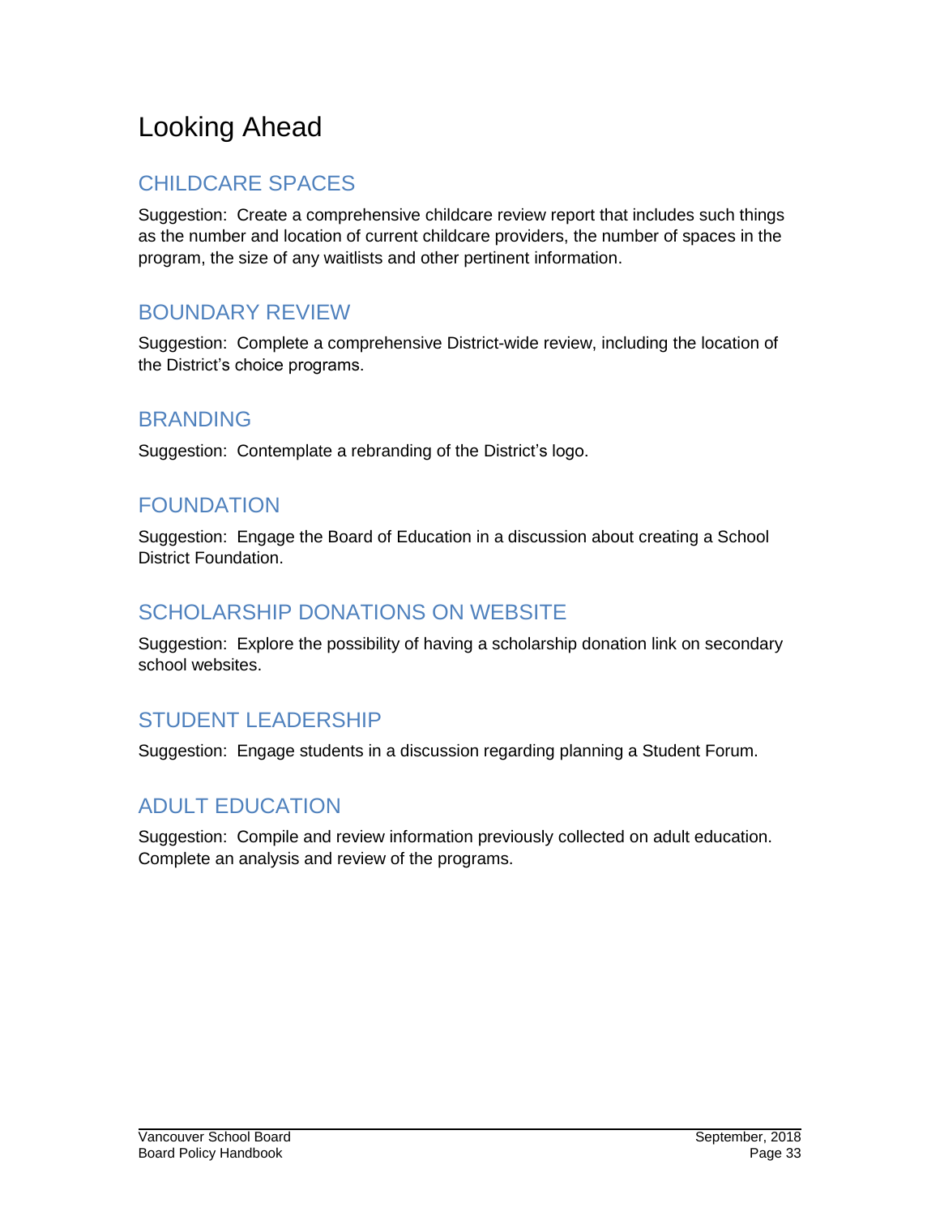# Looking Ahead

## CHILDCARE SPACES

Suggestion:  Create a comprehensive childcare review report that includes such things as the number and location of current childcare providers, the number of spaces in the program, the size of any waitlists and other pertinent information.

## BOUNDARY REVIEW

Suggestion:  Complete a comprehensive District-wide review, including the location of the District's choice programs.

## BRANDING

Suggestion:  Contemplate a rebranding of the District's logo.

## FOUNDATION

Suggestion:  Engage the Board of Education in a discussion about creating a School District Foundation.

## SCHOLARSHIP DONATIONS ON WEBSITE

Suggestion:  Explore the possibility of having a scholarship donation link on secondary school websites.

## STUDENT LEADERSHIP

Suggestion:  Engage students in a discussion regarding planning a Student Forum.

## ADULT EDUCATION

Suggestion:  Compile and review information previously collected on adult education. Complete an analysis and review of the programs.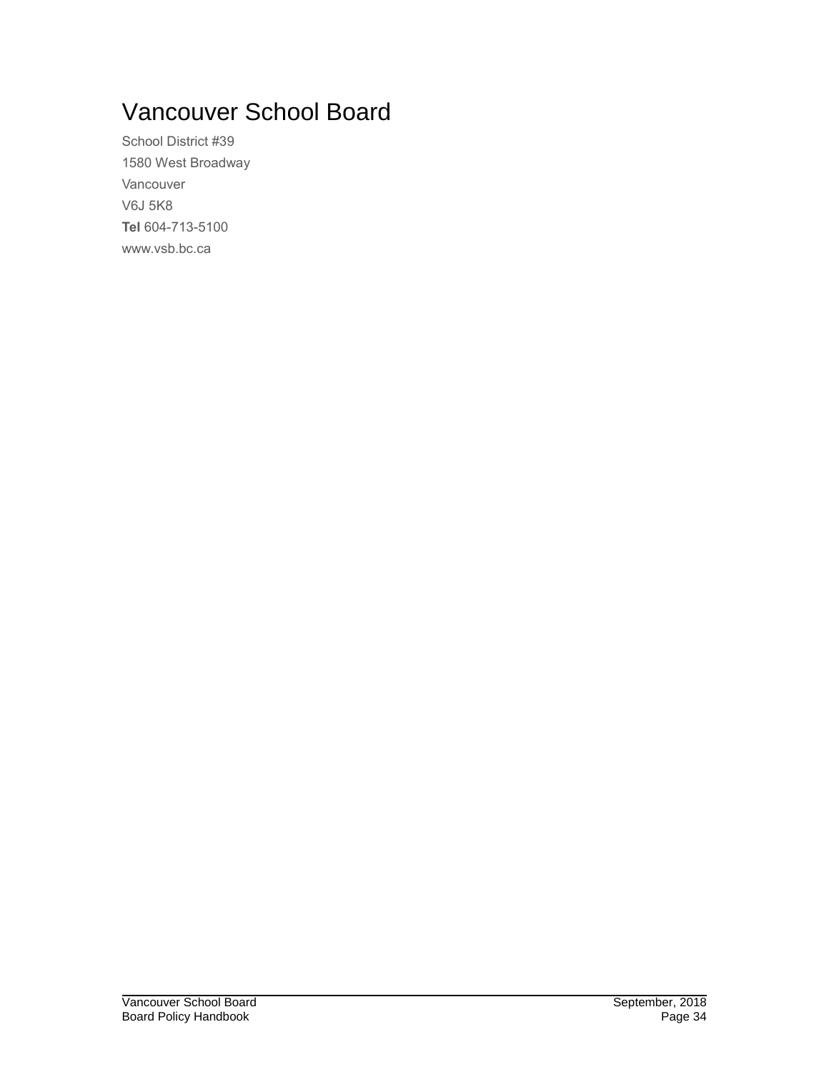# Vancouver School Board

School District #39

1580 West Broadway

Vancouver

V6J 5K8

**Tel** 604-713-5100

www.vsb.bc.ca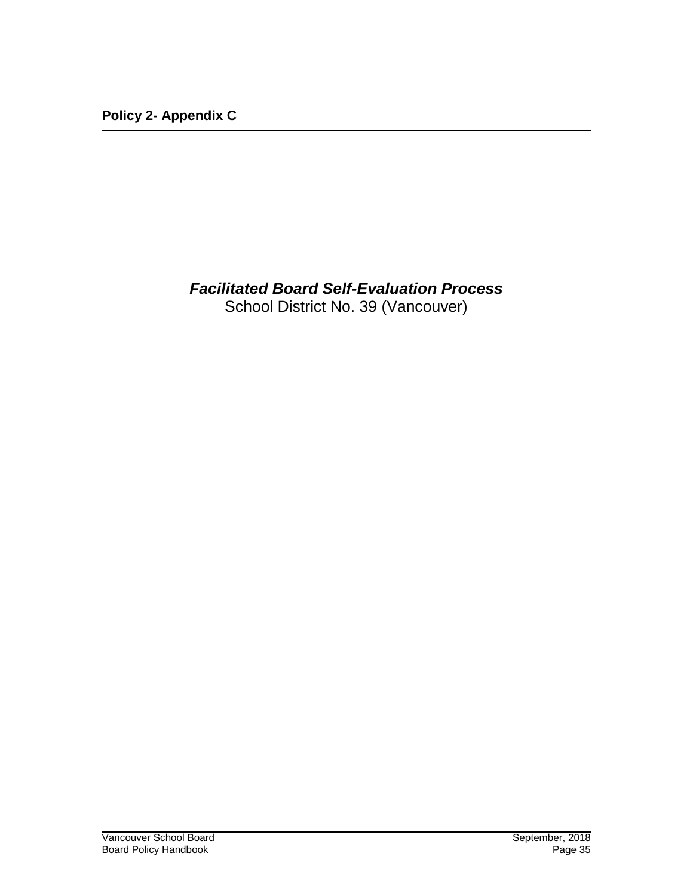**Policy 2- Appendix C**

# *Facilitated Board Self-Evaluation Process*

School District No. 39 (Vancouver)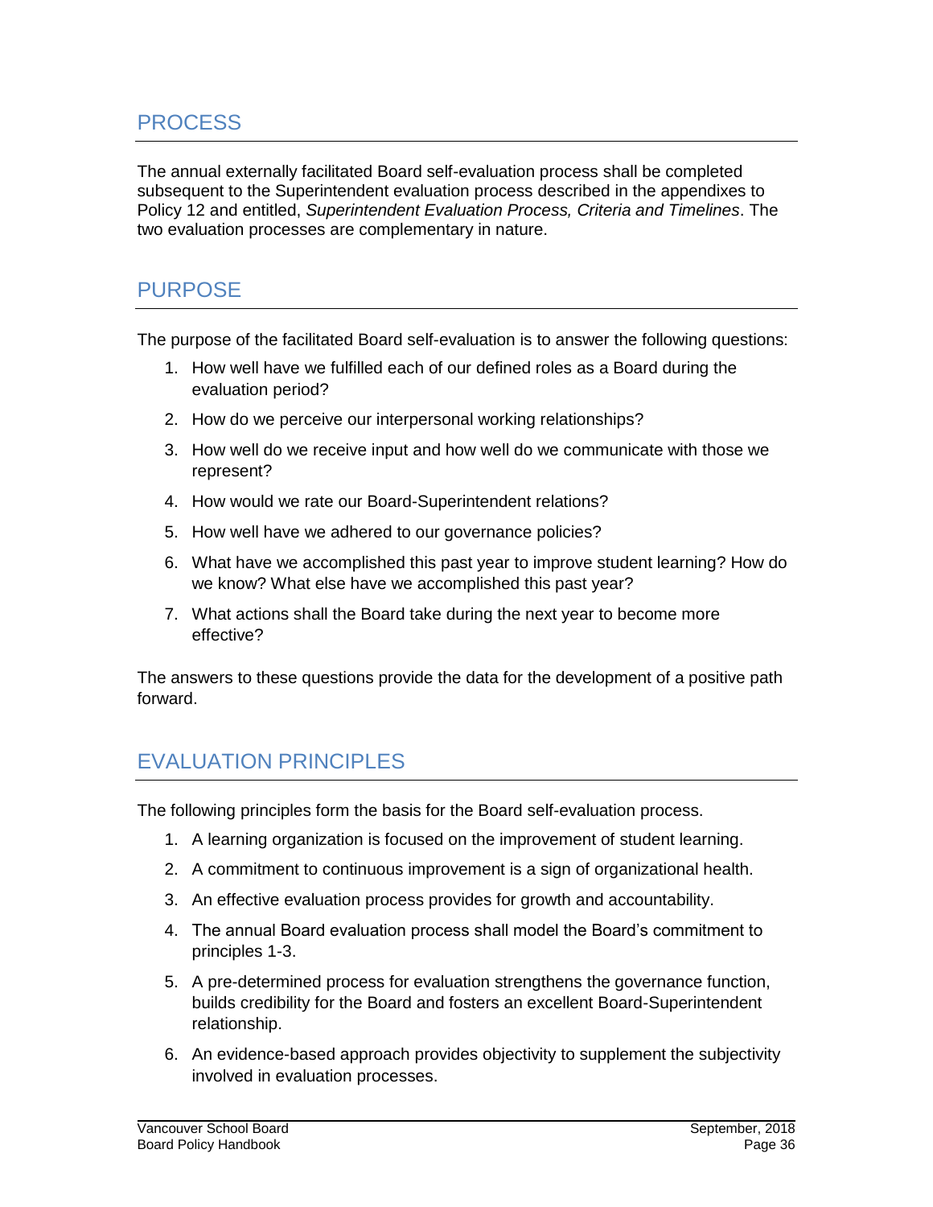## PROCESS

The annual externally facilitated Board self-evaluation process shall be completed subsequent to the Superintendent evaluation process described in the appendixes to Policy 12 and entitled, *Superintendent Evaluation Process, Criteria and Timelines*. The two evaluation processes are complementary in nature.

## PURPOSE

The purpose of the facilitated Board self-evaluation is to answer the following questions:

1. How well have we fulfilled each of our defined roles as a Board during the evaluation period?
2. How do we perceive our interpersonal working relationships?
3. How well do we receive input and how well do we communicate with those we represent?
4. How would we rate our Board-Superintendent relations?
5. How well have we adhered to our governance policies?
6. What have we accomplished this past year to improve student learning? How do we know? What else have we accomplished this past year?
7. What actions shall the Board take during the next year to become more effective?

The answers to these questions provide the data for the development of a positive path forward.

## EVALUATION PRINCIPLES

The following principles form the basis for the Board self-evaluation process.

1. A learning organization is focused on the improvement of student learning.
2. A commitment to continuous improvement is a sign of organizational health.
3. An effective evaluation process provides for growth and accountability.
4. The annual Board evaluation process shall model the Board's commitment to principles 1-3.
5. A pre-determined process for evaluation strengthens the governance function, builds credibility for the Board and fosters an excellent Board-Superintendent relationship.
6. An evidence-based approach provides objectivity to supplement the subjectivity involved in evaluation processes.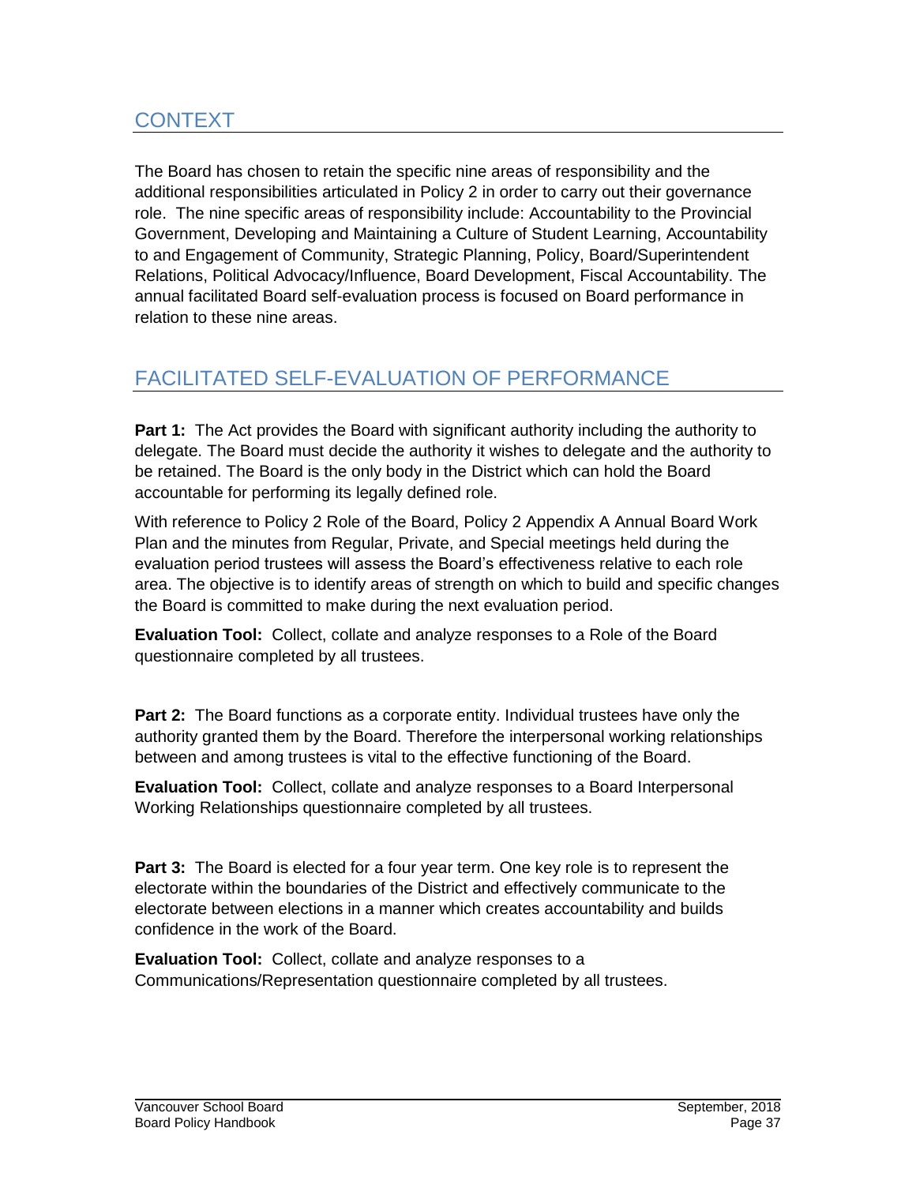## CONTEXT

The Board has chosen to retain the specific nine areas of responsibility and the additional responsibilities articulated in Policy 2 in order to carry out their governance role. The nine specific areas of responsibility include: Accountability to the Provincial Government, Developing and Maintaining a Culture of Student Learning, Accountability to and Engagement of Community, Strategic Planning, Policy, Board/Superintendent Relations, Political Advocacy/Influence, Board Development, Fiscal Accountability. The annual facilitated Board self-evaluation process is focused on Board performance in relation to these nine areas.

## FACILITATED SELF-EVALUATION OF PERFORMANCE

**Part 1:** The Act provides the Board with significant authority including the authority to delegate. The Board must decide the authority it wishes to delegate and the authority to be retained. The Board is the only body in the District which can hold the Board accountable for performing its legally defined role.

With reference to Policy 2 Role of the Board, Policy 2 Appendix A Annual Board Work Plan and the minutes from Regular, Private, and Special meetings held during the evaluation period trustees will assess the Board's effectiveness relative to each role area. The objective is to identify areas of strength on which to build and specific changes the Board is committed to make during the next evaluation period.

**Evaluation Tool:** Collect, collate and analyze responses to a Role of the Board questionnaire completed by all trustees.

**Part 2:** The Board functions as a corporate entity. Individual trustees have only the authority granted them by the Board. Therefore the interpersonal working relationships between and among trustees is vital to the effective functioning of the Board.

**Evaluation Tool:** Collect, collate and analyze responses to a Board Interpersonal Working Relationships questionnaire completed by all trustees.

**Part 3:** The Board is elected for a four year term. One key role is to represent the electorate within the boundaries of the District and effectively communicate to the electorate between elections in a manner which creates accountability and builds confidence in the work of the Board.

**Evaluation Tool:** Collect, collate and analyze responses to a Communications/Representation questionnaire completed by all trustees.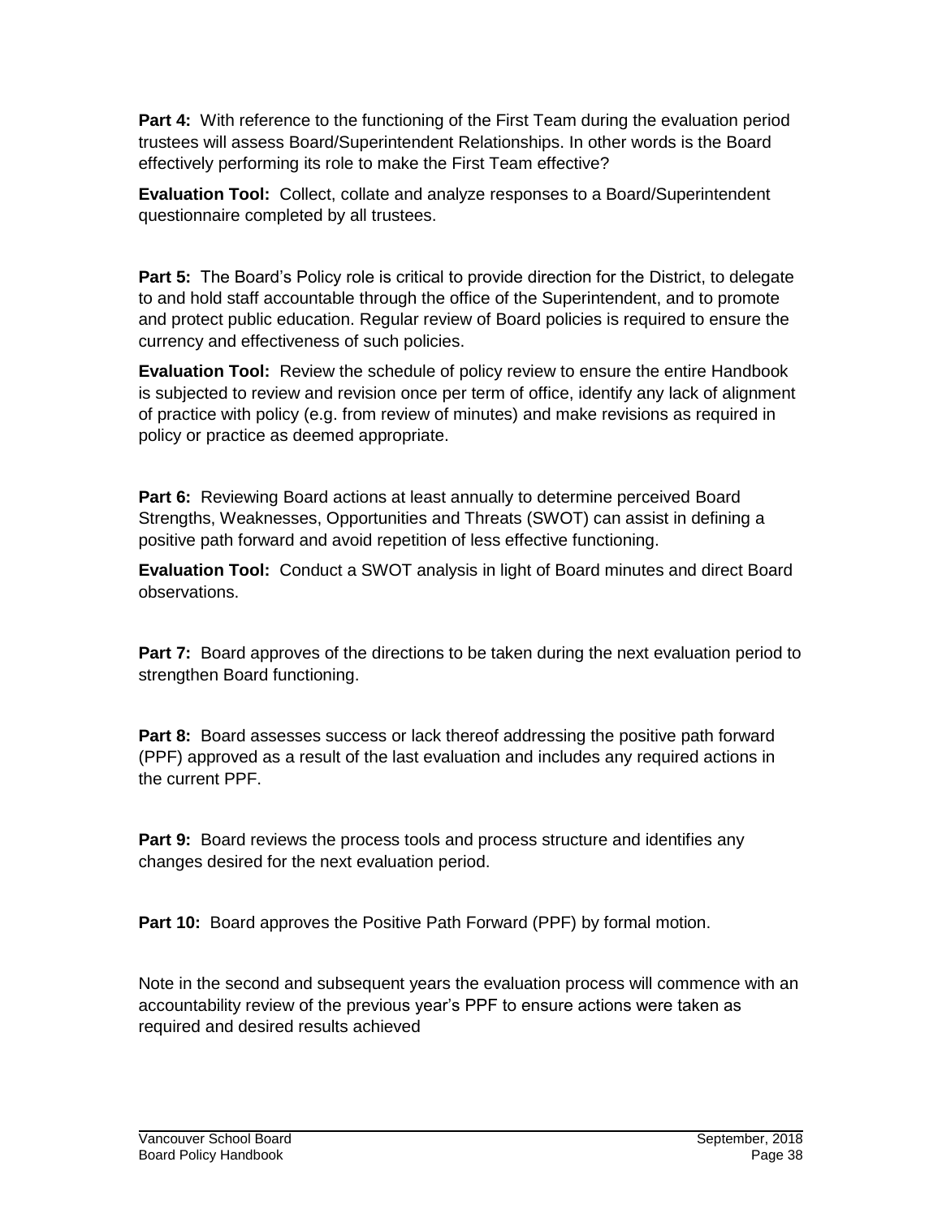**Part 4:** With reference to the functioning of the First Team during the evaluation period trustees will assess Board/Superintendent Relationships. In other words is the Board effectively performing its role to make the First Team effective?

**Evaluation Tool:** Collect, collate and analyze responses to a Board/Superintendent questionnaire completed by all trustees.

**Part 5:** The Board's Policy role is critical to provide direction for the District, to delegate to and hold staff accountable through the office of the Superintendent, and to promote and protect public education. Regular review of Board policies is required to ensure the currency and effectiveness of such policies.

**Evaluation Tool:** Review the schedule of policy review to ensure the entire Handbook is subjected to review and revision once per term of office, identify any lack of alignment of practice with policy (e.g. from review of minutes) and make revisions as required in policy or practice as deemed appropriate.

**Part 6:** Reviewing Board actions at least annually to determine perceived Board Strengths, Weaknesses, Opportunities and Threats (SWOT) can assist in defining a positive path forward and avoid repetition of less effective functioning.

**Evaluation Tool:** Conduct a SWOT analysis in light of Board minutes and direct Board observations.

**Part 7:** Board approves of the directions to be taken during the next evaluation period to strengthen Board functioning.

**Part 8:** Board assesses success or lack thereof addressing the positive path forward (PPF) approved as a result of the last evaluation and includes any required actions in the current PPF.

**Part 9:** Board reviews the process tools and process structure and identifies any changes desired for the next evaluation period.

**Part 10:** Board approves the Positive Path Forward (PPF) by formal motion.

Note in the second and subsequent years the evaluation process will commence with an accountability review of the previous year's PPF to ensure actions were taken as required and desired results achieved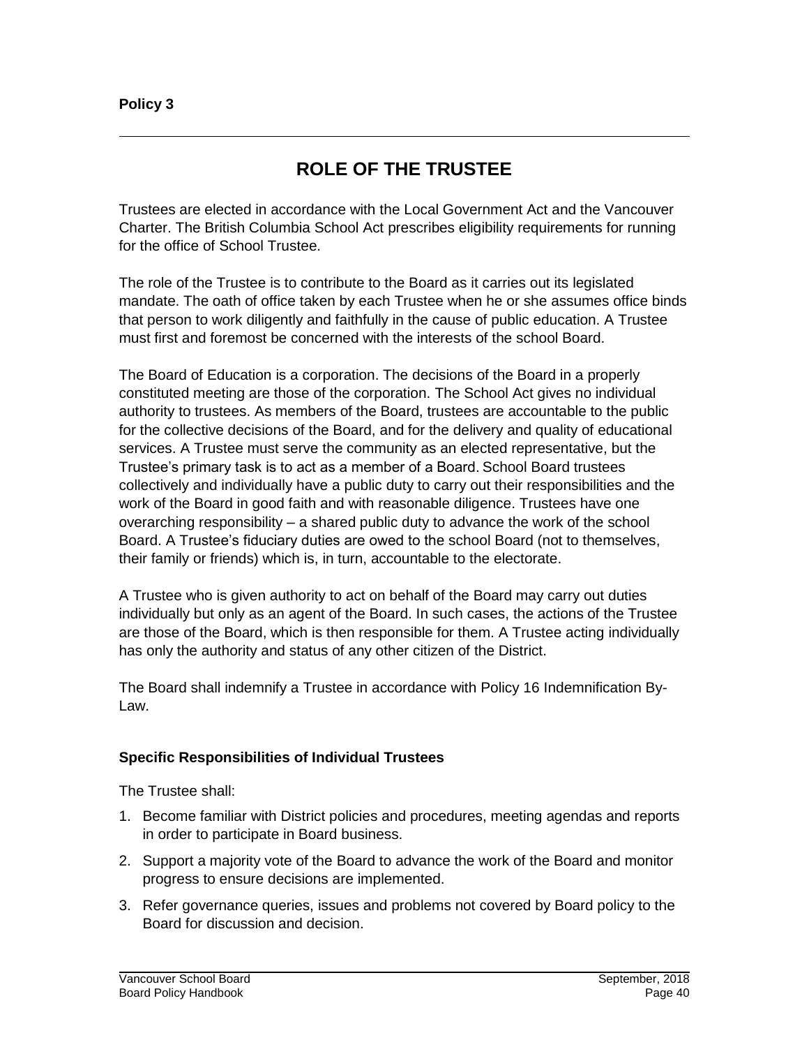**Policy 3**

# ROLE OF THE TRUSTEE

Trustees are elected in accordance with the Local Government Act and the Vancouver Charter. The British Columbia School Act prescribes eligibility requirements for running for the office of School Trustee.

The role of the Trustee is to contribute to the Board as it carries out its legislated mandate. The oath of office taken by each Trustee when he or she assumes office binds that person to work diligently and faithfully in the cause of public education. A Trustee must first and foremost be concerned with the interests of the school Board.

The Board of Education is a corporation. The decisions of the Board in a properly constituted meeting are those of the corporation. The School Act gives no individual authority to trustees. As members of the Board, trustees are accountable to the public for the collective decisions of the Board, and for the delivery and quality of educational services. A Trustee must serve the community as an elected representative, but the Trustee's primary task is to act as a member of a Board. School Board trustees collectively and individually have a public duty to carry out their responsibilities and the work of the Board in good faith and with reasonable diligence. Trustees have one overarching responsibility – a shared public duty to advance the work of the school Board. A Trustee's fiduciary duties are owed to the school Board (not to themselves, their family or friends) which is, in turn, accountable to the electorate.

A Trustee who is given authority to act on behalf of the Board may carry out duties individually but only as an agent of the Board. In such cases, the actions of the Trustee are those of the Board, which is then responsible for them. A Trustee acting individually has only the authority and status of any other citizen of the District.

The Board shall indemnify a Trustee in accordance with Policy 16 Indemnification By-Law.

### Specific Responsibilities of Individual Trustees

The Trustee shall:

1. Become familiar with District policies and procedures, meeting agendas and reports in order to participate in Board business.
2. Support a majority vote of the Board to advance the work of the Board and monitor progress to ensure decisions are implemented.
3. Refer governance queries, issues and problems not covered by Board policy to the Board for discussion and decision.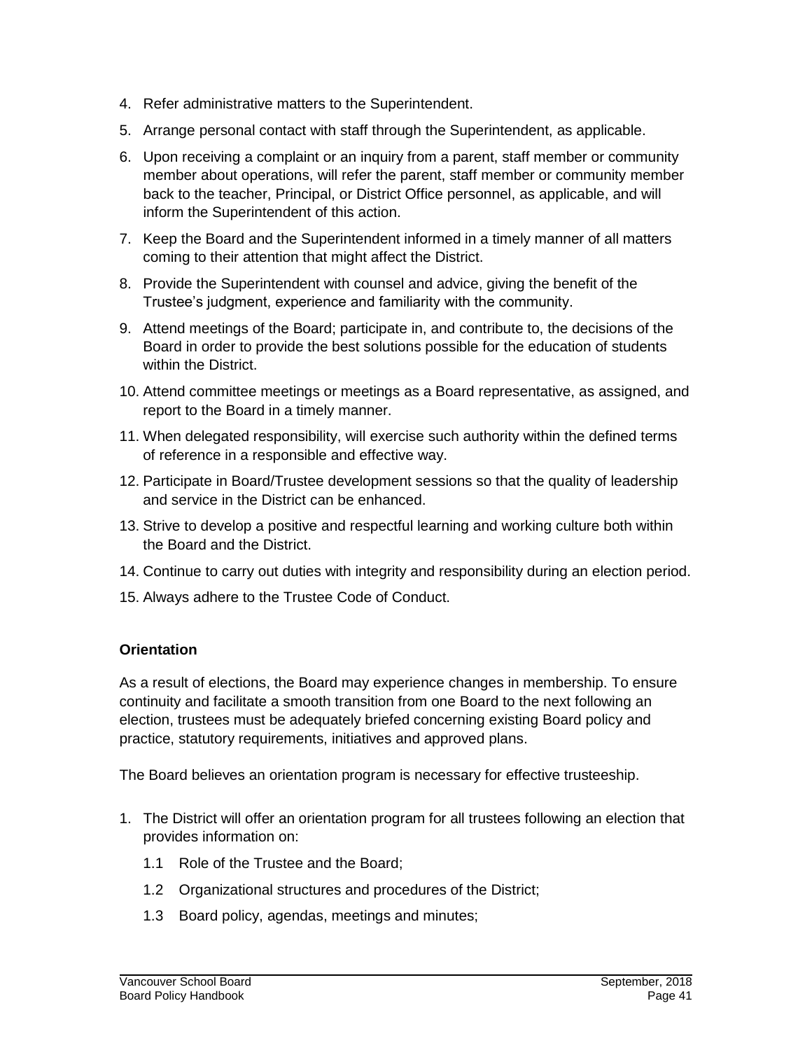4. Refer administrative matters to the Superintendent.
5. Arrange personal contact with staff through the Superintendent, as applicable.
6. Upon receiving a complaint or an inquiry from a parent, staff member or community member about operations, will refer the parent, staff member or community member back to the teacher, Principal, or District Office personnel, as applicable, and will inform the Superintendent of this action.
7. Keep the Board and the Superintendent informed in a timely manner of all matters coming to their attention that might affect the District.
8. Provide the Superintendent with counsel and advice, giving the benefit of the Trustee's judgment, experience and familiarity with the community.
9. Attend meetings of the Board; participate in, and contribute to, the decisions of the Board in order to provide the best solutions possible for the education of students within the District.
10. Attend committee meetings or meetings as a Board representative, as assigned, and report to the Board in a timely manner.
11. When delegated responsibility, will exercise such authority within the defined terms of reference in a responsible and effective way.
12. Participate in Board/Trustee development sessions so that the quality of leadership and service in the District can be enhanced.
13. Strive to develop a positive and respectful learning and working culture both within the Board and the District.
14. Continue to carry out duties with integrity and responsibility during an election period.
15. Always adhere to the Trustee Code of Conduct.

**Orientation**

As a result of elections, the Board may experience changes in membership. To ensure continuity and facilitate a smooth transition from one Board to the next following an election, trustees must be adequately briefed concerning existing Board policy and practice, statutory requirements, initiatives and approved plans.

The Board believes an orientation program is necessary for effective trusteeship.

1. The District will offer an orientation program for all trustees following an election that provides information on:
   1.1 Role of the Trustee and the Board;
   1.2 Organizational structures and procedures of the District;
   1.3 Board policy, agendas, meetings and minutes;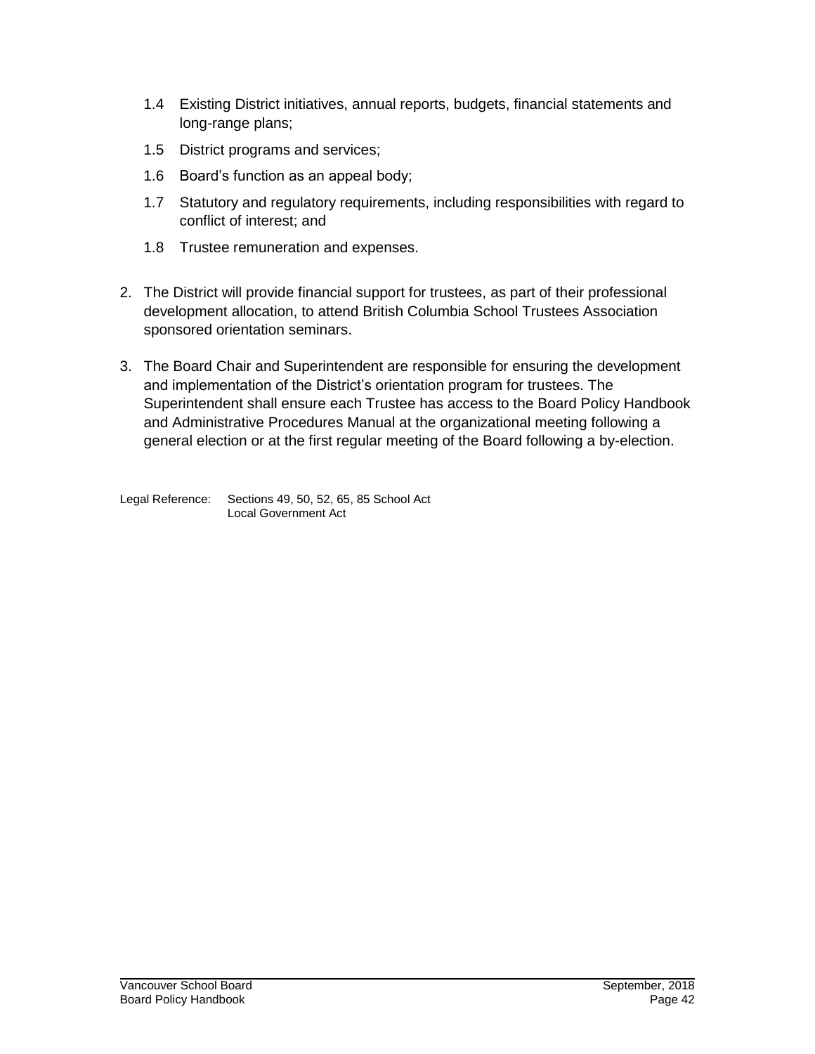1.4 Existing District initiatives, annual reports, budgets, financial statements and long-range plans;

1.5 District programs and services;

1.6 Board's function as an appeal body;

1.7 Statutory and regulatory requirements, including responsibilities with regard to conflict of interest; and

1.8 Trustee remuneration and expenses.

2. The District will provide financial support for trustees, as part of their professional development allocation, to attend British Columbia School Trustees Association sponsored orientation seminars.

3. The Board Chair and Superintendent are responsible for ensuring the development and implementation of the District's orientation program for trustees. The Superintendent shall ensure each Trustee has access to the Board Policy Handbook and Administrative Procedures Manual at the organizational meeting following a general election or at the first regular meeting of the Board following a by-election.

Legal Reference: Sections 49, 50, 52, 65, 85 School Act
Local Government Act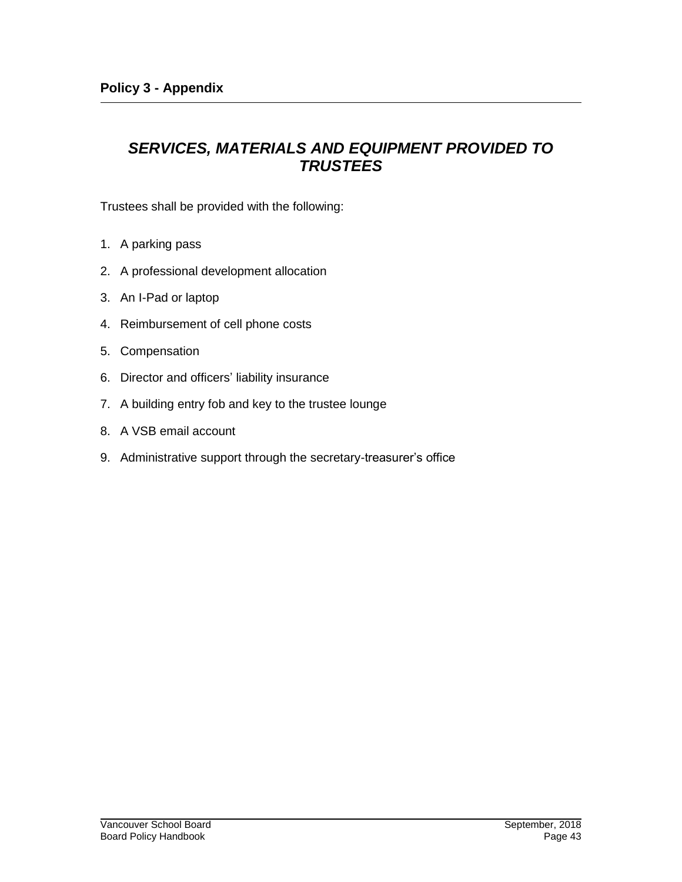**Policy 3 - Appendix**

## *SERVICES, MATERIALS AND EQUIPMENT PROVIDED TO TRUSTEES*

Trustees shall be provided with the following:

1. A parking pass
2. A professional development allocation
3. An I-Pad or laptop
4. Reimbursement of cell phone costs
5. Compensation
6. Director and officers' liability insurance
7. A building entry fob and key to the trustee lounge
8. A VSB email account
9. Administrative support through the secretary-treasurer's office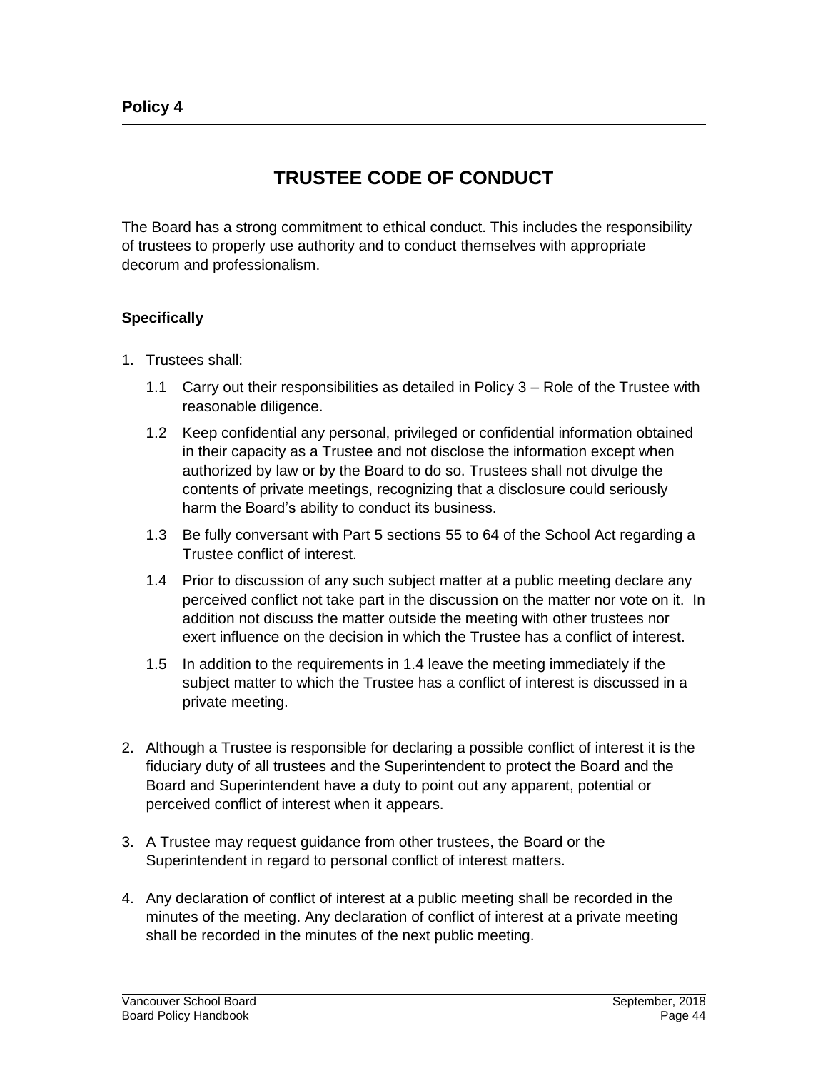# Policy 4

## TRUSTEE CODE OF CONDUCT

The Board has a strong commitment to ethical conduct. This includes the responsibility of trustees to properly use authority and to conduct themselves with appropriate decorum and professionalism.

### Specifically

1. Trustees shall:

   1.1 Carry out their responsibilities as detailed in Policy 3 – Role of the Trustee with reasonable diligence.

   1.2 Keep confidential any personal, privileged or confidential information obtained in their capacity as a Trustee and not disclose the information except when authorized by law or by the Board to do so. Trustees shall not divulge the contents of private meetings, recognizing that a disclosure could seriously harm the Board's ability to conduct its business.

   1.3 Be fully conversant with Part 5 sections 55 to 64 of the School Act regarding a Trustee conflict of interest.

   1.4 Prior to discussion of any such subject matter at a public meeting declare any perceived conflict not take part in the discussion on the matter nor vote on it. In addition not discuss the matter outside the meeting with other trustees nor exert influence on the decision in which the Trustee has a conflict of interest.

   1.5 In addition to the requirements in 1.4 leave the meeting immediately if the subject matter to which the Trustee has a conflict of interest is discussed in a private meeting.

2. Although a Trustee is responsible for declaring a possible conflict of interest it is the fiduciary duty of all trustees and the Superintendent to protect the Board and the Board and Superintendent have a duty to point out any apparent, potential or perceived conflict of interest when it appears.

3. A Trustee may request guidance from other trustees, the Board or the Superintendent in regard to personal conflict of interest matters.

4. Any declaration of conflict of interest at a public meeting shall be recorded in the minutes of the meeting. Any declaration of conflict of interest at a private meeting shall be recorded in the minutes of the next public meeting.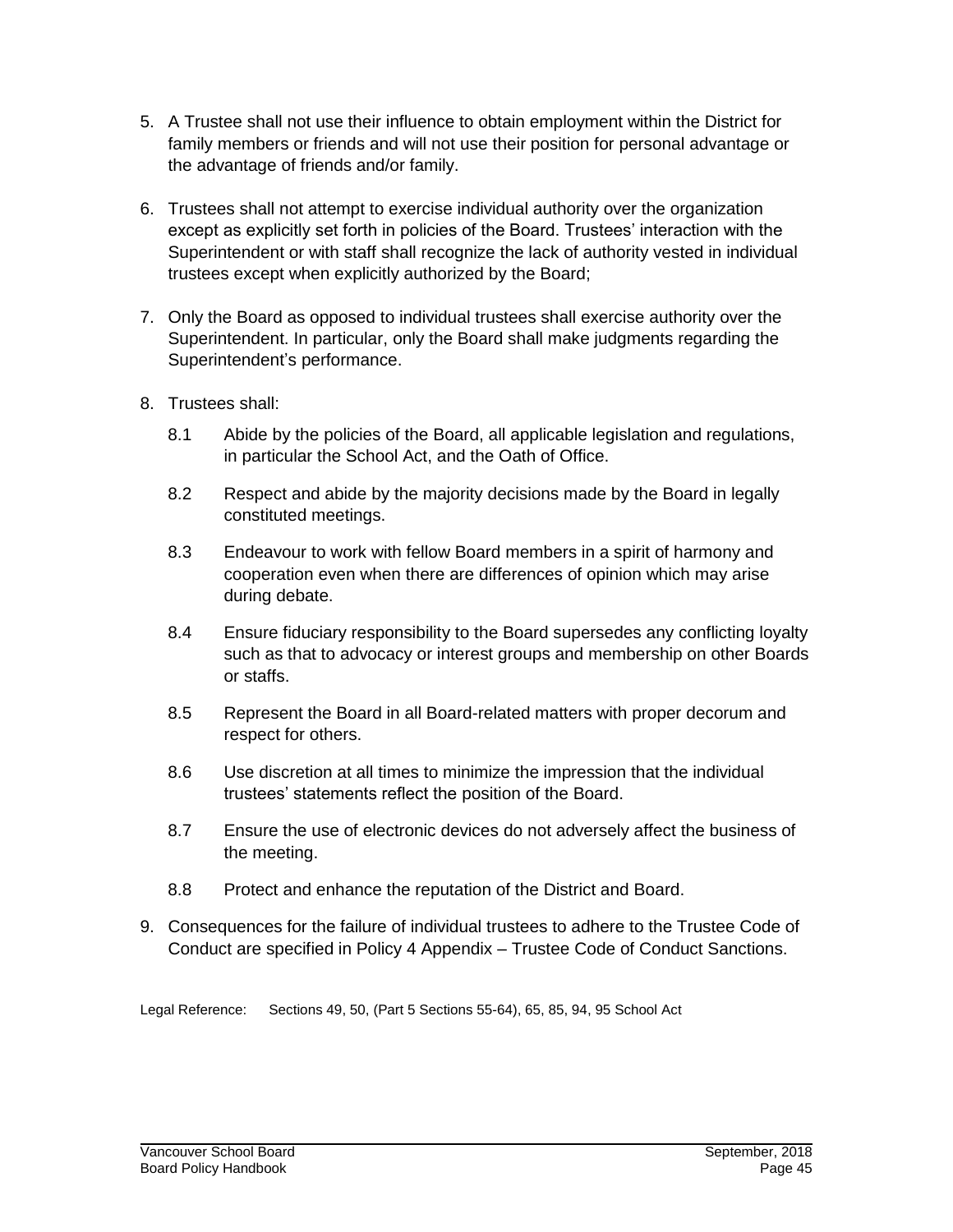5. A Trustee shall not use their influence to obtain employment within the District for family members or friends and will not use their position for personal advantage or the advantage of friends and/or family.

6. Trustees shall not attempt to exercise individual authority over the organization except as explicitly set forth in policies of the Board. Trustees' interaction with the Superintendent or with staff shall recognize the lack of authority vested in individual trustees except when explicitly authorized by the Board;

7. Only the Board as opposed to individual trustees shall exercise authority over the Superintendent. In particular, only the Board shall make judgments regarding the Superintendent's performance.

8. Trustees shall:

   8.1 Abide by the policies of the Board, all applicable legislation and regulations, in particular the School Act, and the Oath of Office.

   8.2 Respect and abide by the majority decisions made by the Board in legally constituted meetings.

   8.3 Endeavour to work with fellow Board members in a spirit of harmony and cooperation even when there are differences of opinion which may arise during debate.

   8.4 Ensure fiduciary responsibility to the Board supersedes any conflicting loyalty such as that to advocacy or interest groups and membership on other Boards or staffs.

   8.5 Represent the Board in all Board-related matters with proper decorum and respect for others.

   8.6 Use discretion at all times to minimize the impression that the individual trustees' statements reflect the position of the Board.

   8.7 Ensure the use of electronic devices do not adversely affect the business of the meeting.

   8.8 Protect and enhance the reputation of the District and Board.

9. Consequences for the failure of individual trustees to adhere to the Trustee Code of Conduct are specified in Policy 4 Appendix – Trustee Code of Conduct Sanctions.

Legal Reference: Sections 49, 50, (Part 5 Sections 55-64), 65, 85, 94, 95 School Act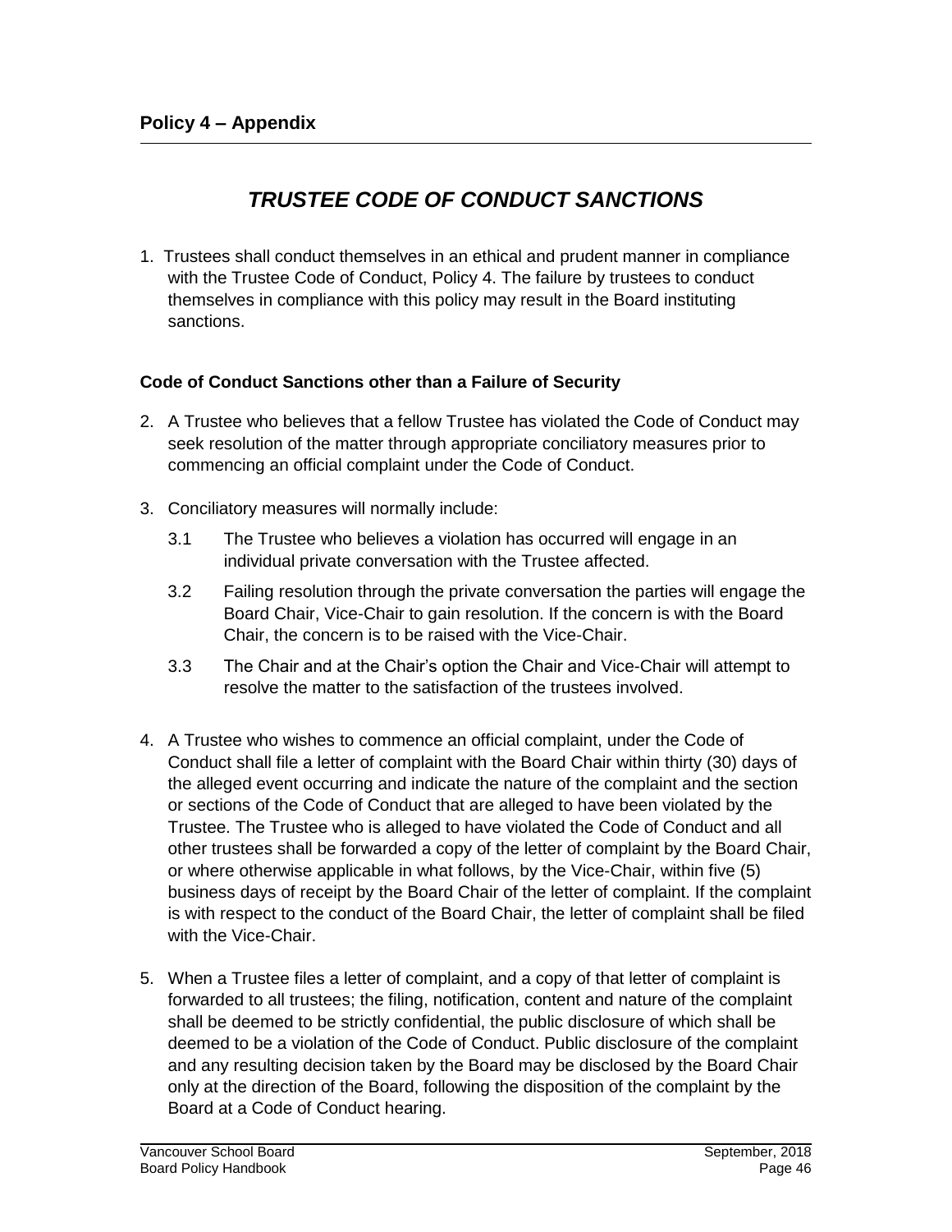## Policy 4 – Appendix

# *TRUSTEE CODE OF CONDUCT SANCTIONS*

1. Trustees shall conduct themselves in an ethical and prudent manner in compliance with the Trustee Code of Conduct, Policy 4. The failure by trustees to conduct themselves in compliance with this policy may result in the Board instituting sanctions.

### Code of Conduct Sanctions other than a Failure of Security

2. A Trustee who believes that a fellow Trustee has violated the Code of Conduct may seek resolution of the matter through appropriate conciliatory measures prior to commencing an official complaint under the Code of Conduct.

3. Conciliatory measures will normally include:

   3.1 The Trustee who believes a violation has occurred will engage in an individual private conversation with the Trustee affected.

   3.2 Failing resolution through the private conversation the parties will engage the Board Chair, Vice-Chair to gain resolution. If the concern is with the Board Chair, the concern is to be raised with the Vice-Chair.

   3.3 The Chair and at the Chair's option the Chair and Vice-Chair will attempt to resolve the matter to the satisfaction of the trustees involved.

4. A Trustee who wishes to commence an official complaint, under the Code of Conduct shall file a letter of complaint with the Board Chair within thirty (30) days of the alleged event occurring and indicate the nature of the complaint and the section or sections of the Code of Conduct that are alleged to have been violated by the Trustee. The Trustee who is alleged to have violated the Code of Conduct and all other trustees shall be forwarded a copy of the letter of complaint by the Board Chair, or where otherwise applicable in what follows, by the Vice-Chair, within five (5) business days of receipt by the Board Chair of the letter of complaint. If the complaint is with respect to the conduct of the Board Chair, the letter of complaint shall be filed with the Vice-Chair.

5. When a Trustee files a letter of complaint, and a copy of that letter of complaint is forwarded to all trustees; the filing, notification, content and nature of the complaint shall be deemed to be strictly confidential, the public disclosure of which shall be deemed to be a violation of the Code of Conduct. Public disclosure of the complaint and any resulting decision taken by the Board may be disclosed by the Board Chair only at the direction of the Board, following the disposition of the complaint by the Board at a Code of Conduct hearing.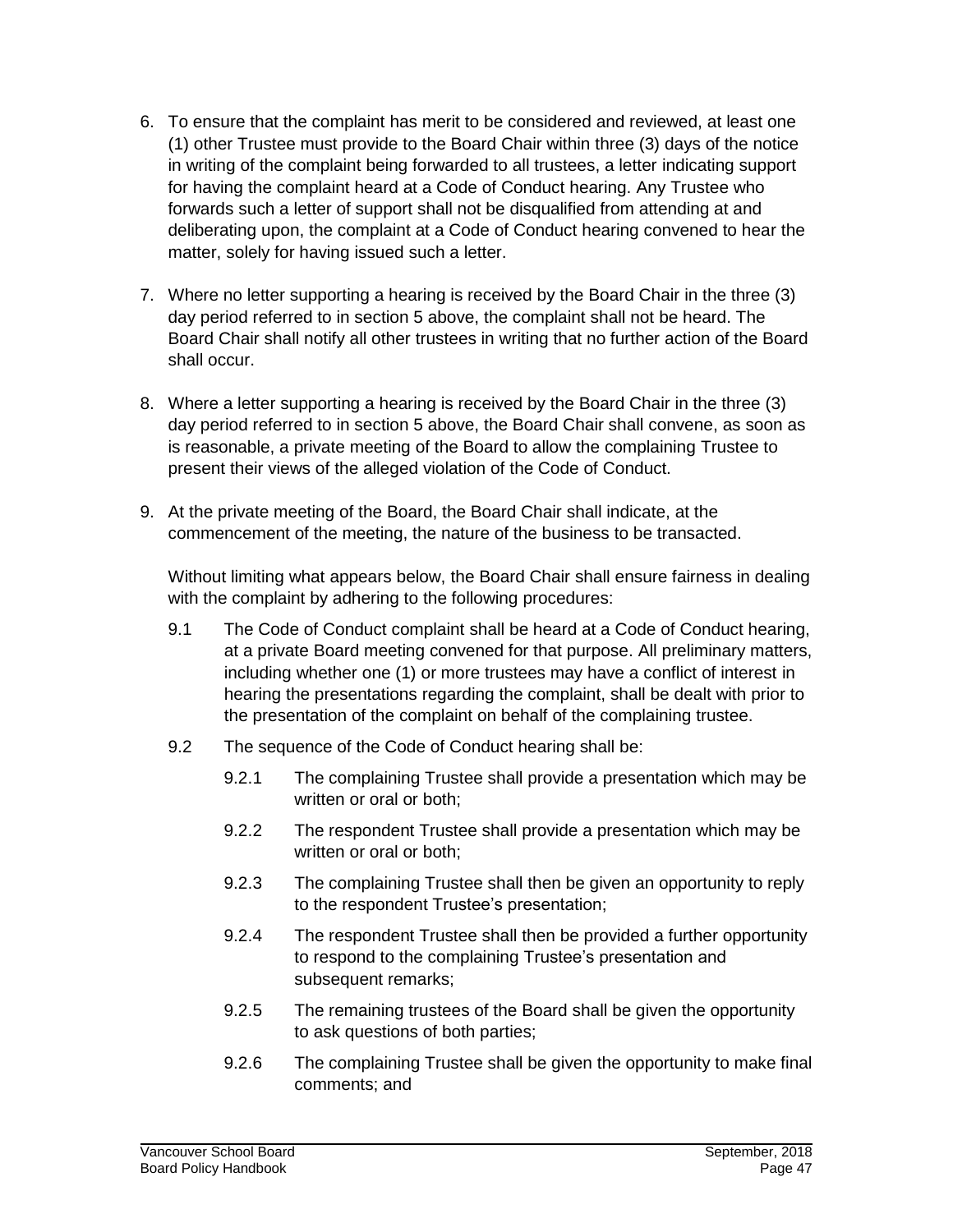6. To ensure that the complaint has merit to be considered and reviewed, at least one (1) other Trustee must provide to the Board Chair within three (3) days of the notice in writing of the complaint being forwarded to all trustees, a letter indicating support for having the complaint heard at a Code of Conduct hearing. Any Trustee who forwards such a letter of support shall not be disqualified from attending at and deliberating upon, the complaint at a Code of Conduct hearing convened to hear the matter, solely for having issued such a letter.

7. Where no letter supporting a hearing is received by the Board Chair in the three (3) day period referred to in section 5 above, the complaint shall not be heard. The Board Chair shall notify all other trustees in writing that no further action of the Board shall occur.

8. Where a letter supporting a hearing is received by the Board Chair in the three (3) day period referred to in section 5 above, the Board Chair shall convene, as soon as is reasonable, a private meeting of the Board to allow the complaining Trustee to present their views of the alleged violation of the Code of Conduct.

9. At the private meeting of the Board, the Board Chair shall indicate, at the commencement of the meeting, the nature of the business to be transacted.

   Without limiting what appears below, the Board Chair shall ensure fairness in dealing with the complaint by adhering to the following procedures:

   9.1 The Code of Conduct complaint shall be heard at a Code of Conduct hearing, at a private Board meeting convened for that purpose. All preliminary matters, including whether one (1) or more trustees may have a conflict of interest in hearing the presentations regarding the complaint, shall be dealt with prior to the presentation of the complaint on behalf of the complaining trustee.

   9.2 The sequence of the Code of Conduct hearing shall be:

   9.2.1 The complaining Trustee shall provide a presentation which may be written or oral or both;

   9.2.2 The respondent Trustee shall provide a presentation which may be written or oral or both;

   9.2.3 The complaining Trustee shall then be given an opportunity to reply to the respondent Trustee's presentation;

   9.2.4 The respondent Trustee shall then be provided a further opportunity to respond to the complaining Trustee's presentation and subsequent remarks;

   9.2.5 The remaining trustees of the Board shall be given the opportunity to ask questions of both parties;

   9.2.6 The complaining Trustee shall be given the opportunity to make final comments; and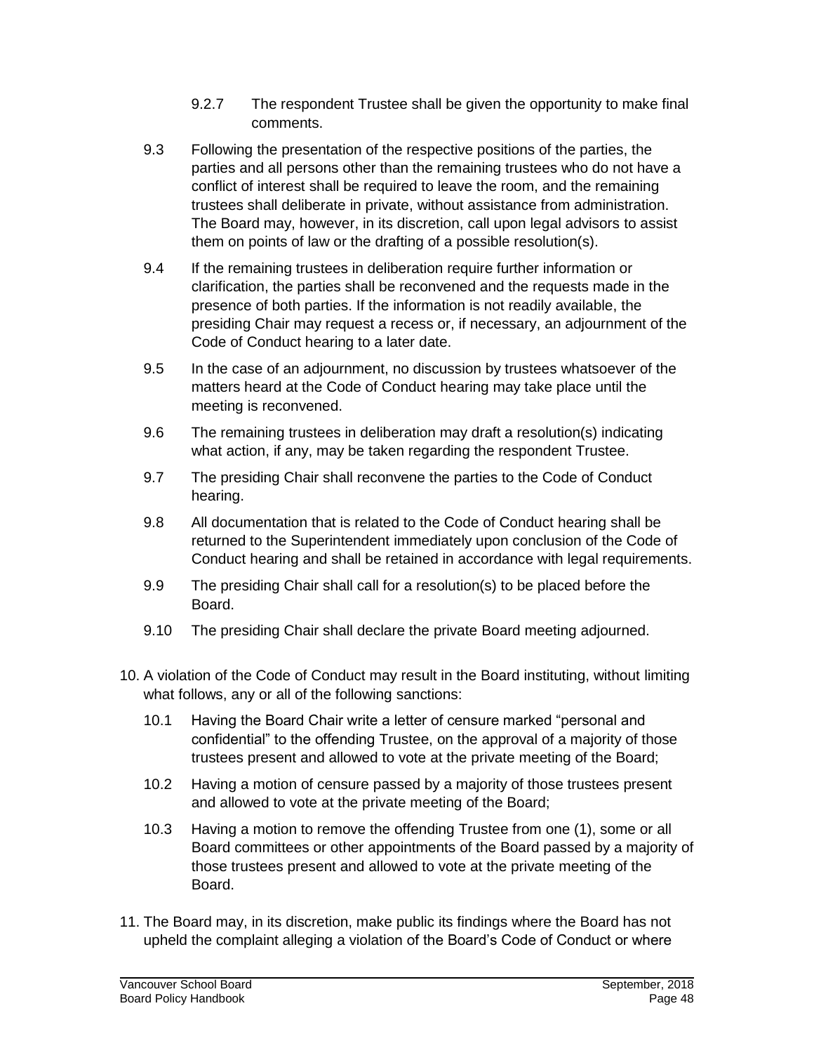9.2.7 The respondent Trustee shall be given the opportunity to make final comments.

9.3 Following the presentation of the respective positions of the parties, the parties and all persons other than the remaining trustees who do not have a conflict of interest shall be required to leave the room, and the remaining trustees shall deliberate in private, without assistance from administration. The Board may, however, in its discretion, call upon legal advisors to assist them on points of law or the drafting of a possible resolution(s).

9.4 If the remaining trustees in deliberation require further information or clarification, the parties shall be reconvened and the requests made in the presence of both parties. If the information is not readily available, the presiding Chair may request a recess or, if necessary, an adjournment of the Code of Conduct hearing to a later date.

9.5 In the case of an adjournment, no discussion by trustees whatsoever of the matters heard at the Code of Conduct hearing may take place until the meeting is reconvened.

9.6 The remaining trustees in deliberation may draft a resolution(s) indicating what action, if any, may be taken regarding the respondent Trustee.

9.7 The presiding Chair shall reconvene the parties to the Code of Conduct hearing.

9.8 All documentation that is related to the Code of Conduct hearing shall be returned to the Superintendent immediately upon conclusion of the Code of Conduct hearing and shall be retained in accordance with legal requirements.

9.9 The presiding Chair shall call for a resolution(s) to be placed before the Board.

9.10 The presiding Chair shall declare the private Board meeting adjourned.

10. A violation of the Code of Conduct may result in the Board instituting, without limiting what follows, any or all of the following sanctions:

    10.1 Having the Board Chair write a letter of censure marked "personal and confidential" to the offending Trustee, on the approval of a majority of those trustees present and allowed to vote at the private meeting of the Board;

    10.2 Having a motion of censure passed by a majority of those trustees present and allowed to vote at the private meeting of the Board;

    10.3 Having a motion to remove the offending Trustee from one (1), some or all Board committees or other appointments of the Board passed by a majority of those trustees present and allowed to vote at the private meeting of the Board.

11. The Board may, in its discretion, make public its findings where the Board has not upheld the complaint alleging a violation of the Board's Code of Conduct or where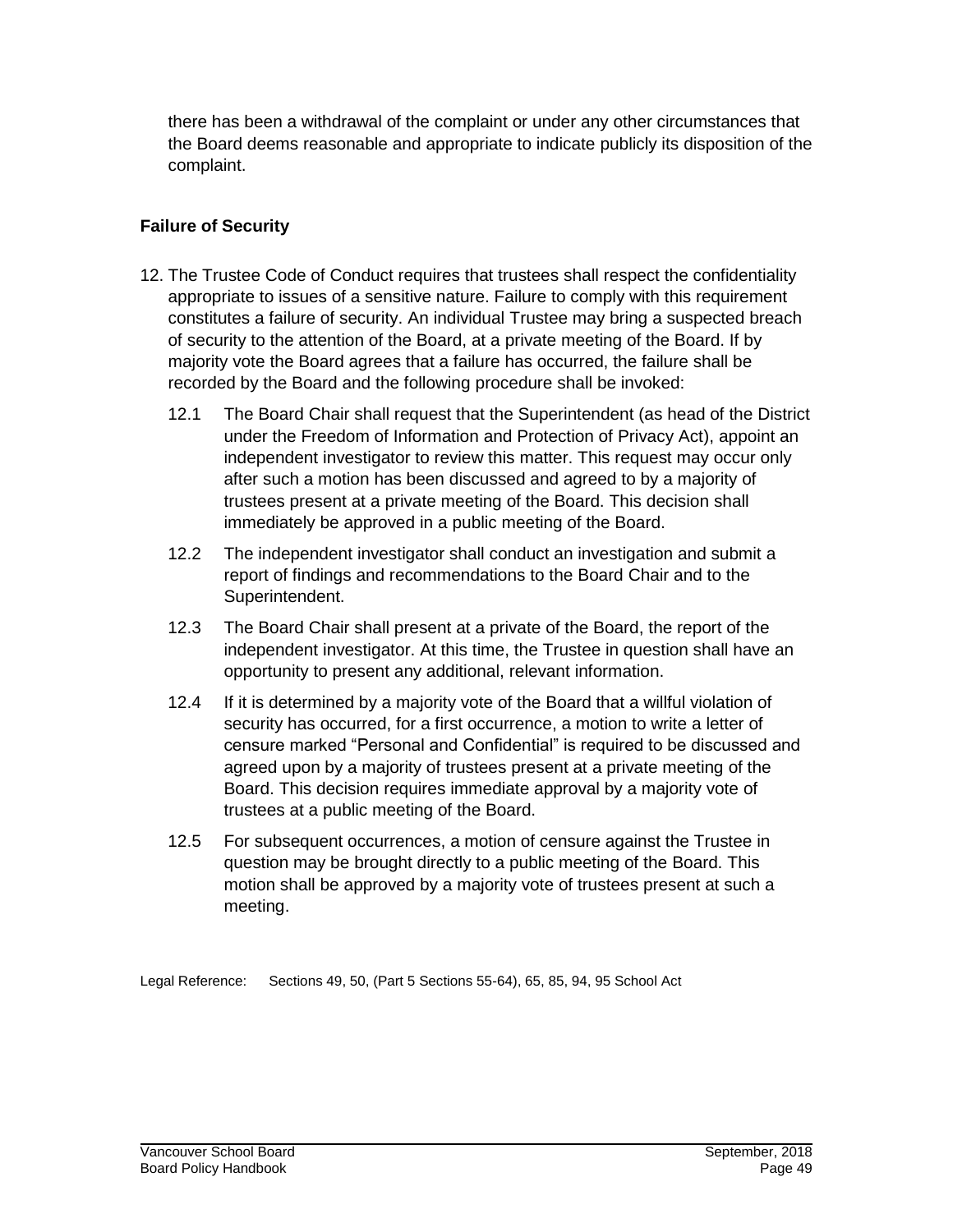there has been a withdrawal of the complaint or under any other circumstances that the Board deems reasonable and appropriate to indicate publicly its disposition of the complaint.

### Failure of Security

12. The Trustee Code of Conduct requires that trustees shall respect the confidentiality appropriate to issues of a sensitive nature. Failure to comply with this requirement constitutes a failure of security. An individual Trustee may bring a suspected breach of security to the attention of the Board, at a private meeting of the Board. If by majority vote the Board agrees that a failure has occurred, the failure shall be recorded by the Board and the following procedure shall be invoked:

    12.1 The Board Chair shall request that the Superintendent (as head of the District under the Freedom of Information and Protection of Privacy Act), appoint an independent investigator to review this matter. This request may occur only after such a motion has been discussed and agreed to by a majority of trustees present at a private meeting of the Board. This decision shall immediately be approved in a public meeting of the Board.

    12.2 The independent investigator shall conduct an investigation and submit a report of findings and recommendations to the Board Chair and to the Superintendent.

    12.3 The Board Chair shall present at a private of the Board, the report of the independent investigator. At this time, the Trustee in question shall have an opportunity to present any additional, relevant information.

    12.4 If it is determined by a majority vote of the Board that a willful violation of security has occurred, for a first occurrence, a motion to write a letter of censure marked "Personal and Confidential" is required to be discussed and agreed upon by a majority of trustees present at a private meeting of the Board. This decision requires immediate approval by a majority vote of trustees at a public meeting of the Board.

    12.5 For subsequent occurrences, a motion of censure against the Trustee in question may be brought directly to a public meeting of the Board. This motion shall be approved by a majority vote of trustees present at such a meeting.

Legal Reference: Sections 49, 50, (Part 5 Sections 55-64), 65, 85, 94, 95 School Act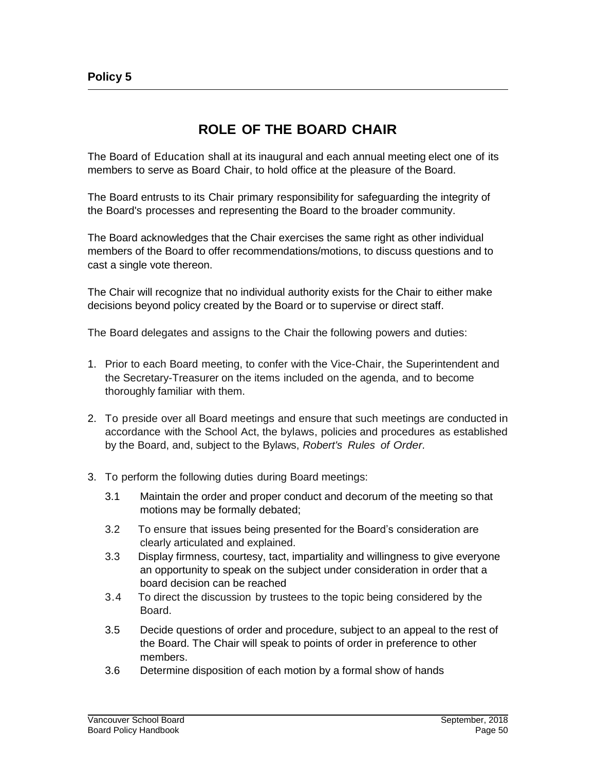**Policy 5**

# ROLE OF THE BOARD CHAIR

The Board of Education shall at its inaugural and each annual meeting elect one of its members to serve as Board Chair, to hold office at the pleasure of the Board.

The Board entrusts to its Chair primary responsibility for safeguarding the integrity of the Board's processes and representing the Board to the broader community.

The Board acknowledges that the Chair exercises the same right as other individual members of the Board to offer recommendations/motions, to discuss questions and to cast a single vote thereon.

The Chair will recognize that no individual authority exists for the Chair to either make decisions beyond policy created by the Board or to supervise or direct staff.

The Board delegates and assigns to the Chair the following powers and duties:

1. Prior to each Board meeting, to confer with the Vice-Chair, the Superintendent and the Secretary-Treasurer on the items included on the agenda, and to become thoroughly familiar with them.

2. To preside over all Board meetings and ensure that such meetings are conducted in accordance with the School Act, the bylaws, policies and procedures as established by the Board, and, subject to the Bylaws, *Robert's Rules of Order.*

3. To perform the following duties during Board meetings:

   3.1 Maintain the order and proper conduct and decorum of the meeting so that motions may be formally debated;

   3.2 To ensure that issues being presented for the Board's consideration are clearly articulated and explained.

   3.3 Display firmness, courtesy, tact, impartiality and willingness to give everyone an opportunity to speak on the subject under consideration in order that a board decision can be reached

   3.4 To direct the discussion by trustees to the topic being considered by the Board.

   3.5 Decide questions of order and procedure, subject to an appeal to the rest of the Board. The Chair will speak to points of order in preference to other members.

   3.6 Determine disposition of each motion by a formal show of hands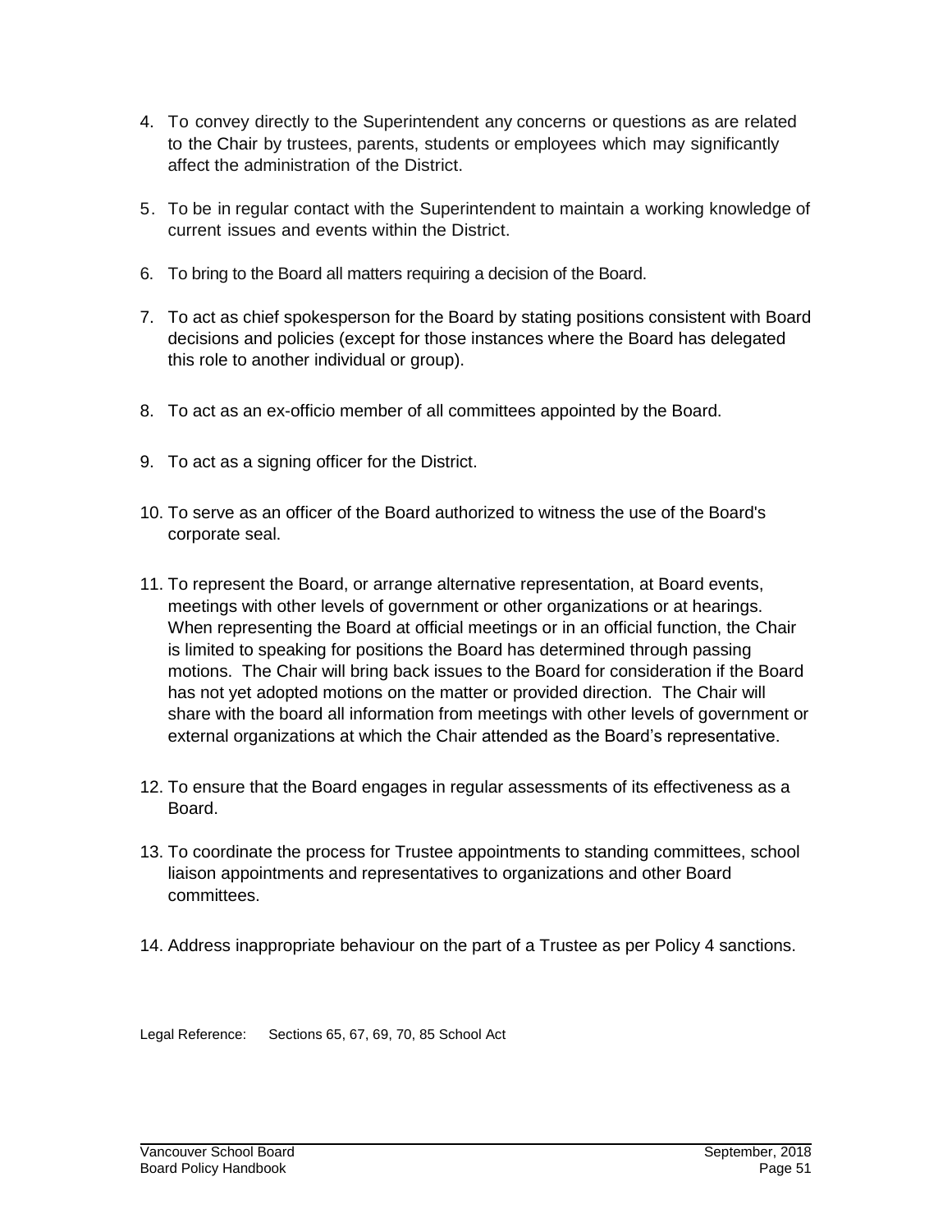4. To convey directly to the Superintendent any concerns or questions as are related to the Chair by trustees, parents, students or employees which may significantly affect the administration of the District.

5. To be in regular contact with the Superintendent to maintain a working knowledge of current issues and events within the District.

6. To bring to the Board all matters requiring a decision of the Board.

7. To act as chief spokesperson for the Board by stating positions consistent with Board decisions and policies (except for those instances where the Board has delegated this role to another individual or group).

8. To act as an ex-officio member of all committees appointed by the Board.

9. To act as a signing officer for the District.

10. To serve as an officer of the Board authorized to witness the use of the Board's corporate seal.

11. To represent the Board, or arrange alternative representation, at Board events, meetings with other levels of government or other organizations or at hearings. When representing the Board at official meetings or in an official function, the Chair is limited to speaking for positions the Board has determined through passing motions. The Chair will bring back issues to the Board for consideration if the Board has not yet adopted motions on the matter or provided direction. The Chair will share with the board all information from meetings with other levels of government or external organizations at which the Chair attended as the Board's representative.

12. To ensure that the Board engages in regular assessments of its effectiveness as a Board.

13. To coordinate the process for Trustee appointments to standing committees, school liaison appointments and representatives to organizations and other Board committees.

14. Address inappropriate behaviour on the part of a Trustee as per Policy 4 sanctions.

Legal Reference: Sections 65, 67, 69, 70, 85 School Act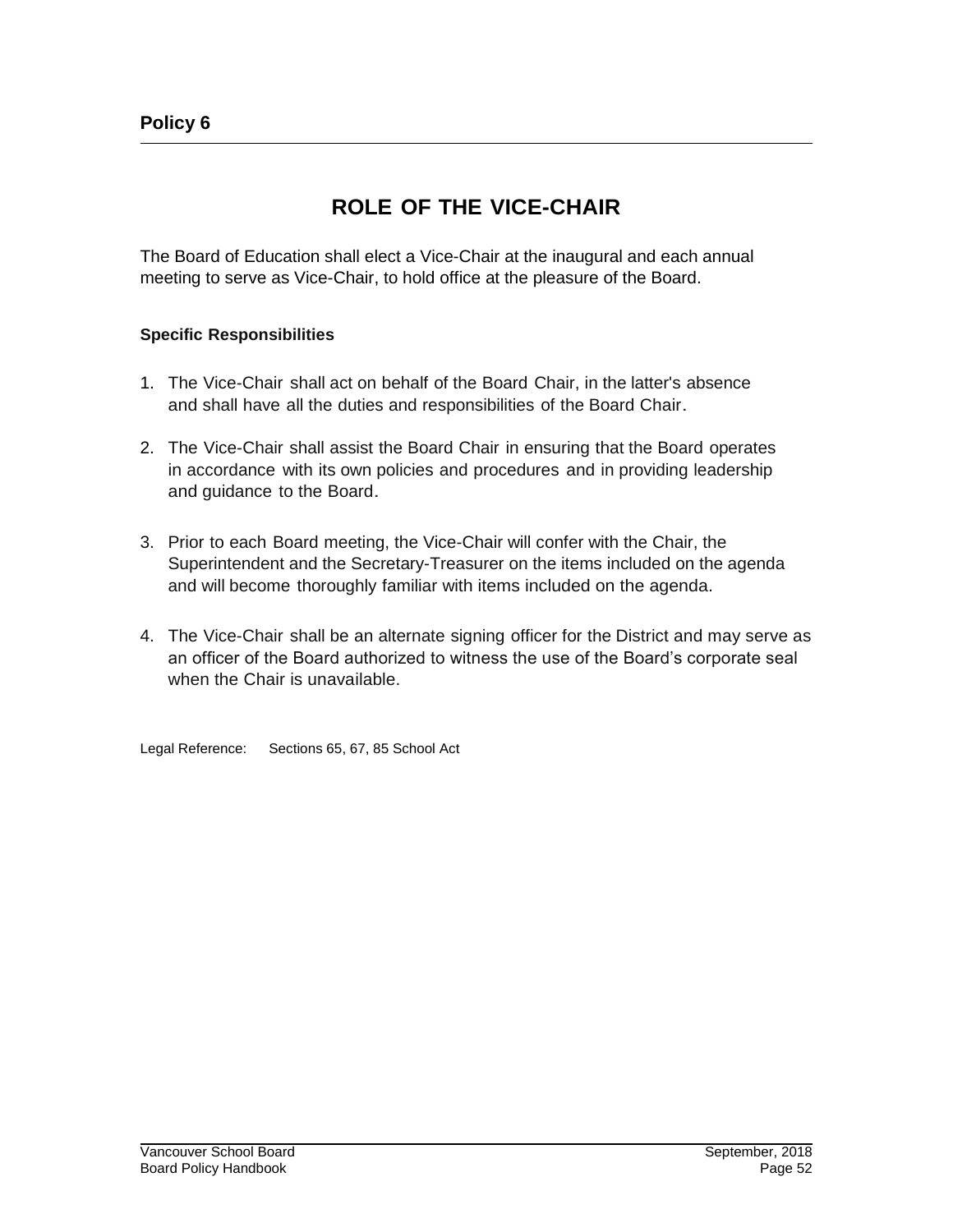**Policy 6**

# ROLE OF THE VICE-CHAIR

The Board of Education shall elect a Vice-Chair at the inaugural and each annual meeting to serve as Vice-Chair, to hold office at the pleasure of the Board.

### Specific Responsibilities

1. The Vice-Chair shall act on behalf of the Board Chair, in the latter's absence and shall have all the duties and responsibilities of the Board Chair.

2. The Vice-Chair shall assist the Board Chair in ensuring that the Board operates in accordance with its own policies and procedures and in providing leadership and guidance to the Board.

3. Prior to each Board meeting, the Vice-Chair will confer with the Chair, the Superintendent and the Secretary-Treasurer on the items included on the agenda and will become thoroughly familiar with items included on the agenda.

4. The Vice-Chair shall be an alternate signing officer for the District and may serve as an officer of the Board authorized to witness the use of the Board's corporate seal when the Chair is unavailable.

Legal Reference: Sections 65, 67, 85 School Act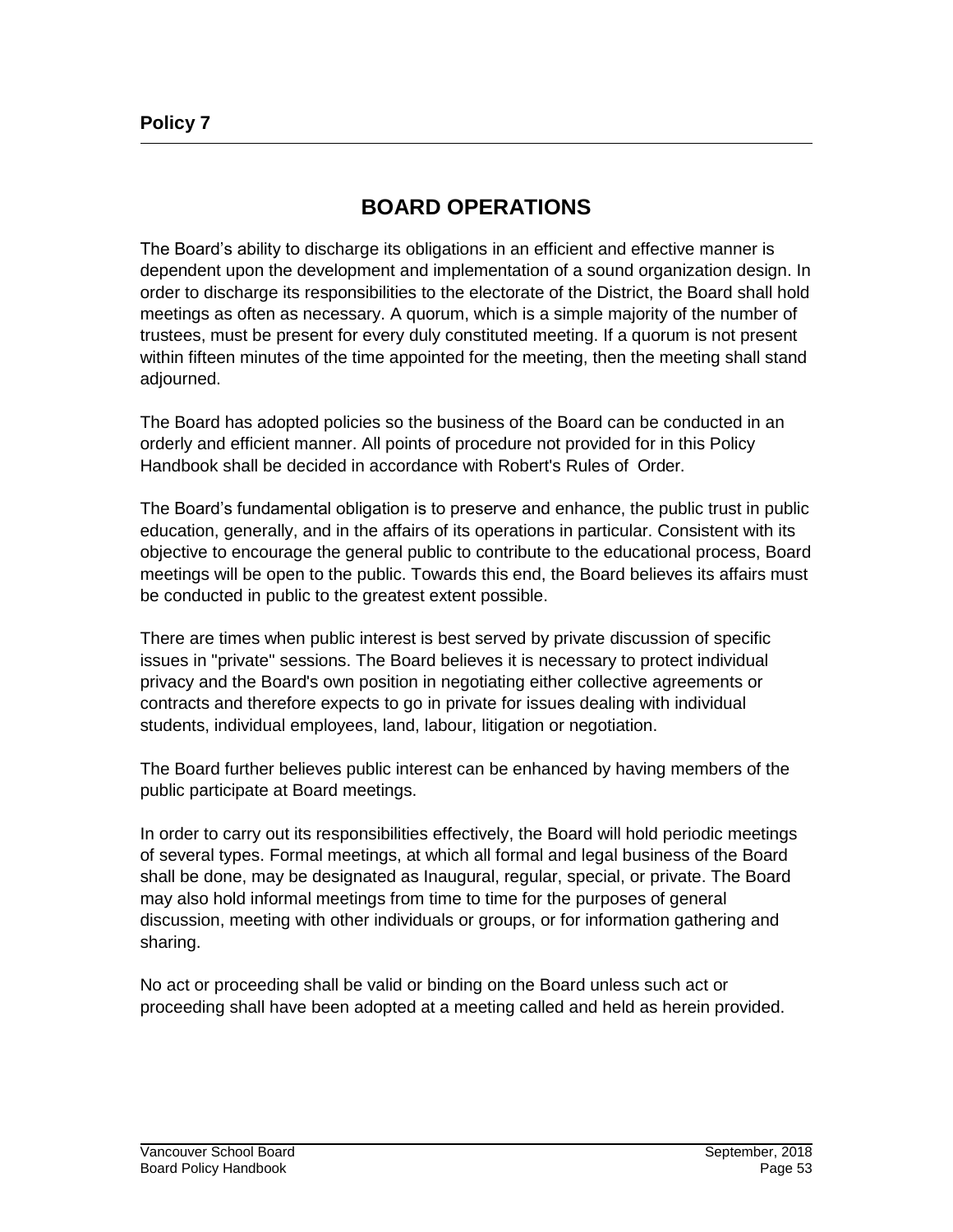**Policy 7**

# BOARD OPERATIONS

The Board's ability to discharge its obligations in an efficient and effective manner is dependent upon the development and implementation of a sound organization design. In order to discharge its responsibilities to the electorate of the District, the Board shall hold meetings as often as necessary. A quorum, which is a simple majority of the number of trustees, must be present for every duly constituted meeting. If a quorum is not present within fifteen minutes of the time appointed for the meeting, then the meeting shall stand adjourned.

The Board has adopted policies so the business of the Board can be conducted in an orderly and efficient manner. All points of procedure not provided for in this Policy Handbook shall be decided in accordance with Robert's Rules of Order.

The Board's fundamental obligation is to preserve and enhance, the public trust in public education, generally, and in the affairs of its operations in particular. Consistent with its objective to encourage the general public to contribute to the educational process, Board meetings will be open to the public. Towards this end, the Board believes its affairs must be conducted in public to the greatest extent possible.

There are times when public interest is best served by private discussion of specific issues in "private" sessions. The Board believes it is necessary to protect individual privacy and the Board's own position in negotiating either collective agreements or contracts and therefore expects to go in private for issues dealing with individual students, individual employees, land, labour, litigation or negotiation.

The Board further believes public interest can be enhanced by having members of the public participate at Board meetings.

In order to carry out its responsibilities effectively, the Board will hold periodic meetings of several types. Formal meetings, at which all formal and legal business of the Board shall be done, may be designated as Inaugural, regular, special, or private. The Board may also hold informal meetings from time to time for the purposes of general discussion, meeting with other individuals or groups, or for information gathering and sharing.

No act or proceeding shall be valid or binding on the Board unless such act or proceeding shall have been adopted at a meeting called and held as herein provided.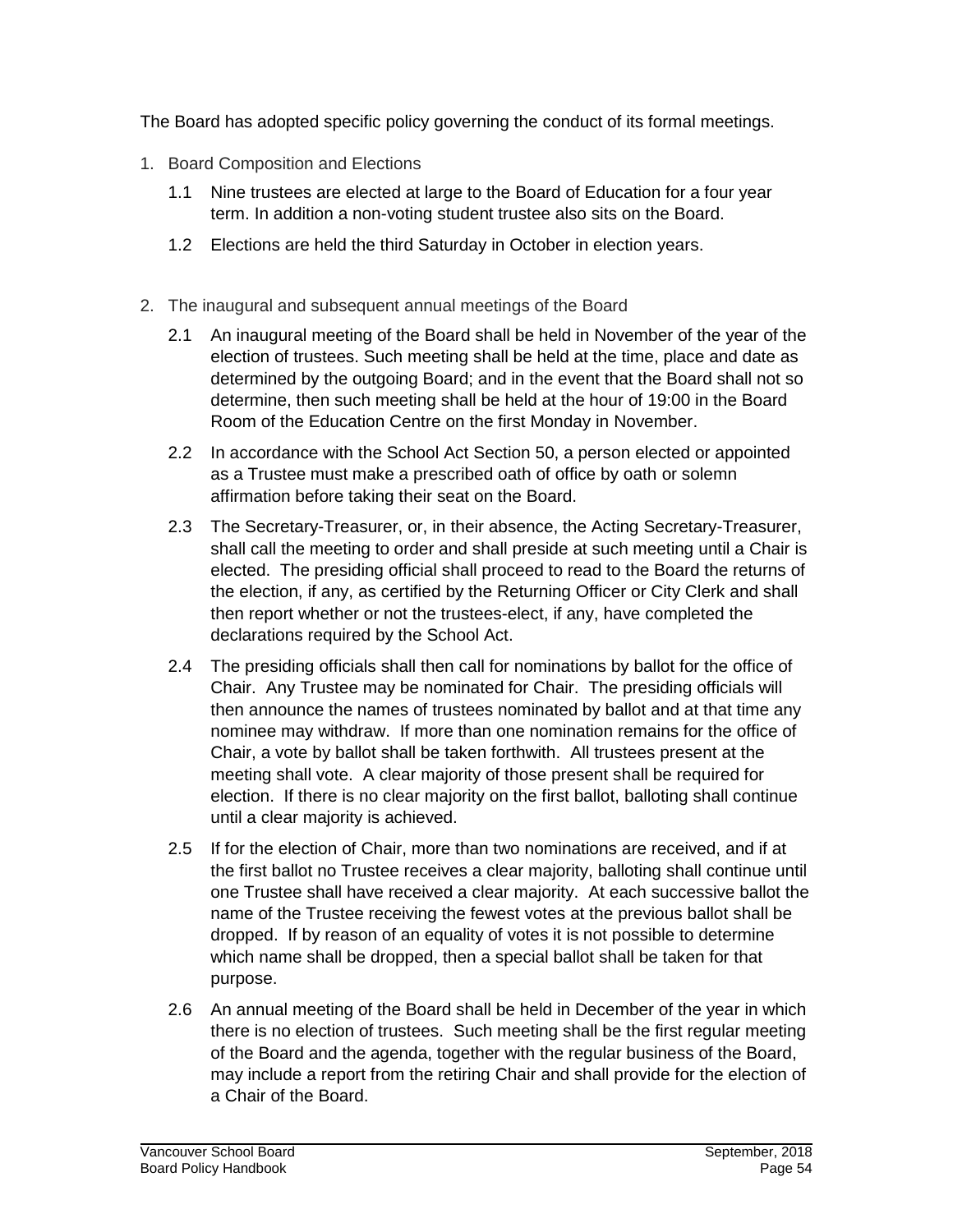The Board has adopted specific policy governing the conduct of its formal meetings.

1. Board Composition and Elections

   1.1 Nine trustees are elected at large to the Board of Education for a four year term. In addition a non-voting student trustee also sits on the Board.

   1.2 Elections are held the third Saturday in October in election years.

2. The inaugural and subsequent annual meetings of the Board

   2.1 An inaugural meeting of the Board shall be held in November of the year of the election of trustees. Such meeting shall be held at the time, place and date as determined by the outgoing Board; and in the event that the Board shall not so determine, then such meeting shall be held at the hour of 19:00 in the Board Room of the Education Centre on the first Monday in November.

   2.2 In accordance with the School Act Section 50, a person elected or appointed as a Trustee must make a prescribed oath of office by oath or solemn affirmation before taking their seat on the Board.

   2.3 The Secretary-Treasurer, or, in their absence, the Acting Secretary-Treasurer, shall call the meeting to order and shall preside at such meeting until a Chair is elected. The presiding official shall proceed to read to the Board the returns of the election, if any, as certified by the Returning Officer or City Clerk and shall then report whether or not the trustees-elect, if any, have completed the declarations required by the School Act.

   2.4 The presiding officials shall then call for nominations by ballot for the office of Chair. Any Trustee may be nominated for Chair. The presiding officials will then announce the names of trustees nominated by ballot and at that time any nominee may withdraw. If more than one nomination remains for the office of Chair, a vote by ballot shall be taken forthwith. All trustees present at the meeting shall vote. A clear majority of those present shall be required for election. If there is no clear majority on the first ballot, balloting shall continue until a clear majority is achieved.

   2.5 If for the election of Chair, more than two nominations are received, and if at the first ballot no Trustee receives a clear majority, balloting shall continue until one Trustee shall have received a clear majority. At each successive ballot the name of the Trustee receiving the fewest votes at the previous ballot shall be dropped. If by reason of an equality of votes it is not possible to determine which name shall be dropped, then a special ballot shall be taken for that purpose.

   2.6 An annual meeting of the Board shall be held in December of the year in which there is no election of trustees. Such meeting shall be the first regular meeting of the Board and the agenda, together with the regular business of the Board, may include a report from the retiring Chair and shall provide for the election of a Chair of the Board.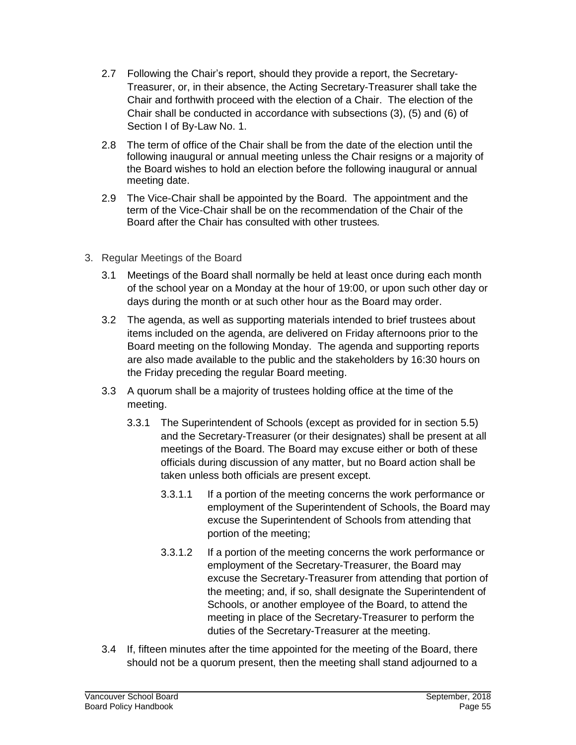2.7 Following the Chair's report, should they provide a report, the Secretary-Treasurer, or, in their absence, the Acting Secretary-Treasurer shall take the Chair and forthwith proceed with the election of a Chair. The election of the Chair shall be conducted in accordance with subsections (3), (5) and (6) of Section I of By-Law No. 1.

2.8 The term of office of the Chair shall be from the date of the election until the following inaugural or annual meeting unless the Chair resigns or a majority of the Board wishes to hold an election before the following inaugural or annual meeting date.

2.9 The Vice-Chair shall be appointed by the Board. The appointment and the term of the Vice-Chair shall be on the recommendation of the Chair of the Board after the Chair has consulted with other trustees.

3. Regular Meetings of the Board

3.1 Meetings of the Board shall normally be held at least once during each month of the school year on a Monday at the hour of 19:00, or upon such other day or days during the month or at such other hour as the Board may order.

3.2 The agenda, as well as supporting materials intended to brief trustees about items included on the agenda, are delivered on Friday afternoons prior to the Board meeting on the following Monday. The agenda and supporting reports are also made available to the public and the stakeholders by 16:30 hours on the Friday preceding the regular Board meeting.

3.3 A quorum shall be a majority of trustees holding office at the time of the meeting.

3.3.1 The Superintendent of Schools (except as provided for in section 5.5) and the Secretary-Treasurer (or their designates) shall be present at all meetings of the Board. The Board may excuse either or both of these officials during discussion of any matter, but no Board action shall be taken unless both officials are present except.

3.3.1.1 If a portion of the meeting concerns the work performance or employment of the Superintendent of Schools, the Board may excuse the Superintendent of Schools from attending that portion of the meeting;

3.3.1.2 If a portion of the meeting concerns the work performance or employment of the Secretary-Treasurer, the Board may excuse the Secretary-Treasurer from attending that portion of the meeting; and, if so, shall designate the Superintendent of Schools, or another employee of the Board, to attend the meeting in place of the Secretary-Treasurer to perform the duties of the Secretary-Treasurer at the meeting.

3.4 If, fifteen minutes after the time appointed for the meeting of the Board, there should not be a quorum present, then the meeting shall stand adjourned to a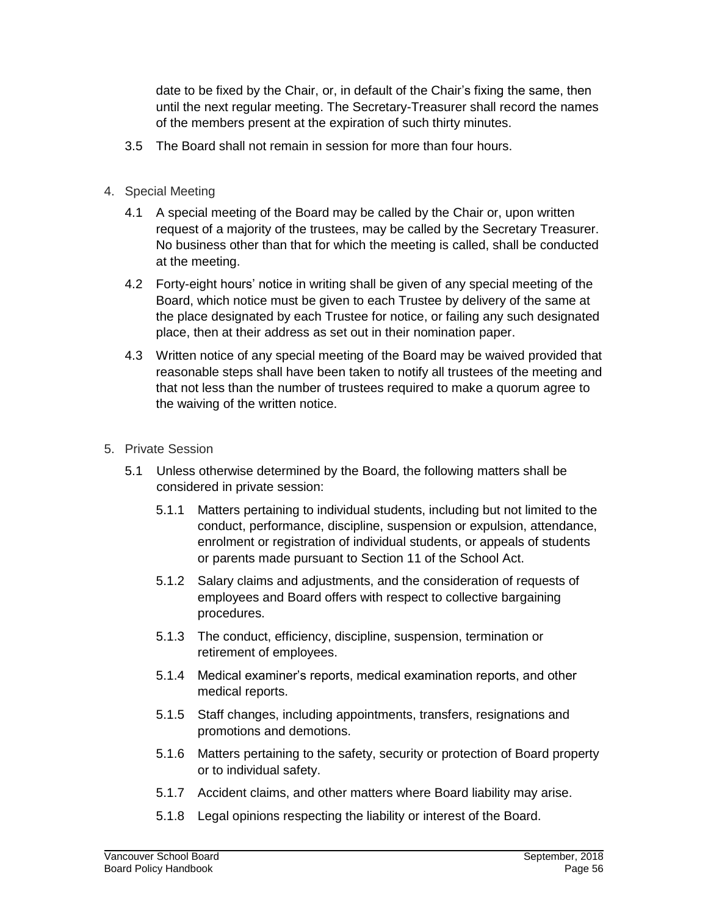date to be fixed by the Chair, or, in default of the Chair's fixing the same, then until the next regular meeting. The Secretary-Treasurer shall record the names of the members present at the expiration of such thirty minutes.

3.5 The Board shall not remain in session for more than four hours.

4. Special Meeting

   4.1 A special meeting of the Board may be called by the Chair or, upon written request of a majority of the trustees, may be called by the Secretary Treasurer. No business other than that for which the meeting is called, shall be conducted at the meeting.

   4.2 Forty-eight hours' notice in writing shall be given of any special meeting of the Board, which notice must be given to each Trustee by delivery of the same at the place designated by each Trustee for notice, or failing any such designated place, then at their address as set out in their nomination paper.

   4.3 Written notice of any special meeting of the Board may be waived provided that reasonable steps shall have been taken to notify all trustees of the meeting and that not less than the number of trustees required to make a quorum agree to the waiving of the written notice.

5. Private Session

   5.1 Unless otherwise determined by the Board, the following matters shall be considered in private session:

      5.1.1 Matters pertaining to individual students, including but not limited to the conduct, performance, discipline, suspension or expulsion, attendance, enrolment or registration of individual students, or appeals of students or parents made pursuant to Section 11 of the School Act.

      5.1.2 Salary claims and adjustments, and the consideration of requests of employees and Board offers with respect to collective bargaining procedures.

      5.1.3 The conduct, efficiency, discipline, suspension, termination or retirement of employees.

      5.1.4 Medical examiner's reports, medical examination reports, and other medical reports.

      5.1.5 Staff changes, including appointments, transfers, resignations and promotions and demotions.

      5.1.6 Matters pertaining to the safety, security or protection of Board property or to individual safety.

      5.1.7 Accident claims, and other matters where Board liability may arise.

      5.1.8 Legal opinions respecting the liability or interest of the Board.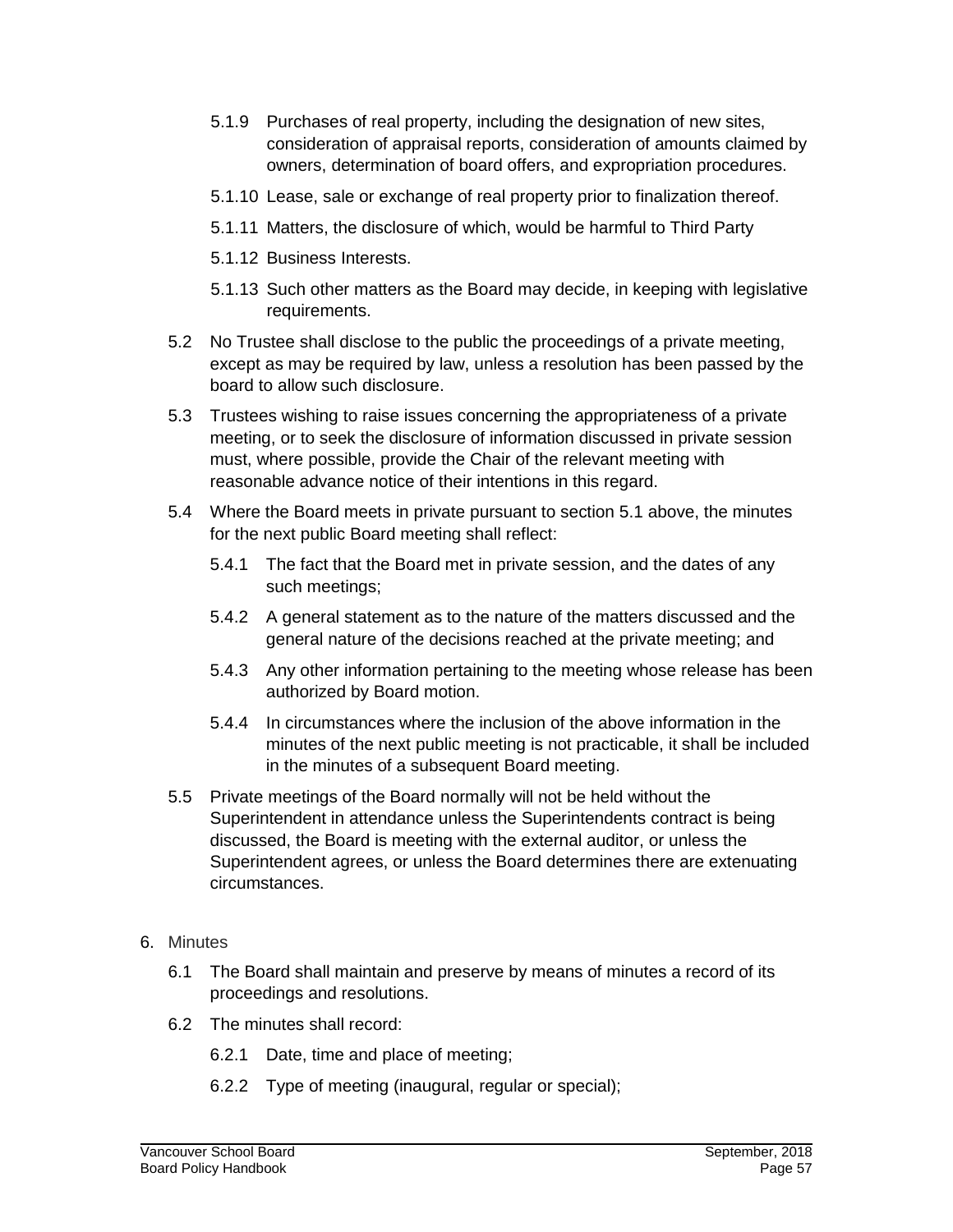- 5.1.9 Purchases of real property, including the designation of new sites, consideration of appraisal reports, consideration of amounts claimed by owners, determination of board offers, and expropriation procedures.
- 5.1.10 Lease, sale or exchange of real property prior to finalization thereof.
- 5.1.11 Matters, the disclosure of which, would be harmful to Third Party
- 5.1.12 Business Interests.
- 5.1.13 Such other matters as the Board may decide, in keeping with legislative requirements.

5.2 No Trustee shall disclose to the public the proceedings of a private meeting, except as may be required by law, unless a resolution has been passed by the board to allow such disclosure.

5.3 Trustees wishing to raise issues concerning the appropriateness of a private meeting, or to seek the disclosure of information discussed in private session must, where possible, provide the Chair of the relevant meeting with reasonable advance notice of their intentions in this regard.

5.4 Where the Board meets in private pursuant to section 5.1 above, the minutes for the next public Board meeting shall reflect:

- 5.4.1 The fact that the Board met in private session, and the dates of any such meetings;
- 5.4.2 A general statement as to the nature of the matters discussed and the general nature of the decisions reached at the private meeting; and
- 5.4.3 Any other information pertaining to the meeting whose release has been authorized by Board motion.
- 5.4.4 In circumstances where the inclusion of the above information in the minutes of the next public meeting is not practicable, it shall be included in the minutes of a subsequent Board meeting.

5.5 Private meetings of the Board normally will not be held without the Superintendent in attendance unless the Superintendents contract is being discussed, the Board is meeting with the external auditor, or unless the Superintendent agrees, or unless the Board determines there are extenuating circumstances.

## 6. Minutes

6.1 The Board shall maintain and preserve by means of minutes a record of its proceedings and resolutions.

6.2 The minutes shall record:

- 6.2.1 Date, time and place of meeting;
- 6.2.2 Type of meeting (inaugural, regular or special);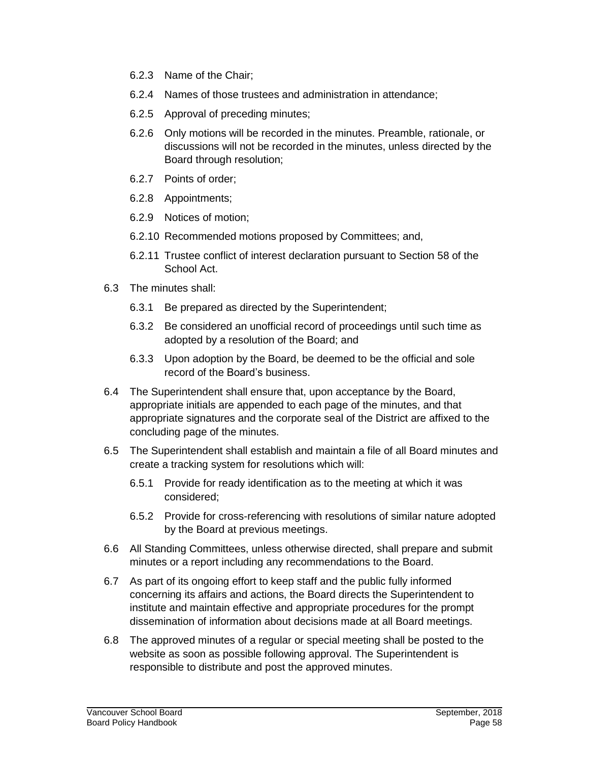- 6.2.3 Name of the Chair;
- 6.2.4 Names of those trustees and administration in attendance;
- 6.2.5 Approval of preceding minutes;
- 6.2.6 Only motions will be recorded in the minutes. Preamble, rationale, or discussions will not be recorded in the minutes, unless directed by the Board through resolution;
- 6.2.7 Points of order;
- 6.2.8 Appointments;
- 6.2.9 Notices of motion;
- 6.2.10 Recommended motions proposed by Committees; and,
- 6.2.11 Trustee conflict of interest declaration pursuant to Section 58 of the School Act.

6.3 The minutes shall:

- 6.3.1 Be prepared as directed by the Superintendent;
- 6.3.2 Be considered an unofficial record of proceedings until such time as adopted by a resolution of the Board; and
- 6.3.3 Upon adoption by the Board, be deemed to be the official and sole record of the Board's business.

6.4 The Superintendent shall ensure that, upon acceptance by the Board, appropriate initials are appended to each page of the minutes, and that appropriate signatures and the corporate seal of the District are affixed to the concluding page of the minutes.

6.5 The Superintendent shall establish and maintain a file of all Board minutes and create a tracking system for resolutions which will:

- 6.5.1 Provide for ready identification as to the meeting at which it was considered;
- 6.5.2 Provide for cross-referencing with resolutions of similar nature adopted by the Board at previous meetings.

6.6 All Standing Committees, unless otherwise directed, shall prepare and submit minutes or a report including any recommendations to the Board.

6.7 As part of its ongoing effort to keep staff and the public fully informed concerning its affairs and actions, the Board directs the Superintendent to institute and maintain effective and appropriate procedures for the prompt dissemination of information about decisions made at all Board meetings.

6.8 The approved minutes of a regular or special meeting shall be posted to the website as soon as possible following approval. The Superintendent is responsible to distribute and post the approved minutes.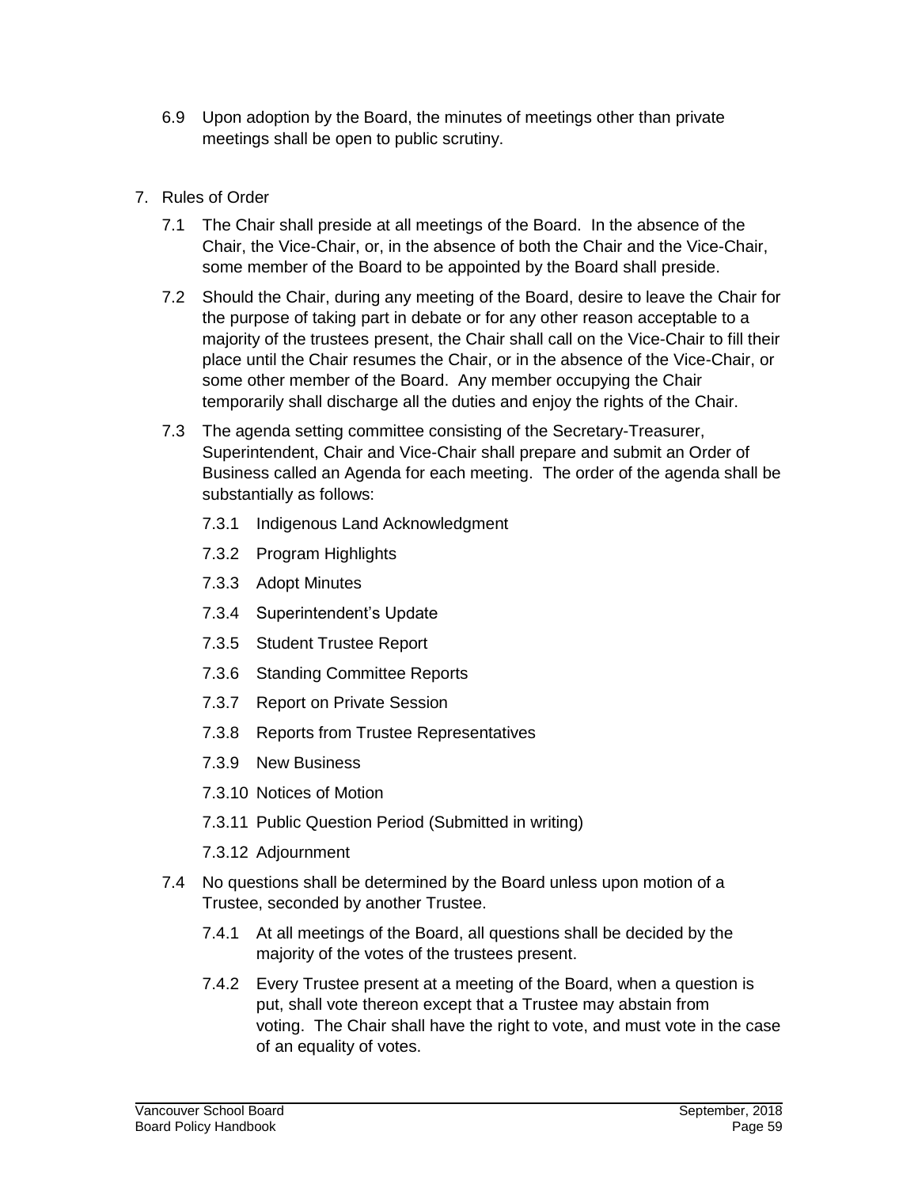6.9 Upon adoption by the Board, the minutes of meetings other than private meetings shall be open to public scrutiny.

7. Rules of Order

   7.1 The Chair shall preside at all meetings of the Board. In the absence of the Chair, the Vice-Chair, or, in the absence of both the Chair and the Vice-Chair, some member of the Board to be appointed by the Board shall preside.

   7.2 Should the Chair, during any meeting of the Board, desire to leave the Chair for the purpose of taking part in debate or for any other reason acceptable to a majority of the trustees present, the Chair shall call on the Vice-Chair to fill their place until the Chair resumes the Chair, or in the absence of the Vice-Chair, or some other member of the Board. Any member occupying the Chair temporarily shall discharge all the duties and enjoy the rights of the Chair.

   7.3 The agenda setting committee consisting of the Secretary-Treasurer, Superintendent, Chair and Vice-Chair shall prepare and submit an Order of Business called an Agenda for each meeting. The order of the agenda shall be substantially as follows:

      7.3.1 Indigenous Land Acknowledgment

      7.3.2 Program Highlights

      7.3.3 Adopt Minutes

      7.3.4 Superintendent's Update

      7.3.5 Student Trustee Report

      7.3.6 Standing Committee Reports

      7.3.7 Report on Private Session

      7.3.8 Reports from Trustee Representatives

      7.3.9 New Business

      7.3.10 Notices of Motion

      7.3.11 Public Question Period (Submitted in writing)

      7.3.12 Adjournment

   7.4 No questions shall be determined by the Board unless upon motion of a Trustee, seconded by another Trustee.

      7.4.1 At all meetings of the Board, all questions shall be decided by the majority of the votes of the trustees present.

      7.4.2 Every Trustee present at a meeting of the Board, when a question is put, shall vote thereon except that a Trustee may abstain from voting. The Chair shall have the right to vote, and must vote in the case of an equality of votes.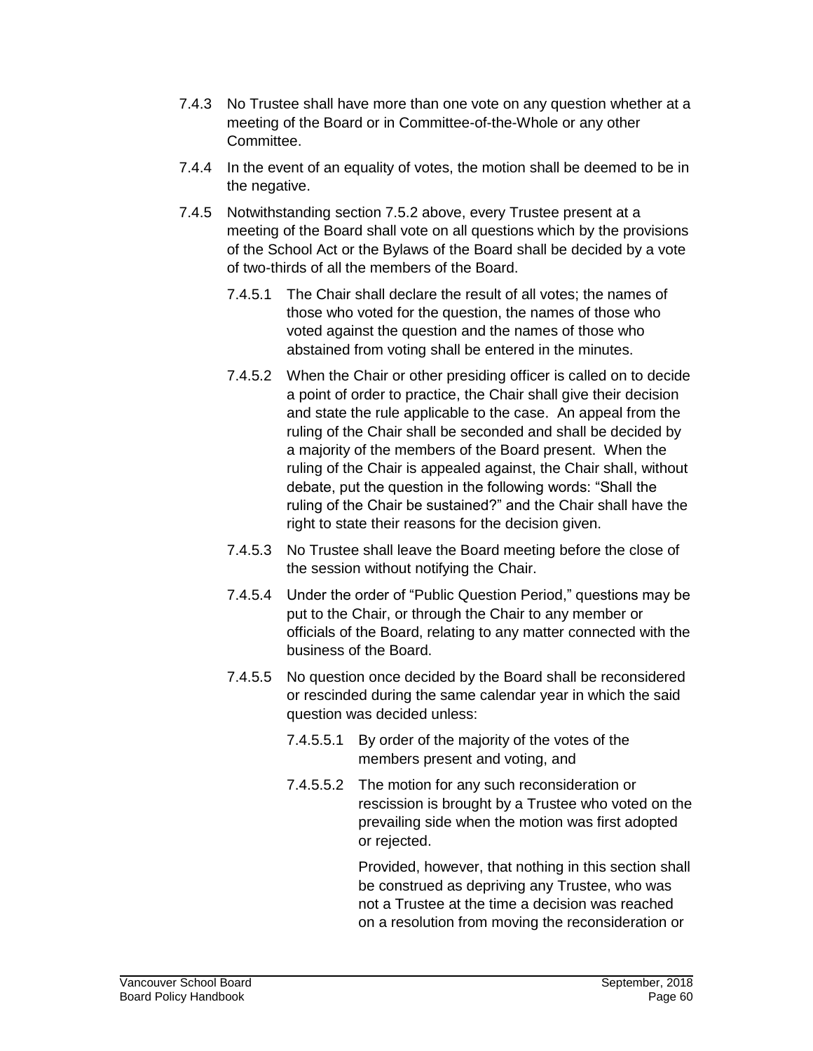7.4.3 No Trustee shall have more than one vote on any question whether at a meeting of the Board or in Committee-of-the-Whole or any other Committee.

7.4.4 In the event of an equality of votes, the motion shall be deemed to be in the negative.

7.4.5 Notwithstanding section 7.5.2 above, every Trustee present at a meeting of the Board shall vote on all questions which by the provisions of the School Act or the Bylaws of the Board shall be decided by a vote of two-thirds of all the members of the Board.

7.4.5.1 The Chair shall declare the result of all votes; the names of those who voted for the question, the names of those who voted against the question and the names of those who abstained from voting shall be entered in the minutes.

7.4.5.2 When the Chair or other presiding officer is called on to decide a point of order to practice, the Chair shall give their decision and state the rule applicable to the case. An appeal from the ruling of the Chair shall be seconded and shall be decided by a majority of the members of the Board present. When the ruling of the Chair is appealed against, the Chair shall, without debate, put the question in the following words: "Shall the ruling of the Chair be sustained?" and the Chair shall have the right to state their reasons for the decision given.

7.4.5.3 No Trustee shall leave the Board meeting before the close of the session without notifying the Chair.

7.4.5.4 Under the order of "Public Question Period," questions may be put to the Chair, or through the Chair to any member or officials of the Board, relating to any matter connected with the business of the Board.

7.4.5.5 No question once decided by the Board shall be reconsidered or rescinded during the same calendar year in which the said question was decided unless:

7.4.5.5.1 By order of the majority of the votes of the members present and voting, and

7.4.5.5.2 The motion for any such reconsideration or rescission is brought by a Trustee who voted on the prevailing side when the motion was first adopted or rejected.

Provided, however, that nothing in this section shall be construed as depriving any Trustee, who was not a Trustee at the time a decision was reached on a resolution from moving the reconsideration or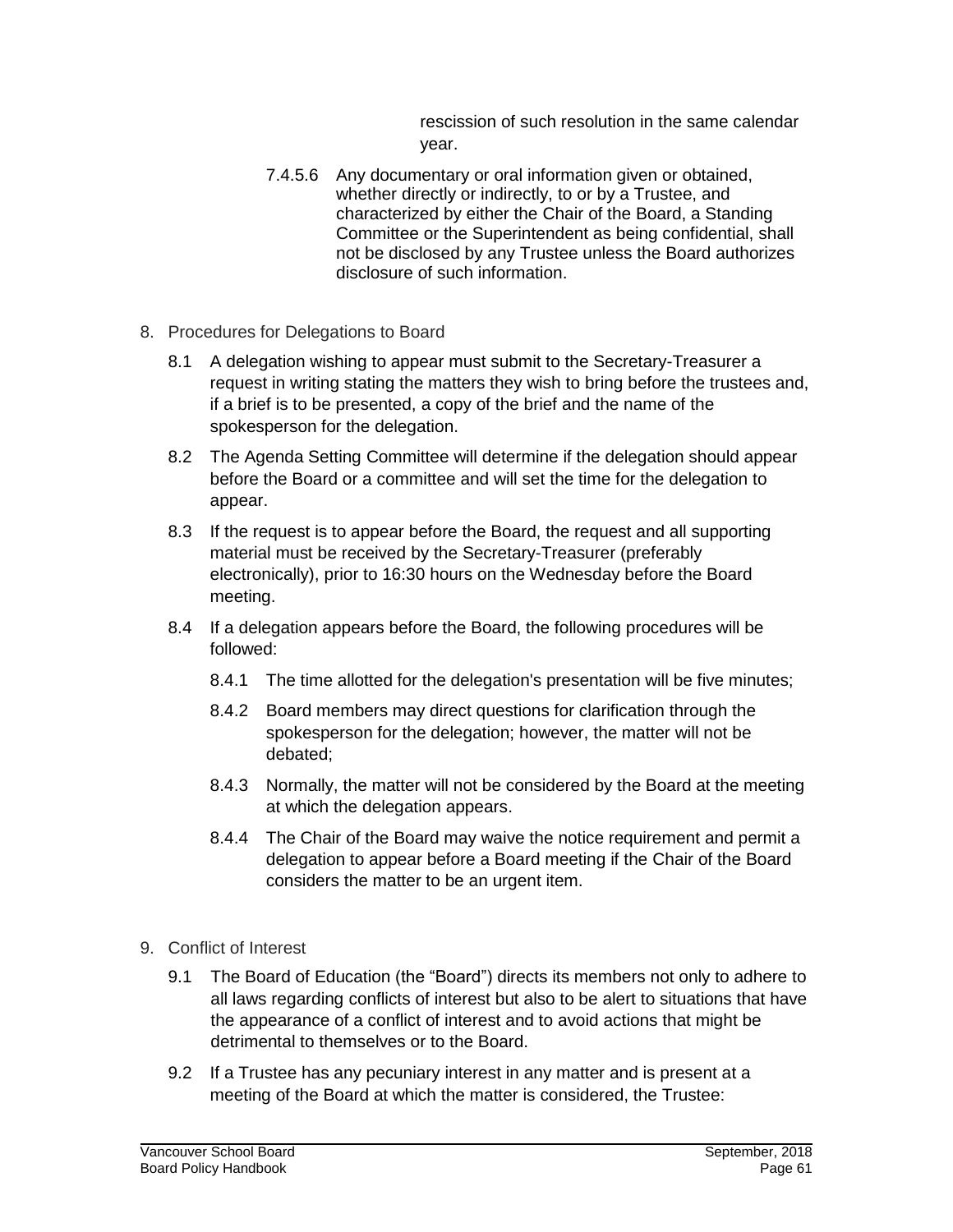rescission of such resolution in the same calendar year.

7.4.5.6 Any documentary or oral information given or obtained, whether directly or indirectly, to or by a Trustee, and characterized by either the Chair of the Board, a Standing Committee or the Superintendent as being confidential, shall not be disclosed by any Trustee unless the Board authorizes disclosure of such information.

8. Procedures for Delegations to Board

   8.1 A delegation wishing to appear must submit to the Secretary-Treasurer a request in writing stating the matters they wish to bring before the trustees and, if a brief is to be presented, a copy of the brief and the name of the spokesperson for the delegation.

   8.2 The Agenda Setting Committee will determine if the delegation should appear before the Board or a committee and will set the time for the delegation to appear.

   8.3 If the request is to appear before the Board, the request and all supporting material must be received by the Secretary-Treasurer (preferably electronically), prior to 16:30 hours on the Wednesday before the Board meeting.

   8.4 If a delegation appears before the Board, the following procedures will be followed:

      8.4.1 The time allotted for the delegation's presentation will be five minutes;

      8.4.2 Board members may direct questions for clarification through the spokesperson for the delegation; however, the matter will not be debated;

      8.4.3 Normally, the matter will not be considered by the Board at the meeting at which the delegation appears.

      8.4.4 The Chair of the Board may waive the notice requirement and permit a delegation to appear before a Board meeting if the Chair of the Board considers the matter to be an urgent item.

9. Conflict of Interest

   9.1 The Board of Education (the "Board") directs its members not only to adhere to all laws regarding conflicts of interest but also to be alert to situations that have the appearance of a conflict of interest and to avoid actions that might be detrimental to themselves or to the Board.

   9.2 If a Trustee has any pecuniary interest in any matter and is present at a meeting of the Board at which the matter is considered, the Trustee: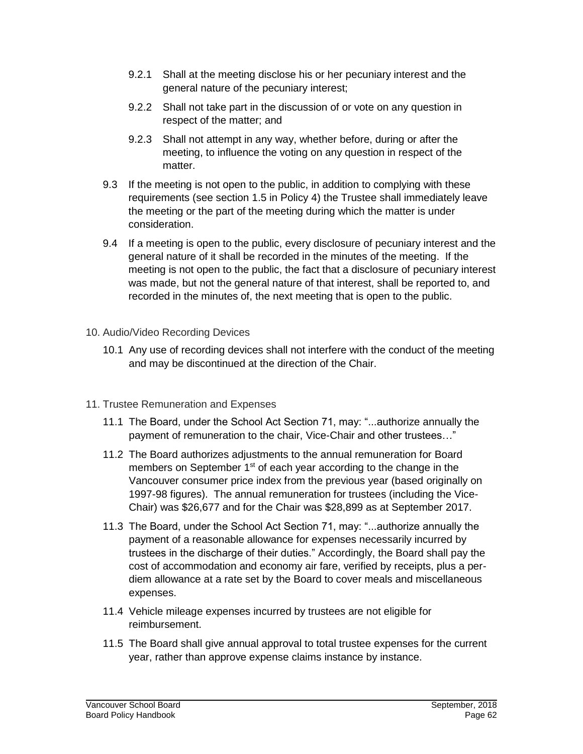9.2.1 Shall at the meeting disclose his or her pecuniary interest and the general nature of the pecuniary interest;

9.2.2 Shall not take part in the discussion of or vote on any question in respect of the matter; and

9.2.3 Shall not attempt in any way, whether before, during or after the meeting, to influence the voting on any question in respect of the matter.

9.3 If the meeting is not open to the public, in addition to complying with these requirements (see section 1.5 in Policy 4) the Trustee shall immediately leave the meeting or the part of the meeting during which the matter is under consideration.

9.4 If a meeting is open to the public, every disclosure of pecuniary interest and the general nature of it shall be recorded in the minutes of the meeting. If the meeting is not open to the public, the fact that a disclosure of pecuniary interest was made, but not the general nature of that interest, shall be reported to, and recorded in the minutes of, the next meeting that is open to the public.

## 10. Audio/Video Recording Devices

10.1 Any use of recording devices shall not interfere with the conduct of the meeting and may be discontinued at the direction of the Chair.

## 11. Trustee Remuneration and Expenses

11.1 The Board, under the School Act Section 71, may: "...authorize annually the payment of remuneration to the chair, Vice-Chair and other trustees…"

11.2 The Board authorizes adjustments to the annual remuneration for Board members on September 1st of each year according to the change in the Vancouver consumer price index from the previous year (based originally on 1997-98 figures). The annual remuneration for trustees (including the Vice-Chair) was $26,677 and for the Chair was $28,899 as at September 2017.

11.3 The Board, under the School Act Section 71, may: "...authorize annually the payment of a reasonable allowance for expenses necessarily incurred by trustees in the discharge of their duties." Accordingly, the Board shall pay the cost of accommodation and economy air fare, verified by receipts, plus a per-diem allowance at a rate set by the Board to cover meals and miscellaneous expenses.

11.4 Vehicle mileage expenses incurred by trustees are not eligible for reimbursement.

11.5 The Board shall give annual approval to total trustee expenses for the current year, rather than approve expense claims instance by instance.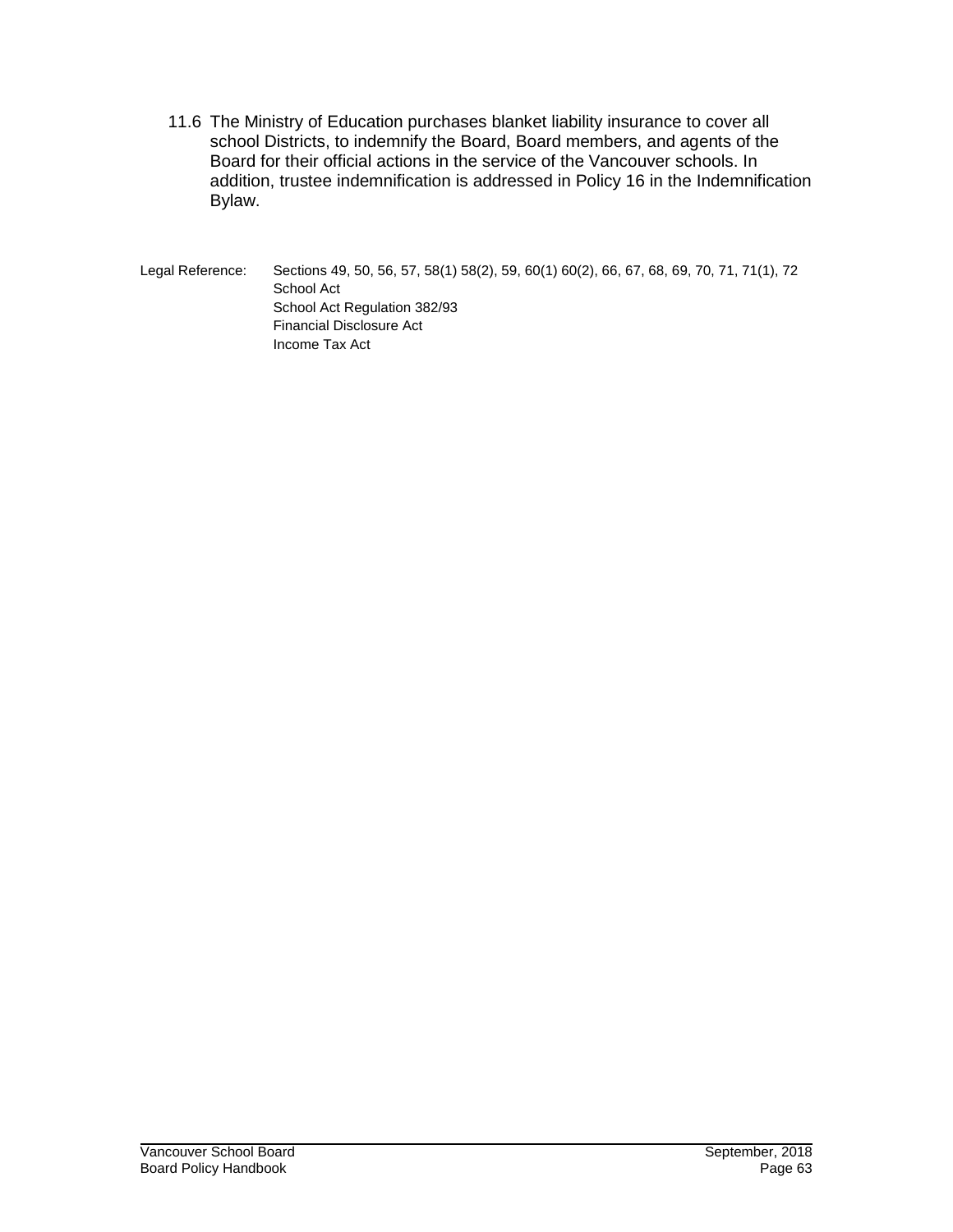11.6 The Ministry of Education purchases blanket liability insurance to cover all school Districts, to indemnify the Board, Board members, and agents of the Board for their official actions in the service of the Vancouver schools. In addition, trustee indemnification is addressed in Policy 16 in the Indemnification Bylaw.

Legal Reference: Sections 49, 50, 56, 57, 58(1) 58(2), 59, 60(1) 60(2), 66, 67, 68, 69, 70, 71, 71(1), 72 School Act
School Act Regulation 382/93
Financial Disclosure Act
Income Tax Act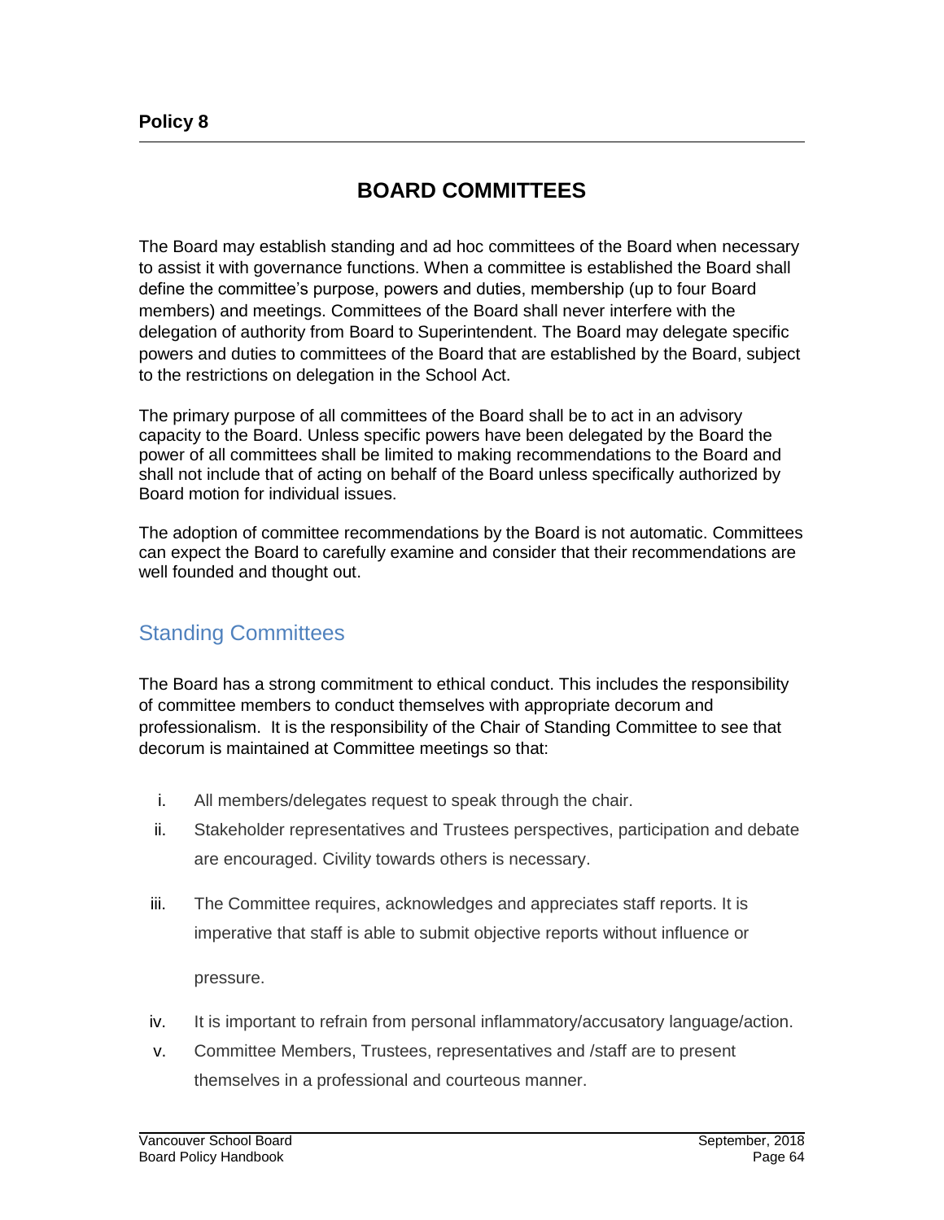**Policy 8**

# BOARD COMMITTEES

The Board may establish standing and ad hoc committees of the Board when necessary to assist it with governance functions. When a committee is established the Board shall define the committee's purpose, powers and duties, membership (up to four Board members) and meetings. Committees of the Board shall never interfere with the delegation of authority from Board to Superintendent. The Board may delegate specific powers and duties to committees of the Board that are established by the Board, subject to the restrictions on delegation in the School Act.

The primary purpose of all committees of the Board shall be to act in an advisory capacity to the Board. Unless specific powers have been delegated by the Board the power of all committees shall be limited to making recommendations to the Board and shall not include that of acting on behalf of the Board unless specifically authorized by Board motion for individual issues.

The adoption of committee recommendations by the Board is not automatic. Committees can expect the Board to carefully examine and consider that their recommendations are well founded and thought out.

## Standing Committees

The Board has a strong commitment to ethical conduct. This includes the responsibility of committee members to conduct themselves with appropriate decorum and professionalism. It is the responsibility of the Chair of Standing Committee to see that decorum is maintained at Committee meetings so that:

i. All members/delegates request to speak through the chair.

ii. Stakeholder representatives and Trustees perspectives, participation and debate are encouraged. Civility towards others is necessary.

iii. The Committee requires, acknowledges and appreciates staff reports. It is imperative that staff is able to submit objective reports without influence or pressure.

iv. It is important to refrain from personal inflammatory/accusatory language/action.

v. Committee Members, Trustees, representatives and /staff are to present themselves in a professional and courteous manner.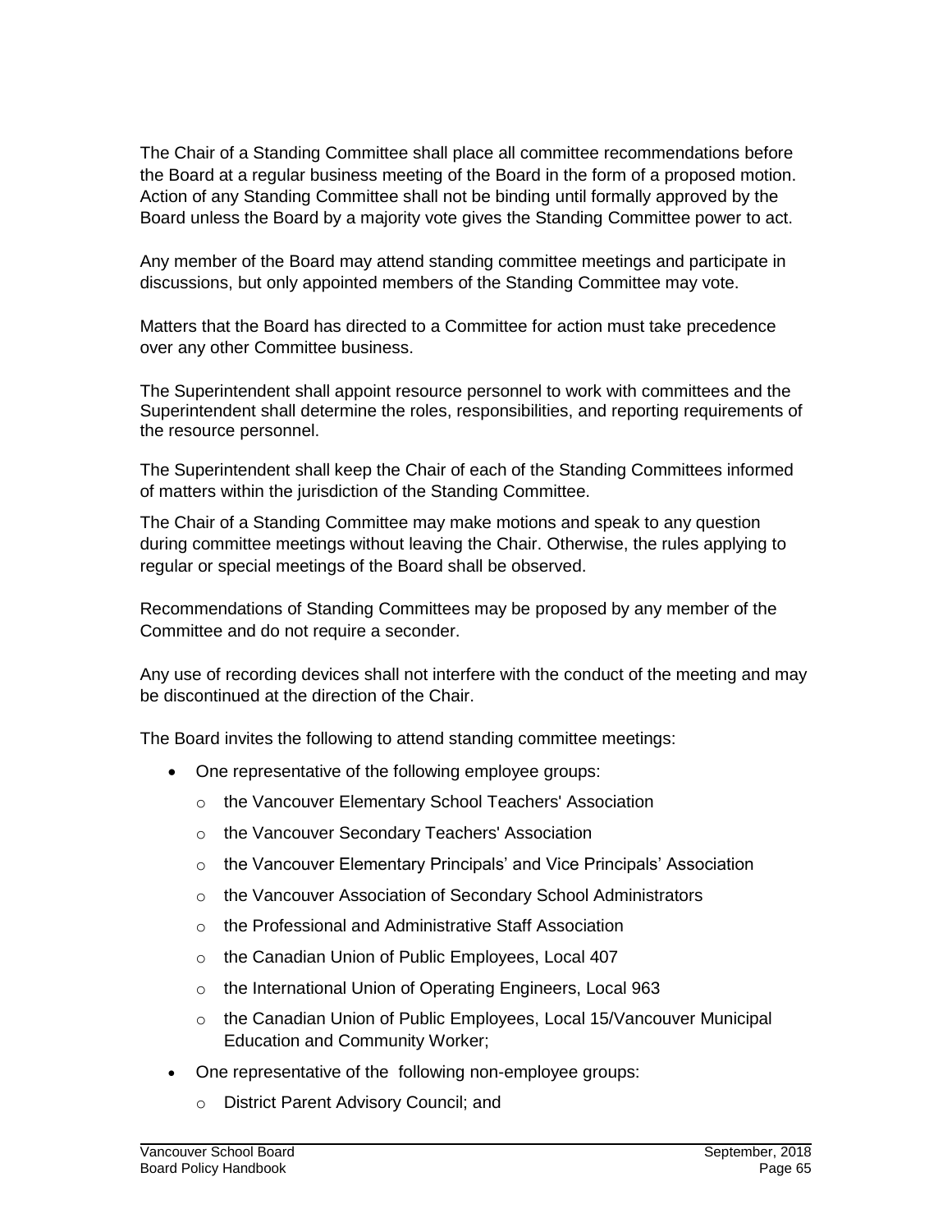The Chair of a Standing Committee shall place all committee recommendations before the Board at a regular business meeting of the Board in the form of a proposed motion. Action of any Standing Committee shall not be binding until formally approved by the Board unless the Board by a majority vote gives the Standing Committee power to act.

Any member of the Board may attend standing committee meetings and participate in discussions, but only appointed members of the Standing Committee may vote.

Matters that the Board has directed to a Committee for action must take precedence over any other Committee business.

The Superintendent shall appoint resource personnel to work with committees and the Superintendent shall determine the roles, responsibilities, and reporting requirements of the resource personnel.

The Superintendent shall keep the Chair of each of the Standing Committees informed of matters within the jurisdiction of the Standing Committee.

The Chair of a Standing Committee may make motions and speak to any question during committee meetings without leaving the Chair. Otherwise, the rules applying to regular or special meetings of the Board shall be observed.

Recommendations of Standing Committees may be proposed by any member of the Committee and do not require a seconder.

Any use of recording devices shall not interfere with the conduct of the meeting and may be discontinued at the direction of the Chair.

The Board invites the following to attend standing committee meetings:

- One representative of the following employee groups:
  - the Vancouver Elementary School Teachers' Association
  - the Vancouver Secondary Teachers' Association
  - the Vancouver Elementary Principals' and Vice Principals' Association
  - the Vancouver Association of Secondary School Administrators
  - the Professional and Administrative Staff Association
  - the Canadian Union of Public Employees, Local 407
  - the International Union of Operating Engineers, Local 963
  - the Canadian Union of Public Employees, Local 15/Vancouver Municipal Education and Community Worker;
- One representative of the following non-employee groups:
  - District Parent Advisory Council; and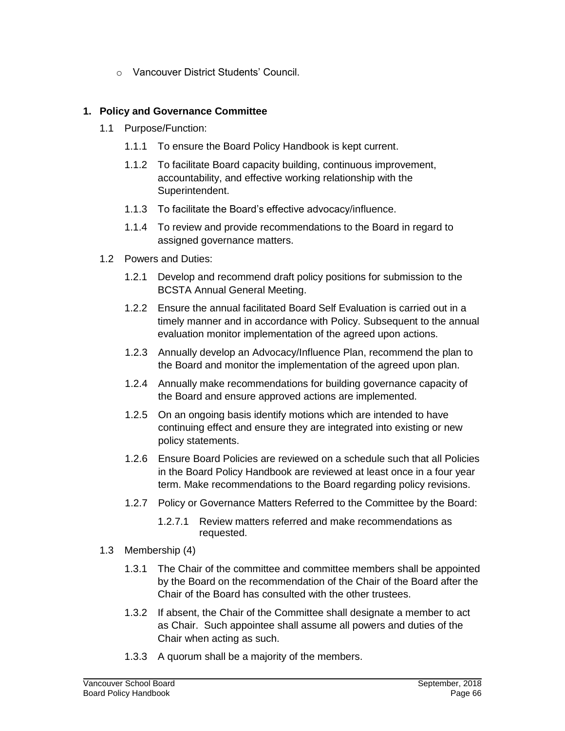- Vancouver District Students' Council.

## 1. Policy and Governance Committee

1.1 Purpose/Function:

1.1.1 To ensure the Board Policy Handbook is kept current.

1.1.2 To facilitate Board capacity building, continuous improvement, accountability, and effective working relationship with the Superintendent.

1.1.3 To facilitate the Board's effective advocacy/influence.

1.1.4 To review and provide recommendations to the Board in regard to assigned governance matters.

1.2 Powers and Duties:

1.2.1 Develop and recommend draft policy positions for submission to the BCSTA Annual General Meeting.

1.2.2 Ensure the annual facilitated Board Self Evaluation is carried out in a timely manner and in accordance with Policy. Subsequent to the annual evaluation monitor implementation of the agreed upon actions.

1.2.3 Annually develop an Advocacy/Influence Plan, recommend the plan to the Board and monitor the implementation of the agreed upon plan.

1.2.4 Annually make recommendations for building governance capacity of the Board and ensure approved actions are implemented.

1.2.5 On an ongoing basis identify motions which are intended to have continuing effect and ensure they are integrated into existing or new policy statements.

1.2.6 Ensure Board Policies are reviewed on a schedule such that all Policies in the Board Policy Handbook are reviewed at least once in a four year term. Make recommendations to the Board regarding policy revisions.

1.2.7 Policy or Governance Matters Referred to the Committee by the Board:

1.2.7.1 Review matters referred and make recommendations as requested.

1.3 Membership (4)

1.3.1 The Chair of the committee and committee members shall be appointed by the Board on the recommendation of the Chair of the Board after the Chair of the Board has consulted with the other trustees.

1.3.2 If absent, the Chair of the Committee shall designate a member to act as Chair. Such appointee shall assume all powers and duties of the Chair when acting as such.

1.3.3 A quorum shall be a majority of the members.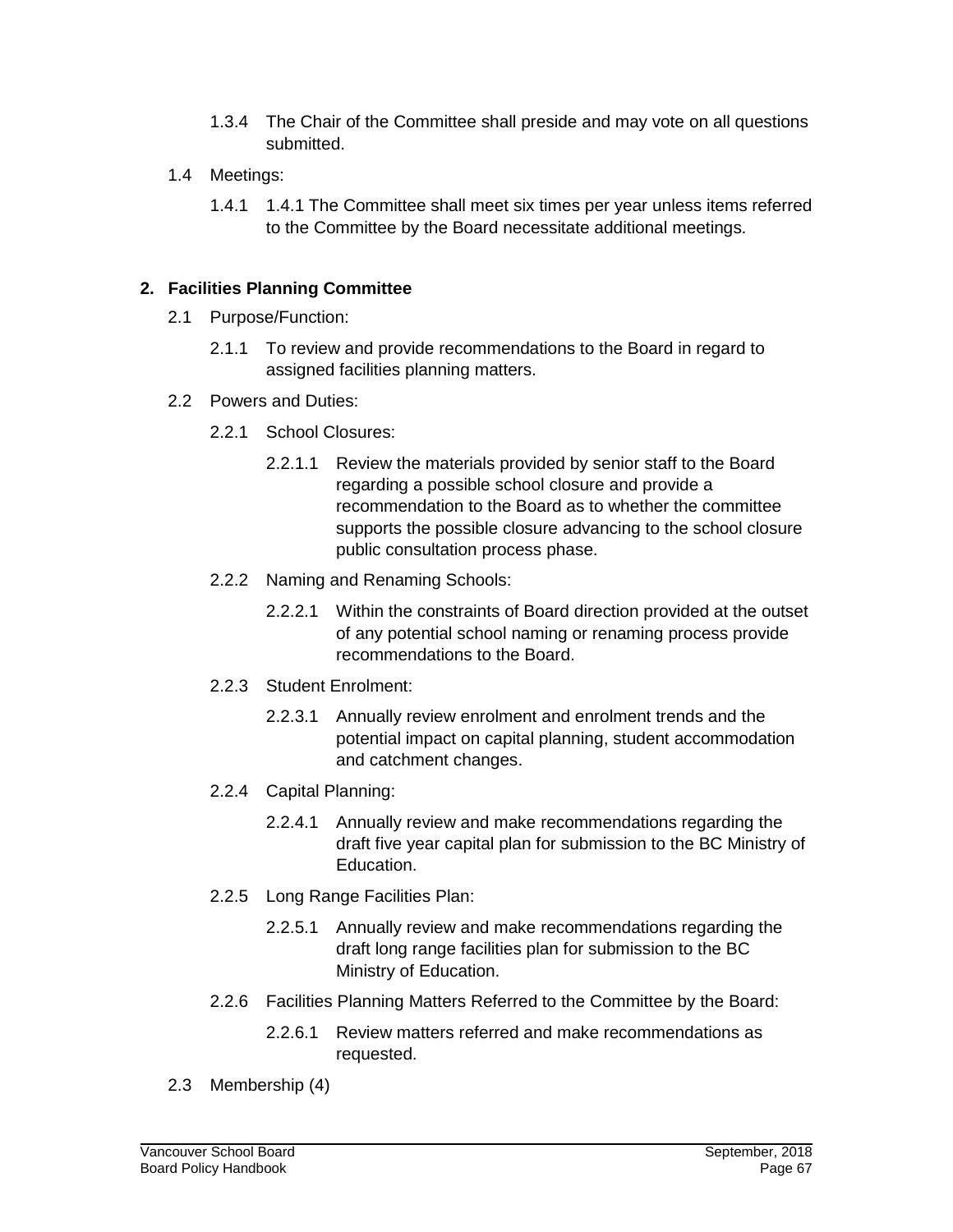1.3.4 The Chair of the Committee shall preside and may vote on all questions submitted.

1.4 Meetings:

1.4.1 1.4.1 The Committee shall meet six times per year unless items referred to the Committee by the Board necessitate additional meetings.

## 2. Facilities Planning Committee

2.1 Purpose/Function:

2.1.1 To review and provide recommendations to the Board in regard to assigned facilities planning matters.

2.2 Powers and Duties:

2.2.1 School Closures:

2.2.1.1 Review the materials provided by senior staff to the Board regarding a possible school closure and provide a recommendation to the Board as to whether the committee supports the possible closure advancing to the school closure public consultation process phase.

2.2.2 Naming and Renaming Schools:

2.2.2.1 Within the constraints of Board direction provided at the outset of any potential school naming or renaming process provide recommendations to the Board.

2.2.3 Student Enrolment:

2.2.3.1 Annually review enrolment and enrolment trends and the potential impact on capital planning, student accommodation and catchment changes.

2.2.4 Capital Planning:

2.2.4.1 Annually review and make recommendations regarding the draft five year capital plan for submission to the BC Ministry of Education.

2.2.5 Long Range Facilities Plan:

2.2.5.1 Annually review and make recommendations regarding the draft long range facilities plan for submission to the BC Ministry of Education.

2.2.6 Facilities Planning Matters Referred to the Committee by the Board:

2.2.6.1 Review matters referred and make recommendations as requested.

2.3 Membership (4)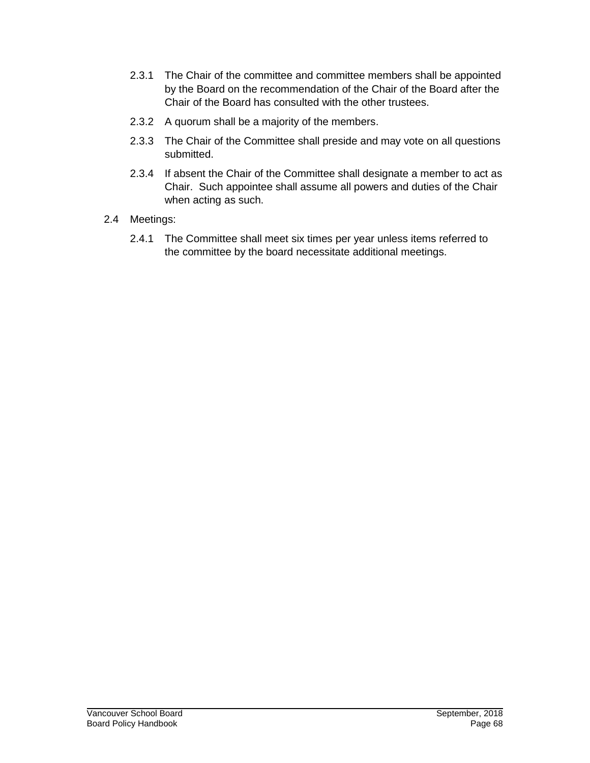2.3.1 The Chair of the committee and committee members shall be appointed by the Board on the recommendation of the Chair of the Board after the Chair of the Board has consulted with the other trustees.

2.3.2 A quorum shall be a majority of the members.

2.3.3 The Chair of the Committee shall preside and may vote on all questions submitted.

2.3.4 If absent the Chair of the Committee shall designate a member to act as Chair. Such appointee shall assume all powers and duties of the Chair when acting as such.

2.4 Meetings:

2.4.1 The Committee shall meet six times per year unless items referred to the committee by the board necessitate additional meetings.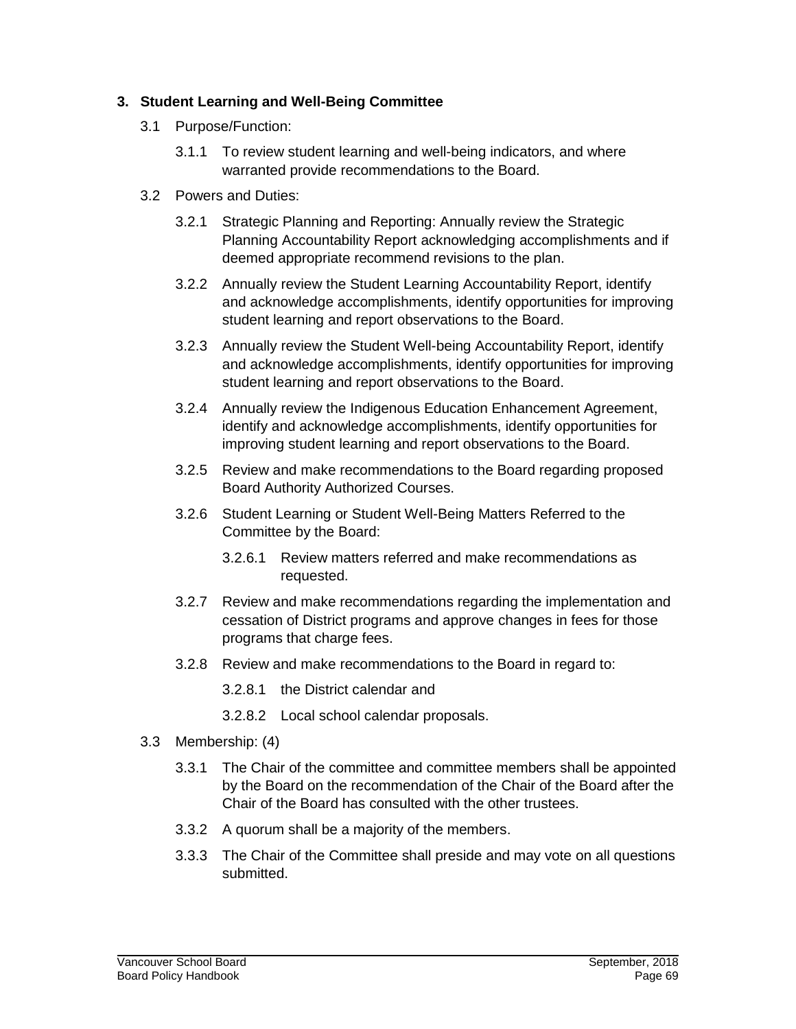### 3. Student Learning and Well-Being Committee

3.1 Purpose/Function:

3.1.1 To review student learning and well-being indicators, and where warranted provide recommendations to the Board.

3.2 Powers and Duties:

3.2.1 Strategic Planning and Reporting: Annually review the Strategic Planning Accountability Report acknowledging accomplishments and if deemed appropriate recommend revisions to the plan.

3.2.2 Annually review the Student Learning Accountability Report, identify and acknowledge accomplishments, identify opportunities for improving student learning and report observations to the Board.

3.2.3 Annually review the Student Well-being Accountability Report, identify and acknowledge accomplishments, identify opportunities for improving student learning and report observations to the Board.

3.2.4 Annually review the Indigenous Education Enhancement Agreement, identify and acknowledge accomplishments, identify opportunities for improving student learning and report observations to the Board.

3.2.5 Review and make recommendations to the Board regarding proposed Board Authority Authorized Courses.

3.2.6 Student Learning or Student Well-Being Matters Referred to the Committee by the Board:

3.2.6.1 Review matters referred and make recommendations as requested.

3.2.7 Review and make recommendations regarding the implementation and cessation of District programs and approve changes in fees for those programs that charge fees.

3.2.8 Review and make recommendations to the Board in regard to:

3.2.8.1 the District calendar and

3.2.8.2 Local school calendar proposals.

3.3 Membership: (4)

3.3.1 The Chair of the committee and committee members shall be appointed by the Board on the recommendation of the Chair of the Board after the Chair of the Board has consulted with the other trustees.

3.3.2 A quorum shall be a majority of the members.

3.3.3 The Chair of the Committee shall preside and may vote on all questions submitted.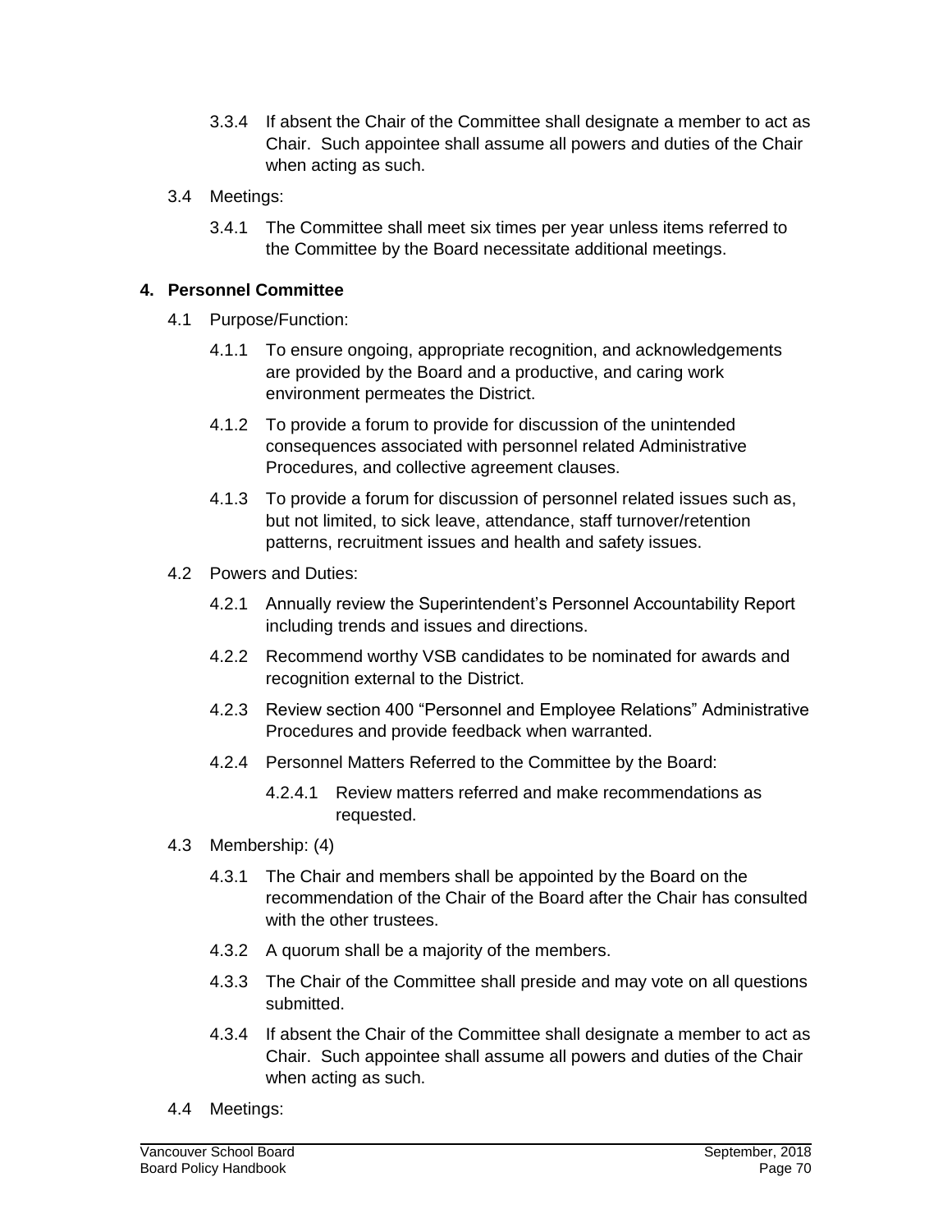3.3.4 If absent the Chair of the Committee shall designate a member to act as Chair. Such appointee shall assume all powers and duties of the Chair when acting as such.

3.4 Meetings:

3.4.1 The Committee shall meet six times per year unless items referred to the Committee by the Board necessitate additional meetings.

## 4. Personnel Committee

4.1 Purpose/Function:

4.1.1 To ensure ongoing, appropriate recognition, and acknowledgements are provided by the Board and a productive, and caring work environment permeates the District.

4.1.2 To provide a forum to provide for discussion of the unintended consequences associated with personnel related Administrative Procedures, and collective agreement clauses.

4.1.3 To provide a forum for discussion of personnel related issues such as, but not limited, to sick leave, attendance, staff turnover/retention patterns, recruitment issues and health and safety issues.

4.2 Powers and Duties:

4.2.1 Annually review the Superintendent's Personnel Accountability Report including trends and issues and directions.

4.2.2 Recommend worthy VSB candidates to be nominated for awards and recognition external to the District.

4.2.3 Review section 400 "Personnel and Employee Relations" Administrative Procedures and provide feedback when warranted.

4.2.4 Personnel Matters Referred to the Committee by the Board:

4.2.4.1 Review matters referred and make recommendations as requested.

4.3 Membership: (4)

4.3.1 The Chair and members shall be appointed by the Board on the recommendation of the Chair of the Board after the Chair has consulted with the other trustees.

4.3.2 A quorum shall be a majority of the members.

4.3.3 The Chair of the Committee shall preside and may vote on all questions submitted.

4.3.4 If absent the Chair of the Committee shall designate a member to act as Chair. Such appointee shall assume all powers and duties of the Chair when acting as such.

4.4 Meetings: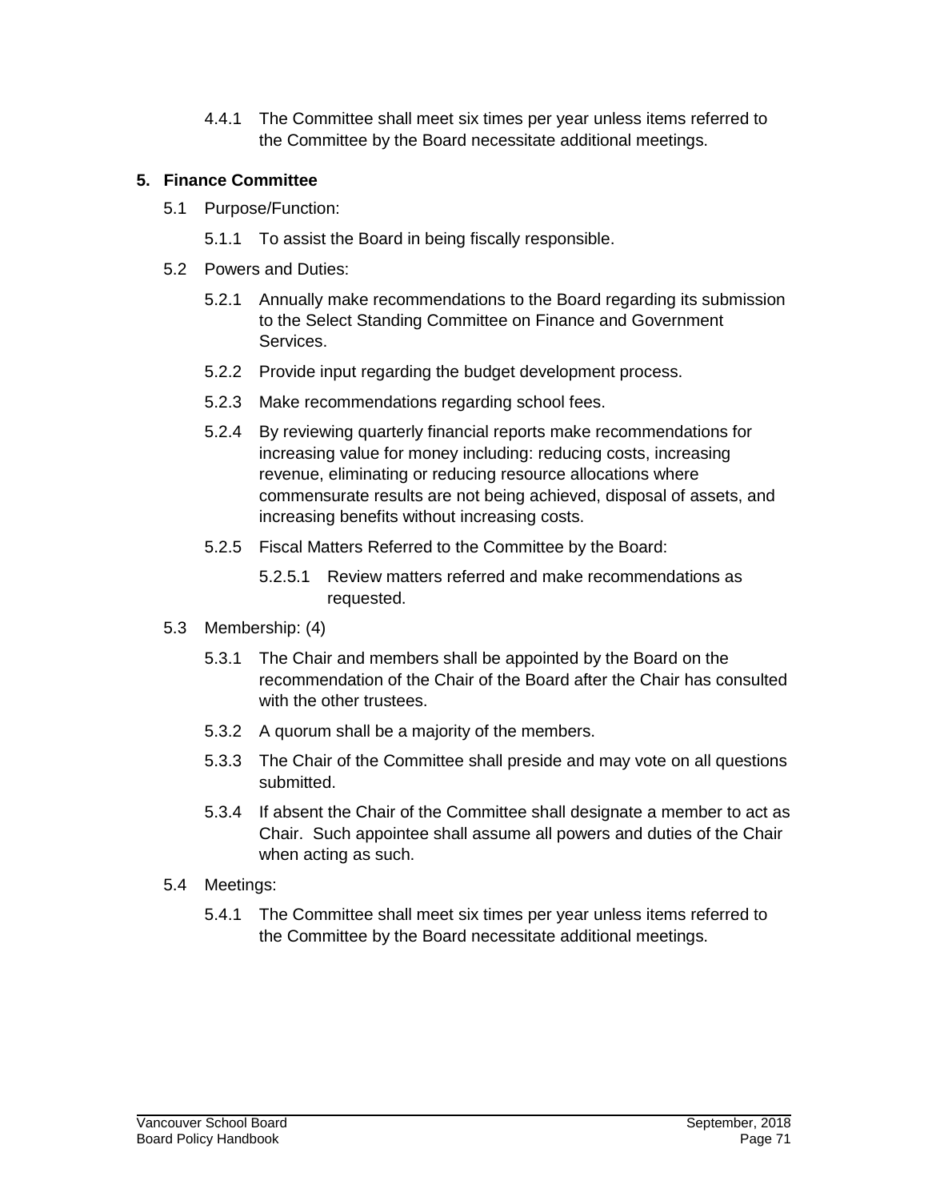4.4.1 The Committee shall meet six times per year unless items referred to the Committee by the Board necessitate additional meetings.

## 5. Finance Committee

5.1 Purpose/Function:

5.1.1 To assist the Board in being fiscally responsible.

5.2 Powers and Duties:

5.2.1 Annually make recommendations to the Board regarding its submission to the Select Standing Committee on Finance and Government Services.

5.2.2 Provide input regarding the budget development process.

5.2.3 Make recommendations regarding school fees.

5.2.4 By reviewing quarterly financial reports make recommendations for increasing value for money including: reducing costs, increasing revenue, eliminating or reducing resource allocations where commensurate results are not being achieved, disposal of assets, and increasing benefits without increasing costs.

5.2.5 Fiscal Matters Referred to the Committee by the Board:

5.2.5.1 Review matters referred and make recommendations as requested.

5.3 Membership: (4)

5.3.1 The Chair and members shall be appointed by the Board on the recommendation of the Chair of the Board after the Chair has consulted with the other trustees.

5.3.2 A quorum shall be a majority of the members.

5.3.3 The Chair of the Committee shall preside and may vote on all questions submitted.

5.3.4 If absent the Chair of the Committee shall designate a member to act as Chair. Such appointee shall assume all powers and duties of the Chair when acting as such.

5.4 Meetings:

5.4.1 The Committee shall meet six times per year unless items referred to the Committee by the Board necessitate additional meetings.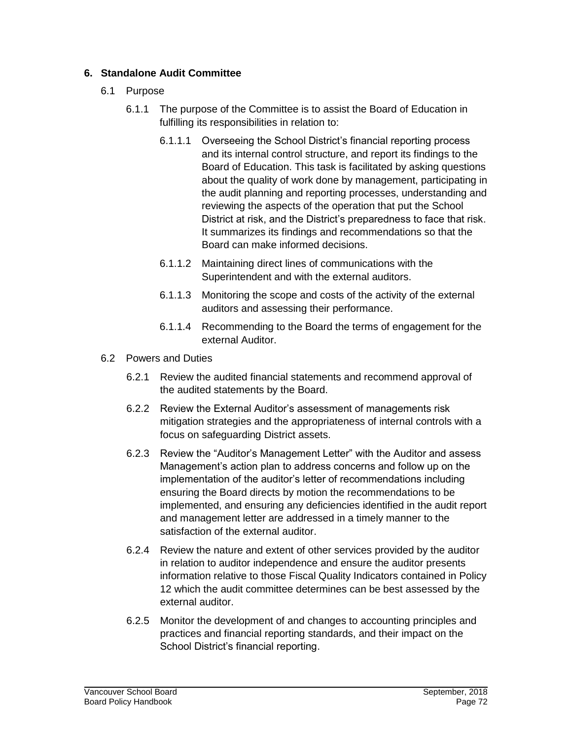## 6. Standalone Audit Committee

6.1 Purpose

6.1.1 The purpose of the Committee is to assist the Board of Education in fulfilling its responsibilities in relation to:

6.1.1.1 Overseeing the School District's financial reporting process and its internal control structure, and report its findings to the Board of Education. This task is facilitated by asking questions about the quality of work done by management, participating in the audit planning and reporting processes, understanding and reviewing the aspects of the operation that put the School District at risk, and the District's preparedness to face that risk. It summarizes its findings and recommendations so that the Board can make informed decisions.

6.1.1.2 Maintaining direct lines of communications with the Superintendent and with the external auditors.

6.1.1.3 Monitoring the scope and costs of the activity of the external auditors and assessing their performance.

6.1.1.4 Recommending to the Board the terms of engagement for the external Auditor.

6.2 Powers and Duties

6.2.1 Review the audited financial statements and recommend approval of the audited statements by the Board.

6.2.2 Review the External Auditor's assessment of managements risk mitigation strategies and the appropriateness of internal controls with a focus on safeguarding District assets.

6.2.3 Review the "Auditor's Management Letter" with the Auditor and assess Management's action plan to address concerns and follow up on the implementation of the auditor's letter of recommendations including ensuring the Board directs by motion the recommendations to be implemented, and ensuring any deficiencies identified in the audit report and management letter are addressed in a timely manner to the satisfaction of the external auditor.

6.2.4 Review the nature and extent of other services provided by the auditor in relation to auditor independence and ensure the auditor presents information relative to those Fiscal Quality Indicators contained in Policy 12 which the audit committee determines can be best assessed by the external auditor.

6.2.5 Monitor the development of and changes to accounting principles and practices and financial reporting standards, and their impact on the School District's financial reporting.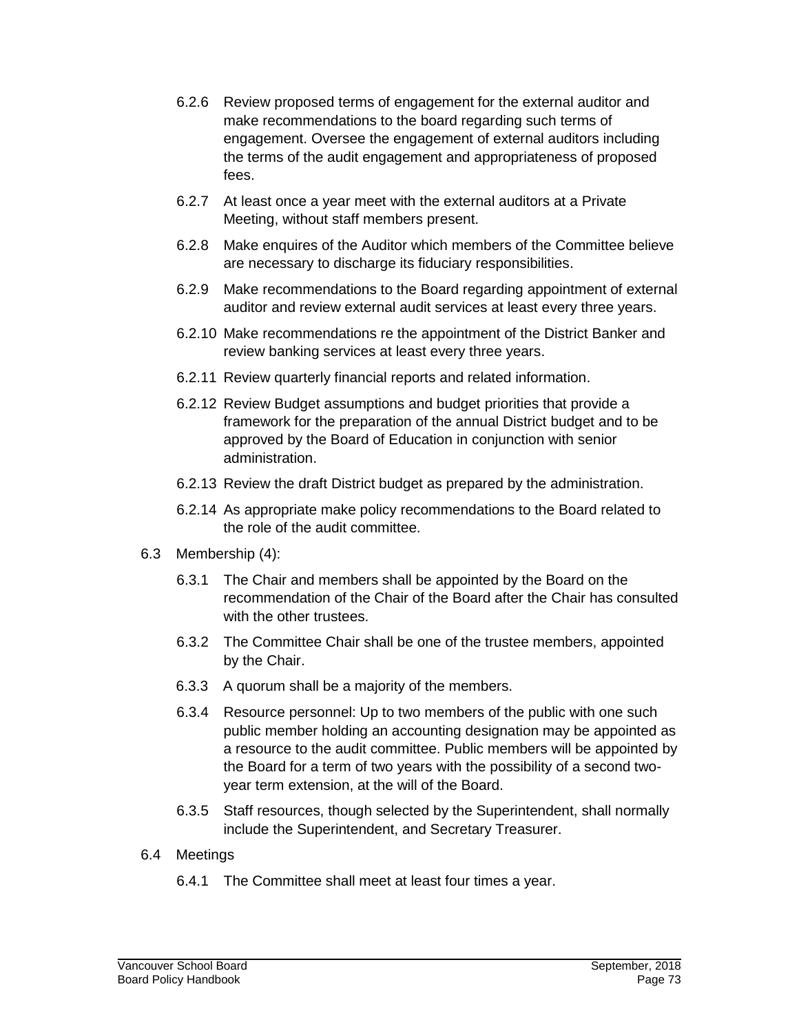6.2.6 Review proposed terms of engagement for the external auditor and make recommendations to the board regarding such terms of engagement. Oversee the engagement of external auditors including the terms of the audit engagement and appropriateness of proposed fees.

6.2.7 At least once a year meet with the external auditors at a Private Meeting, without staff members present.

6.2.8 Make enquires of the Auditor which members of the Committee believe are necessary to discharge its fiduciary responsibilities.

6.2.9 Make recommendations to the Board regarding appointment of external auditor and review external audit services at least every three years.

6.2.10 Make recommendations re the appointment of the District Banker and review banking services at least every three years.

6.2.11 Review quarterly financial reports and related information.

6.2.12 Review Budget assumptions and budget priorities that provide a framework for the preparation of the annual District budget and to be approved by the Board of Education in conjunction with senior administration.

6.2.13 Review the draft District budget as prepared by the administration.

6.2.14 As appropriate make policy recommendations to the Board related to the role of the audit committee.

6.3 Membership (4):

6.3.1 The Chair and members shall be appointed by the Board on the recommendation of the Chair of the Board after the Chair has consulted with the other trustees.

6.3.2 The Committee Chair shall be one of the trustee members, appointed by the Chair.

6.3.3 A quorum shall be a majority of the members.

6.3.4 Resource personnel: Up to two members of the public with one such public member holding an accounting designation may be appointed as a resource to the audit committee. Public members will be appointed by the Board for a term of two years with the possibility of a second two-year term extension, at the will of the Board.

6.3.5 Staff resources, though selected by the Superintendent, shall normally include the Superintendent, and Secretary Treasurer.

6.4 Meetings

6.4.1 The Committee shall meet at least four times a year.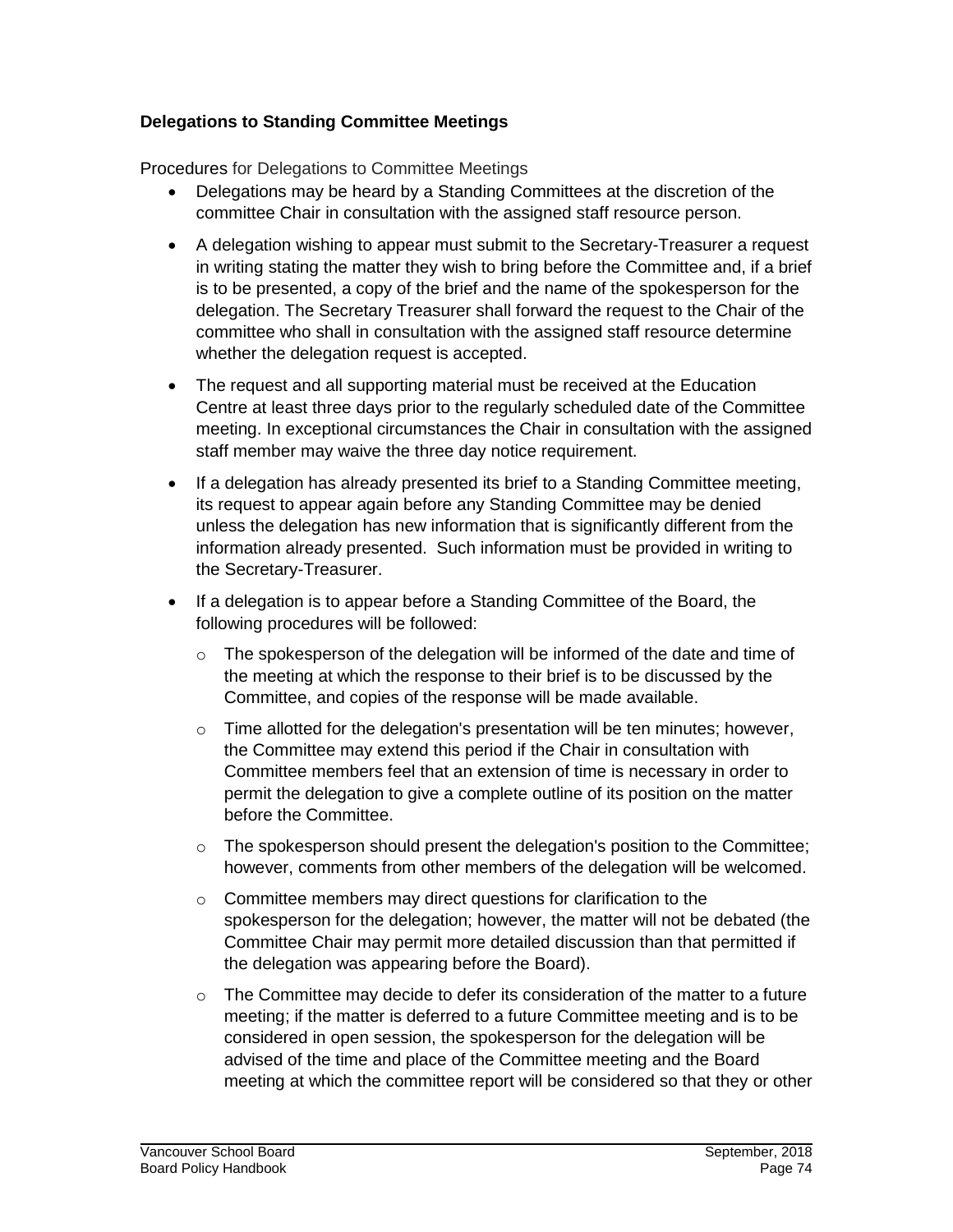**Delegations to Standing Committee Meetings**

Procedures for Delegations to Committee Meetings

- Delegations may be heard by a Standing Committees at the discretion of the committee Chair in consultation with the assigned staff resource person.
- A delegation wishing to appear must submit to the Secretary-Treasurer a request in writing stating the matter they wish to bring before the Committee and, if a brief is to be presented, a copy of the brief and the name of the spokesperson for the delegation. The Secretary Treasurer shall forward the request to the Chair of the committee who shall in consultation with the assigned staff resource determine whether the delegation request is accepted.
- The request and all supporting material must be received at the Education Centre at least three days prior to the regularly scheduled date of the Committee meeting. In exceptional circumstances the Chair in consultation with the assigned staff member may waive the three day notice requirement.
- If a delegation has already presented its brief to a Standing Committee meeting, its request to appear again before any Standing Committee may be denied unless the delegation has new information that is significantly different from the information already presented. Such information must be provided in writing to the Secretary-Treasurer.
- If a delegation is to appear before a Standing Committee of the Board, the following procedures will be followed:
  - The spokesperson of the delegation will be informed of the date and time of the meeting at which the response to their brief is to be discussed by the Committee, and copies of the response will be made available.
  - Time allotted for the delegation's presentation will be ten minutes; however, the Committee may extend this period if the Chair in consultation with Committee members feel that an extension of time is necessary in order to permit the delegation to give a complete outline of its position on the matter before the Committee.
  - The spokesperson should present the delegation's position to the Committee; however, comments from other members of the delegation will be welcomed.
  - Committee members may direct questions for clarification to the spokesperson for the delegation; however, the matter will not be debated (the Committee Chair may permit more detailed discussion than that permitted if the delegation was appearing before the Board).
  - The Committee may decide to defer its consideration of the matter to a future meeting; if the matter is deferred to a future Committee meeting and is to be considered in open session, the spokesperson for the delegation will be advised of the time and place of the Committee meeting and the Board meeting at which the committee report will be considered so that they or other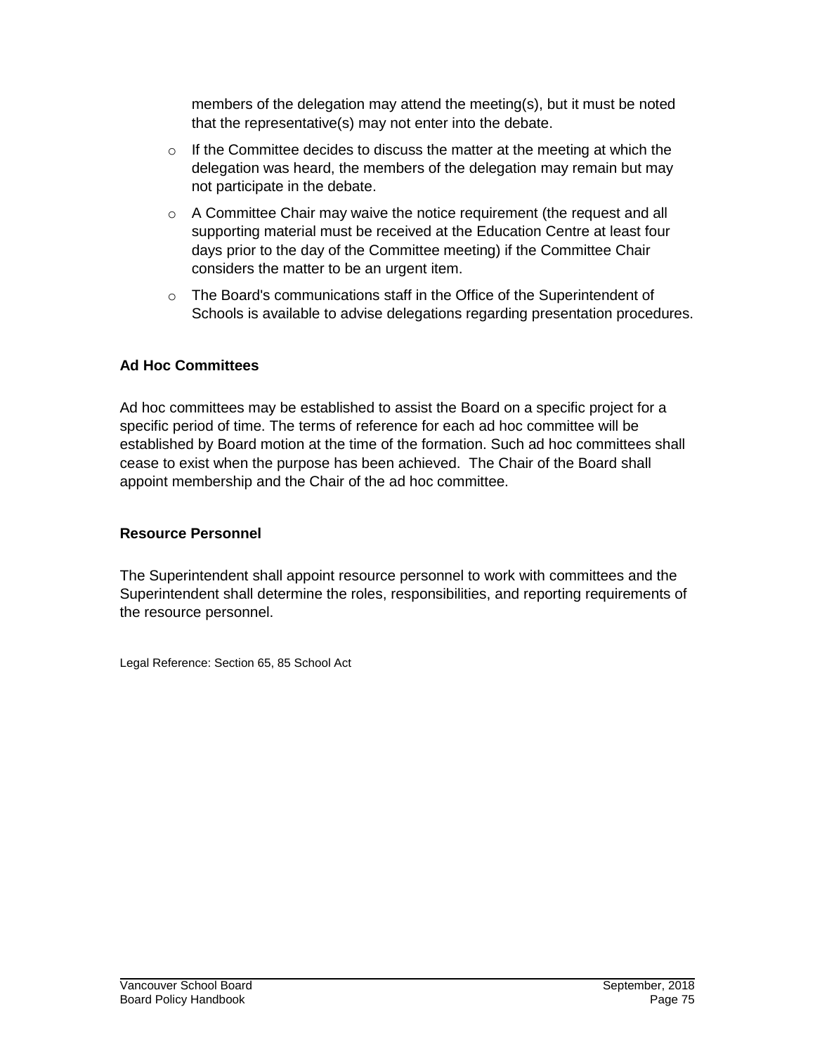members of the delegation may attend the meeting(s), but it must be noted that the representative(s) may not enter into the debate.

- If the Committee decides to discuss the matter at the meeting at which the delegation was heard, the members of the delegation may remain but may not participate in the debate.
- A Committee Chair may waive the notice requirement (the request and all supporting material must be received at the Education Centre at least four days prior to the day of the Committee meeting) if the Committee Chair considers the matter to be an urgent item.
- The Board's communications staff in the Office of the Superintendent of Schools is available to advise delegations regarding presentation procedures.

**Ad Hoc Committees**

Ad hoc committees may be established to assist the Board on a specific project for a specific period of time. The terms of reference for each ad hoc committee will be established by Board motion at the time of the formation. Such ad hoc committees shall cease to exist when the purpose has been achieved. The Chair of the Board shall appoint membership and the Chair of the ad hoc committee.

**Resource Personnel**

The Superintendent shall appoint resource personnel to work with committees and the Superintendent shall determine the roles, responsibilities, and reporting requirements of the resource personnel.

Legal Reference: Section 65, 85 School Act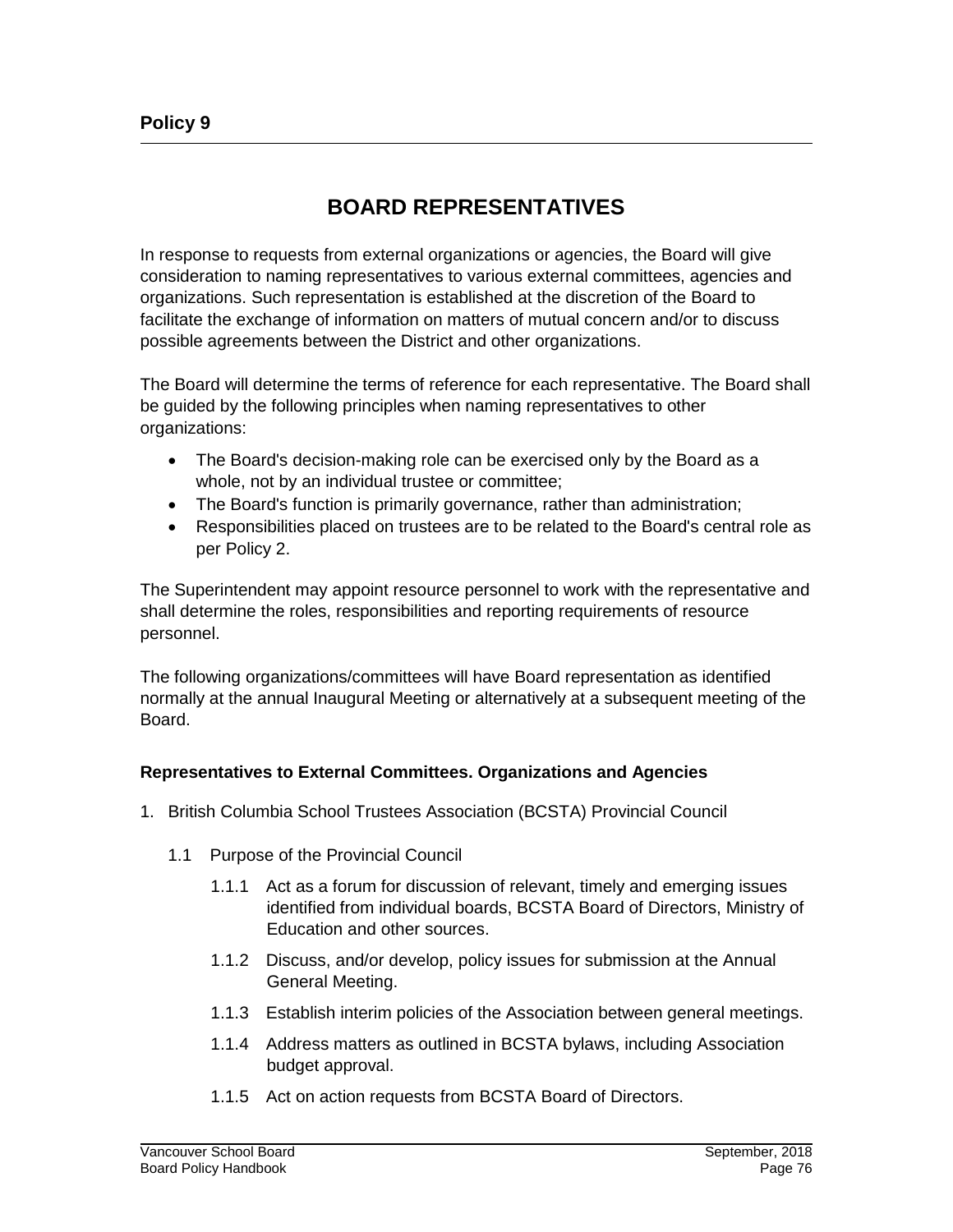**Policy 9**

# BOARD REPRESENTATIVES

In response to requests from external organizations or agencies, the Board will give consideration to naming representatives to various external committees, agencies and organizations. Such representation is established at the discretion of the Board to facilitate the exchange of information on matters of mutual concern and/or to discuss possible agreements between the District and other organizations.

The Board will determine the terms of reference for each representative. The Board shall be guided by the following principles when naming representatives to other organizations:

- The Board's decision-making role can be exercised only by the Board as a whole, not by an individual trustee or committee;
- The Board's function is primarily governance, rather than administration;
- Responsibilities placed on trustees are to be related to the Board's central role as per Policy 2.

The Superintendent may appoint resource personnel to work with the representative and shall determine the roles, responsibilities and reporting requirements of resource personnel.

The following organizations/committees will have Board representation as identified normally at the annual Inaugural Meeting or alternatively at a subsequent meeting of the Board.

**Representatives to External Committees. Organizations and Agencies**

1. British Columbia School Trustees Association (BCSTA) Provincial Council

   1.1 Purpose of the Provincial Council

      1.1.1 Act as a forum for discussion of relevant, timely and emerging issues identified from individual boards, BCSTA Board of Directors, Ministry of Education and other sources.

      1.1.2 Discuss, and/or develop, policy issues for submission at the Annual General Meeting.

      1.1.3 Establish interim policies of the Association between general meetings.

      1.1.4 Address matters as outlined in BCSTA bylaws, including Association budget approval.

      1.1.5 Act on action requests from BCSTA Board of Directors.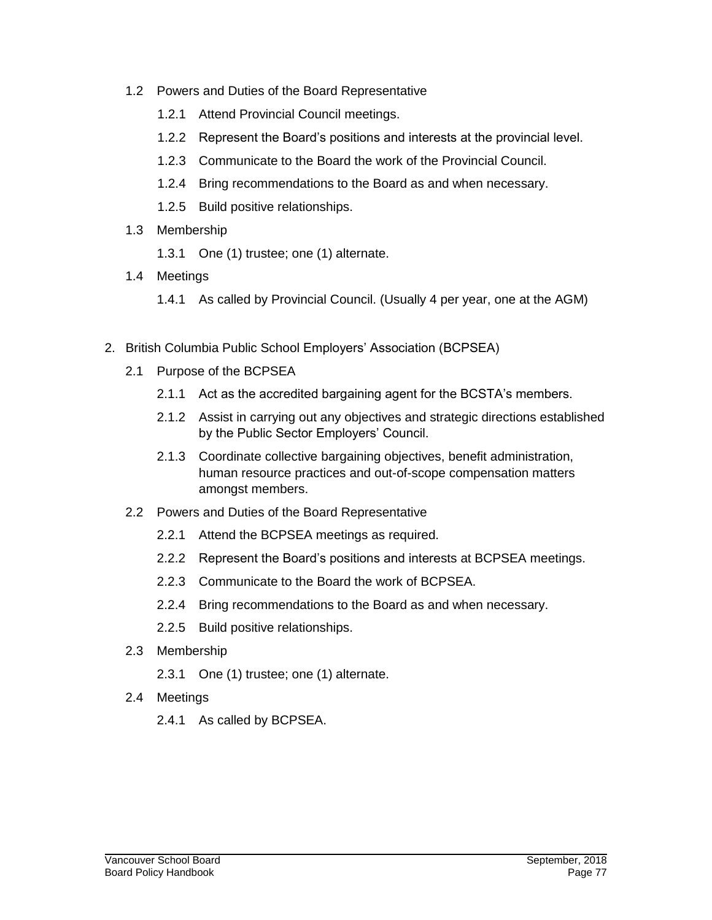1.2 Powers and Duties of the Board Representative

  1.2.1 Attend Provincial Council meetings.

  1.2.2 Represent the Board's positions and interests at the provincial level.

  1.2.3 Communicate to the Board the work of the Provincial Council.

  1.2.4 Bring recommendations to the Board as and when necessary.

  1.2.5 Build positive relationships.

1.3 Membership

  1.3.1 One (1) trustee; one (1) alternate.

1.4 Meetings

  1.4.1 As called by Provincial Council. (Usually 4 per year, one at the AGM)

2. British Columbia Public School Employers' Association (BCPSEA)

  2.1 Purpose of the BCPSEA

    2.1.1 Act as the accredited bargaining agent for the BCSTA's members.

    2.1.2 Assist in carrying out any objectives and strategic directions established by the Public Sector Employers' Council.

    2.1.3 Coordinate collective bargaining objectives, benefit administration, human resource practices and out-of-scope compensation matters amongst members.

  2.2 Powers and Duties of the Board Representative

    2.2.1 Attend the BCPSEA meetings as required.

    2.2.2 Represent the Board's positions and interests at BCPSEA meetings.

    2.2.3 Communicate to the Board the work of BCPSEA.

    2.2.4 Bring recommendations to the Board as and when necessary.

    2.2.5 Build positive relationships.

  2.3 Membership

    2.3.1 One (1) trustee; one (1) alternate.

  2.4 Meetings

    2.4.1 As called by BCPSEA.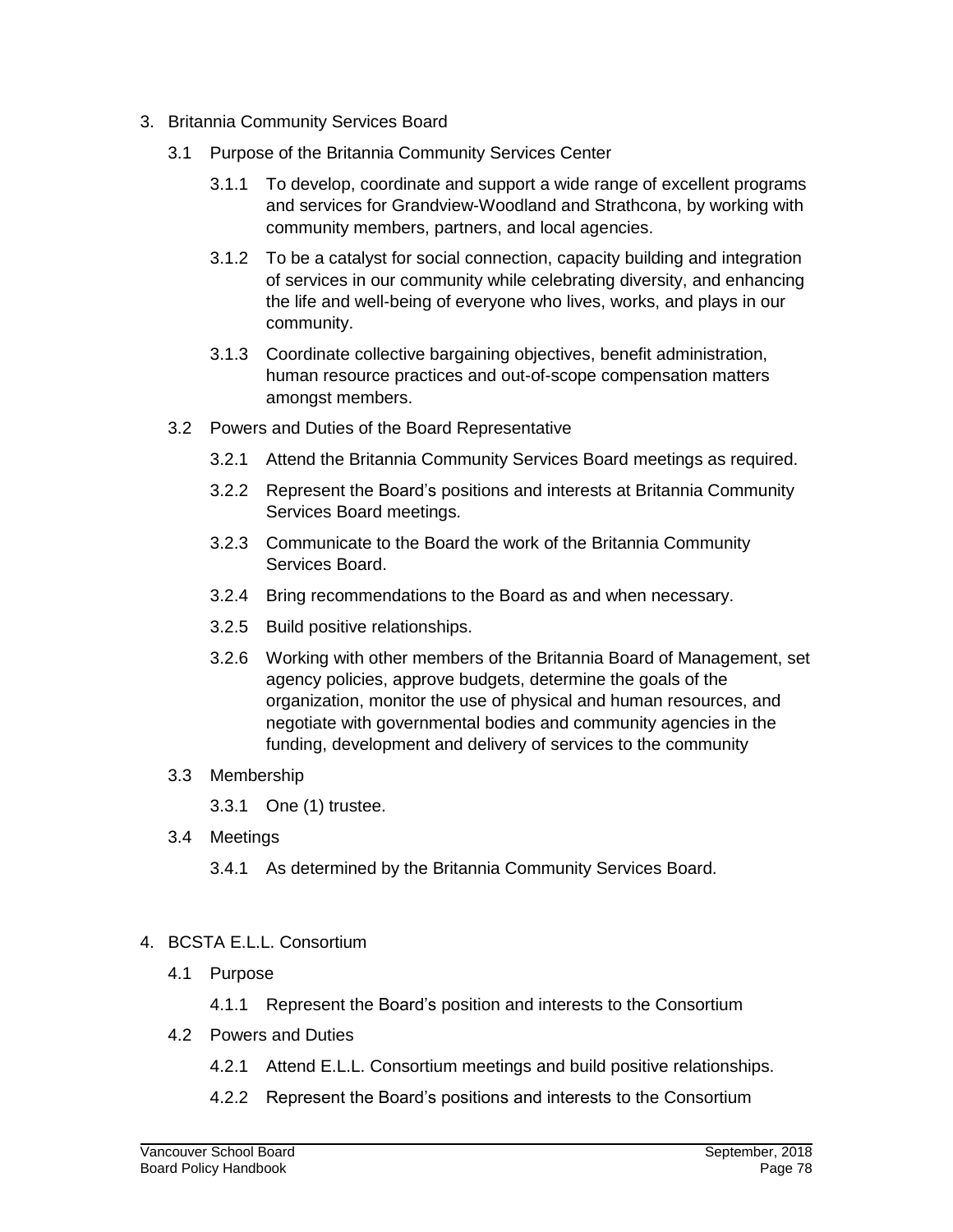3. Britannia Community Services Board

   3.1 Purpose of the Britannia Community Services Center

      3.1.1 To develop, coordinate and support a wide range of excellent programs and services for Grandview-Woodland and Strathcona, by working with community members, partners, and local agencies.

      3.1.2 To be a catalyst for social connection, capacity building and integration of services in our community while celebrating diversity, and enhancing the life and well-being of everyone who lives, works, and plays in our community.

      3.1.3 Coordinate collective bargaining objectives, benefit administration, human resource practices and out-of-scope compensation matters amongst members.

   3.2 Powers and Duties of the Board Representative

      3.2.1 Attend the Britannia Community Services Board meetings as required.

      3.2.2 Represent the Board's positions and interests at Britannia Community Services Board meetings.

      3.2.3 Communicate to the Board the work of the Britannia Community Services Board.

      3.2.4 Bring recommendations to the Board as and when necessary.

      3.2.5 Build positive relationships.

      3.2.6 Working with other members of the Britannia Board of Management, set agency policies, approve budgets, determine the goals of the organization, monitor the use of physical and human resources, and negotiate with governmental bodies and community agencies in the funding, development and delivery of services to the community

   3.3 Membership

      3.3.1 One (1) trustee.

   3.4 Meetings

      3.4.1 As determined by the Britannia Community Services Board.

4. BCSTA E.L.L. Consortium

   4.1 Purpose

      4.1.1 Represent the Board's position and interests to the Consortium

   4.2 Powers and Duties

      4.2.1 Attend E.L.L. Consortium meetings and build positive relationships.

      4.2.2 Represent the Board's positions and interests to the Consortium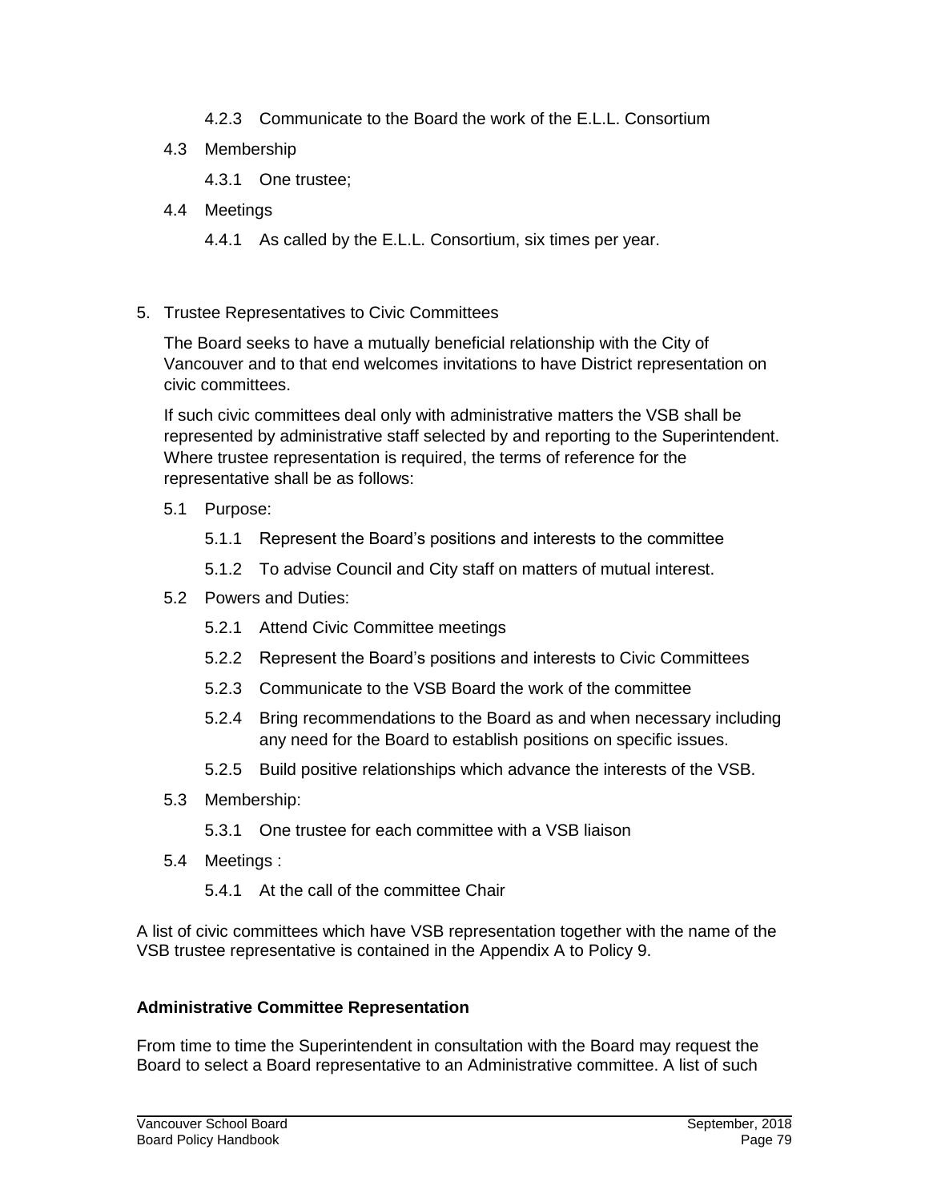4.2.3 Communicate to the Board the work of the E.L.L. Consortium

  4.3 Membership

    4.3.1 One trustee;

  4.4 Meetings

    4.4.1 As called by the E.L.L. Consortium, six times per year.

5. Trustee Representatives to Civic Committees

   The Board seeks to have a mutually beneficial relationship with the City of Vancouver and to that end welcomes invitations to have District representation on civic committees.

   If such civic committees deal only with administrative matters the VSB shall be represented by administrative staff selected by and reporting to the Superintendent. Where trustee representation is required, the terms of reference for the representative shall be as follows:

  5.1 Purpose:

    5.1.1 Represent the Board's positions and interests to the committee

    5.1.2 To advise Council and City staff on matters of mutual interest.

  5.2 Powers and Duties:

    5.2.1 Attend Civic Committee meetings

    5.2.2 Represent the Board's positions and interests to Civic Committees

    5.2.3 Communicate to the VSB Board the work of the committee

    5.2.4 Bring recommendations to the Board as and when necessary including any need for the Board to establish positions on specific issues.

    5.2.5 Build positive relationships which advance the interests of the VSB.

  5.3 Membership:

    5.3.1 One trustee for each committee with a VSB liaison

  5.4 Meetings :

    5.4.1 At the call of the committee Chair

A list of civic committees which have VSB representation together with the name of the VSB trustee representative is contained in the Appendix A to Policy 9.

**Administrative Committee Representation**

From time to time the Superintendent in consultation with the Board may request the Board to select a Board representative to an Administrative committee. A list of such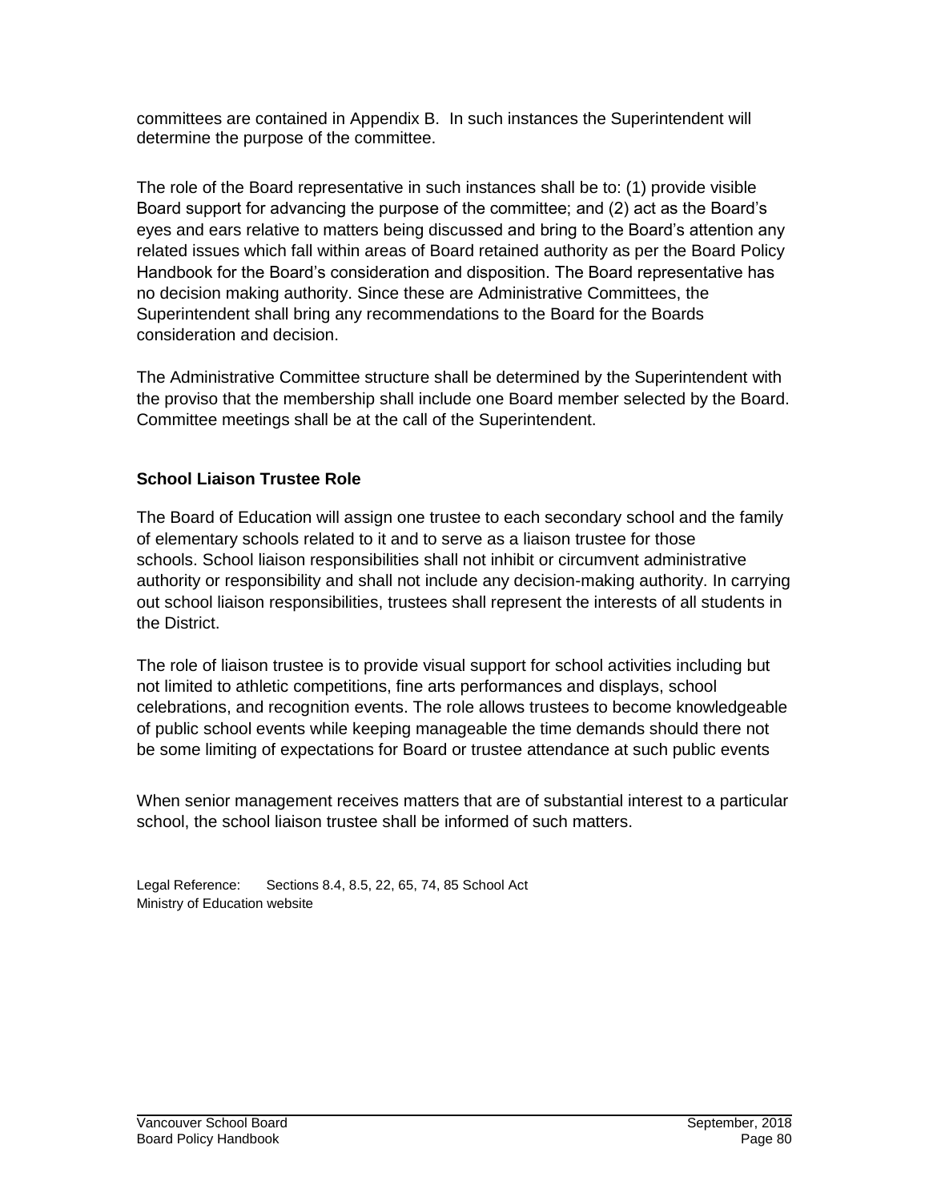committees are contained in Appendix B. In such instances the Superintendent will determine the purpose of the committee.

The role of the Board representative in such instances shall be to: (1) provide visible Board support for advancing the purpose of the committee; and (2) act as the Board's eyes and ears relative to matters being discussed and bring to the Board's attention any related issues which fall within areas of Board retained authority as per the Board Policy Handbook for the Board's consideration and disposition. The Board representative has no decision making authority. Since these are Administrative Committees, the Superintendent shall bring any recommendations to the Board for the Boards consideration and decision.

The Administrative Committee structure shall be determined by the Superintendent with the proviso that the membership shall include one Board member selected by the Board. Committee meetings shall be at the call of the Superintendent.

**School Liaison Trustee Role**

The Board of Education will assign one trustee to each secondary school and the family of elementary schools related to it and to serve as a liaison trustee for those schools. School liaison responsibilities shall not inhibit or circumvent administrative authority or responsibility and shall not include any decision-making authority. In carrying out school liaison responsibilities, trustees shall represent the interests of all students in the District.

The role of liaison trustee is to provide visual support for school activities including but not limited to athletic competitions, fine arts performances and displays, school celebrations, and recognition events. The role allows trustees to become knowledgeable of public school events while keeping manageable the time demands should there not be some limiting of expectations for Board or trustee attendance at such public events

When senior management receives matters that are of substantial interest to a particular school, the school liaison trustee shall be informed of such matters.

Legal Reference: Sections 8.4, 8.5, 22, 65, 74, 85 School Act
Ministry of Education website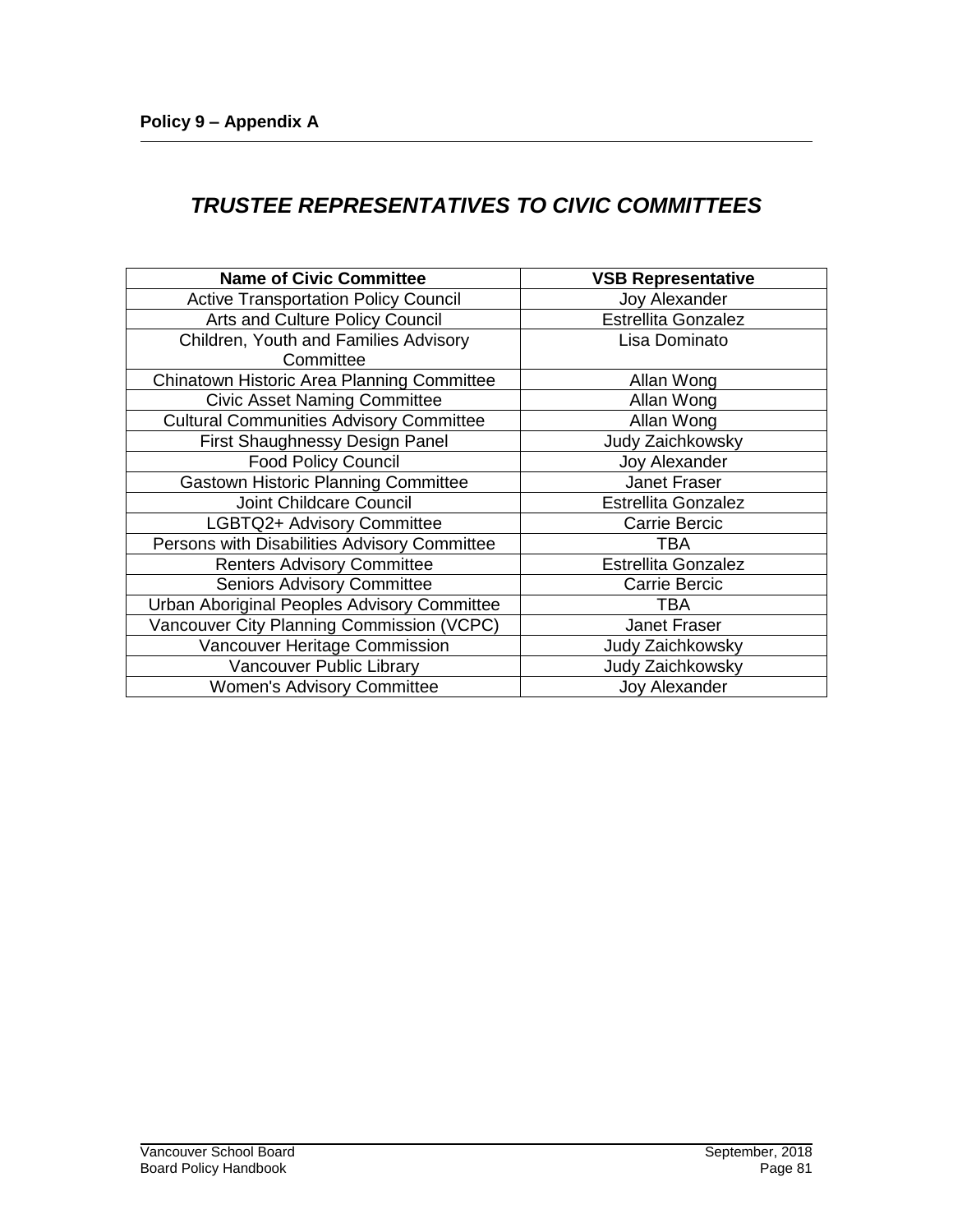**Policy 9 – Appendix A**

## *TRUSTEE REPRESENTATIVES TO CIVIC COMMITTEES*

| Name of Civic Committee | VSB Representative |
|---|---|
| Active Transportation Policy Council | Joy Alexander |
| Arts and Culture Policy Council | Estrellita Gonzalez |
| Children, Youth and Families Advisory Committee | Lisa Dominato |
| Chinatown Historic Area Planning Committee | Allan Wong |
| Civic Asset Naming Committee | Allan Wong |
| Cultural Communities Advisory Committee | Allan Wong |
| First Shaughnessy Design Panel | Judy Zaichkowsky |
| Food Policy Council | Joy Alexander |
| Gastown Historic Planning Committee | Janet Fraser |
| Joint Childcare Council | Estrellita Gonzalez |
| LGBTQ2+ Advisory Committee | Carrie Bercic |
| Persons with Disabilities Advisory Committee | TBA |
| Renters Advisory Committee | Estrellita Gonzalez |
| Seniors Advisory Committee | Carrie Bercic |
| Urban Aboriginal Peoples Advisory Committee | TBA |
| Vancouver City Planning Commission (VCPC) | Janet Fraser |
| Vancouver Heritage Commission | Judy Zaichkowsky |
| Vancouver Public Library | Judy Zaichkowsky |
| Women's Advisory Committee | Joy Alexander |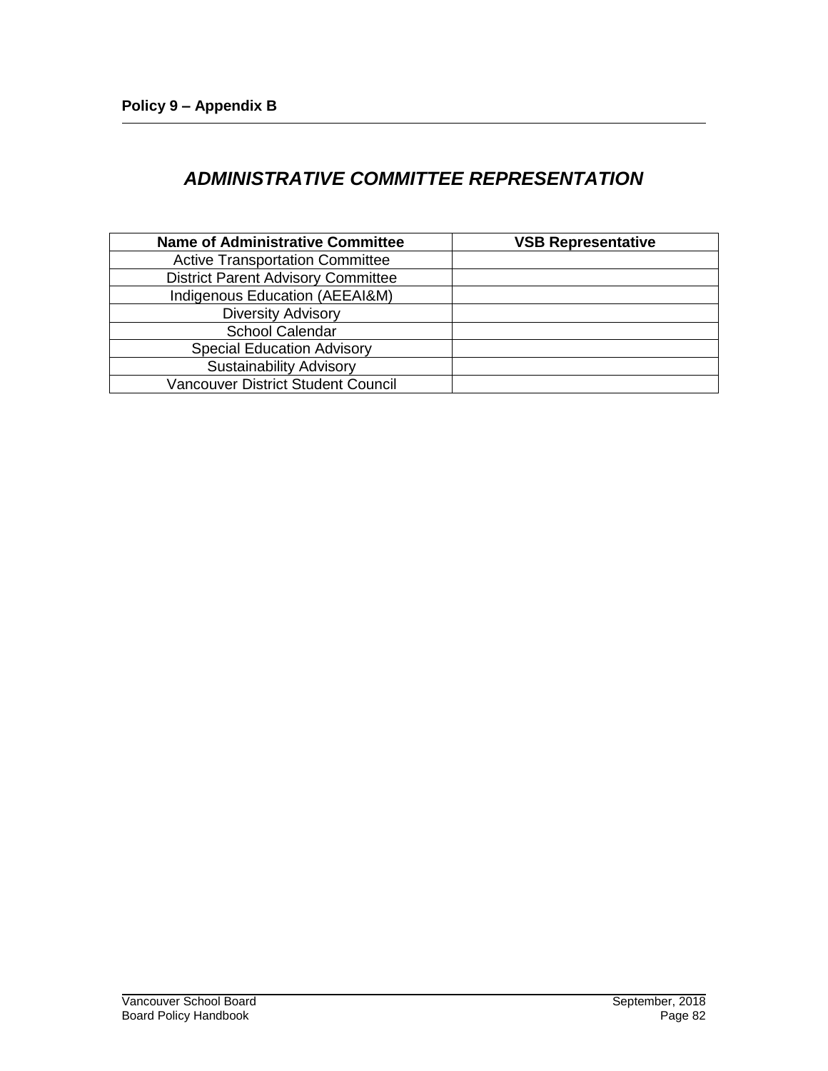**Policy 9 – Appendix B**

## *ADMINISTRATIVE COMMITTEE REPRESENTATION*

| Name of Administrative Committee | VSB Representative |
|---|---|
| Active Transportation Committee | |
| District Parent Advisory Committee | |
| Indigenous Education (AEEAI&M) | |
| Diversity Advisory | |
| School Calendar | |
| Special Education Advisory | |
| Sustainability Advisory | |
| Vancouver District Student Council | |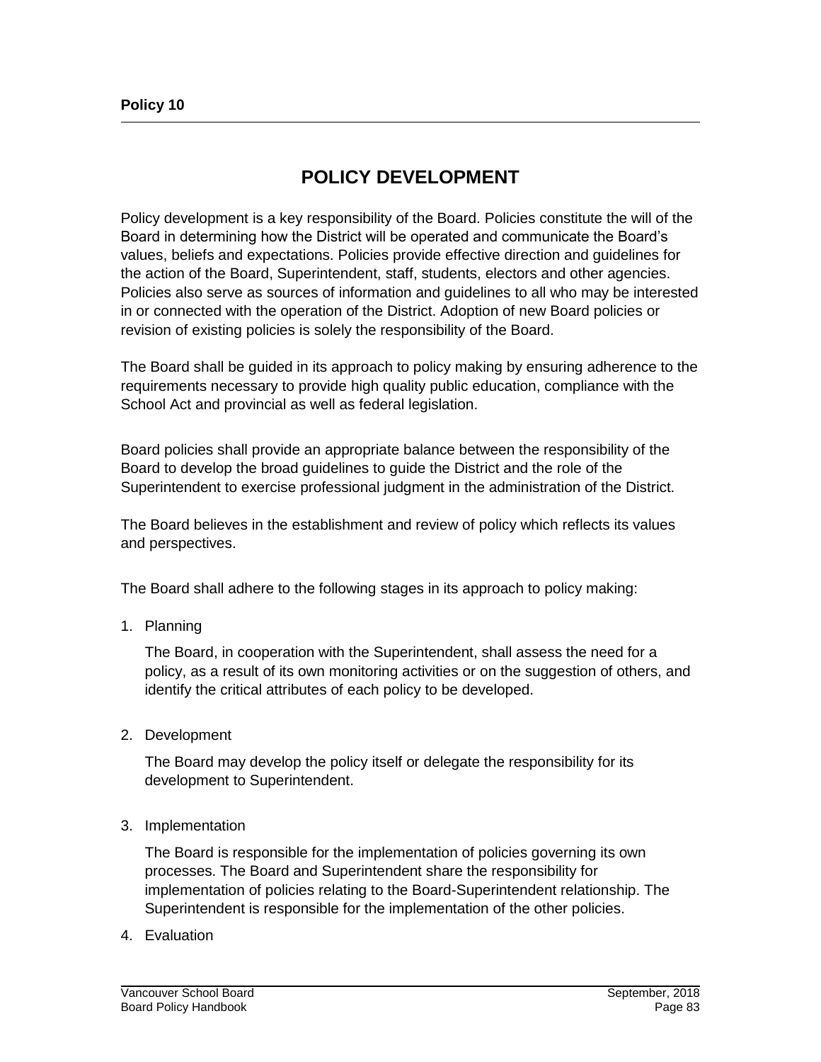**Policy 10**

# POLICY DEVELOPMENT

Policy development is a key responsibility of the Board. Policies constitute the will of the Board in determining how the District will be operated and communicate the Board's values, beliefs and expectations. Policies provide effective direction and guidelines for the action of the Board, Superintendent, staff, students, electors and other agencies. Policies also serve as sources of information and guidelines to all who may be interested in or connected with the operation of the District. Adoption of new Board policies or revision of existing policies is solely the responsibility of the Board.

The Board shall be guided in its approach to policy making by ensuring adherence to the requirements necessary to provide high quality public education, compliance with the School Act and provincial as well as federal legislation.

Board policies shall provide an appropriate balance between the responsibility of the Board to develop the broad guidelines to guide the District and the role of the Superintendent to exercise professional judgment in the administration of the District.

The Board believes in the establishment and review of policy which reflects its values and perspectives.

The Board shall adhere to the following stages in its approach to policy making:

1. Planning

   The Board, in cooperation with the Superintendent, shall assess the need for a policy, as a result of its own monitoring activities or on the suggestion of others, and identify the critical attributes of each policy to be developed.

2. Development

   The Board may develop the policy itself or delegate the responsibility for its development to Superintendent.

3. Implementation

   The Board is responsible for the implementation of policies governing its own processes. The Board and Superintendent share the responsibility for implementation of policies relating to the Board-Superintendent relationship. The Superintendent is responsible for the implementation of the other policies.

4. Evaluation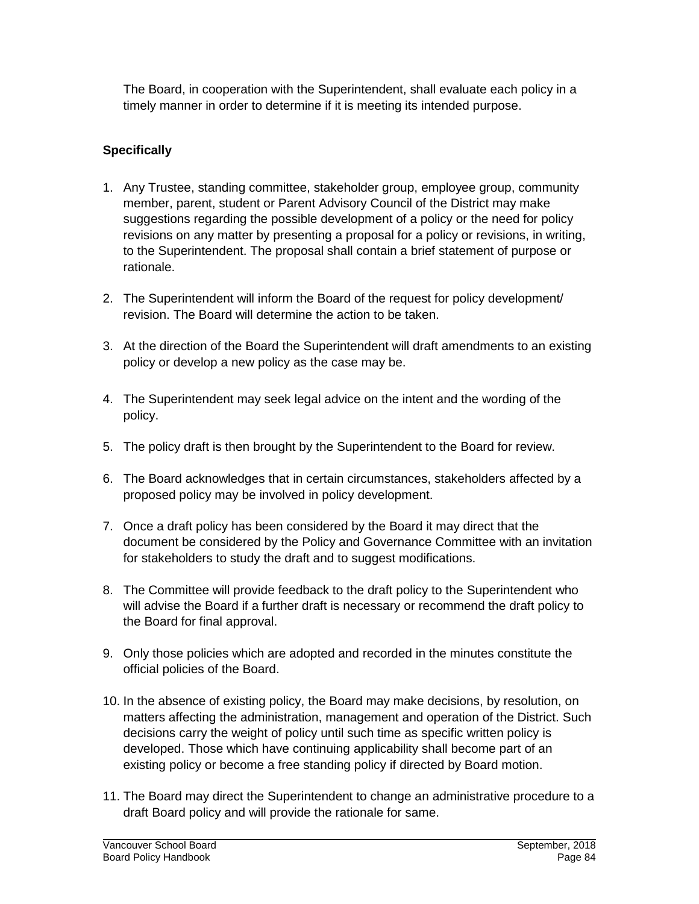The Board, in cooperation with the Superintendent, shall evaluate each policy in a timely manner in order to determine if it is meeting its intended purpose.

**Specifically**

1. Any Trustee, standing committee, stakeholder group, employee group, community member, parent, student or Parent Advisory Council of the District may make suggestions regarding the possible development of a policy or the need for policy revisions on any matter by presenting a proposal for a policy or revisions, in writing, to the Superintendent. The proposal shall contain a brief statement of purpose or rationale.

2. The Superintendent will inform the Board of the request for policy development/ revision. The Board will determine the action to be taken.

3. At the direction of the Board the Superintendent will draft amendments to an existing policy or develop a new policy as the case may be.

4. The Superintendent may seek legal advice on the intent and the wording of the policy.

5. The policy draft is then brought by the Superintendent to the Board for review.

6. The Board acknowledges that in certain circumstances, stakeholders affected by a proposed policy may be involved in policy development.

7. Once a draft policy has been considered by the Board it may direct that the document be considered by the Policy and Governance Committee with an invitation for stakeholders to study the draft and to suggest modifications.

8. The Committee will provide feedback to the draft policy to the Superintendent who will advise the Board if a further draft is necessary or recommend the draft policy to the Board for final approval.

9. Only those policies which are adopted and recorded in the minutes constitute the official policies of the Board.

10. In the absence of existing policy, the Board may make decisions, by resolution, on matters affecting the administration, management and operation of the District. Such decisions carry the weight of policy until such time as specific written policy is developed. Those which have continuing applicability shall become part of an existing policy or become a free standing policy if directed by Board motion.

11. The Board may direct the Superintendent to change an administrative procedure to a draft Board policy and will provide the rationale for same.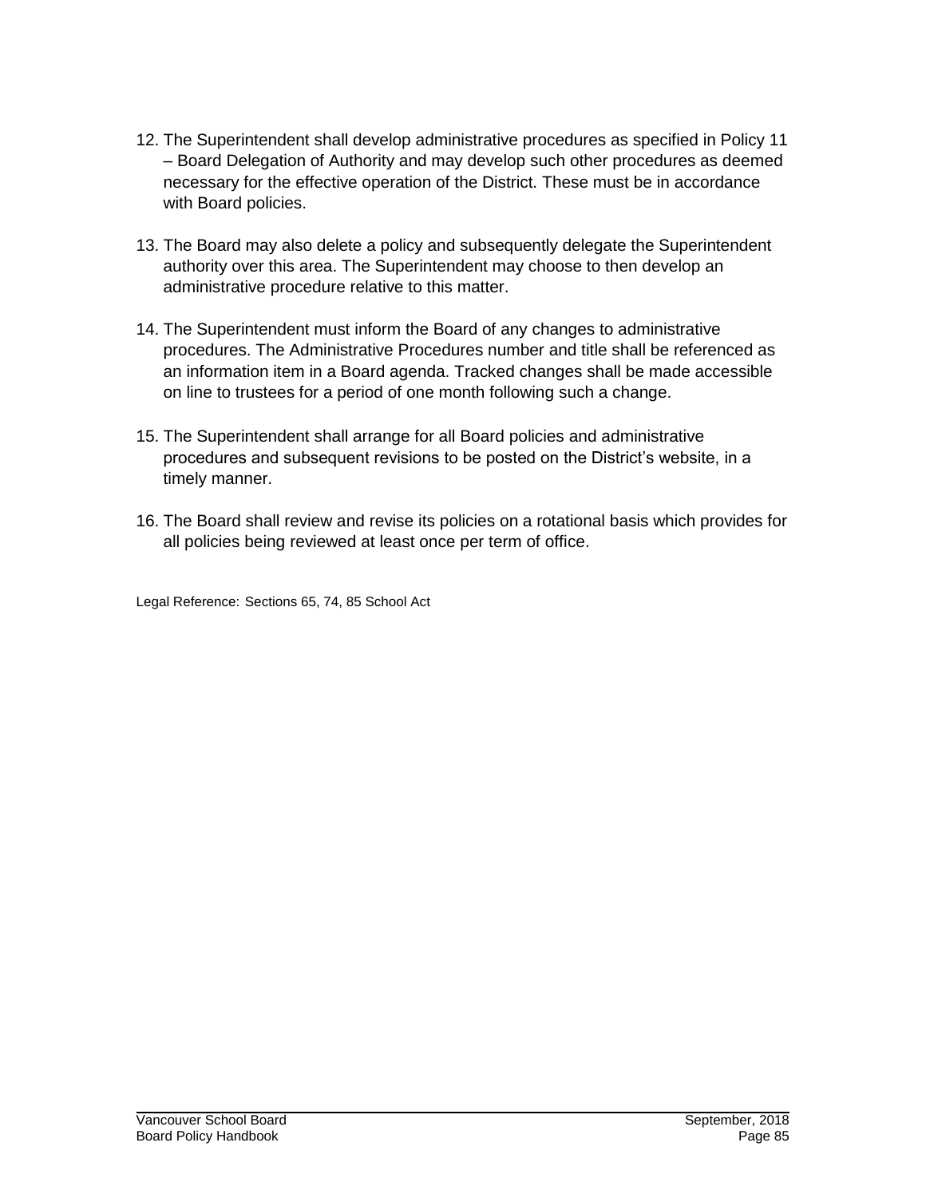12. The Superintendent shall develop administrative procedures as specified in Policy 11 – Board Delegation of Authority and may develop such other procedures as deemed necessary for the effective operation of the District. These must be in accordance with Board policies.

13. The Board may also delete a policy and subsequently delegate the Superintendent authority over this area. The Superintendent may choose to then develop an administrative procedure relative to this matter.

14. The Superintendent must inform the Board of any changes to administrative procedures. The Administrative Procedures number and title shall be referenced as an information item in a Board agenda. Tracked changes shall be made accessible on line to trustees for a period of one month following such a change.

15. The Superintendent shall arrange for all Board policies and administrative procedures and subsequent revisions to be posted on the District's website, in a timely manner.

16. The Board shall review and revise its policies on a rotational basis which provides for all policies being reviewed at least once per term of office.

Legal Reference: Sections 65, 74, 85 School Act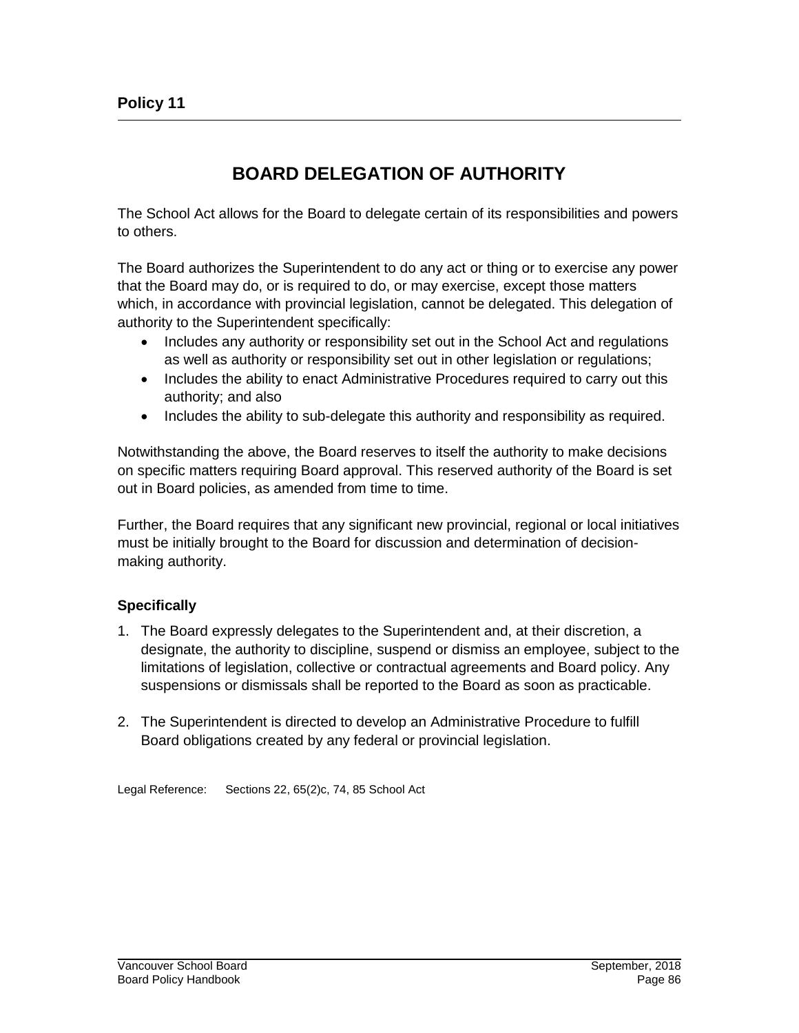**Policy 11**

# BOARD DELEGATION OF AUTHORITY

The School Act allows for the Board to delegate certain of its responsibilities and powers to others.

The Board authorizes the Superintendent to do any act or thing or to exercise any power that the Board may do, or is required to do, or may exercise, except those matters which, in accordance with provincial legislation, cannot be delegated. This delegation of authority to the Superintendent specifically:

- Includes any authority or responsibility set out in the School Act and regulations as well as authority or responsibility set out in other legislation or regulations;
- Includes the ability to enact Administrative Procedures required to carry out this authority; and also
- Includes the ability to sub-delegate this authority and responsibility as required.

Notwithstanding the above, the Board reserves to itself the authority to make decisions on specific matters requiring Board approval. This reserved authority of the Board is set out in Board policies, as amended from time to time.

Further, the Board requires that any significant new provincial, regional or local initiatives must be initially brought to the Board for discussion and determination of decision-making authority.

### Specifically

1. The Board expressly delegates to the Superintendent and, at their discretion, a designate, the authority to discipline, suspend or dismiss an employee, subject to the limitations of legislation, collective or contractual agreements and Board policy. Any suspensions or dismissals shall be reported to the Board as soon as practicable.

2. The Superintendent is directed to develop an Administrative Procedure to fulfill Board obligations created by any federal or provincial legislation.

Legal Reference: Sections 22, 65(2)c, 74, 85 School Act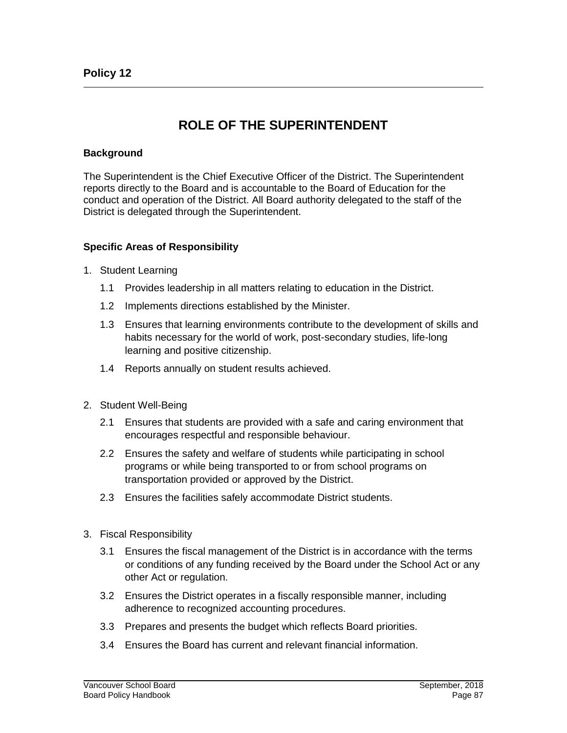## Policy 12

# ROLE OF THE SUPERINTENDENT

### Background

The Superintendent is the Chief Executive Officer of the District. The Superintendent reports directly to the Board and is accountable to the Board of Education for the conduct and operation of the District. All Board authority delegated to the staff of the District is delegated through the Superintendent.

### Specific Areas of Responsibility

1. Student Learning
   - 1.1 Provides leadership in all matters relating to education in the District.
   - 1.2 Implements directions established by the Minister.
   - 1.3 Ensures that learning environments contribute to the development of skills and habits necessary for the world of work, post-secondary studies, life-long learning and positive citizenship.
   - 1.4 Reports annually on student results achieved.

2. Student Well-Being
   - 2.1 Ensures that students are provided with a safe and caring environment that encourages respectful and responsible behaviour.
   - 2.2 Ensures the safety and welfare of students while participating in school programs or while being transported to or from school programs on transportation provided or approved by the District.
   - 2.3 Ensures the facilities safely accommodate District students.

3. Fiscal Responsibility
   - 3.1 Ensures the fiscal management of the District is in accordance with the terms or conditions of any funding received by the Board under the School Act or any other Act or regulation.
   - 3.2 Ensures the District operates in a fiscally responsible manner, including adherence to recognized accounting procedures.
   - 3.3 Prepares and presents the budget which reflects Board priorities.
   - 3.4 Ensures the Board has current and relevant financial information.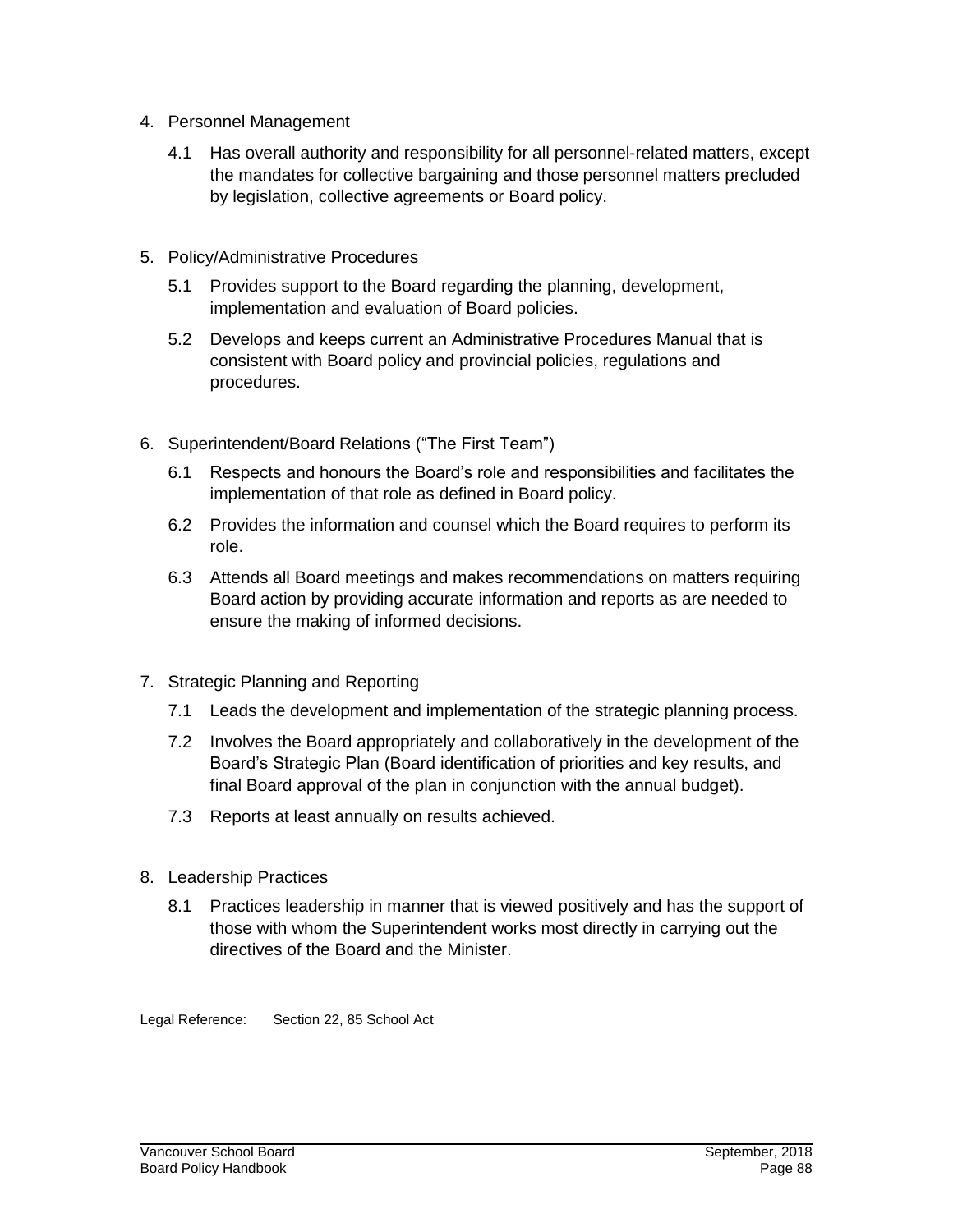4. Personnel Management

   4.1 Has overall authority and responsibility for all personnel-related matters, except the mandates for collective bargaining and those personnel matters precluded by legislation, collective agreements or Board policy.

5. Policy/Administrative Procedures

   5.1 Provides support to the Board regarding the planning, development, implementation and evaluation of Board policies.

   5.2 Develops and keeps current an Administrative Procedures Manual that is consistent with Board policy and provincial policies, regulations and procedures.

6. Superintendent/Board Relations ("The First Team")

   6.1 Respects and honours the Board's role and responsibilities and facilitates the implementation of that role as defined in Board policy.

   6.2 Provides the information and counsel which the Board requires to perform its role.

   6.3 Attends all Board meetings and makes recommendations on matters requiring Board action by providing accurate information and reports as are needed to ensure the making of informed decisions.

7. Strategic Planning and Reporting

   7.1 Leads the development and implementation of the strategic planning process.

   7.2 Involves the Board appropriately and collaboratively in the development of the Board's Strategic Plan (Board identification of priorities and key results, and final Board approval of the plan in conjunction with the annual budget).

   7.3 Reports at least annually on results achieved.

8. Leadership Practices

   8.1 Practices leadership in manner that is viewed positively and has the support of those with whom the Superintendent works most directly in carrying out the directives of the Board and the Minister.

Legal Reference: Section 22, 85 School Act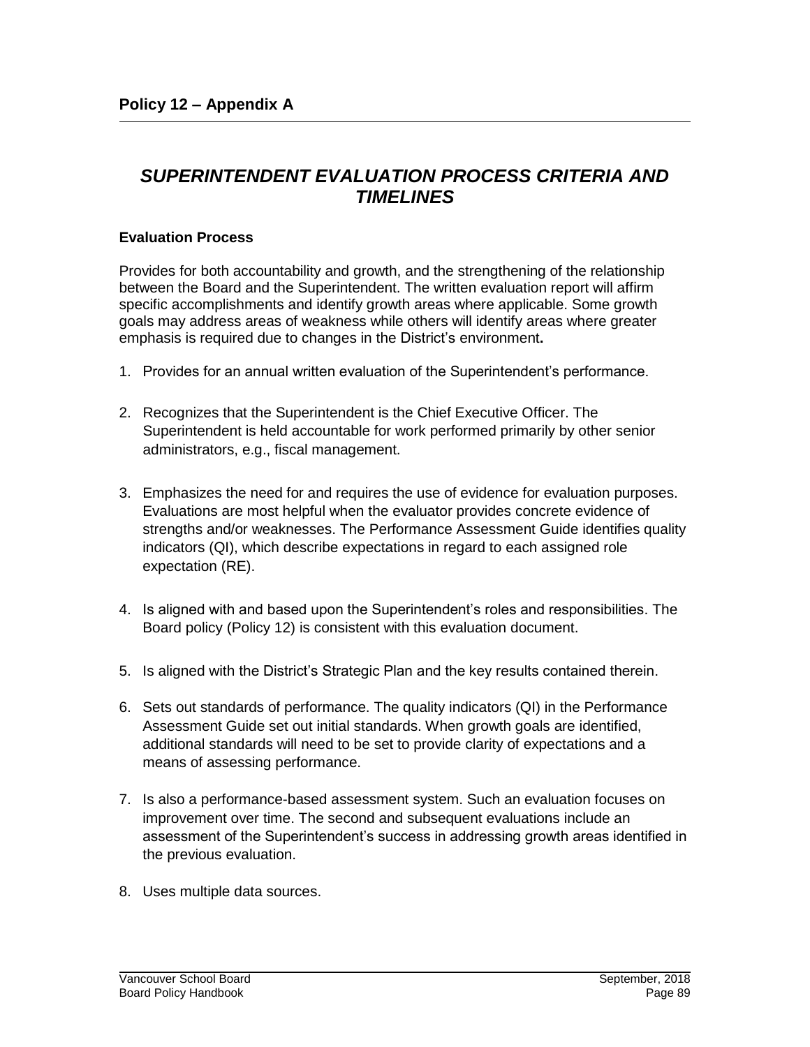## Policy 12 – Appendix A

# *SUPERINTENDENT EVALUATION PROCESS CRITERIA AND TIMELINES*

### Evaluation Process

Provides for both accountability and growth, and the strengthening of the relationship between the Board and the Superintendent. The written evaluation report will affirm specific accomplishments and identify growth areas where applicable. Some growth goals may address areas of weakness while others will identify areas where greater emphasis is required due to changes in the District's environment**.**

1. Provides for an annual written evaluation of the Superintendent's performance.
2. Recognizes that the Superintendent is the Chief Executive Officer. The Superintendent is held accountable for work performed primarily by other senior administrators, e.g., fiscal management.
3. Emphasizes the need for and requires the use of evidence for evaluation purposes. Evaluations are most helpful when the evaluator provides concrete evidence of strengths and/or weaknesses. The Performance Assessment Guide identifies quality indicators (QI), which describe expectations in regard to each assigned role expectation (RE).
4. Is aligned with and based upon the Superintendent's roles and responsibilities. The Board policy (Policy 12) is consistent with this evaluation document.
5. Is aligned with the District's Strategic Plan and the key results contained therein.
6. Sets out standards of performance. The quality indicators (QI) in the Performance Assessment Guide set out initial standards. When growth goals are identified, additional standards will need to be set to provide clarity of expectations and a means of assessing performance.
7. Is also a performance-based assessment system. Such an evaluation focuses on improvement over time. The second and subsequent evaluations include an assessment of the Superintendent's success in addressing growth areas identified in the previous evaluation.
8. Uses multiple data sources.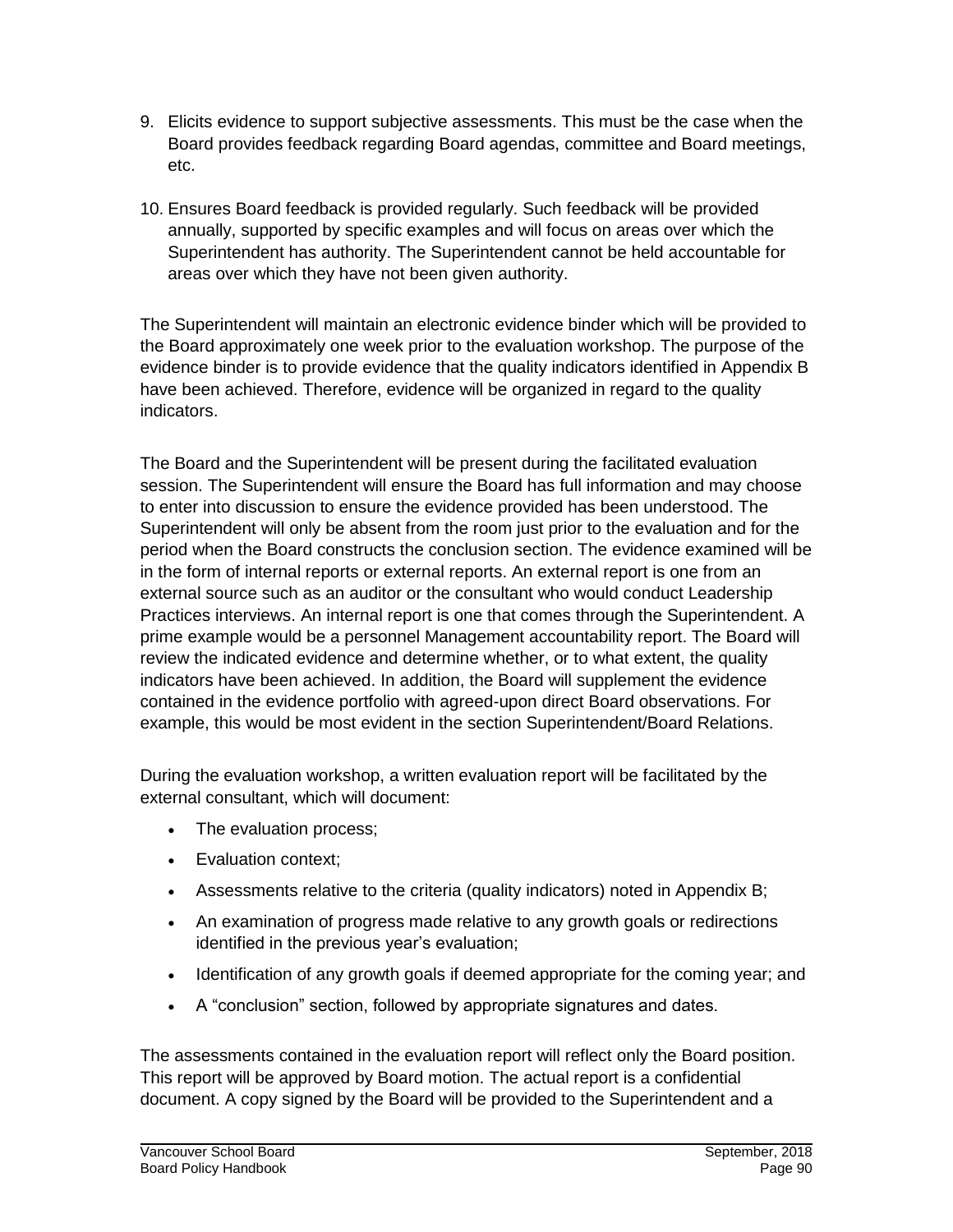9. Elicits evidence to support subjective assessments. This must be the case when the Board provides feedback regarding Board agendas, committee and Board meetings, etc.

10. Ensures Board feedback is provided regularly. Such feedback will be provided annually, supported by specific examples and will focus on areas over which the Superintendent has authority. The Superintendent cannot be held accountable for areas over which they have not been given authority.

The Superintendent will maintain an electronic evidence binder which will be provided to the Board approximately one week prior to the evaluation workshop. The purpose of the evidence binder is to provide evidence that the quality indicators identified in Appendix B have been achieved. Therefore, evidence will be organized in regard to the quality indicators.

The Board and the Superintendent will be present during the facilitated evaluation session. The Superintendent will ensure the Board has full information and may choose to enter into discussion to ensure the evidence provided has been understood. The Superintendent will only be absent from the room just prior to the evaluation and for the period when the Board constructs the conclusion section. The evidence examined will be in the form of internal reports or external reports. An external report is one from an external source such as an auditor or the consultant who would conduct Leadership Practices interviews. An internal report is one that comes through the Superintendent. A prime example would be a personnel Management accountability report. The Board will review the indicated evidence and determine whether, or to what extent, the quality indicators have been achieved. In addition, the Board will supplement the evidence contained in the evidence portfolio with agreed-upon direct Board observations. For example, this would be most evident in the section Superintendent/Board Relations.

During the evaluation workshop, a written evaluation report will be facilitated by the external consultant, which will document:

- The evaluation process;
- Evaluation context;
- Assessments relative to the criteria (quality indicators) noted in Appendix B;
- An examination of progress made relative to any growth goals or redirections identified in the previous year's evaluation;
- Identification of any growth goals if deemed appropriate for the coming year; and
- A "conclusion" section, followed by appropriate signatures and dates.

The assessments contained in the evaluation report will reflect only the Board position. This report will be approved by Board motion. The actual report is a confidential document. A copy signed by the Board will be provided to the Superintendent and a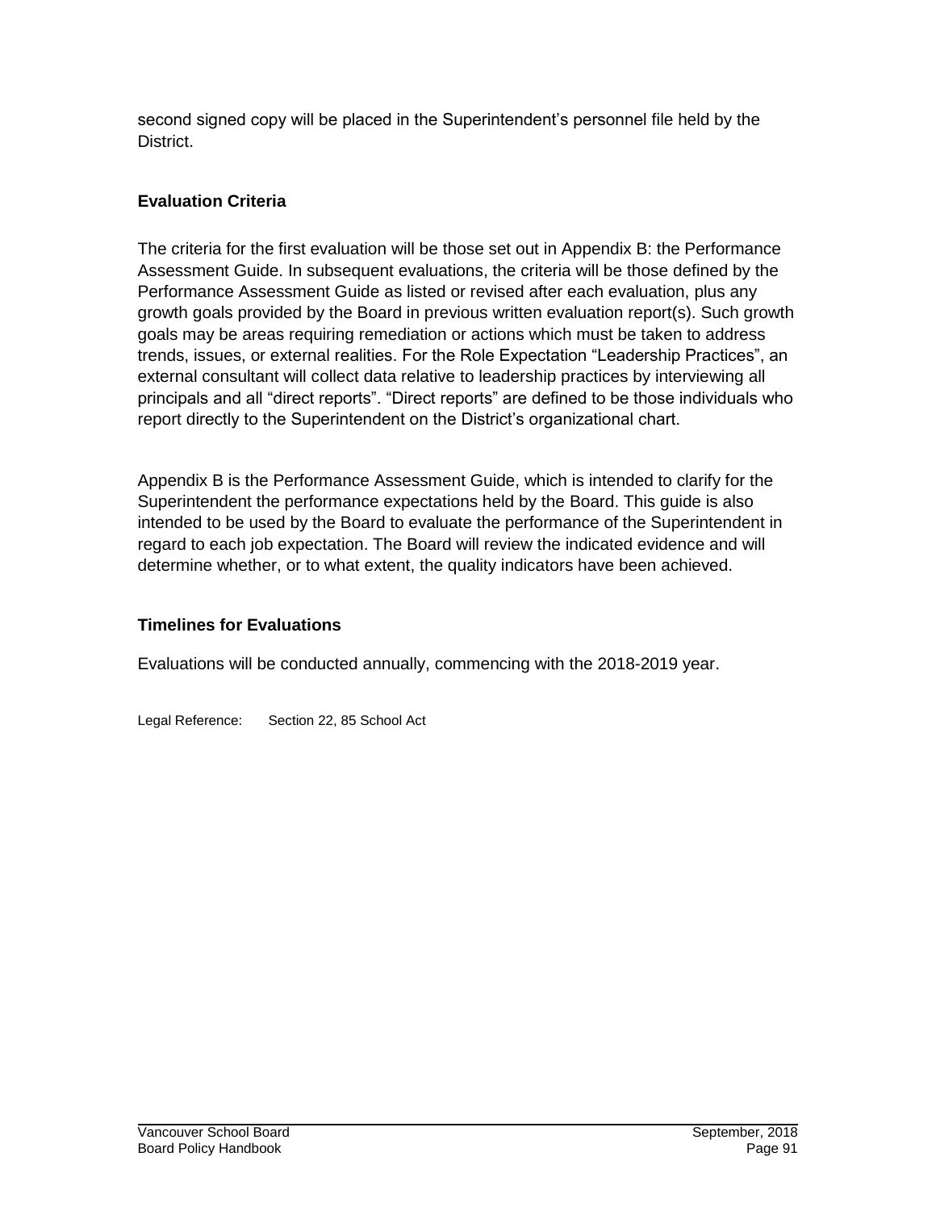second signed copy will be placed in the Superintendent's personnel file held by the District.

### Evaluation Criteria

The criteria for the first evaluation will be those set out in Appendix B: the Performance Assessment Guide. In subsequent evaluations, the criteria will be those defined by the Performance Assessment Guide as listed or revised after each evaluation, plus any growth goals provided by the Board in previous written evaluation report(s). Such growth goals may be areas requiring remediation or actions which must be taken to address trends, issues, or external realities. For the Role Expectation "Leadership Practices", an external consultant will collect data relative to leadership practices by interviewing all principals and all "direct reports". "Direct reports" are defined to be those individuals who report directly to the Superintendent on the District's organizational chart.

Appendix B is the Performance Assessment Guide, which is intended to clarify for the Superintendent the performance expectations held by the Board. This guide is also intended to be used by the Board to evaluate the performance of the Superintendent in regard to each job expectation. The Board will review the indicated evidence and will determine whether, or to what extent, the quality indicators have been achieved.

### Timelines for Evaluations

Evaluations will be conducted annually, commencing with the 2018-2019 year.

Legal Reference: Section 22, 85 School Act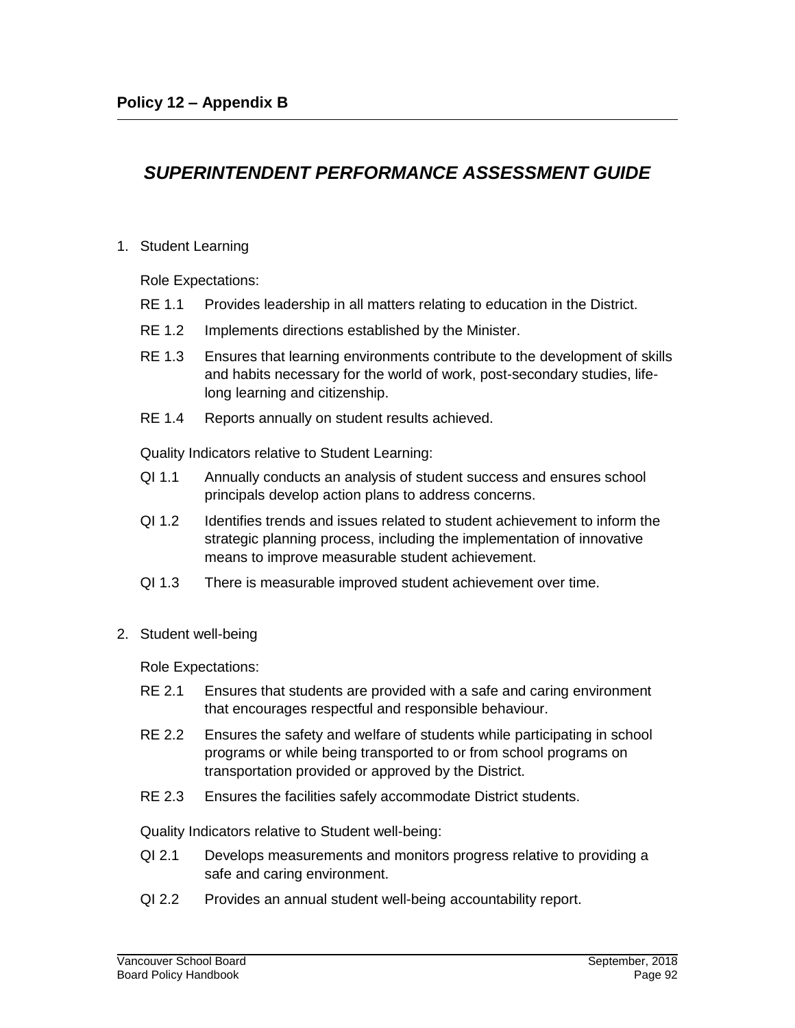**Policy 12 – Appendix B**

# *SUPERINTENDENT PERFORMANCE ASSESSMENT GUIDE*

1. Student Learning

   Role Expectations:

   RE 1.1 Provides leadership in all matters relating to education in the District.

   RE 1.2 Implements directions established by the Minister.

   RE 1.3 Ensures that learning environments contribute to the development of skills and habits necessary for the world of work, post-secondary studies, life-long learning and citizenship.

   RE 1.4 Reports annually on student results achieved.

   Quality Indicators relative to Student Learning:

   QI 1.1 Annually conducts an analysis of student success and ensures school principals develop action plans to address concerns.

   QI 1.2 Identifies trends and issues related to student achievement to inform the strategic planning process, including the implementation of innovative means to improve measurable student achievement.

   QI 1.3 There is measurable improved student achievement over time.

2. Student well-being

   Role Expectations:

   RE 2.1 Ensures that students are provided with a safe and caring environment that encourages respectful and responsible behaviour.

   RE 2.2 Ensures the safety and welfare of students while participating in school programs or while being transported to or from school programs on transportation provided or approved by the District.

   RE 2.3 Ensures the facilities safely accommodate District students.

   Quality Indicators relative to Student well-being:

   QI 2.1 Develops measurements and monitors progress relative to providing a safe and caring environment.

   QI 2.2 Provides an annual student well-being accountability report.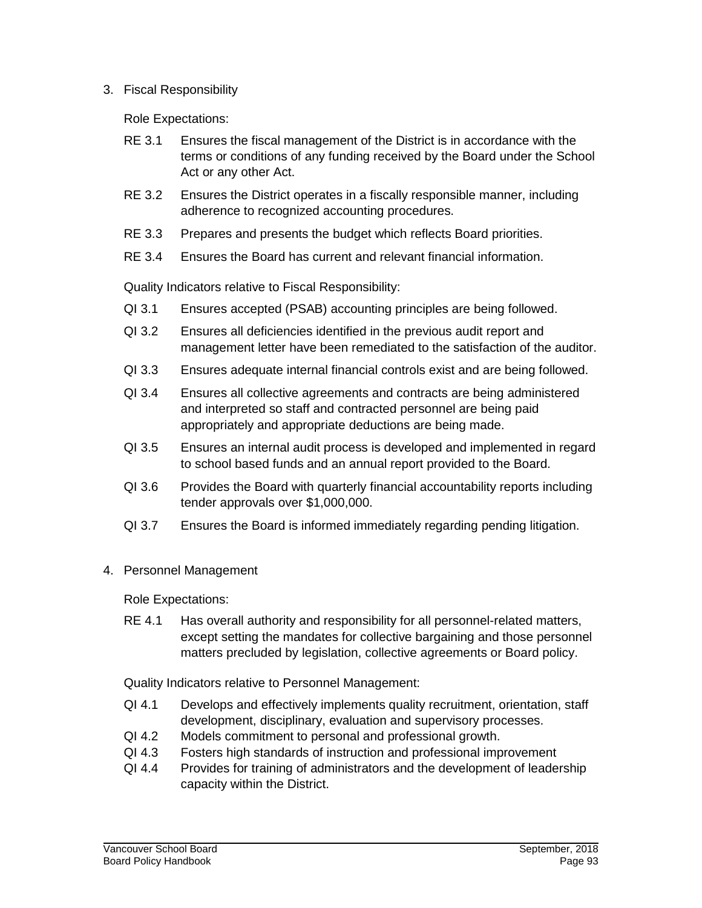3. Fiscal Responsibility

   Role Expectations:

   RE 3.1 Ensures the fiscal management of the District is in accordance with the terms or conditions of any funding received by the Board under the School Act or any other Act.

   RE 3.2 Ensures the District operates in a fiscally responsible manner, including adherence to recognized accounting procedures.

   RE 3.3 Prepares and presents the budget which reflects Board priorities.

   RE 3.4 Ensures the Board has current and relevant financial information.

   Quality Indicators relative to Fiscal Responsibility:

   QI 3.1 Ensures accepted (PSAB) accounting principles are being followed.

   QI 3.2 Ensures all deficiencies identified in the previous audit report and management letter have been remediated to the satisfaction of the auditor.

   QI 3.3 Ensures adequate internal financial controls exist and are being followed.

   QI 3.4 Ensures all collective agreements and contracts are being administered and interpreted so staff and contracted personnel are being paid appropriately and appropriate deductions are being made.

   QI 3.5 Ensures an internal audit process is developed and implemented in regard to school based funds and an annual report provided to the Board.

   QI 3.6 Provides the Board with quarterly financial accountability reports including tender approvals over $1,000,000.

   QI 3.7 Ensures the Board is informed immediately regarding pending litigation.

4. Personnel Management

   Role Expectations:

   RE 4.1 Has overall authority and responsibility for all personnel-related matters, except setting the mandates for collective bargaining and those personnel matters precluded by legislation, collective agreements or Board policy.

   Quality Indicators relative to Personnel Management:

   QI 4.1 Develops and effectively implements quality recruitment, orientation, staff development, disciplinary, evaluation and supervisory processes.

   QI 4.2 Models commitment to personal and professional growth.

   QI 4.3 Fosters high standards of instruction and professional improvement

   QI 4.4 Provides for training of administrators and the development of leadership capacity within the District.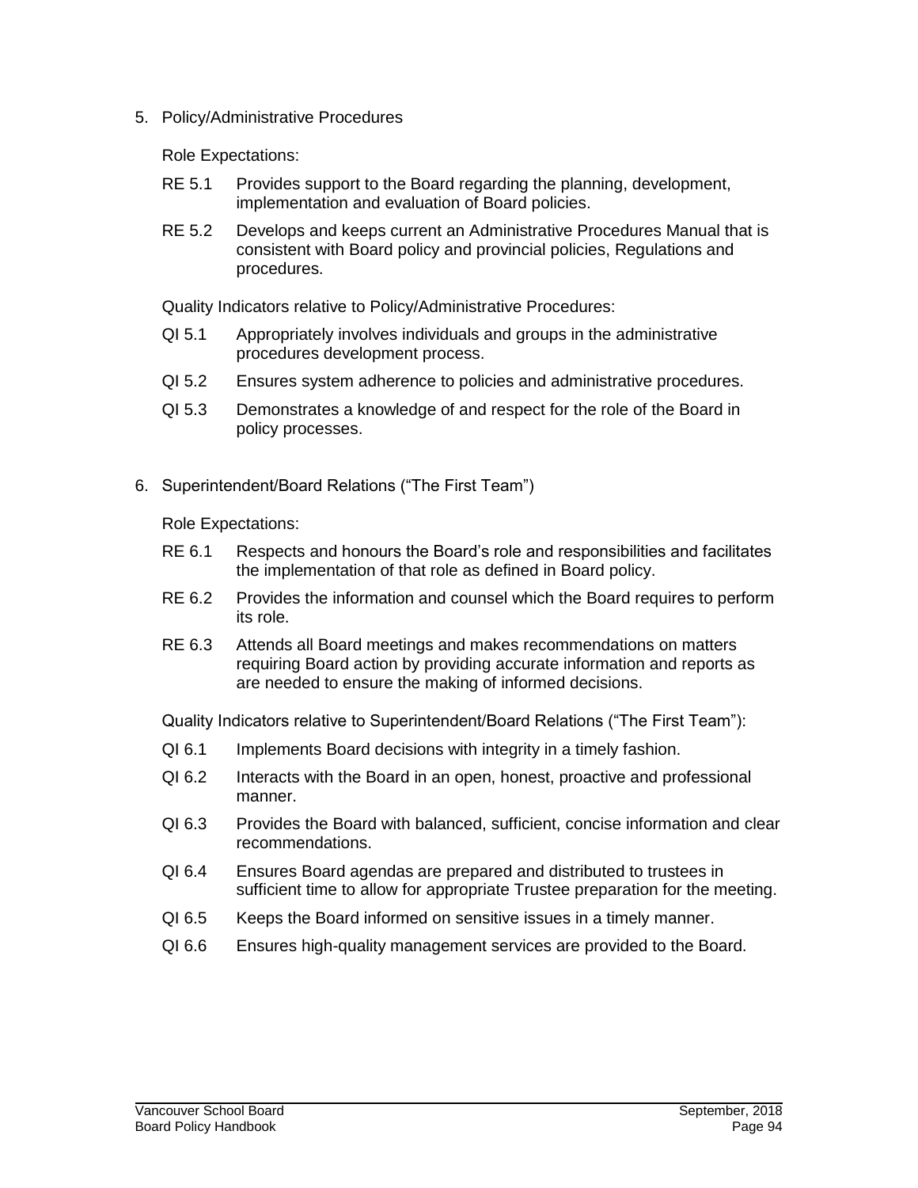5. Policy/Administrative Procedures

Role Expectations:

RE 5.1 Provides support to the Board regarding the planning, development, implementation and evaluation of Board policies.

RE 5.2 Develops and keeps current an Administrative Procedures Manual that is consistent with Board policy and provincial policies, Regulations and procedures.

Quality Indicators relative to Policy/Administrative Procedures:

QI 5.1 Appropriately involves individuals and groups in the administrative procedures development process.

QI 5.2 Ensures system adherence to policies and administrative procedures.

QI 5.3 Demonstrates a knowledge of and respect for the role of the Board in policy processes.

6. Superintendent/Board Relations ("The First Team")

Role Expectations:

RE 6.1 Respects and honours the Board's role and responsibilities and facilitates the implementation of that role as defined in Board policy.

RE 6.2 Provides the information and counsel which the Board requires to perform its role.

RE 6.3 Attends all Board meetings and makes recommendations on matters requiring Board action by providing accurate information and reports as are needed to ensure the making of informed decisions.

Quality Indicators relative to Superintendent/Board Relations ("The First Team"):

QI 6.1 Implements Board decisions with integrity in a timely fashion.

QI 6.2 Interacts with the Board in an open, honest, proactive and professional manner.

QI 6.3 Provides the Board with balanced, sufficient, concise information and clear recommendations.

QI 6.4 Ensures Board agendas are prepared and distributed to trustees in sufficient time to allow for appropriate Trustee preparation for the meeting.

QI 6.5 Keeps the Board informed on sensitive issues in a timely manner.

QI 6.6 Ensures high-quality management services are provided to the Board.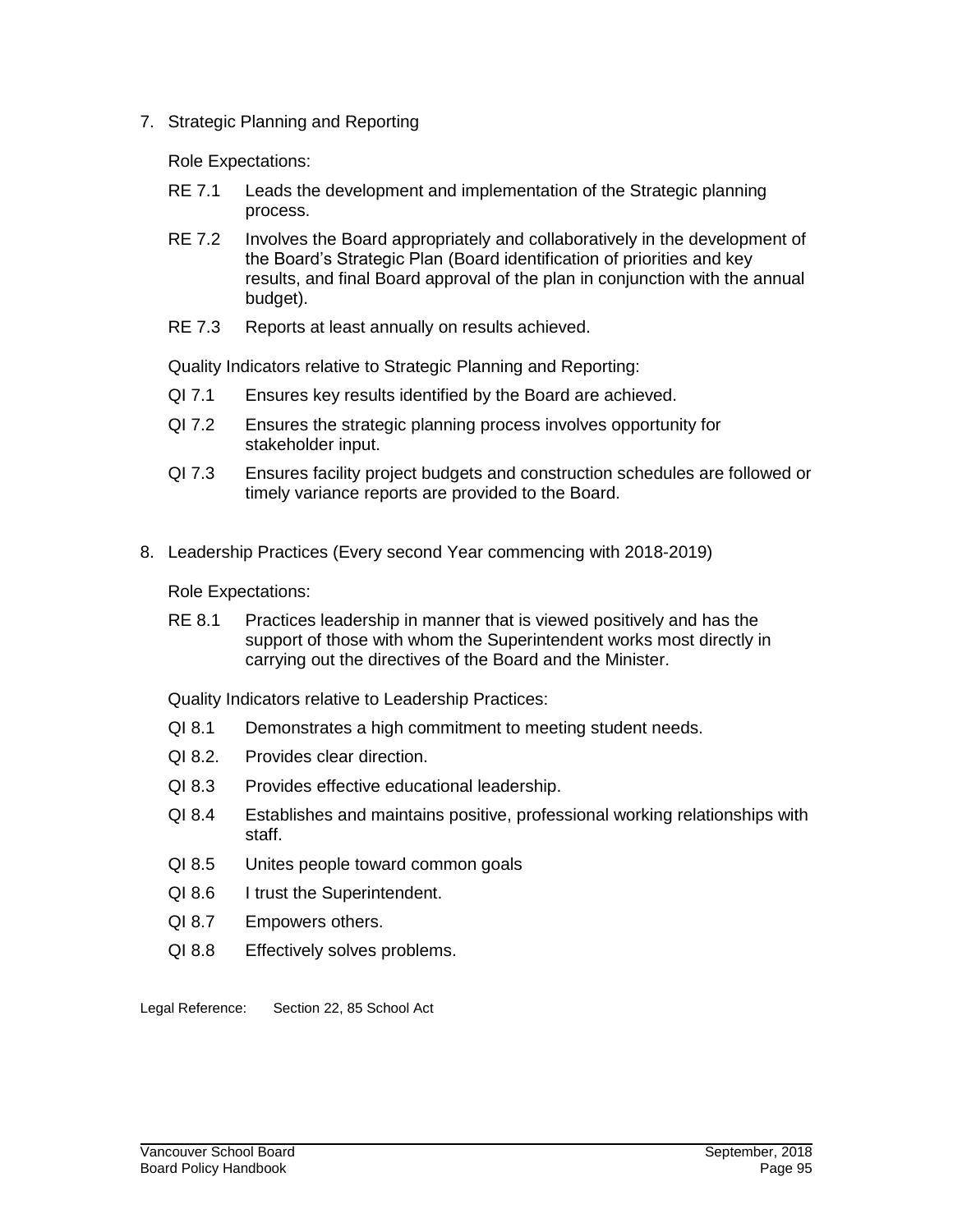7. Strategic Planning and Reporting

   Role Expectations:

   RE 7.1 Leads the development and implementation of the Strategic planning process.

   RE 7.2 Involves the Board appropriately and collaboratively in the development of the Board's Strategic Plan (Board identification of priorities and key results, and final Board approval of the plan in conjunction with the annual budget).

   RE 7.3 Reports at least annually on results achieved.

   Quality Indicators relative to Strategic Planning and Reporting:

   QI 7.1 Ensures key results identified by the Board are achieved.

   QI 7.2 Ensures the strategic planning process involves opportunity for stakeholder input.

   QI 7.3 Ensures facility project budgets and construction schedules are followed or timely variance reports are provided to the Board.

8. Leadership Practices (Every second Year commencing with 2018-2019)

   Role Expectations:

   RE 8.1 Practices leadership in manner that is viewed positively and has the support of those with whom the Superintendent works most directly in carrying out the directives of the Board and the Minister.

   Quality Indicators relative to Leadership Practices:

   QI 8.1 Demonstrates a high commitment to meeting student needs.

   QI 8.2. Provides clear direction.

   QI 8.3 Provides effective educational leadership.

   QI 8.4 Establishes and maintains positive, professional working relationships with staff.

   QI 8.5 Unites people toward common goals

   QI 8.6 I trust the Superintendent.

   QI 8.7 Empowers others.

   QI 8.8 Effectively solves problems.

Legal Reference: Section 22, 85 School Act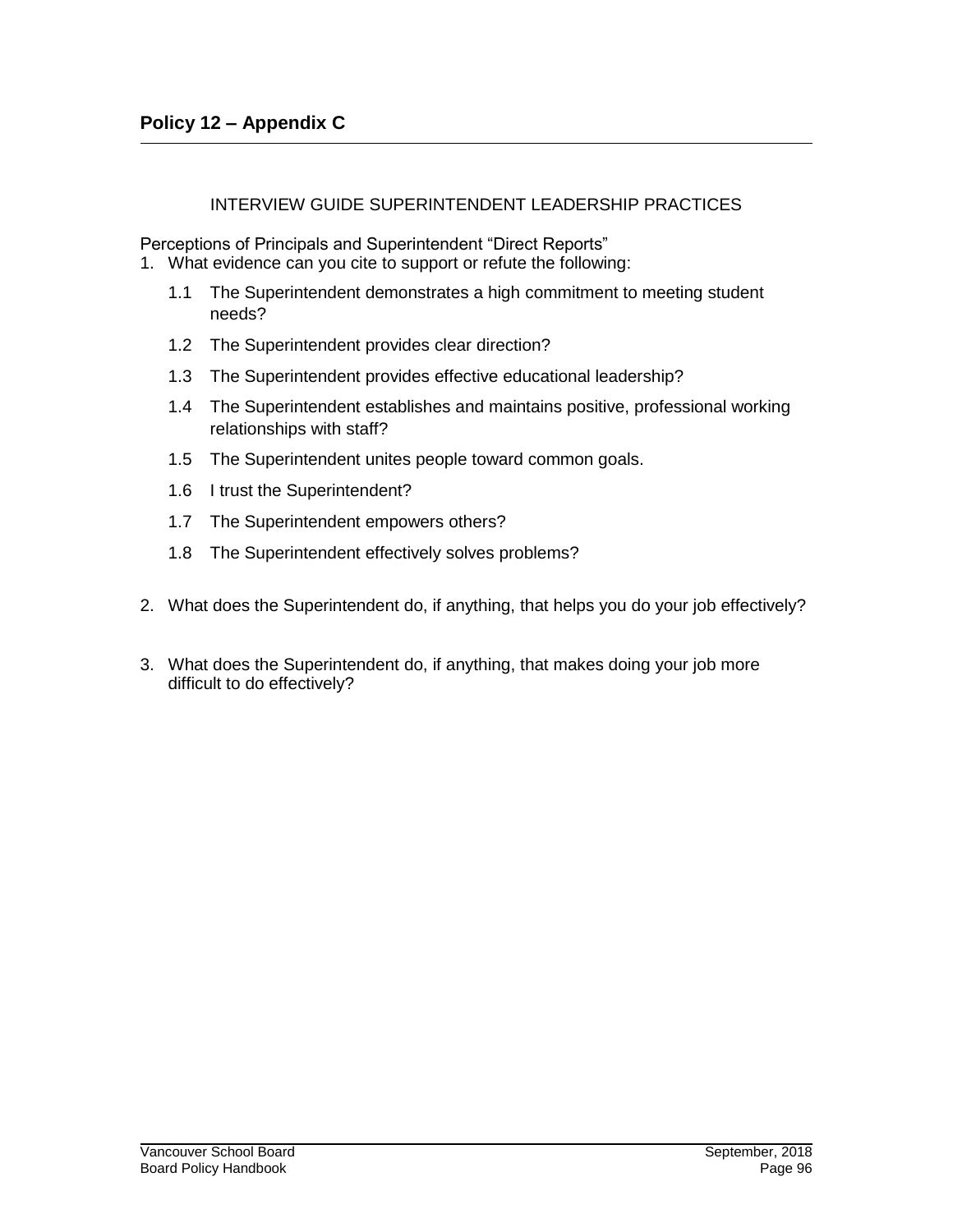## Policy 12 – Appendix C

INTERVIEW GUIDE SUPERINTENDENT LEADERSHIP PRACTICES

Perceptions of Principals and Superintendent "Direct Reports"

1. What evidence can you cite to support or refute the following:
   - 1.1 The Superintendent demonstrates a high commitment to meeting student needs?
   - 1.2 The Superintendent provides clear direction?
   - 1.3 The Superintendent provides effective educational leadership?
   - 1.4 The Superintendent establishes and maintains positive, professional working relationships with staff?
   - 1.5 The Superintendent unites people toward common goals.
   - 1.6 I trust the Superintendent?
   - 1.7 The Superintendent empowers others?
   - 1.8 The Superintendent effectively solves problems?
2. What does the Superintendent do, if anything, that helps you do your job effectively?
3. What does the Superintendent do, if anything, that makes doing your job more difficult to do effectively?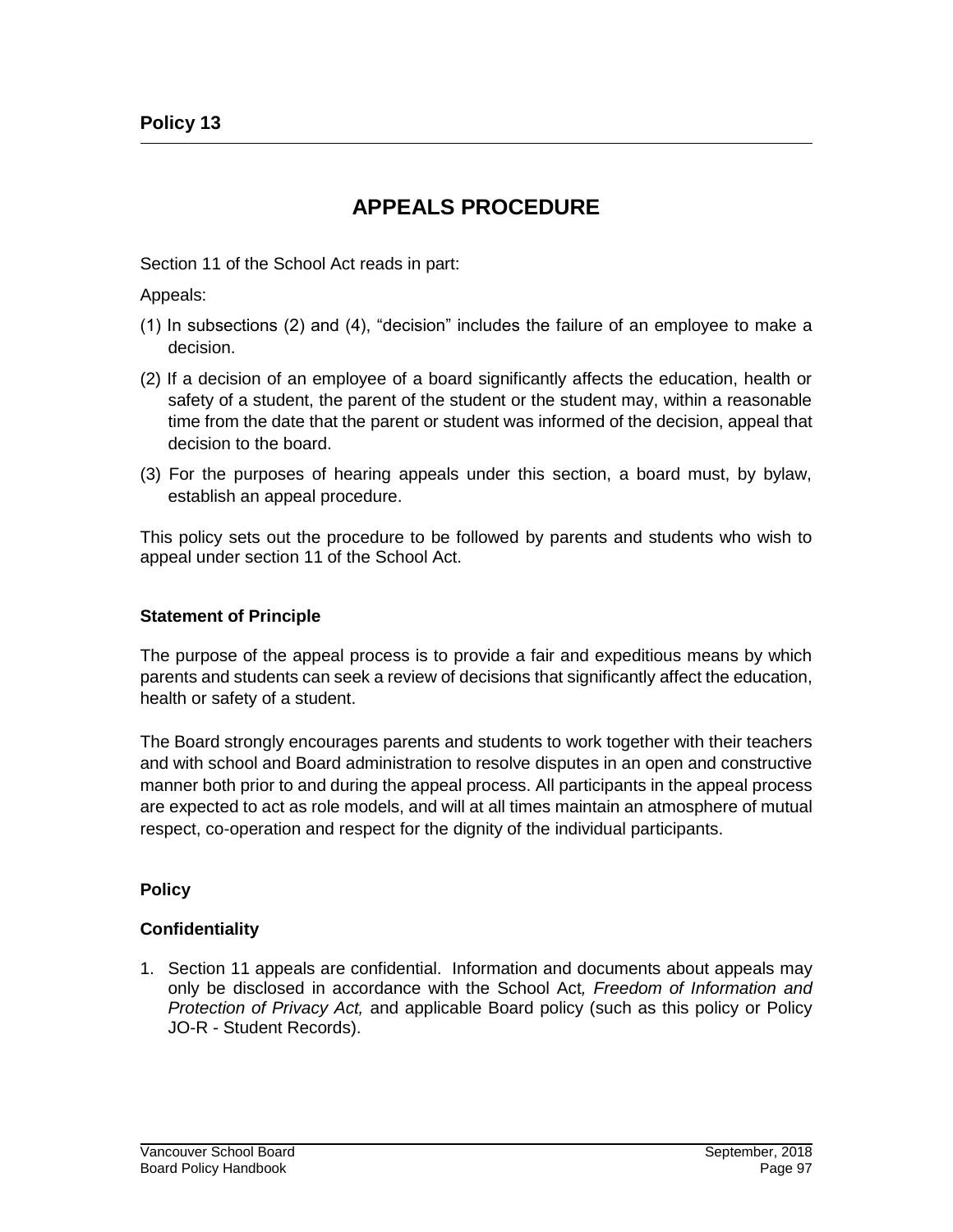## Policy 13

# APPEALS PROCEDURE

Section 11 of the School Act reads in part:

Appeals:

(1) In subsections (2) and (4), "decision" includes the failure of an employee to make a decision.

(2) If a decision of an employee of a board significantly affects the education, health or safety of a student, the parent of the student or the student may, within a reasonable time from the date that the parent or student was informed of the decision, appeal that decision to the board.

(3) For the purposes of hearing appeals under this section, a board must, by bylaw, establish an appeal procedure.

This policy sets out the procedure to be followed by parents and students who wish to appeal under section 11 of the School Act.

### Statement of Principle

The purpose of the appeal process is to provide a fair and expeditious means by which parents and students can seek a review of decisions that significantly affect the education, health or safety of a student.

The Board strongly encourages parents and students to work together with their teachers and with school and Board administration to resolve disputes in an open and constructive manner both prior to and during the appeal process. All participants in the appeal process are expected to act as role models, and will at all times maintain an atmosphere of mutual respect, co-operation and respect for the dignity of the individual participants.

### Policy

### Confidentiality

1. Section 11 appeals are confidential. Information and documents about appeals may only be disclosed in accordance with the School Act, *Freedom of Information and Protection of Privacy Act,* and applicable Board policy (such as this policy or Policy JO-R - Student Records).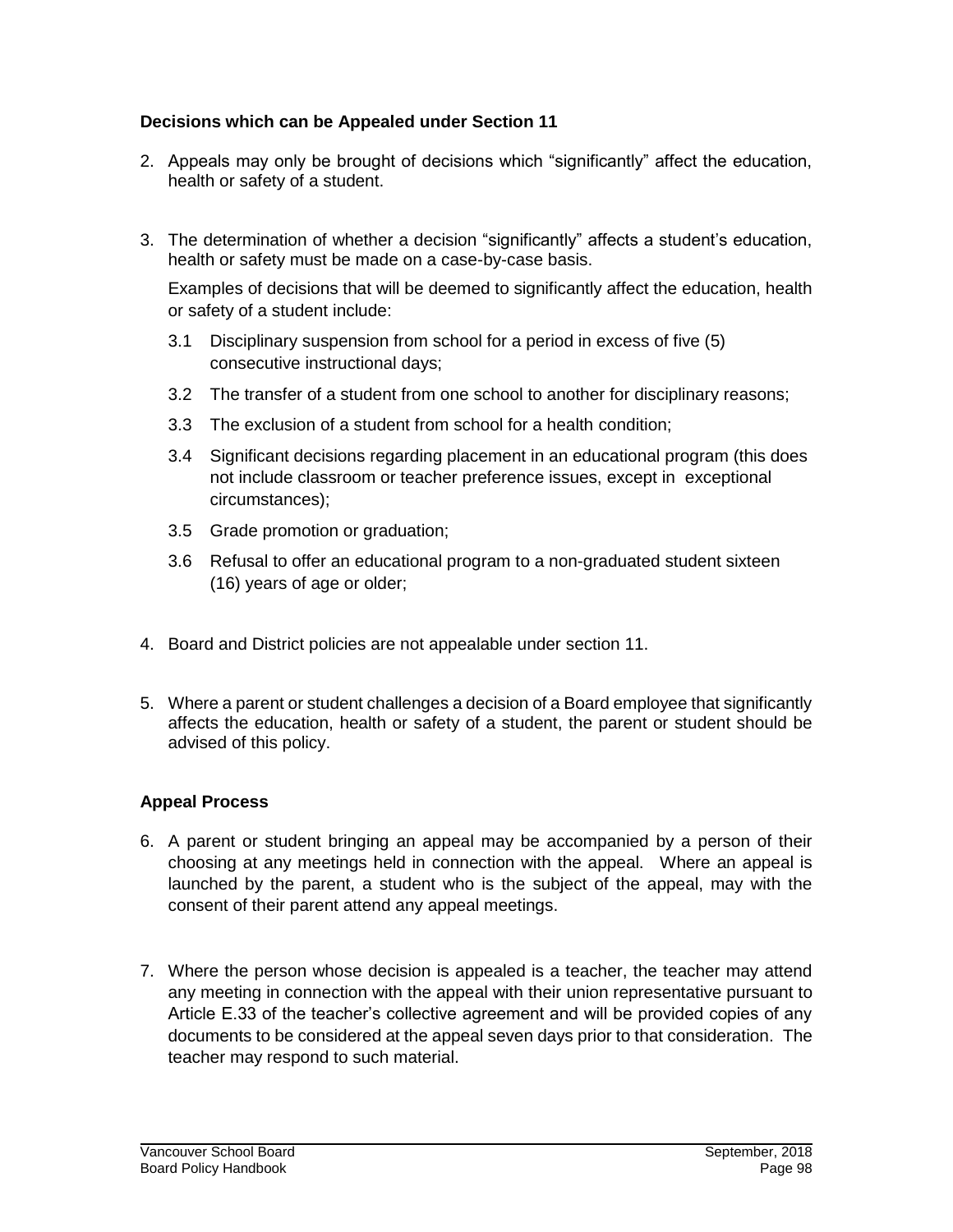### Decisions which can be Appealed under Section 11

2. Appeals may only be brought of decisions which "significantly" affect the education, health or safety of a student.

3. The determination of whether a decision "significantly" affects a student's education, health or safety must be made on a case-by-case basis.

   Examples of decisions that will be deemed to significantly affect the education, health or safety of a student include:

   3.1 Disciplinary suspension from school for a period in excess of five (5) consecutive instructional days;

   3.2 The transfer of a student from one school to another for disciplinary reasons;

   3.3 The exclusion of a student from school for a health condition;

   3.4 Significant decisions regarding placement in an educational program (this does not include classroom or teacher preference issues, except in exceptional circumstances);

   3.5 Grade promotion or graduation;

   3.6 Refusal to offer an educational program to a non-graduated student sixteen (16) years of age or older;

4. Board and District policies are not appealable under section 11.

5. Where a parent or student challenges a decision of a Board employee that significantly affects the education, health or safety of a student, the parent or student should be advised of this policy.

### Appeal Process

6. A parent or student bringing an appeal may be accompanied by a person of their choosing at any meetings held in connection with the appeal. Where an appeal is launched by the parent, a student who is the subject of the appeal, may with the consent of their parent attend any appeal meetings.

7. Where the person whose decision is appealed is a teacher, the teacher may attend any meeting in connection with the appeal with their union representative pursuant to Article E.33 of the teacher's collective agreement and will be provided copies of any documents to be considered at the appeal seven days prior to that consideration. The teacher may respond to such material.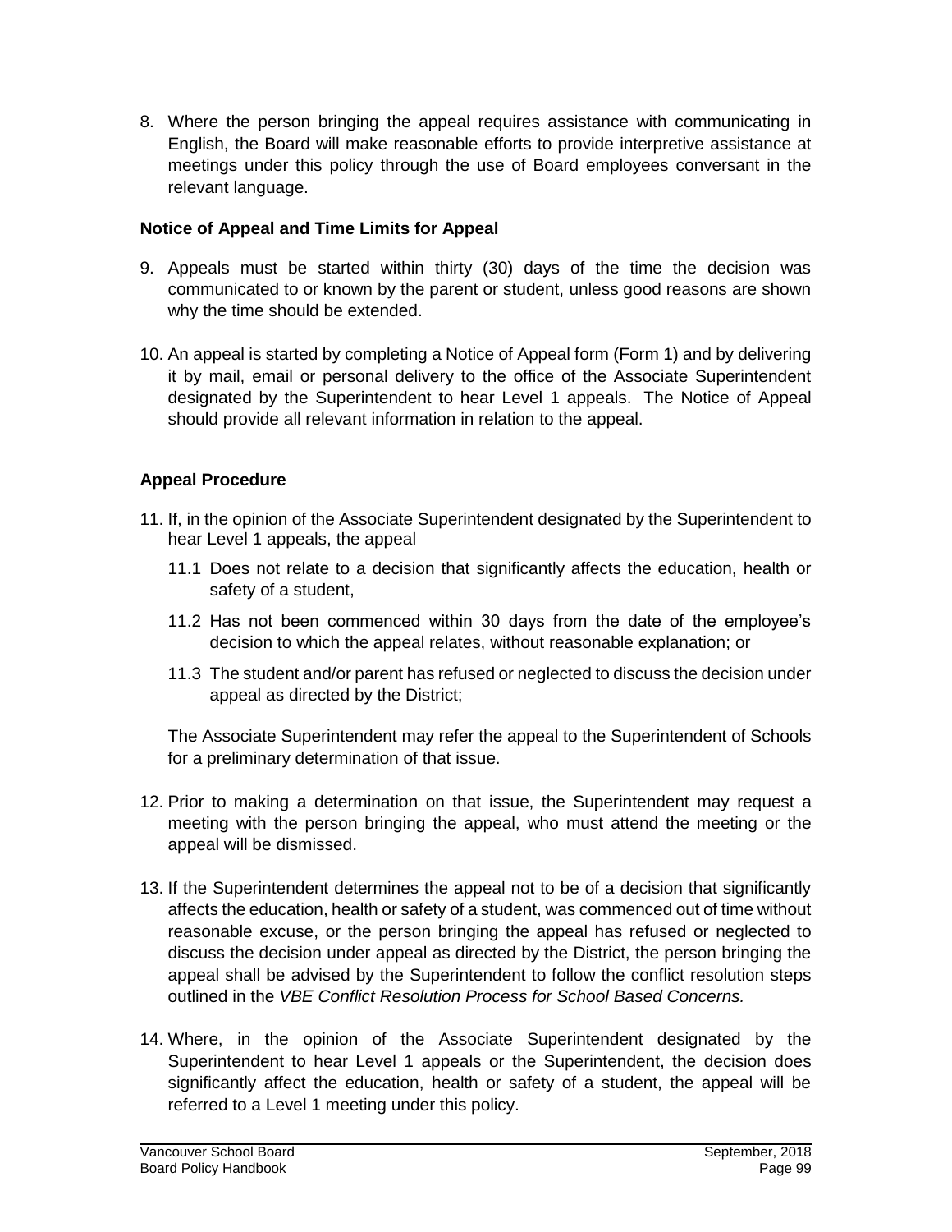8. Where the person bringing the appeal requires assistance with communicating in English, the Board will make reasonable efforts to provide interpretive assistance at meetings under this policy through the use of Board employees conversant in the relevant language.

### Notice of Appeal and Time Limits for Appeal

9. Appeals must be started within thirty (30) days of the time the decision was communicated to or known by the parent or student, unless good reasons are shown why the time should be extended.

10. An appeal is started by completing a Notice of Appeal form (Form 1) and by delivering it by mail, email or personal delivery to the office of the Associate Superintendent designated by the Superintendent to hear Level 1 appeals. The Notice of Appeal should provide all relevant information in relation to the appeal.

### Appeal Procedure

11. If, in the opinion of the Associate Superintendent designated by the Superintendent to hear Level 1 appeals, the appeal

    11.1 Does not relate to a decision that significantly affects the education, health or safety of a student,

    11.2 Has not been commenced within 30 days from the date of the employee's decision to which the appeal relates, without reasonable explanation; or

    11.3 The student and/or parent has refused or neglected to discuss the decision under appeal as directed by the District;

    The Associate Superintendent may refer the appeal to the Superintendent of Schools for a preliminary determination of that issue.

12. Prior to making a determination on that issue, the Superintendent may request a meeting with the person bringing the appeal, who must attend the meeting or the appeal will be dismissed.

13. If the Superintendent determines the appeal not to be of a decision that significantly affects the education, health or safety of a student, was commenced out of time without reasonable excuse, or the person bringing the appeal has refused or neglected to discuss the decision under appeal as directed by the District, the person bringing the appeal shall be advised by the Superintendent to follow the conflict resolution steps outlined in the *VBE Conflict Resolution Process for School Based Concerns.*

14. Where, in the opinion of the Associate Superintendent designated by the Superintendent to hear Level 1 appeals or the Superintendent, the decision does significantly affect the education, health or safety of a student, the appeal will be referred to a Level 1 meeting under this policy.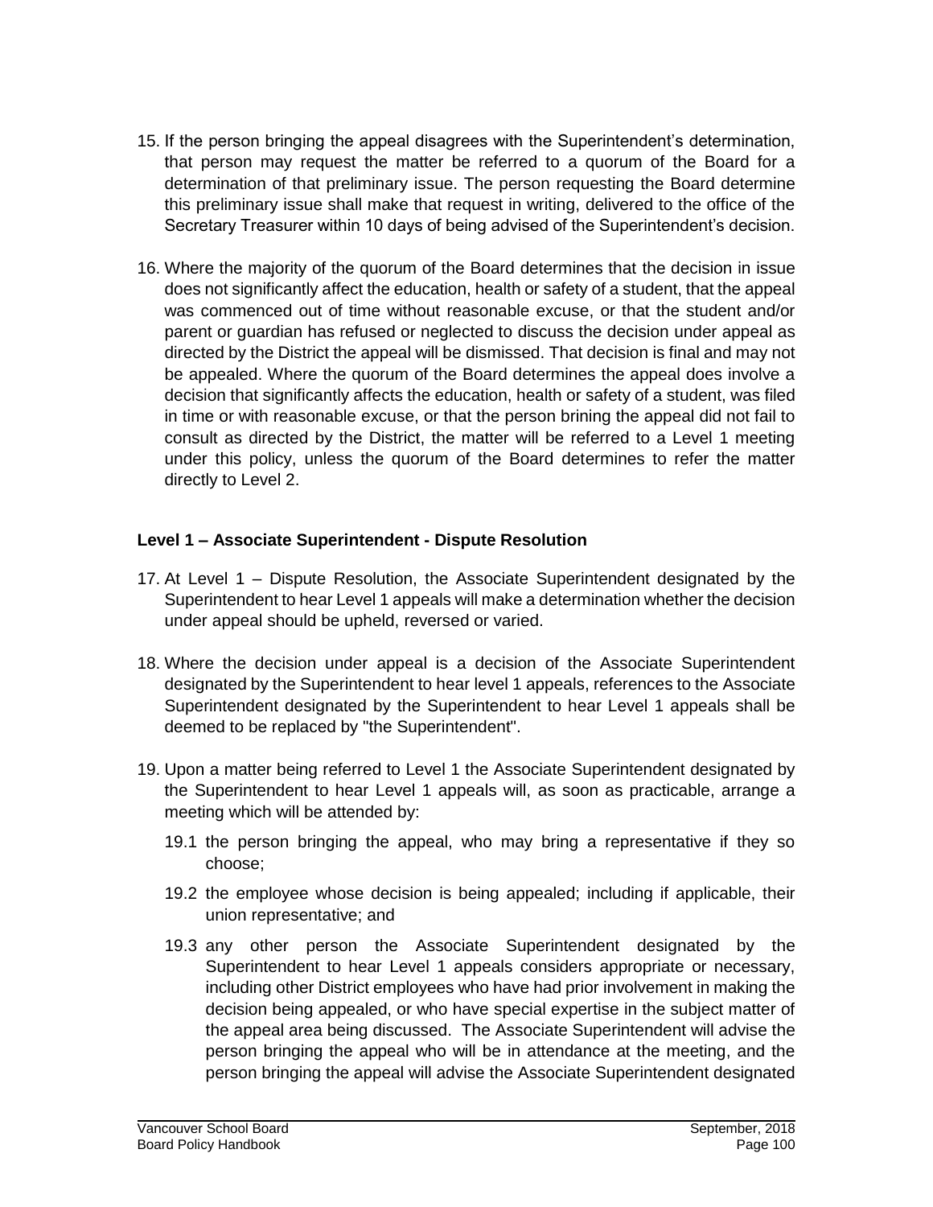15. If the person bringing the appeal disagrees with the Superintendent's determination, that person may request the matter be referred to a quorum of the Board for a determination of that preliminary issue. The person requesting the Board determine this preliminary issue shall make that request in writing, delivered to the office of the Secretary Treasurer within 10 days of being advised of the Superintendent's decision.

16. Where the majority of the quorum of the Board determines that the decision in issue does not significantly affect the education, health or safety of a student, that the appeal was commenced out of time without reasonable excuse, or that the student and/or parent or guardian has refused or neglected to discuss the decision under appeal as directed by the District the appeal will be dismissed. That decision is final and may not be appealed. Where the quorum of the Board determines the appeal does involve a decision that significantly affects the education, health or safety of a student, was filed in time or with reasonable excuse, or that the person brining the appeal did not fail to consult as directed by the District, the matter will be referred to a Level 1 meeting under this policy, unless the quorum of the Board determines to refer the matter directly to Level 2.

**Level 1 – Associate Superintendent - Dispute Resolution**

17. At Level 1 – Dispute Resolution, the Associate Superintendent designated by the Superintendent to hear Level 1 appeals will make a determination whether the decision under appeal should be upheld, reversed or varied.

18. Where the decision under appeal is a decision of the Associate Superintendent designated by the Superintendent to hear level 1 appeals, references to the Associate Superintendent designated by the Superintendent to hear Level 1 appeals shall be deemed to be replaced by "the Superintendent".

19. Upon a matter being referred to Level 1 the Associate Superintendent designated by the Superintendent to hear Level 1 appeals will, as soon as practicable, arrange a meeting which will be attended by:

    19.1 the person bringing the appeal, who may bring a representative if they so choose;

    19.2 the employee whose decision is being appealed; including if applicable, their union representative; and

    19.3 any other person the Associate Superintendent designated by the Superintendent to hear Level 1 appeals considers appropriate or necessary, including other District employees who have had prior involvement in making the decision being appealed, or who have special expertise in the subject matter of the appeal area being discussed. The Associate Superintendent will advise the person bringing the appeal who will be in attendance at the meeting, and the person bringing the appeal will advise the Associate Superintendent designated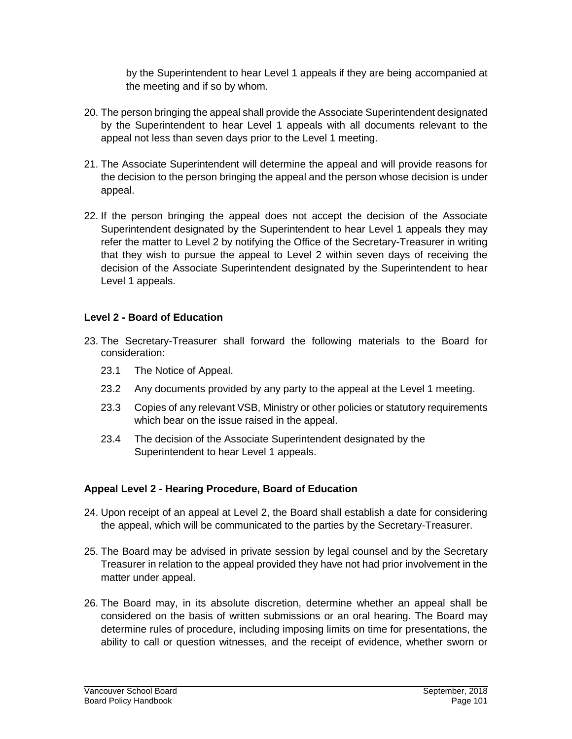by the Superintendent to hear Level 1 appeals if they are being accompanied at the meeting and if so by whom.

20. The person bringing the appeal shall provide the Associate Superintendent designated by the Superintendent to hear Level 1 appeals with all documents relevant to the appeal not less than seven days prior to the Level 1 meeting.

21. The Associate Superintendent will determine the appeal and will provide reasons for the decision to the person bringing the appeal and the person whose decision is under appeal.

22. If the person bringing the appeal does not accept the decision of the Associate Superintendent designated by the Superintendent to hear Level 1 appeals they may refer the matter to Level 2 by notifying the Office of the Secretary-Treasurer in writing that they wish to pursue the appeal to Level 2 within seven days of receiving the decision of the Associate Superintendent designated by the Superintendent to hear Level 1 appeals.

**Level 2 - Board of Education**

23. The Secretary-Treasurer shall forward the following materials to the Board for consideration:

    23.1 The Notice of Appeal.

    23.2 Any documents provided by any party to the appeal at the Level 1 meeting.

    23.3 Copies of any relevant VSB, Ministry or other policies or statutory requirements which bear on the issue raised in the appeal.

    23.4 The decision of the Associate Superintendent designated by the Superintendent to hear Level 1 appeals.

**Appeal Level 2 - Hearing Procedure, Board of Education**

24. Upon receipt of an appeal at Level 2, the Board shall establish a date for considering the appeal, which will be communicated to the parties by the Secretary-Treasurer.

25. The Board may be advised in private session by legal counsel and by the Secretary Treasurer in relation to the appeal provided they have not had prior involvement in the matter under appeal.

26. The Board may, in its absolute discretion, determine whether an appeal shall be considered on the basis of written submissions or an oral hearing. The Board may determine rules of procedure, including imposing limits on time for presentations, the ability to call or question witnesses, and the receipt of evidence, whether sworn or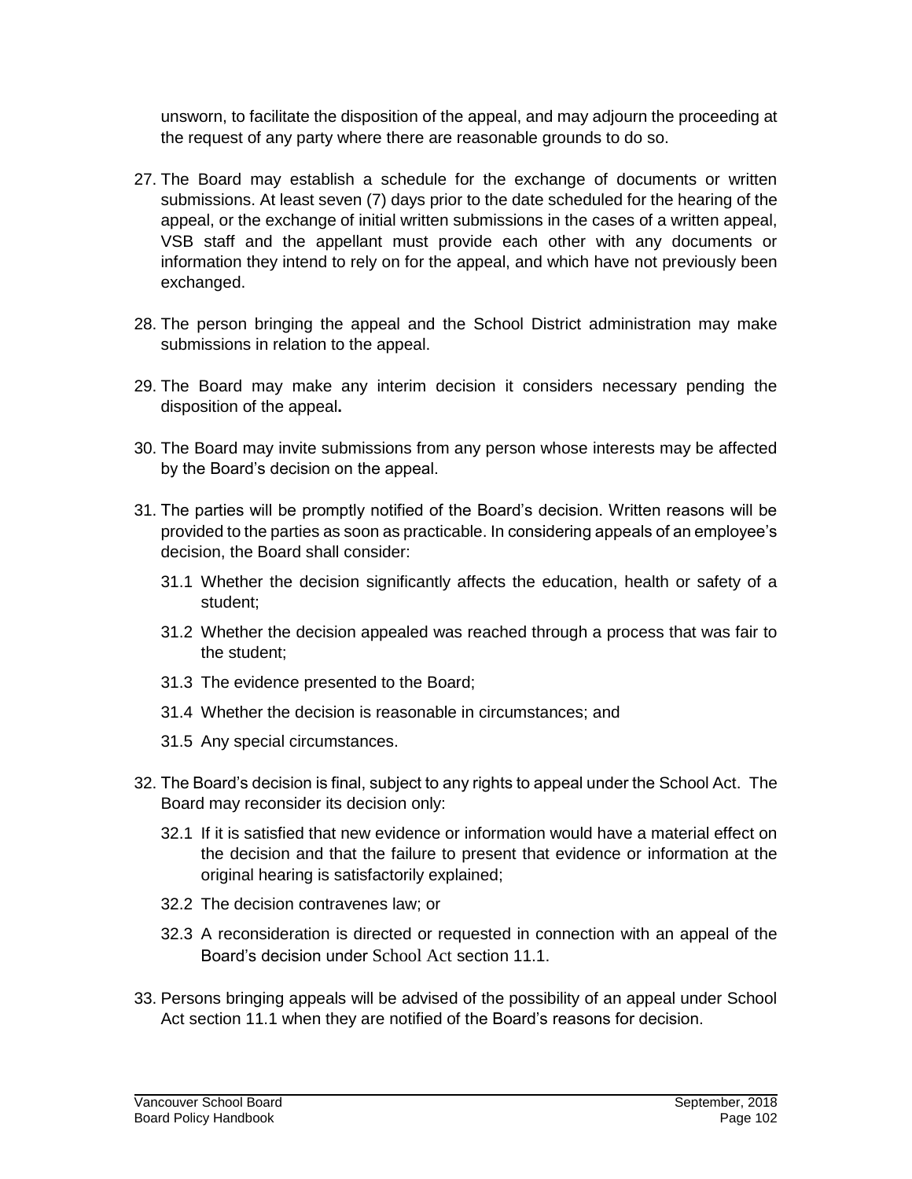unsworn, to facilitate the disposition of the appeal, and may adjourn the proceeding at the request of any party where there are reasonable grounds to do so.

27. The Board may establish a schedule for the exchange of documents or written submissions. At least seven (7) days prior to the date scheduled for the hearing of the appeal, or the exchange of initial written submissions in the cases of a written appeal, VSB staff and the appellant must provide each other with any documents or information they intend to rely on for the appeal, and which have not previously been exchanged.

28. The person bringing the appeal and the School District administration may make submissions in relation to the appeal.

29. The Board may make any interim decision it considers necessary pending the disposition of the appeal**.**

30. The Board may invite submissions from any person whose interests may be affected by the Board's decision on the appeal.

31. The parties will be promptly notified of the Board's decision. Written reasons will be provided to the parties as soon as practicable. In considering appeals of an employee's decision, the Board shall consider:

    31.1 Whether the decision significantly affects the education, health or safety of a student;

    31.2 Whether the decision appealed was reached through a process that was fair to the student;

    31.3 The evidence presented to the Board;

    31.4 Whether the decision is reasonable in circumstances; and

    31.5 Any special circumstances.

32. The Board's decision is final, subject to any rights to appeal under the School Act. The Board may reconsider its decision only:

    32.1 If it is satisfied that new evidence or information would have a material effect on the decision and that the failure to present that evidence or information at the original hearing is satisfactorily explained;

    32.2 The decision contravenes law; or

    32.3 A reconsideration is directed or requested in connection with an appeal of the Board's decision under School Act section 11.1.

33. Persons bringing appeals will be advised of the possibility of an appeal under School Act section 11.1 when they are notified of the Board's reasons for decision.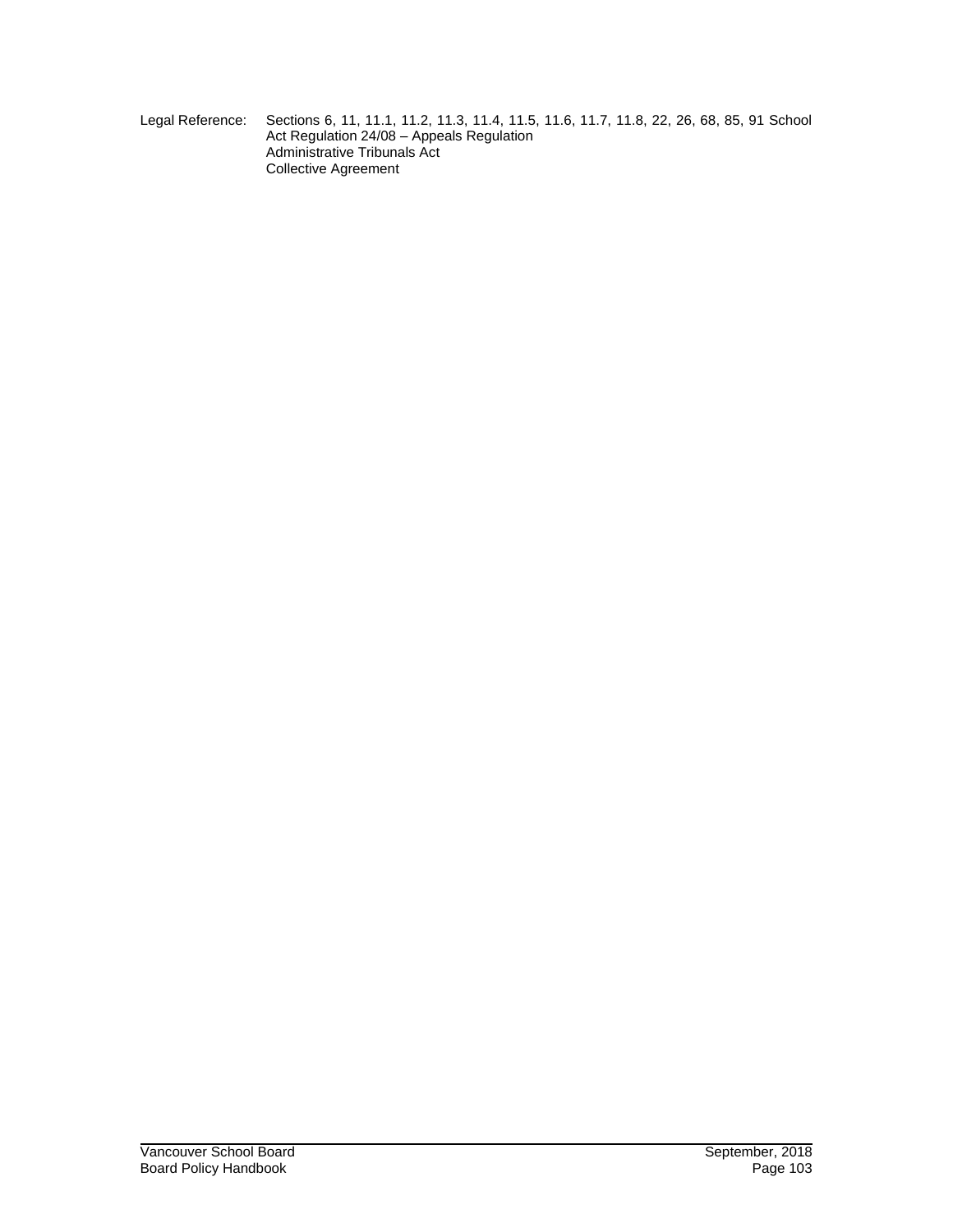Legal Reference: Sections 6, 11, 11.1, 11.2, 11.3, 11.4, 11.5, 11.6, 11.7, 11.8, 22, 26, 68, 85, 91 School Act Regulation 24/08 – Appeals Regulation
Administrative Tribunals Act
Collective Agreement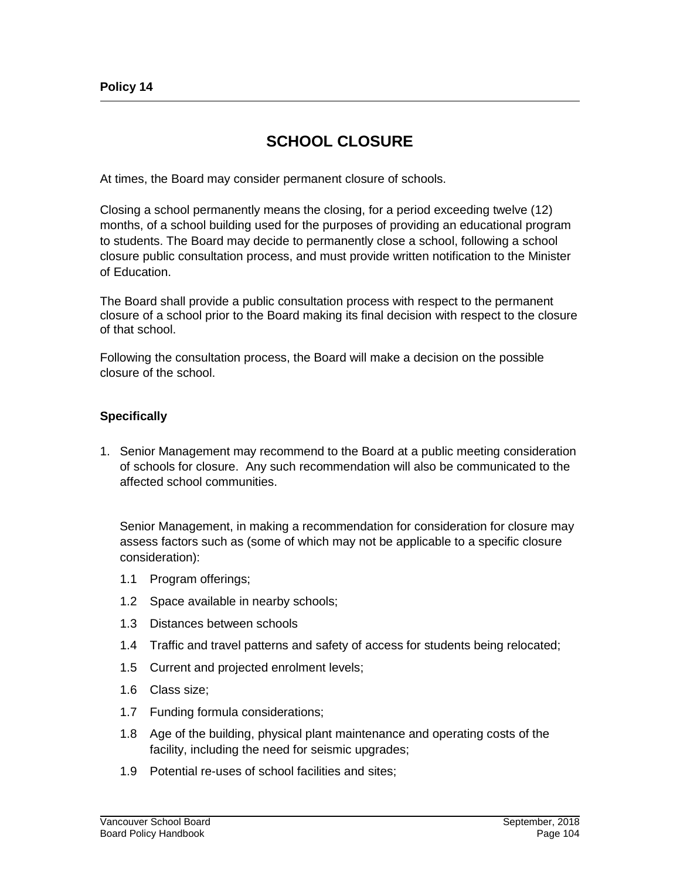Policy 14

# SCHOOL CLOSURE

At times, the Board may consider permanent closure of schools.

Closing a school permanently means the closing, for a period exceeding twelve (12) months, of a school building used for the purposes of providing an educational program to students. The Board may decide to permanently close a school, following a school closure public consultation process, and must provide written notification to the Minister of Education.

The Board shall provide a public consultation process with respect to the permanent closure of a school prior to the Board making its final decision with respect to the closure of that school.

Following the consultation process, the Board will make a decision on the possible closure of the school.

**Specifically**

1. Senior Management may recommend to the Board at a public meeting consideration of schools for closure. Any such recommendation will also be communicated to the affected school communities.

   Senior Management, in making a recommendation for consideration for closure may assess factors such as (some of which may not be applicable to a specific closure consideration):

   1.1 Program offerings;

   1.2 Space available in nearby schools;

   1.3 Distances between schools

   1.4 Traffic and travel patterns and safety of access for students being relocated;

   1.5 Current and projected enrolment levels;

   1.6 Class size;

   1.7 Funding formula considerations;

   1.8 Age of the building, physical plant maintenance and operating costs of the facility, including the need for seismic upgrades;

   1.9 Potential re-uses of school facilities and sites;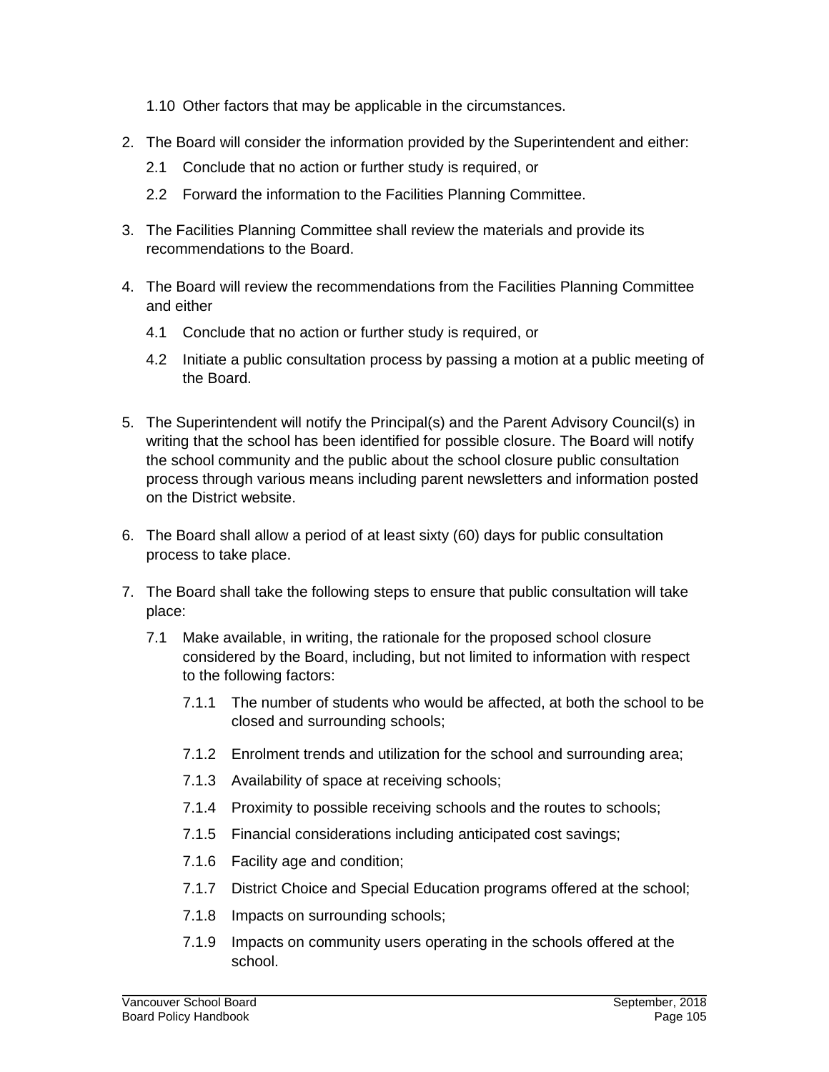1.10 Other factors that may be applicable in the circumstances.

2. The Board will consider the information provided by the Superintendent and either:

   2.1 Conclude that no action or further study is required, or

   2.2 Forward the information to the Facilities Planning Committee.

3. The Facilities Planning Committee shall review the materials and provide its recommendations to the Board.

4. The Board will review the recommendations from the Facilities Planning Committee and either

   4.1 Conclude that no action or further study is required, or

   4.2 Initiate a public consultation process by passing a motion at a public meeting of the Board.

5. The Superintendent will notify the Principal(s) and the Parent Advisory Council(s) in writing that the school has been identified for possible closure. The Board will notify the school community and the public about the school closure public consultation process through various means including parent newsletters and information posted on the District website.

6. The Board shall allow a period of at least sixty (60) days for public consultation process to take place.

7. The Board shall take the following steps to ensure that public consultation will take place:

   7.1 Make available, in writing, the rationale for the proposed school closure considered by the Board, including, but not limited to information with respect to the following factors:

      7.1.1 The number of students who would be affected, at both the school to be closed and surrounding schools;

      7.1.2 Enrolment trends and utilization for the school and surrounding area;

      7.1.3 Availability of space at receiving schools;

      7.1.4 Proximity to possible receiving schools and the routes to schools;

      7.1.5 Financial considerations including anticipated cost savings;

      7.1.6 Facility age and condition;

      7.1.7 District Choice and Special Education programs offered at the school;

      7.1.8 Impacts on surrounding schools;

      7.1.9 Impacts on community users operating in the schools offered at the school.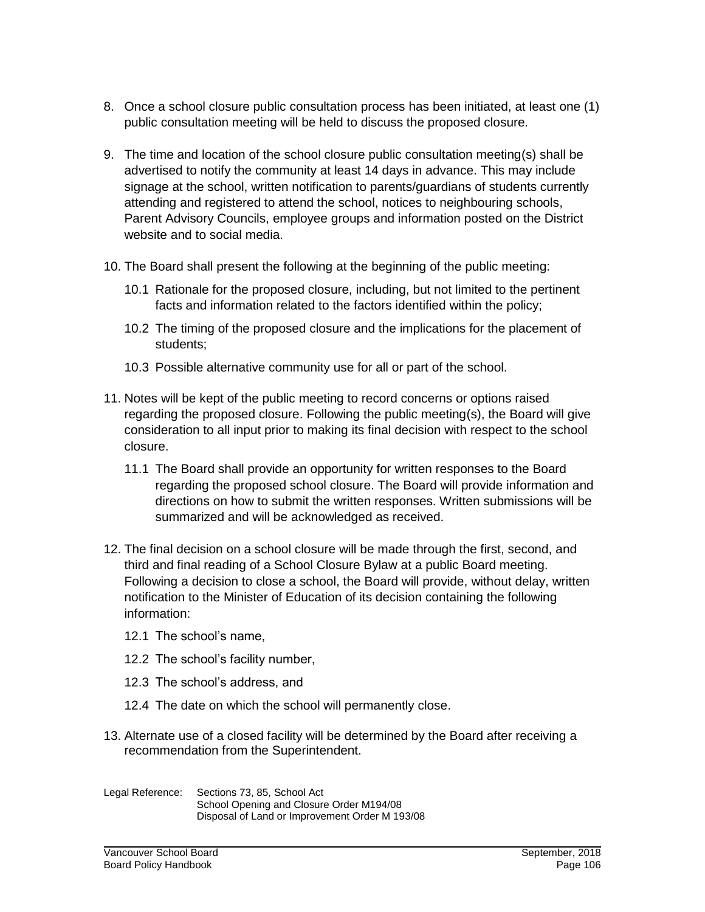8. Once a school closure public consultation process has been initiated, at least one (1) public consultation meeting will be held to discuss the proposed closure.

9. The time and location of the school closure public consultation meeting(s) shall be advertised to notify the community at least 14 days in advance. This may include signage at the school, written notification to parents/guardians of students currently attending and registered to attend the school, notices to neighbouring schools, Parent Advisory Councils, employee groups and information posted on the District website and to social media.

10. The Board shall present the following at the beginning of the public meeting:

    10.1 Rationale for the proposed closure, including, but not limited to the pertinent facts and information related to the factors identified within the policy;

    10.2 The timing of the proposed closure and the implications for the placement of students;

    10.3 Possible alternative community use for all or part of the school.

11. Notes will be kept of the public meeting to record concerns or options raised regarding the proposed closure. Following the public meeting(s), the Board will give consideration to all input prior to making its final decision with respect to the school closure.

    11.1 The Board shall provide an opportunity for written responses to the Board regarding the proposed school closure. The Board will provide information and directions on how to submit the written responses. Written submissions will be summarized and will be acknowledged as received.

12. The final decision on a school closure will be made through the first, second, and third and final reading of a School Closure Bylaw at a public Board meeting. Following a decision to close a school, the Board will provide, without delay, written notification to the Minister of Education of its decision containing the following information:

    12.1 The school's name,

    12.2 The school's facility number,

    12.3 The school's address, and

    12.4 The date on which the school will permanently close.

13. Alternate use of a closed facility will be determined by the Board after receiving a recommendation from the Superintendent.

Legal Reference: Sections 73, 85, School Act
School Opening and Closure Order M194/08
Disposal of Land or Improvement Order M 193/08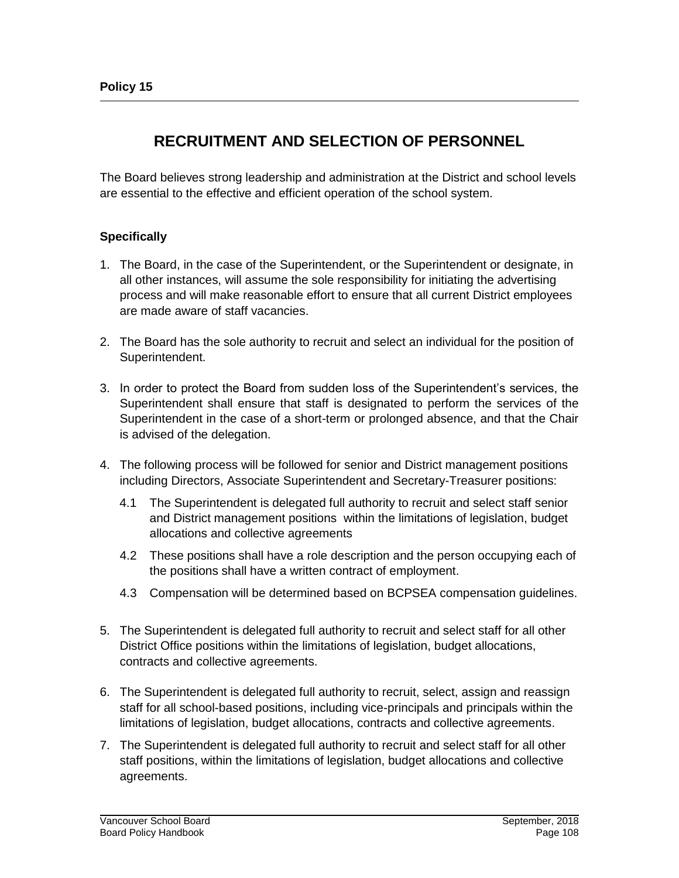**Policy 15**

# RECRUITMENT AND SELECTION OF PERSONNEL

The Board believes strong leadership and administration at the District and school levels are essential to the effective and efficient operation of the school system.

**Specifically**

1. The Board, in the case of the Superintendent, or the Superintendent or designate, in all other instances, will assume the sole responsibility for initiating the advertising process and will make reasonable effort to ensure that all current District employees are made aware of staff vacancies.

2. The Board has the sole authority to recruit and select an individual for the position of Superintendent.

3. In order to protect the Board from sudden loss of the Superintendent's services, the Superintendent shall ensure that staff is designated to perform the services of the Superintendent in the case of a short-term or prolonged absence, and that the Chair is advised of the delegation.

4. The following process will be followed for senior and District management positions including Directors, Associate Superintendent and Secretary-Treasurer positions:

   4.1 The Superintendent is delegated full authority to recruit and select staff senior and District management positions within the limitations of legislation, budget allocations and collective agreements

   4.2 These positions shall have a role description and the person occupying each of the positions shall have a written contract of employment.

   4.3 Compensation will be determined based on BCPSEA compensation guidelines.

5. The Superintendent is delegated full authority to recruit and select staff for all other District Office positions within the limitations of legislation, budget allocations, contracts and collective agreements.

6. The Superintendent is delegated full authority to recruit, select, assign and reassign staff for all school-based positions, including vice-principals and principals within the limitations of legislation, budget allocations, contracts and collective agreements.

7. The Superintendent is delegated full authority to recruit and select staff for all other staff positions, within the limitations of legislation, budget allocations and collective agreements.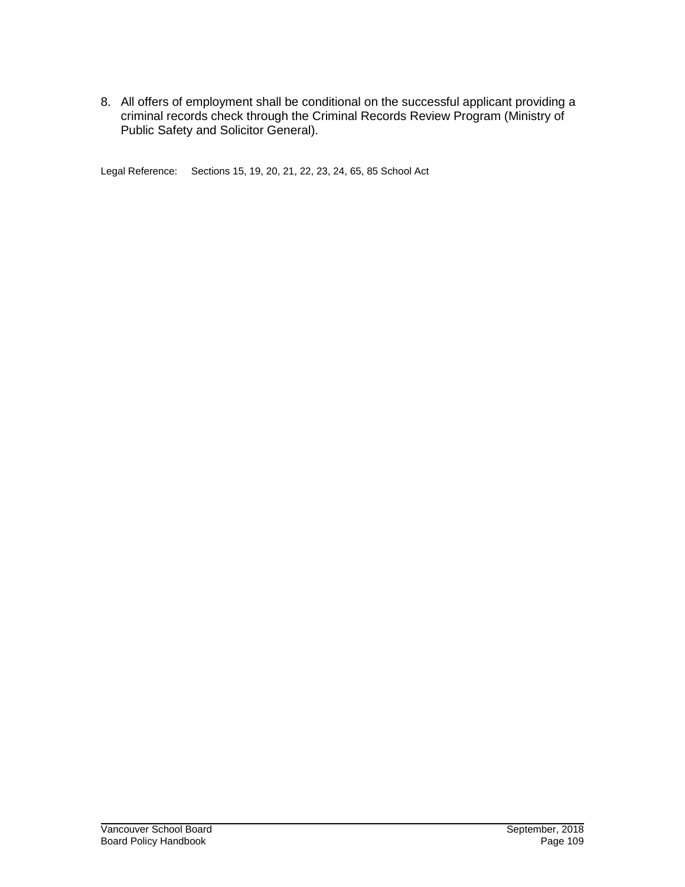8. All offers of employment shall be conditional on the successful applicant providing a criminal records check through the Criminal Records Review Program (Ministry of Public Safety and Solicitor General).

Legal Reference: Sections 15, 19, 20, 21, 22, 23, 24, 65, 85 School Act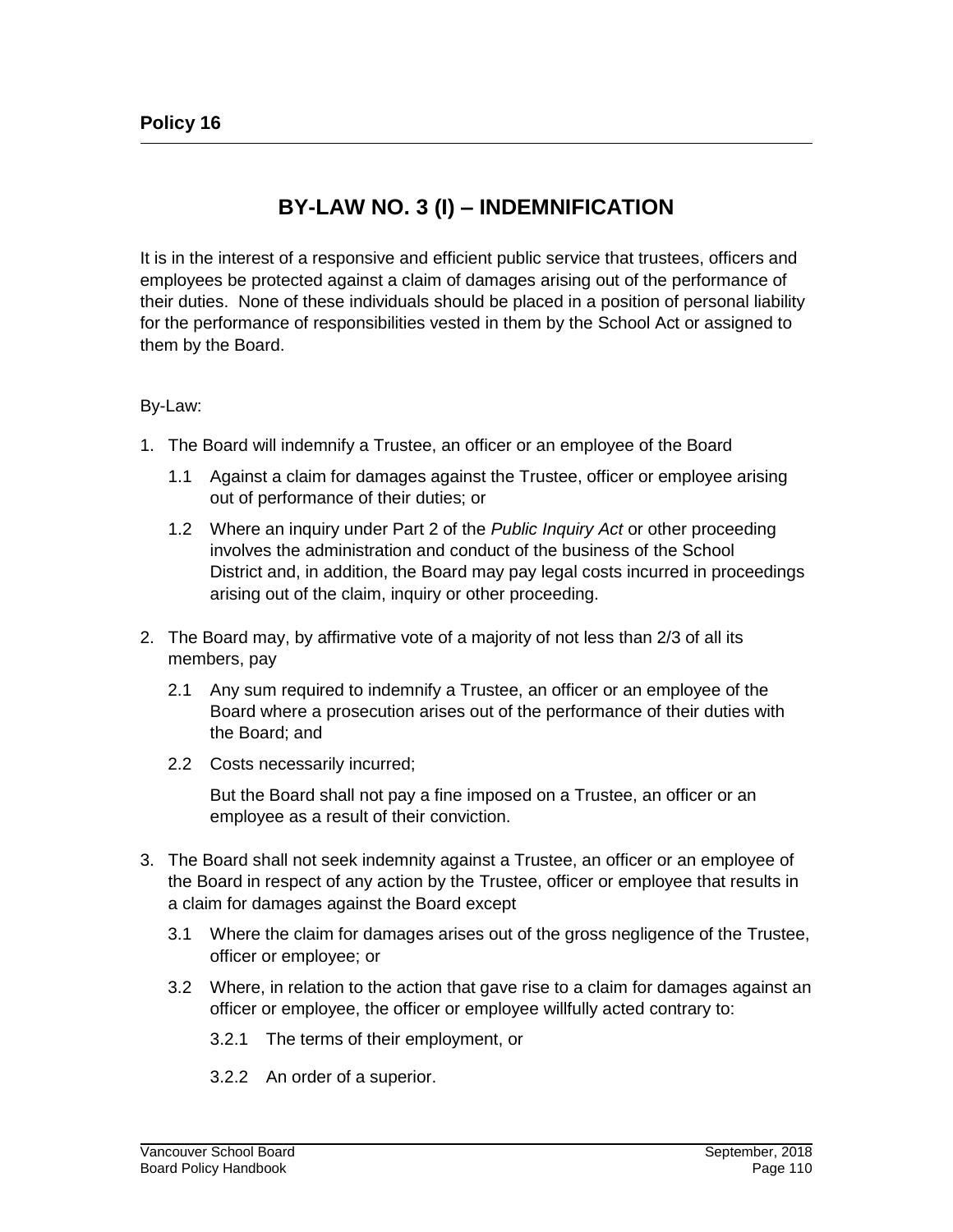**Policy 16**

# BY-LAW NO. 3 (I) – INDEMNIFICATION

It is in the interest of a responsive and efficient public service that trustees, officers and employees be protected against a claim of damages arising out of the performance of their duties. None of these individuals should be placed in a position of personal liability for the performance of responsibilities vested in them by the School Act or assigned to them by the Board.

By-Law:

1. The Board will indemnify a Trustee, an officer or an employee of the Board
   1.1 Against a claim for damages against the Trustee, officer or employee arising out of performance of their duties; or
   1.2 Where an inquiry under Part 2 of the *Public Inquiry Act* or other proceeding involves the administration and conduct of the business of the School District and, in addition, the Board may pay legal costs incurred in proceedings arising out of the claim, inquiry or other proceeding.
2. The Board may, by affirmative vote of a majority of not less than 2/3 of all its members, pay
   2.1 Any sum required to indemnify a Trustee, an officer or an employee of the Board where a prosecution arises out of the performance of their duties with the Board; and
   2.2 Costs necessarily incurred;

   But the Board shall not pay a fine imposed on a Trustee, an officer or an employee as a result of their conviction.
3. The Board shall not seek indemnity against a Trustee, an officer or an employee of the Board in respect of any action by the Trustee, officer or employee that results in a claim for damages against the Board except
   3.1 Where the claim for damages arises out of the gross negligence of the Trustee, officer or employee; or
   3.2 Where, in relation to the action that gave rise to a claim for damages against an officer or employee, the officer or employee willfully acted contrary to:
      3.2.1 The terms of their employment, or
      3.2.2 An order of a superior.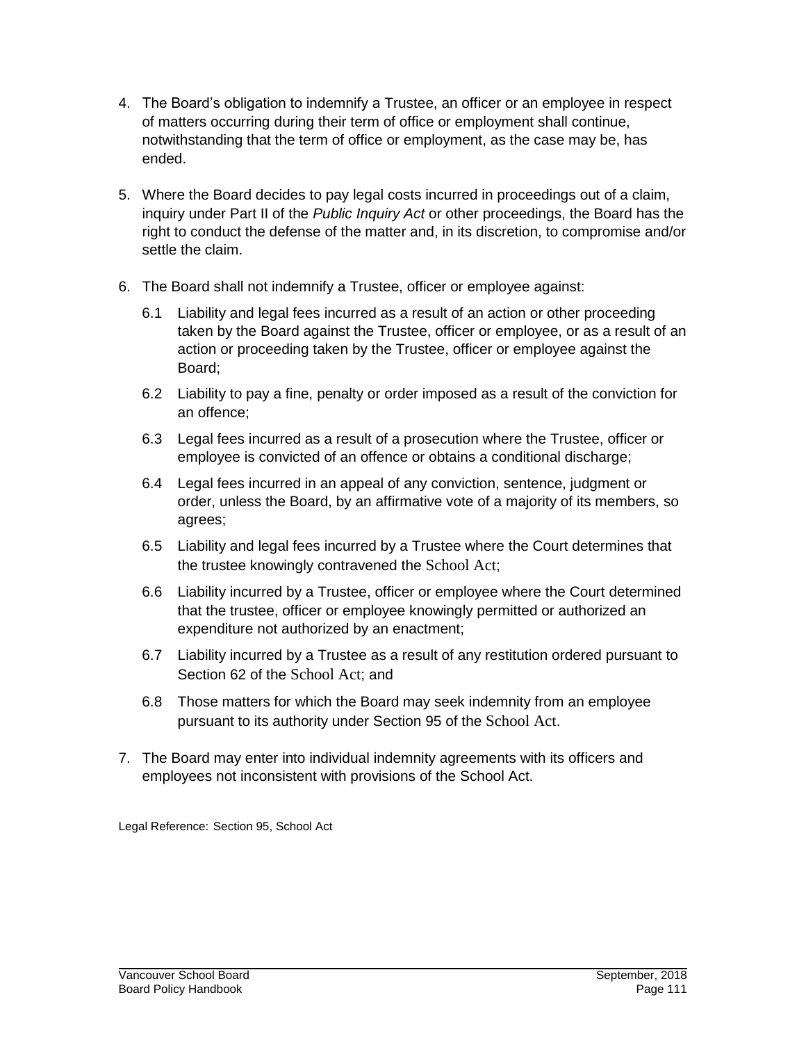4. The Board's obligation to indemnify a Trustee, an officer or an employee in respect of matters occurring during their term of office or employment shall continue, notwithstanding that the term of office or employment, as the case may be, has ended.

5. Where the Board decides to pay legal costs incurred in proceedings out of a claim, inquiry under Part II of the *Public Inquiry Act* or other proceedings, the Board has the right to conduct the defense of the matter and, in its discretion, to compromise and/or settle the claim.

6. The Board shall not indemnify a Trustee, officer or employee against:

   6.1 Liability and legal fees incurred as a result of an action or other proceeding taken by the Board against the Trustee, officer or employee, or as a result of an action or proceeding taken by the Trustee, officer or employee against the Board;

   6.2 Liability to pay a fine, penalty or order imposed as a result of the conviction for an offence;

   6.3 Legal fees incurred as a result of a prosecution where the Trustee, officer or employee is convicted of an offence or obtains a conditional discharge;

   6.4 Legal fees incurred in an appeal of any conviction, sentence, judgment or order, unless the Board, by an affirmative vote of a majority of its members, so agrees;

   6.5 Liability and legal fees incurred by a Trustee where the Court determines that the trustee knowingly contravened the School Act;

   6.6 Liability incurred by a Trustee, officer or employee where the Court determined that the trustee, officer or employee knowingly permitted or authorized an expenditure not authorized by an enactment;

   6.7 Liability incurred by a Trustee as a result of any restitution ordered pursuant to Section 62 of the School Act; and

   6.8 Those matters for which the Board may seek indemnity from an employee pursuant to its authority under Section 95 of the School Act.

7. The Board may enter into individual indemnity agreements with its officers and employees not inconsistent with provisions of the School Act.

Legal Reference: Section 95, School Act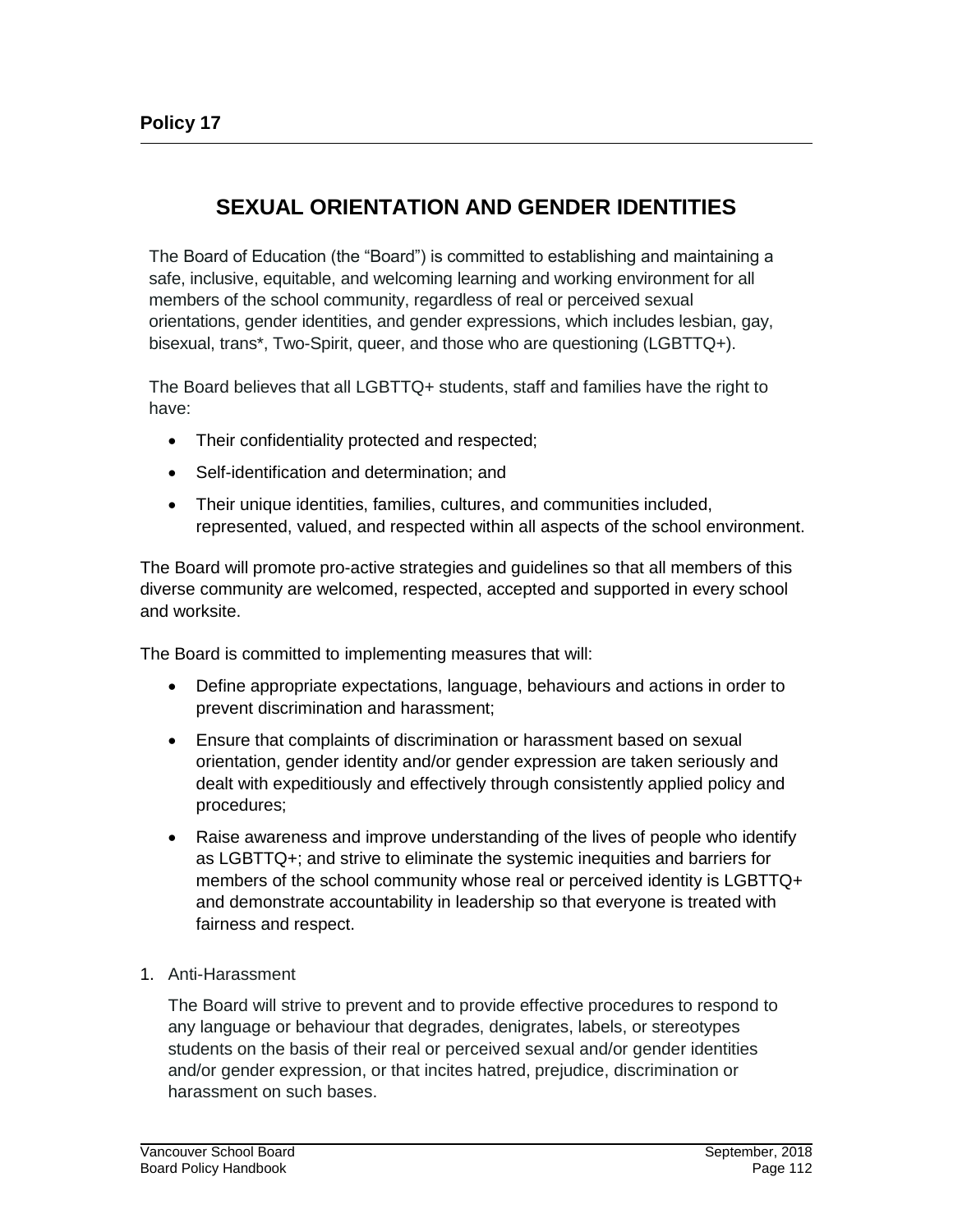## Policy 17

# SEXUAL ORIENTATION AND GENDER IDENTITIES

The Board of Education (the "Board") is committed to establishing and maintaining a safe, inclusive, equitable, and welcoming learning and working environment for all members of the school community, regardless of real or perceived sexual orientations, gender identities, and gender expressions, which includes lesbian, gay, bisexual, trans*, Two-Spirit, queer, and those who are questioning (LGBTTQ+).

The Board believes that all LGBTTQ+ students, staff and families have the right to have:

- Their confidentiality protected and respected;
- Self-identification and determination; and
- Their unique identities, families, cultures, and communities included, represented, valued, and respected within all aspects of the school environment.

The Board will promote pro-active strategies and guidelines so that all members of this diverse community are welcomed, respected, accepted and supported in every school and worksite.

The Board is committed to implementing measures that will:

- Define appropriate expectations, language, behaviours and actions in order to prevent discrimination and harassment;
- Ensure that complaints of discrimination or harassment based on sexual orientation, gender identity and/or gender expression are taken seriously and dealt with expeditiously and effectively through consistently applied policy and procedures;
- Raise awareness and improve understanding of the lives of people who identify as LGBTTQ+; and strive to eliminate the systemic inequities and barriers for members of the school community whose real or perceived identity is LGBTTQ+ and demonstrate accountability in leadership so that everyone is treated with fairness and respect.

1. Anti-Harassment

   The Board will strive to prevent and to provide effective procedures to respond to any language or behaviour that degrades, denigrates, labels, or stereotypes students on the basis of their real or perceived sexual and/or gender identities and/or gender expression, or that incites hatred, prejudice, discrimination or harassment on such bases.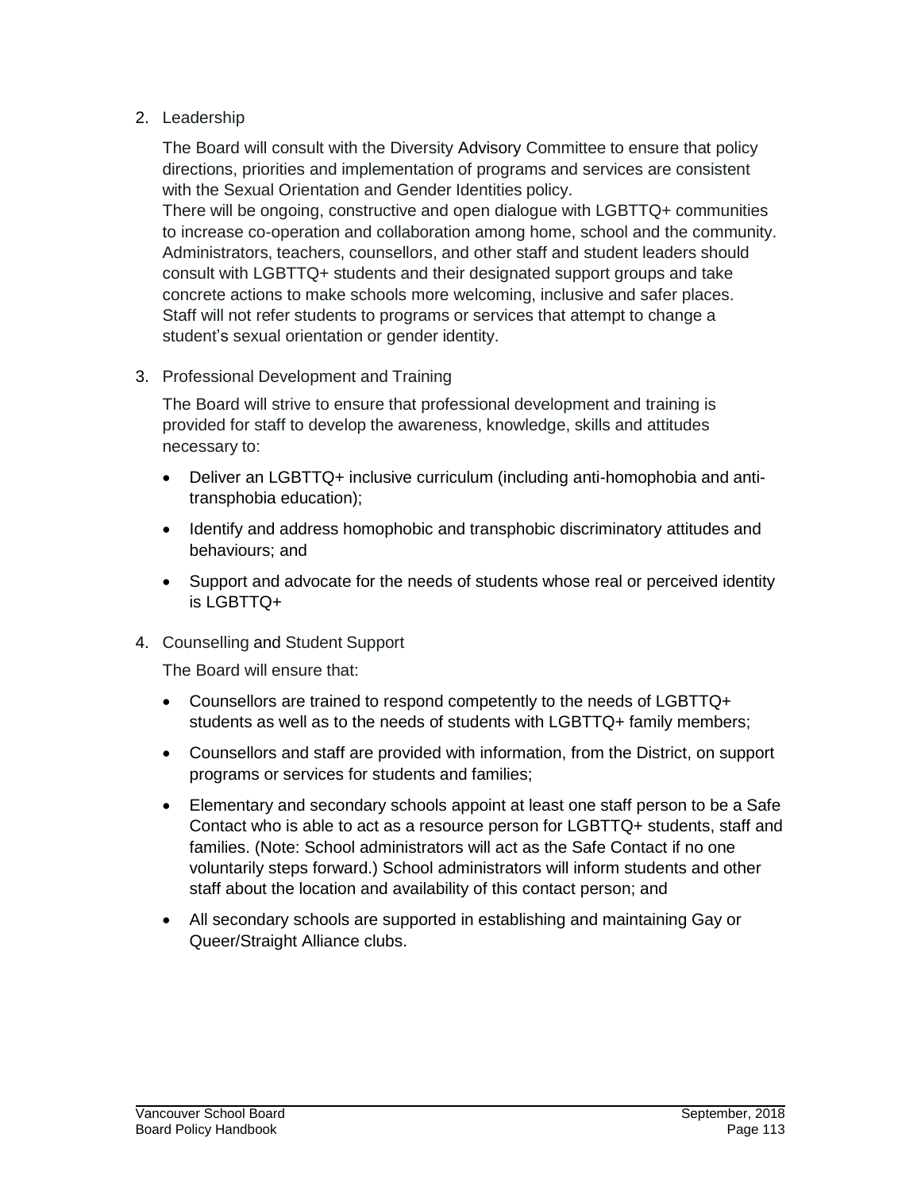2. Leadership

   The Board will consult with the Diversity Advisory Committee to ensure that policy directions, priorities and implementation of programs and services are consistent with the Sexual Orientation and Gender Identities policy.
   There will be ongoing, constructive and open dialogue with LGBTTQ+ communities to increase co-operation and collaboration among home, school and the community. Administrators, teachers, counsellors, and other staff and student leaders should consult with LGBTTQ+ students and their designated support groups and take concrete actions to make schools more welcoming, inclusive and safer places. Staff will not refer students to programs or services that attempt to change a student's sexual orientation or gender identity.

3. Professional Development and Training

   The Board will strive to ensure that professional development and training is provided for staff to develop the awareness, knowledge, skills and attitudes necessary to:

   - Deliver an LGBTTQ+ inclusive curriculum (including anti-homophobia and anti-transphobia education);
   - Identify and address homophobic and transphobic discriminatory attitudes and behaviours; and
   - Support and advocate for the needs of students whose real or perceived identity is LGBTTQ+

4. Counselling and Student Support

   The Board will ensure that:

   - Counsellors are trained to respond competently to the needs of LGBTTQ+ students as well as to the needs of students with LGBTTQ+ family members;
   - Counsellors and staff are provided with information, from the District, on support programs or services for students and families;
   - Elementary and secondary schools appoint at least one staff person to be a Safe Contact who is able to act as a resource person for LGBTTQ+ students, staff and families. (Note: School administrators will act as the Safe Contact if no one voluntarily steps forward.) School administrators will inform students and other staff about the location and availability of this contact person; and
   - All secondary schools are supported in establishing and maintaining Gay or Queer/Straight Alliance clubs.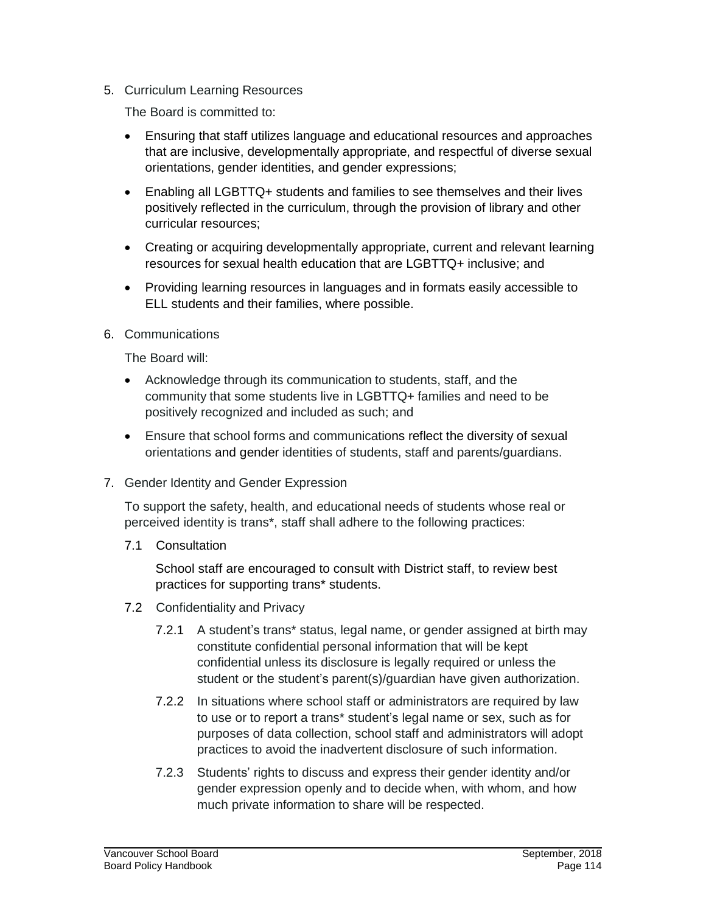5. Curriculum Learning Resources

   The Board is committed to:

   - Ensuring that staff utilizes language and educational resources and approaches that are inclusive, developmentally appropriate, and respectful of diverse sexual orientations, gender identities, and gender expressions;
   - Enabling all LGBTTQ+ students and families to see themselves and their lives positively reflected in the curriculum, through the provision of library and other curricular resources;
   - Creating or acquiring developmentally appropriate, current and relevant learning resources for sexual health education that are LGBTTQ+ inclusive; and
   - Providing learning resources in languages and in formats easily accessible to ELL students and their families, where possible.

6. Communications

   The Board will:

   - Acknowledge through its communication to students, staff, and the community that some students live in LGBTTQ+ families and need to be positively recognized and included as such; and
   - Ensure that school forms and communications reflect the diversity of sexual orientations and gender identities of students, staff and parents/guardians.

7. Gender Identity and Gender Expression

   To support the safety, health, and educational needs of students whose real or perceived identity is trans*, staff shall adhere to the following practices:

   7.1 Consultation

   School staff are encouraged to consult with District staff, to review best practices for supporting trans* students.

   7.2 Confidentiality and Privacy

   7.2.1 A student's trans* status, legal name, or gender assigned at birth may constitute confidential personal information that will be kept confidential unless its disclosure is legally required or unless the student or the student's parent(s)/guardian have given authorization.

   7.2.2 In situations where school staff or administrators are required by law to use or to report a trans* student's legal name or sex, such as for purposes of data collection, school staff and administrators will adopt practices to avoid the inadvertent disclosure of such information.

   7.2.3 Students' rights to discuss and express their gender identity and/or gender expression openly and to decide when, with whom, and how much private information to share will be respected.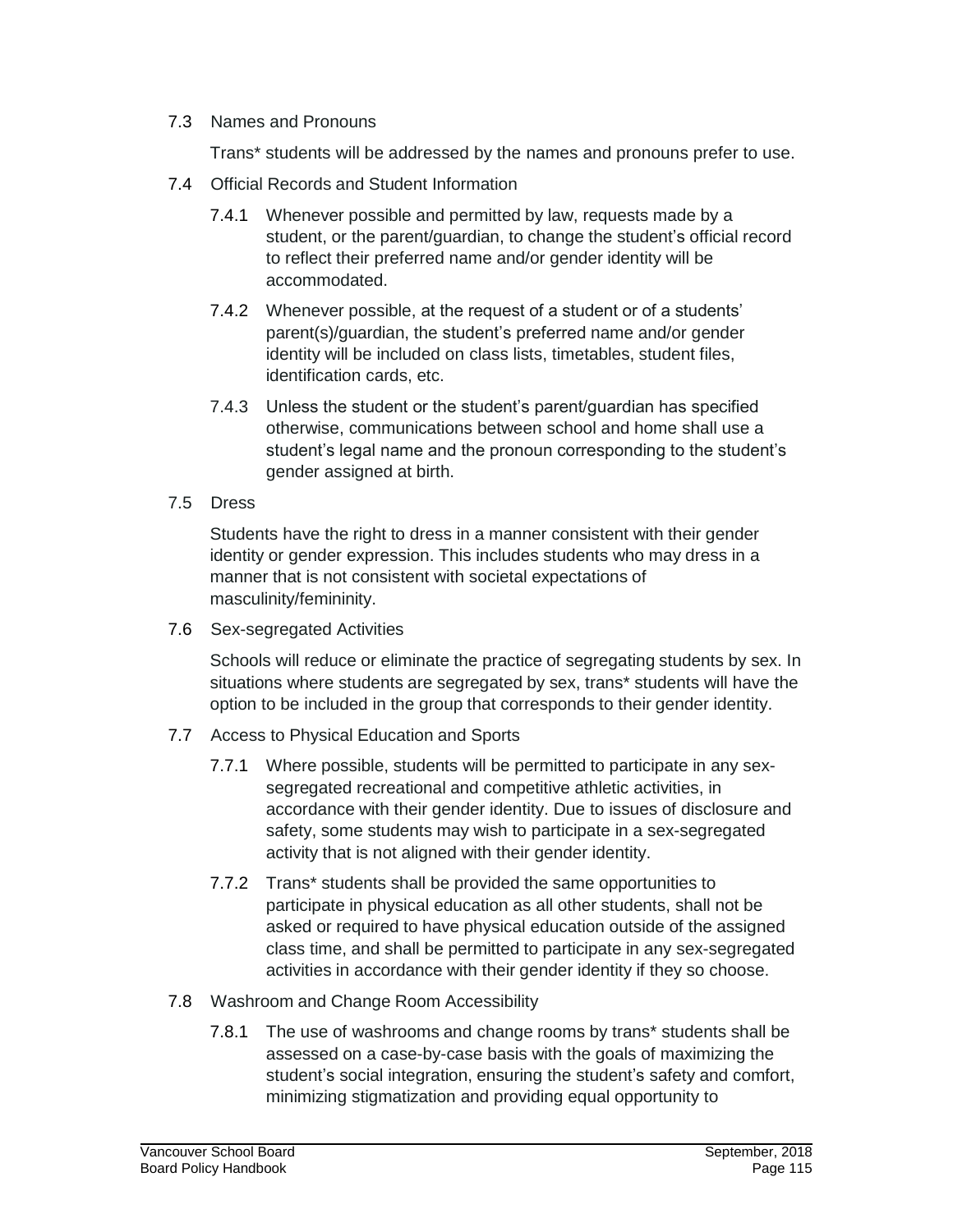7.3 Names and Pronouns

Trans* students will be addressed by the names and pronouns prefer to use.

7.4 Official Records and Student Information

7.4.1 Whenever possible and permitted by law, requests made by a student, or the parent/guardian, to change the student's official record to reflect their preferred name and/or gender identity will be accommodated.

7.4.2 Whenever possible, at the request of a student or of a students' parent(s)/guardian, the student's preferred name and/or gender identity will be included on class lists, timetables, student files, identification cards, etc.

7.4.3 Unless the student or the student's parent/guardian has specified otherwise, communications between school and home shall use a student's legal name and the pronoun corresponding to the student's gender assigned at birth.

7.5 Dress

Students have the right to dress in a manner consistent with their gender identity or gender expression. This includes students who may dress in a manner that is not consistent with societal expectations of masculinity/femininity.

7.6 Sex-segregated Activities

Schools will reduce or eliminate the practice of segregating students by sex. In situations where students are segregated by sex, trans* students will have the option to be included in the group that corresponds to their gender identity.

7.7 Access to Physical Education and Sports

7.7.1 Where possible, students will be permitted to participate in any sex-segregated recreational and competitive athletic activities, in accordance with their gender identity. Due to issues of disclosure and safety, some students may wish to participate in a sex-segregated activity that is not aligned with their gender identity.

7.7.2 Trans* students shall be provided the same opportunities to participate in physical education as all other students, shall not be asked or required to have physical education outside of the assigned class time, and shall be permitted to participate in any sex-segregated activities in accordance with their gender identity if they so choose.

7.8 Washroom and Change Room Accessibility

7.8.1 The use of washrooms and change rooms by trans* students shall be assessed on a case-by-case basis with the goals of maximizing the student's social integration, ensuring the student's safety and comfort, minimizing stigmatization and providing equal opportunity to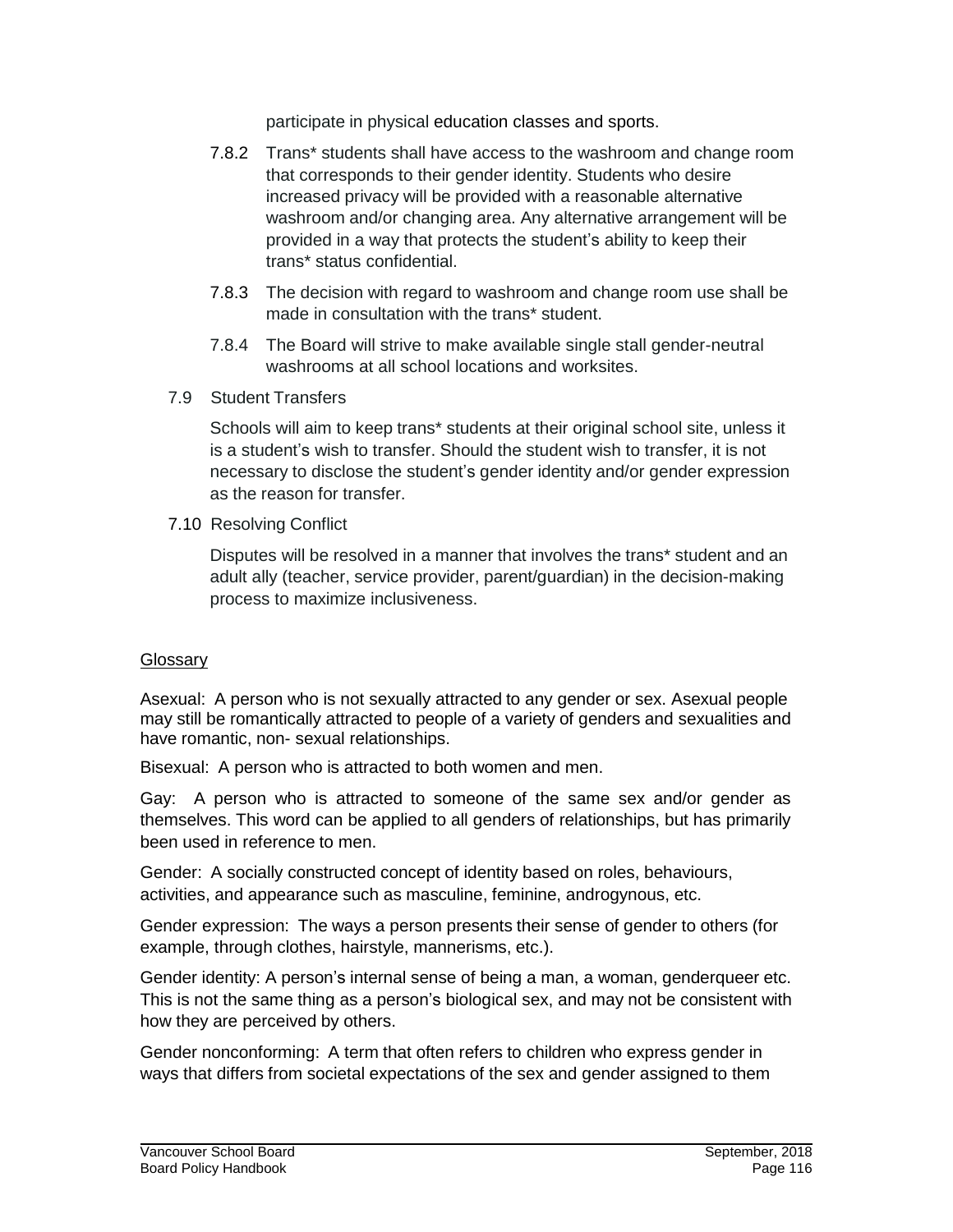participate in physical education classes and sports.

7.8.2 Trans* students shall have access to the washroom and change room that corresponds to their gender identity. Students who desire increased privacy will be provided with a reasonable alternative washroom and/or changing area. Any alternative arrangement will be provided in a way that protects the student's ability to keep their trans* status confidential.

7.8.3 The decision with regard to washroom and change room use shall be made in consultation with the trans* student.

7.8.4 The Board will strive to make available single stall gender-neutral washrooms at all school locations and worksites.

7.9 Student Transfers

Schools will aim to keep trans* students at their original school site, unless it is a student's wish to transfer. Should the student wish to transfer, it is not necessary to disclose the student's gender identity and/or gender expression as the reason for transfer.

7.10 Resolving Conflict

Disputes will be resolved in a manner that involves the trans* student and an adult ally (teacher, service provider, parent/guardian) in the decision-making process to maximize inclusiveness.

## Glossary

Asexual: A person who is not sexually attracted to any gender or sex. Asexual people may still be romantically attracted to people of a variety of genders and sexualities and have romantic, non- sexual relationships.

Bisexual: A person who is attracted to both women and men.

Gay: A person who is attracted to someone of the same sex and/or gender as themselves. This word can be applied to all genders of relationships, but has primarily been used in reference to men.

Gender: A socially constructed concept of identity based on roles, behaviours, activities, and appearance such as masculine, feminine, androgynous, etc.

Gender expression: The ways a person presents their sense of gender to others (for example, through clothes, hairstyle, mannerisms, etc.).

Gender identity: A person's internal sense of being a man, a woman, genderqueer etc. This is not the same thing as a person's biological sex, and may not be consistent with how they are perceived by others.

Gender nonconforming: A term that often refers to children who express gender in ways that differs from societal expectations of the sex and gender assigned to them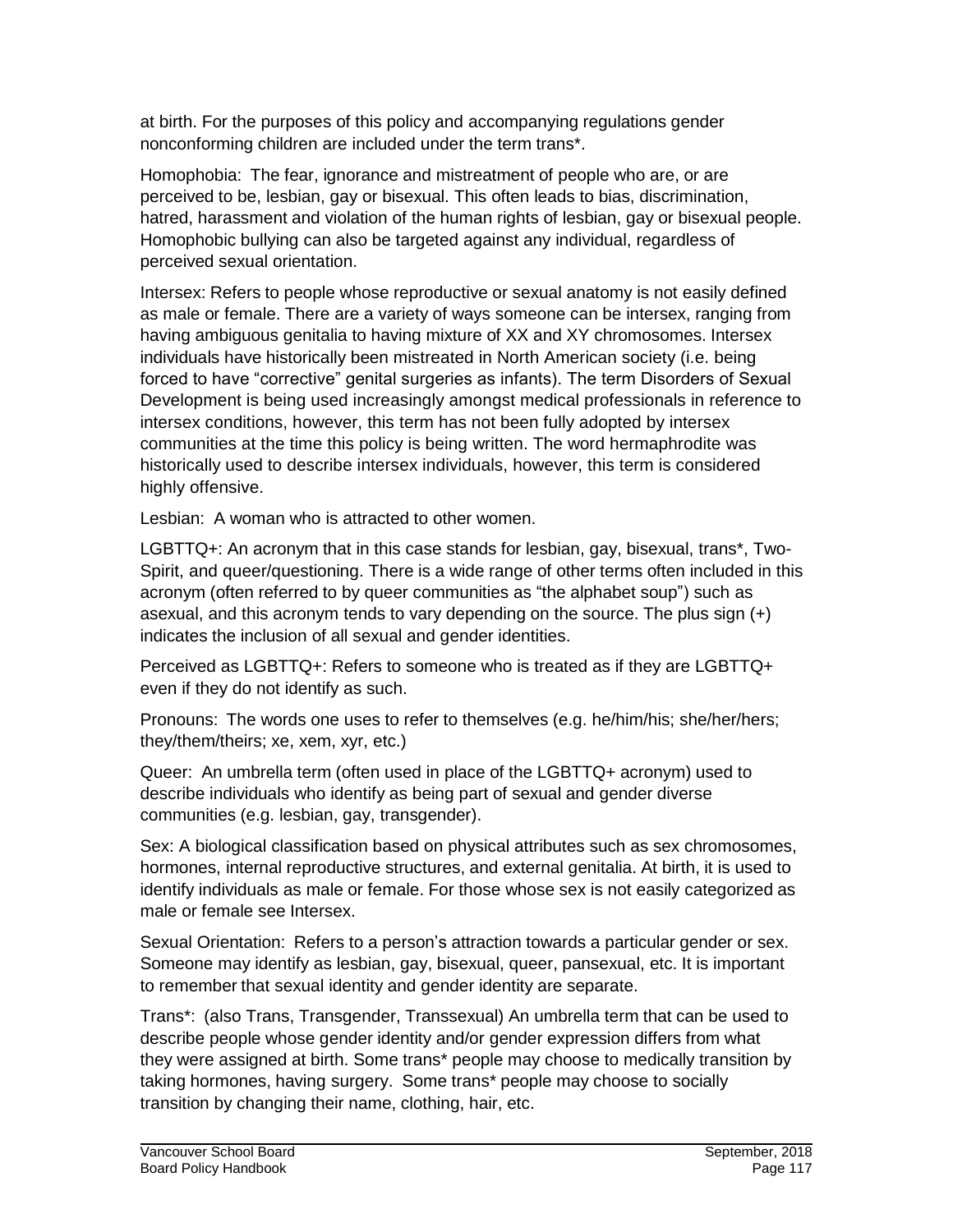at birth. For the purposes of this policy and accompanying regulations gender nonconforming children are included under the term trans*.

Homophobia: The fear, ignorance and mistreatment of people who are, or are perceived to be, lesbian, gay or bisexual. This often leads to bias, discrimination, hatred, harassment and violation of the human rights of lesbian, gay or bisexual people. Homophobic bullying can also be targeted against any individual, regardless of perceived sexual orientation.

Intersex: Refers to people whose reproductive or sexual anatomy is not easily defined as male or female. There are a variety of ways someone can be intersex, ranging from having ambiguous genitalia to having mixture of XX and XY chromosomes. Intersex individuals have historically been mistreated in North American society (i.e. being forced to have "corrective" genital surgeries as infants). The term Disorders of Sexual Development is being used increasingly amongst medical professionals in reference to intersex conditions, however, this term has not been fully adopted by intersex communities at the time this policy is being written. The word hermaphrodite was historically used to describe intersex individuals, however, this term is considered highly offensive.

Lesbian: A woman who is attracted to other women.

LGBTTQ+: An acronym that in this case stands for lesbian, gay, bisexual, trans*, Two-Spirit, and queer/questioning. There is a wide range of other terms often included in this acronym (often referred to by queer communities as "the alphabet soup") such as asexual, and this acronym tends to vary depending on the source. The plus sign (+) indicates the inclusion of all sexual and gender identities.

Perceived as LGBTTQ+: Refers to someone who is treated as if they are LGBTTQ+ even if they do not identify as such.

Pronouns: The words one uses to refer to themselves (e.g. he/him/his; she/her/hers; they/them/theirs; xe, xem, xyr, etc.)

Queer: An umbrella term (often used in place of the LGBTTQ+ acronym) used to describe individuals who identify as being part of sexual and gender diverse communities (e.g. lesbian, gay, transgender).

Sex: A biological classification based on physical attributes such as sex chromosomes, hormones, internal reproductive structures, and external genitalia. At birth, it is used to identify individuals as male or female. For those whose sex is not easily categorized as male or female see Intersex.

Sexual Orientation: Refers to a person's attraction towards a particular gender or sex. Someone may identify as lesbian, gay, bisexual, queer, pansexual, etc. It is important to remember that sexual identity and gender identity are separate.

Trans*: (also Trans, Transgender, Transsexual) An umbrella term that can be used to describe people whose gender identity and/or gender expression differs from what they were assigned at birth. Some trans* people may choose to medically transition by taking hormones, having surgery. Some trans* people may choose to socially transition by changing their name, clothing, hair, etc.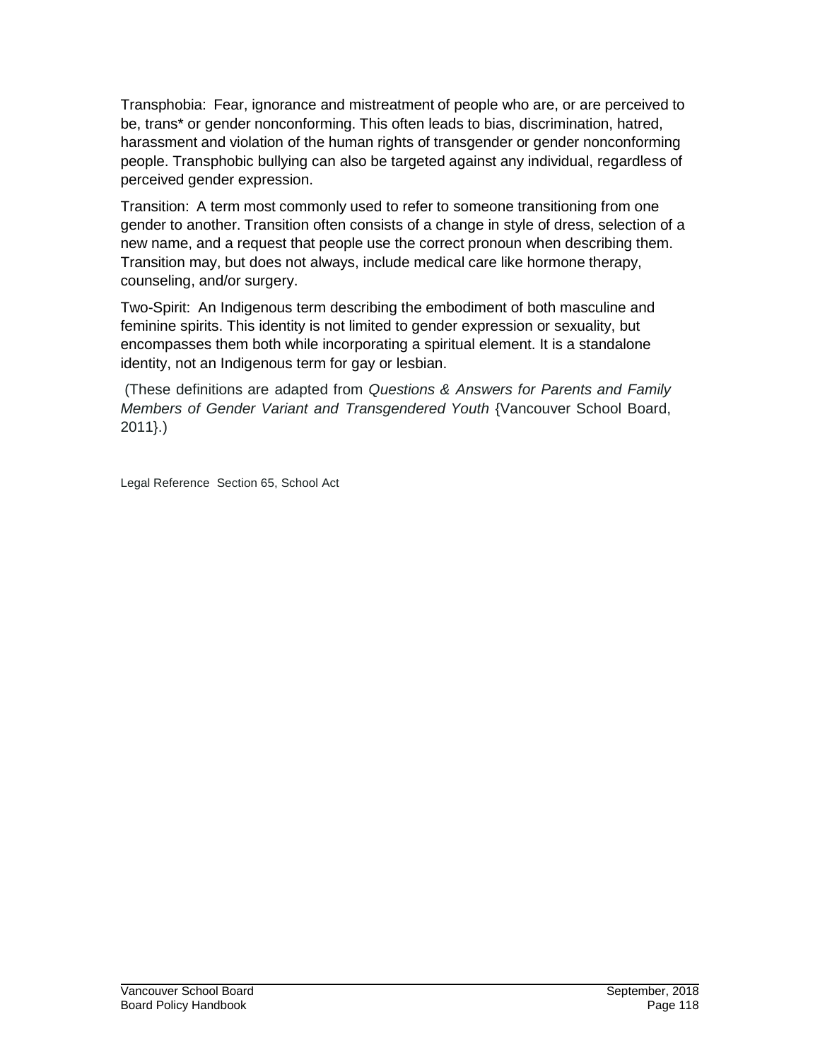Transphobia: Fear, ignorance and mistreatment of people who are, or are perceived to be, trans* or gender nonconforming. This often leads to bias, discrimination, hatred, harassment and violation of the human rights of transgender or gender nonconforming people. Transphobic bullying can also be targeted against any individual, regardless of perceived gender expression.

Transition: A term most commonly used to refer to someone transitioning from one gender to another. Transition often consists of a change in style of dress, selection of a new name, and a request that people use the correct pronoun when describing them. Transition may, but does not always, include medical care like hormone therapy, counseling, and/or surgery.

Two-Spirit: An Indigenous term describing the embodiment of both masculine and feminine spirits. This identity is not limited to gender expression or sexuality, but encompasses them both while incorporating a spiritual element. It is a standalone identity, not an Indigenous term for gay or lesbian.

(These definitions are adapted from *Questions & Answers for Parents and Family Members of Gender Variant and Transgendered Youth* {Vancouver School Board, 2011}.)

Legal Reference Section 65, School Act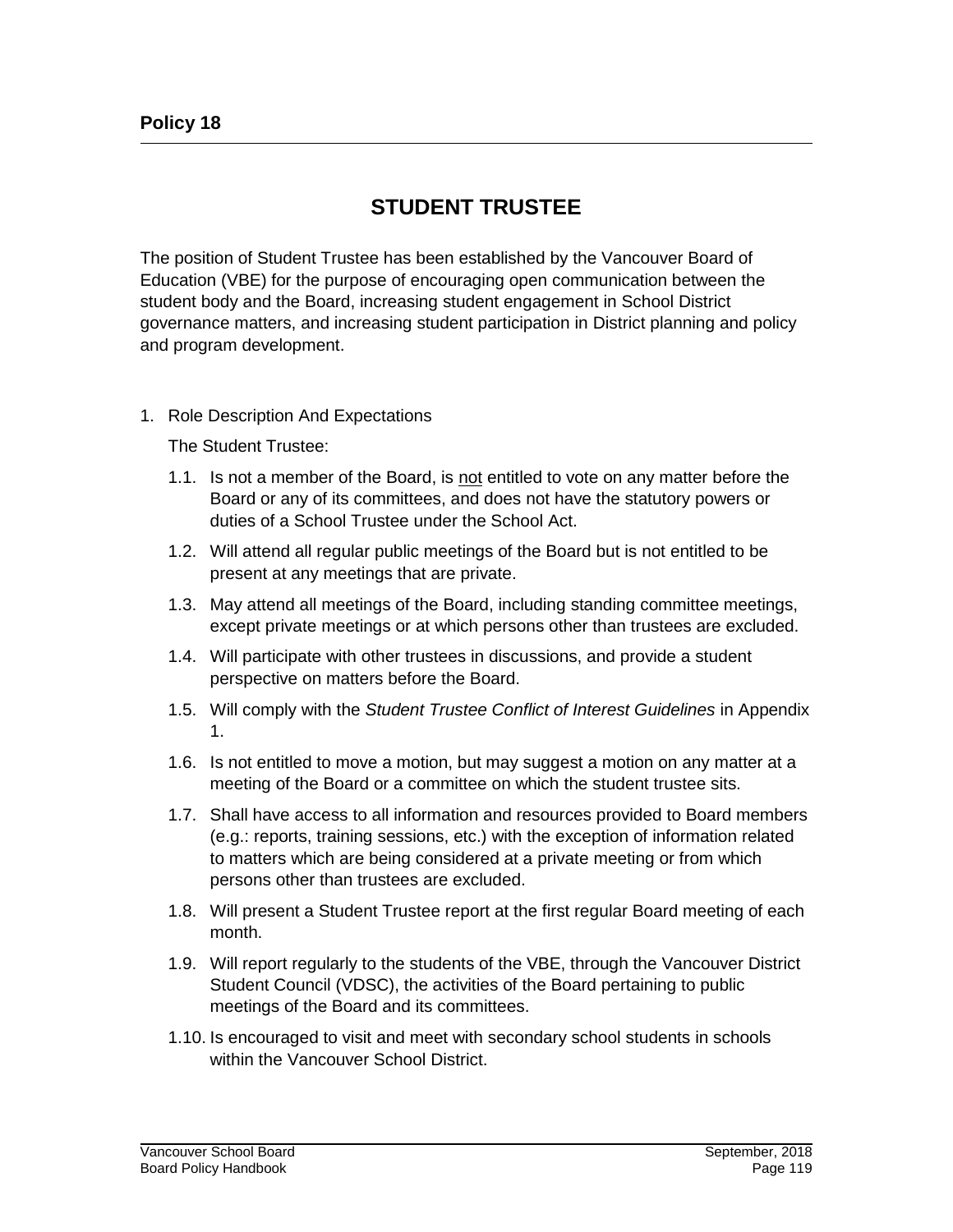**Policy 18**

# STUDENT TRUSTEE

The position of Student Trustee has been established by the Vancouver Board of Education (VBE) for the purpose of encouraging open communication between the student body and the Board, increasing student engagement in School District governance matters, and increasing student participation in District planning and policy and program development.

1. Role Description And Expectations

   The Student Trustee:

   1.1. Is not a member of the Board, is <u>not</u> entitled to vote on any matter before the Board or any of its committees, and does not have the statutory powers or duties of a School Trustee under the School Act.

   1.2. Will attend all regular public meetings of the Board but is not entitled to be present at any meetings that are private.

   1.3. May attend all meetings of the Board, including standing committee meetings, except private meetings or at which persons other than trustees are excluded.

   1.4. Will participate with other trustees in discussions, and provide a student perspective on matters before the Board.

   1.5. Will comply with the *Student Trustee Conflict of Interest Guidelines* in Appendix 1.

   1.6. Is not entitled to move a motion, but may suggest a motion on any matter at a meeting of the Board or a committee on which the student trustee sits.

   1.7. Shall have access to all information and resources provided to Board members (e.g.: reports, training sessions, etc.) with the exception of information related to matters which are being considered at a private meeting or from which persons other than trustees are excluded.

   1.8. Will present a Student Trustee report at the first regular Board meeting of each month.

   1.9. Will report regularly to the students of the VBE, through the Vancouver District Student Council (VDSC), the activities of the Board pertaining to public meetings of the Board and its committees.

   1.10. Is encouraged to visit and meet with secondary school students in schools within the Vancouver School District.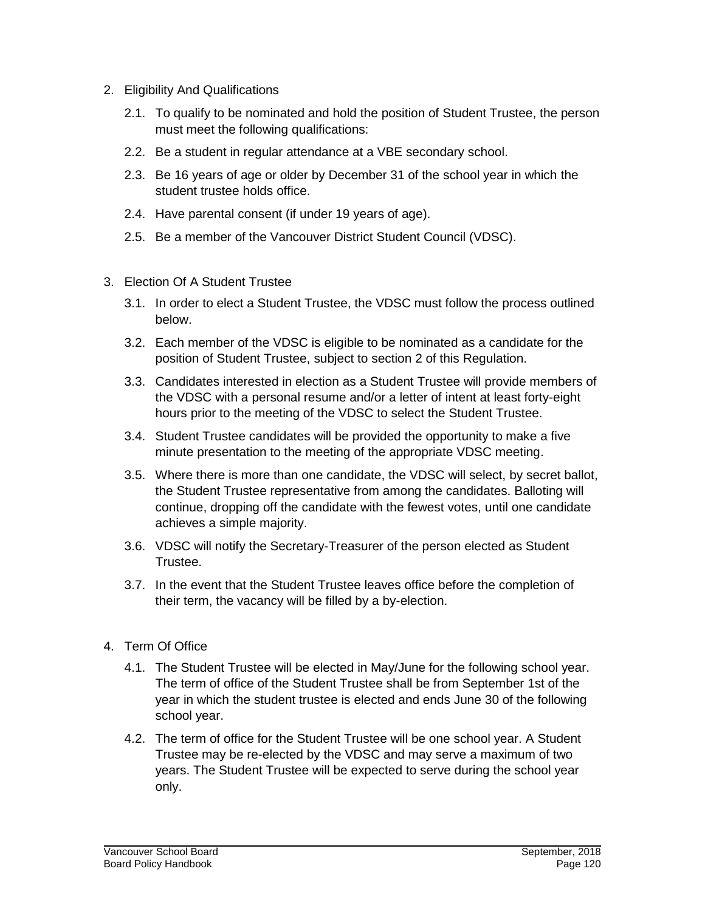2. Eligibility And Qualifications

   2.1. To qualify to be nominated and hold the position of Student Trustee, the person must meet the following qualifications:

   2.2. Be a student in regular attendance at a VBE secondary school.

   2.3. Be 16 years of age or older by December 31 of the school year in which the student trustee holds office.

   2.4. Have parental consent (if under 19 years of age).

   2.5. Be a member of the Vancouver District Student Council (VDSC).

3. Election Of A Student Trustee

   3.1. In order to elect a Student Trustee, the VDSC must follow the process outlined below.

   3.2. Each member of the VDSC is eligible to be nominated as a candidate for the position of Student Trustee, subject to section 2 of this Regulation.

   3.3. Candidates interested in election as a Student Trustee will provide members of the VDSC with a personal resume and/or a letter of intent at least forty-eight hours prior to the meeting of the VDSC to select the Student Trustee.

   3.4. Student Trustee candidates will be provided the opportunity to make a five minute presentation to the meeting of the appropriate VDSC meeting.

   3.5. Where there is more than one candidate, the VDSC will select, by secret ballot, the Student Trustee representative from among the candidates. Balloting will continue, dropping off the candidate with the fewest votes, until one candidate achieves a simple majority.

   3.6. VDSC will notify the Secretary-Treasurer of the person elected as Student Trustee.

   3.7. In the event that the Student Trustee leaves office before the completion of their term, the vacancy will be filled by a by-election.

4. Term Of Office

   4.1. The Student Trustee will be elected in May/June for the following school year. The term of office of the Student Trustee shall be from September 1st of the year in which the student trustee is elected and ends June 30 of the following school year.

   4.2. The term of office for the Student Trustee will be one school year. A Student Trustee may be re-elected by the VDSC and may serve a maximum of two years. The Student Trustee will be expected to serve during the school year only.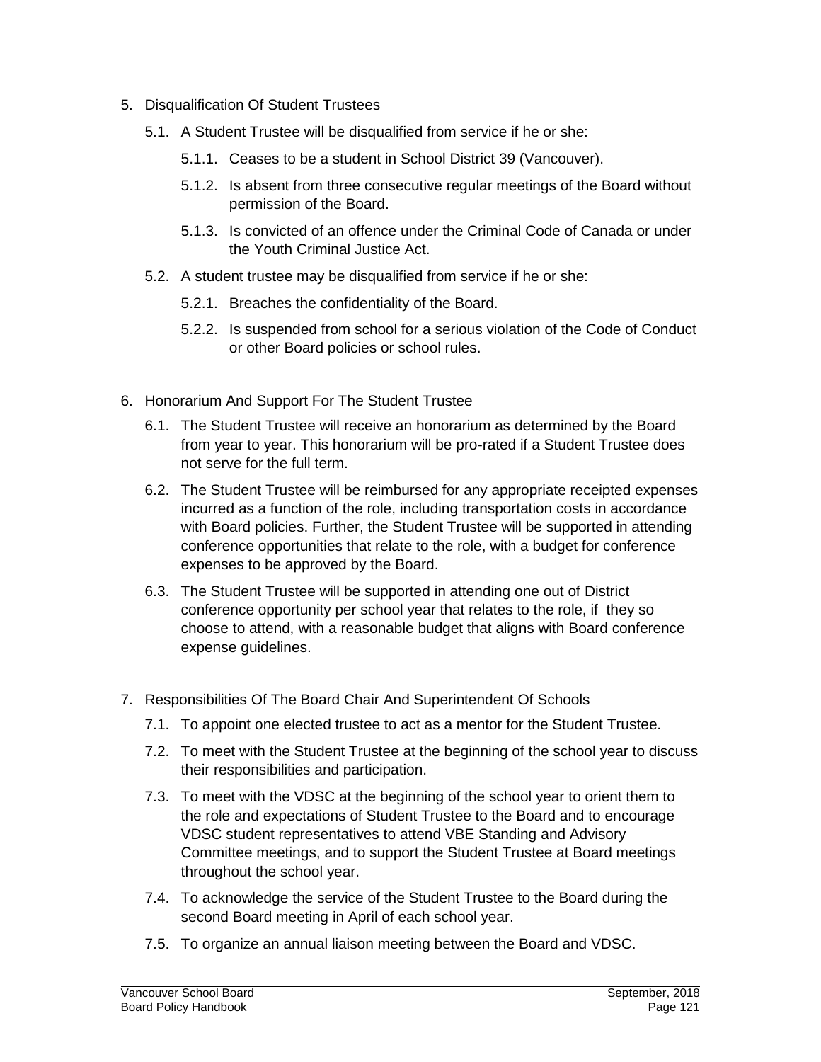5. Disqualification Of Student Trustees
   5.1. A Student Trustee will be disqualified from service if he or she:
      5.1.1. Ceases to be a student in School District 39 (Vancouver).
      5.1.2. Is absent from three consecutive regular meetings of the Board without permission of the Board.
      5.1.3. Is convicted of an offence under the Criminal Code of Canada or under the Youth Criminal Justice Act.
   5.2. A student trustee may be disqualified from service if he or she:
      5.2.1. Breaches the confidentiality of the Board.
      5.2.2. Is suspended from school for a serious violation of the Code of Conduct or other Board policies or school rules.

6. Honorarium And Support For The Student Trustee
   6.1. The Student Trustee will receive an honorarium as determined by the Board from year to year. This honorarium will be pro-rated if a Student Trustee does not serve for the full term.
   6.2. The Student Trustee will be reimbursed for any appropriate receipted expenses incurred as a function of the role, including transportation costs in accordance with Board policies. Further, the Student Trustee will be supported in attending conference opportunities that relate to the role, with a budget for conference expenses to be approved by the Board.
   6.3. The Student Trustee will be supported in attending one out of District conference opportunity per school year that relates to the role, if they so choose to attend, with a reasonable budget that aligns with Board conference expense guidelines.

7. Responsibilities Of The Board Chair And Superintendent Of Schools
   7.1. To appoint one elected trustee to act as a mentor for the Student Trustee.
   7.2. To meet with the Student Trustee at the beginning of the school year to discuss their responsibilities and participation.
   7.3. To meet with the VDSC at the beginning of the school year to orient them to the role and expectations of Student Trustee to the Board and to encourage VDSC student representatives to attend VBE Standing and Advisory Committee meetings, and to support the Student Trustee at Board meetings throughout the school year.
   7.4. To acknowledge the service of the Student Trustee to the Board during the second Board meeting in April of each school year.
   7.5. To organize an annual liaison meeting between the Board and VDSC.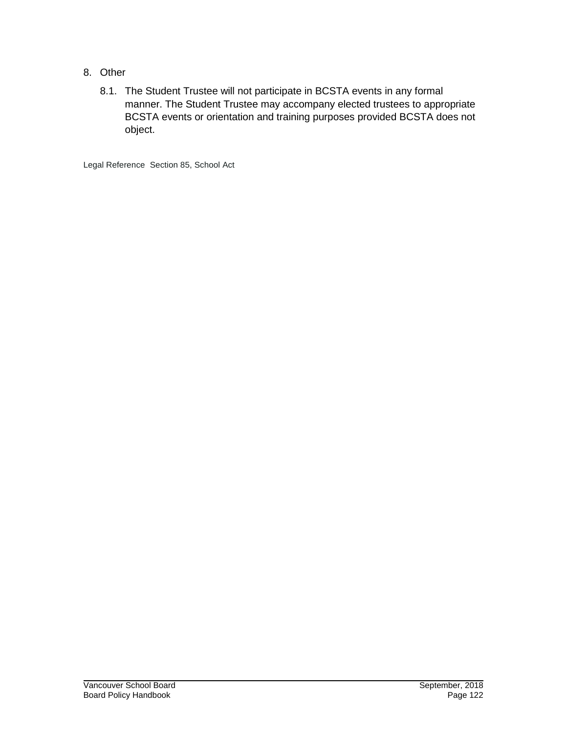8. Other

   8.1. The Student Trustee will not participate in BCSTA events in any formal manner. The Student Trustee may accompany elected trustees to appropriate BCSTA events or orientation and training purposes provided BCSTA does not object.

Legal Reference Section 85, School Act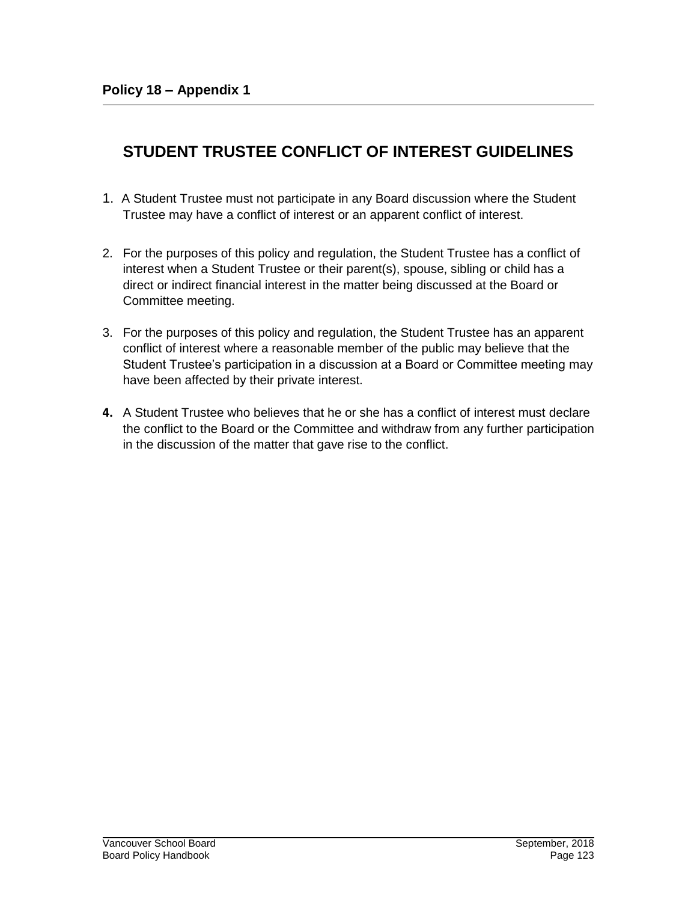**Policy 18 – Appendix 1**

# STUDENT TRUSTEE CONFLICT OF INTEREST GUIDELINES

1. A Student Trustee must not participate in any Board discussion where the Student Trustee may have a conflict of interest or an apparent conflict of interest.

2. For the purposes of this policy and regulation, the Student Trustee has a conflict of interest when a Student Trustee or their parent(s), spouse, sibling or child has a direct or indirect financial interest in the matter being discussed at the Board or Committee meeting.

3. For the purposes of this policy and regulation, the Student Trustee has an apparent conflict of interest where a reasonable member of the public may believe that the Student Trustee's participation in a discussion at a Board or Committee meeting may have been affected by their private interest.

4. A Student Trustee who believes that he or she has a conflict of interest must declare the conflict to the Board or the Committee and withdraw from any further participation in the discussion of the matter that gave rise to the conflict.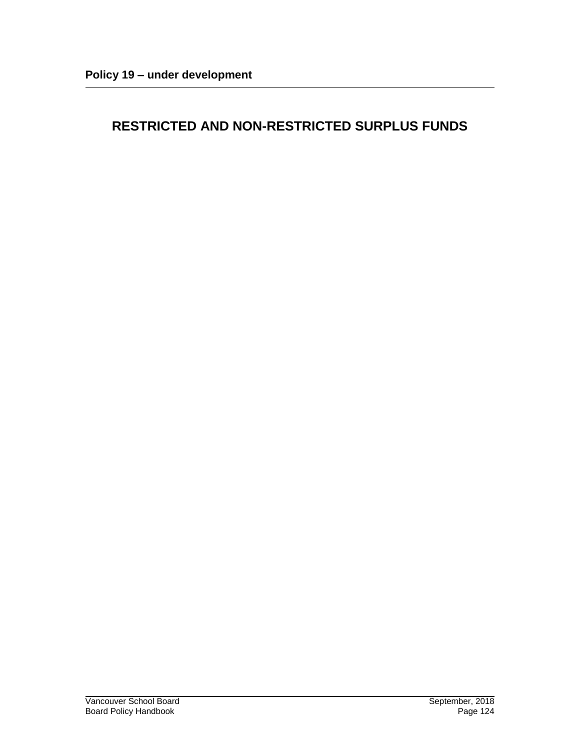**Policy 19 – under development**

# RESTRICTED AND NON-RESTRICTED SURPLUS FUNDS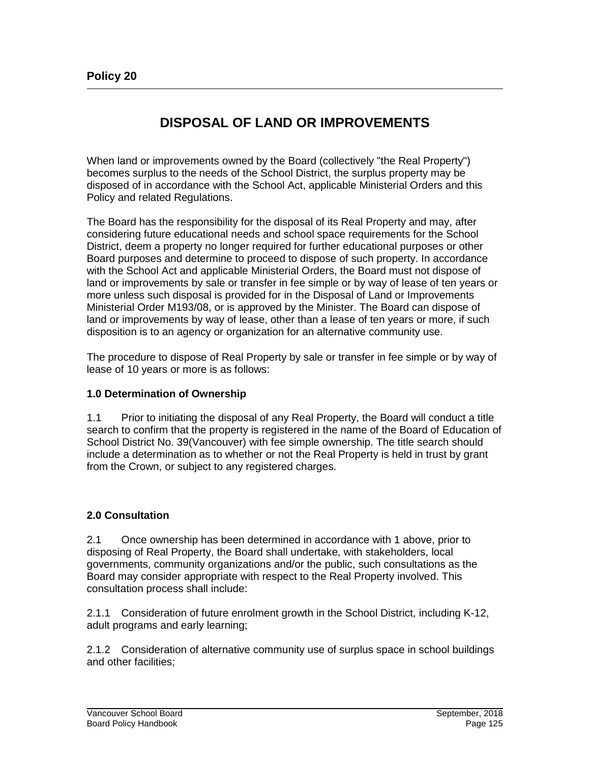**Policy 20**

# DISPOSAL OF LAND OR IMPROVEMENTS

When land or improvements owned by the Board (collectively "the Real Property") becomes surplus to the needs of the School District, the surplus property may be disposed of in accordance with the School Act, applicable Ministerial Orders and this Policy and related Regulations.

The Board has the responsibility for the disposal of its Real Property and may, after considering future educational needs and school space requirements for the School District, deem a property no longer required for further educational purposes or other Board purposes and determine to proceed to dispose of such property. In accordance with the School Act and applicable Ministerial Orders, the Board must not dispose of land or improvements by sale or transfer in fee simple or by way of lease of ten years or more unless such disposal is provided for in the Disposal of Land or Improvements Ministerial Order M193/08, or is approved by the Minister. The Board can dispose of land or improvements by way of lease, other than a lease of ten years or more, if such disposition is to an agency or organization for an alternative community use.

The procedure to dispose of Real Property by sale or transfer in fee simple or by way of lease of 10 years or more is as follows:

**1.0 Determination of Ownership**

1.1 Prior to initiating the disposal of any Real Property, the Board will conduct a title search to confirm that the property is registered in the name of the Board of Education of School District No. 39(Vancouver) with fee simple ownership. The title search should include a determination as to whether or not the Real Property is held in trust by grant from the Crown, or subject to any registered charges.

**2.0 Consultation**

2.1 Once ownership has been determined in accordance with 1 above, prior to disposing of Real Property, the Board shall undertake, with stakeholders, local governments, community organizations and/or the public, such consultations as the Board may consider appropriate with respect to the Real Property involved. This consultation process shall include:

2.1.1 Consideration of future enrolment growth in the School District, including K-12, adult programs and early learning;

2.1.2 Consideration of alternative community use of surplus space in school buildings and other facilities;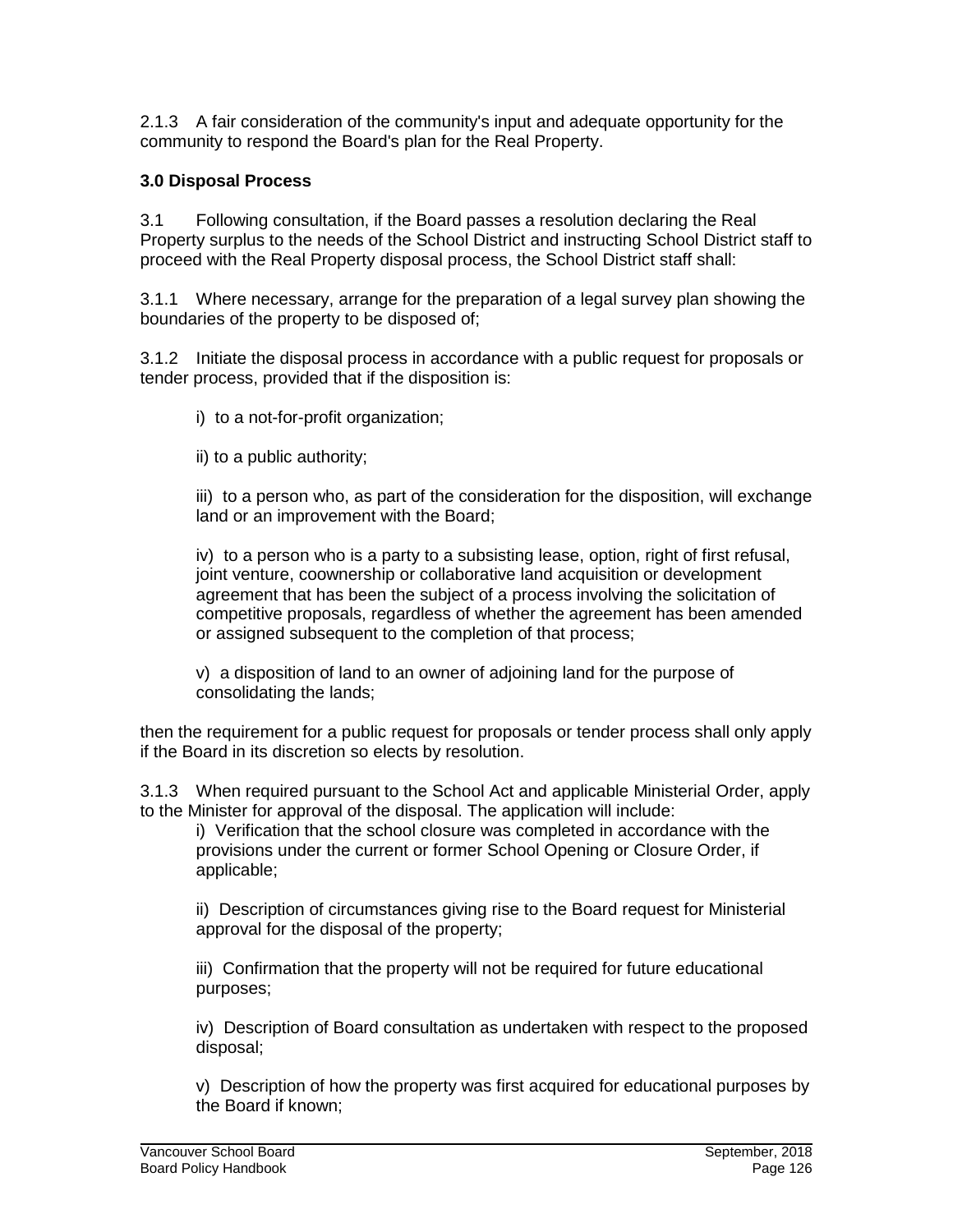2.1.3 A fair consideration of the community's input and adequate opportunity for the community to respond the Board's plan for the Real Property.

**3.0 Disposal Process**

3.1 Following consultation, if the Board passes a resolution declaring the Real Property surplus to the needs of the School District and instructing School District staff to proceed with the Real Property disposal process, the School District staff shall:

3.1.1 Where necessary, arrange for the preparation of a legal survey plan showing the boundaries of the property to be disposed of;

3.1.2 Initiate the disposal process in accordance with a public request for proposals or tender process, provided that if the disposition is:

i) to a not-for-profit organization;

ii) to a public authority;

iii) to a person who, as part of the consideration for the disposition, will exchange land or an improvement with the Board;

iv) to a person who is a party to a subsisting lease, option, right of first refusal, joint venture, coownership or collaborative land acquisition or development agreement that has been the subject of a process involving the solicitation of competitive proposals, regardless of whether the agreement has been amended or assigned subsequent to the completion of that process;

v) a disposition of land to an owner of adjoining land for the purpose of consolidating the lands;

then the requirement for a public request for proposals or tender process shall only apply if the Board in its discretion so elects by resolution.

3.1.3 When required pursuant to the School Act and applicable Ministerial Order, apply to the Minister for approval of the disposal. The application will include:

i) Verification that the school closure was completed in accordance with the provisions under the current or former School Opening or Closure Order, if applicable;

ii) Description of circumstances giving rise to the Board request for Ministerial approval for the disposal of the property;

iii) Confirmation that the property will not be required for future educational purposes;

iv) Description of Board consultation as undertaken with respect to the proposed disposal;

v) Description of how the property was first acquired for educational purposes by the Board if known;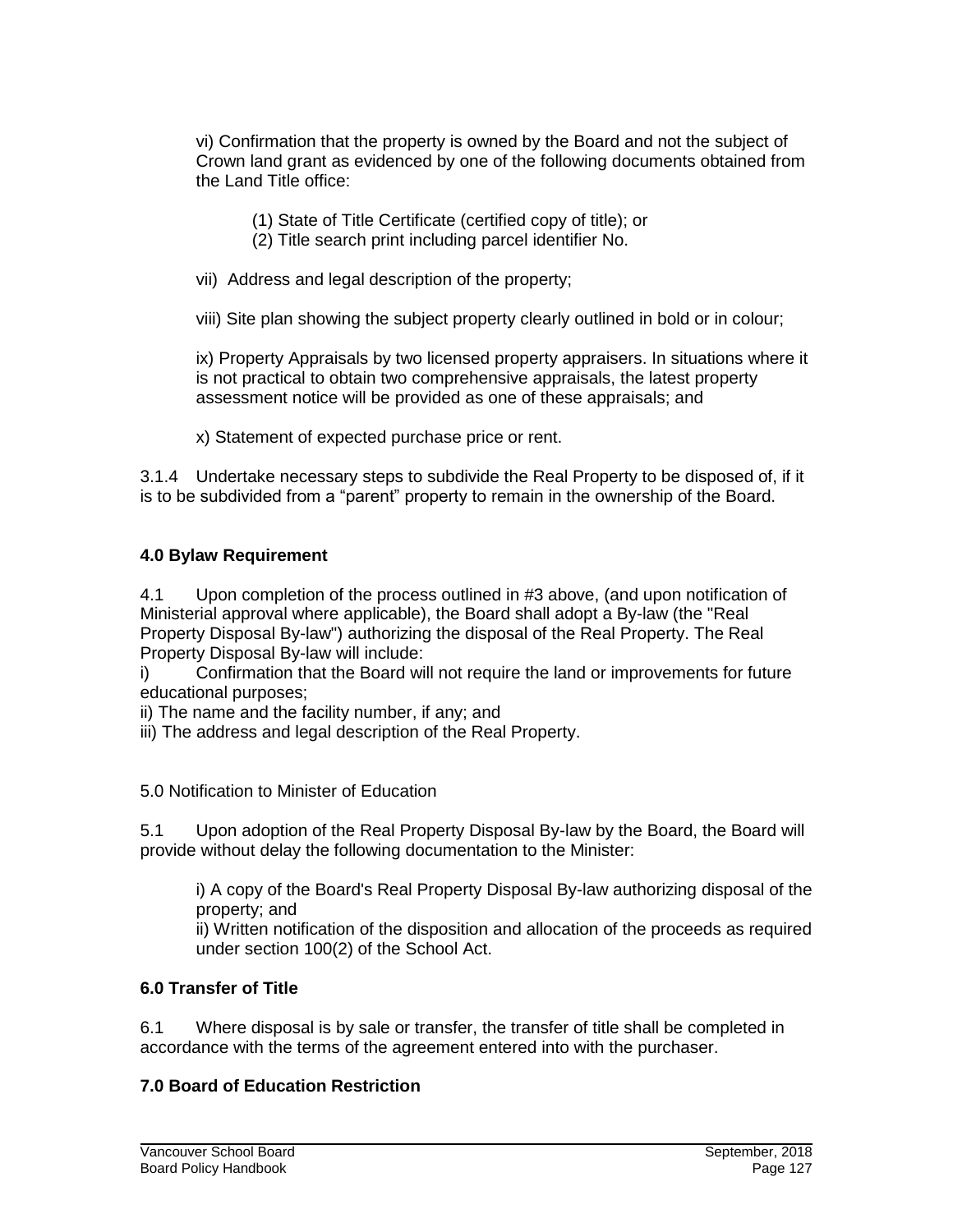vi) Confirmation that the property is owned by the Board and not the subject of Crown land grant as evidenced by one of the following documents obtained from the Land Title office:

(1) State of Title Certificate (certified copy of title); or
(2) Title search print including parcel identifier No.

vii) Address and legal description of the property;

viii) Site plan showing the subject property clearly outlined in bold or in colour;

ix) Property Appraisals by two licensed property appraisers. In situations where it is not practical to obtain two comprehensive appraisals, the latest property assessment notice will be provided as one of these appraisals; and

x) Statement of expected purchase price or rent.

3.1.4 Undertake necessary steps to subdivide the Real Property to be disposed of, if it is to be subdivided from a "parent" property to remain in the ownership of the Board.

**4.0 Bylaw Requirement**

4.1 Upon completion of the process outlined in #3 above, (and upon notification of Ministerial approval where applicable), the Board shall adopt a By-law (the "Real Property Disposal By-law") authorizing the disposal of the Real Property. The Real Property Disposal By-law will include:
i) Confirmation that the Board will not require the land or improvements for future educational purposes;
ii) The name and the facility number, if any; and
iii) The address and legal description of the Real Property.

5.0 Notification to Minister of Education

5.1 Upon adoption of the Real Property Disposal By-law by the Board, the Board will provide without delay the following documentation to the Minister:

i) A copy of the Board's Real Property Disposal By-law authorizing disposal of the property; and
ii) Written notification of the disposition and allocation of the proceeds as required under section 100(2) of the School Act.

**6.0 Transfer of Title**

6.1 Where disposal is by sale or transfer, the transfer of title shall be completed in accordance with the terms of the agreement entered into with the purchaser.

**7.0 Board of Education Restriction**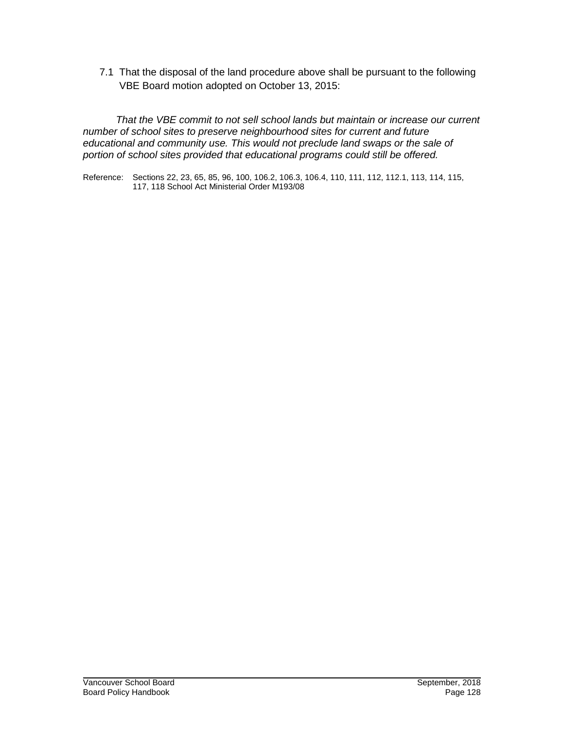7.1 That the disposal of the land procedure above shall be pursuant to the following VBE Board motion adopted on October 13, 2015:

*That the VBE commit to not sell school lands but maintain or increase our current number of school sites to preserve neighbourhood sites for current and future educational and community use. This would not preclude land swaps or the sale of portion of school sites provided that educational programs could still be offered.*

Reference: Sections 22, 23, 65, 85, 96, 100, 106.2, 106.3, 106.4, 110, 111, 112, 112.1, 113, 114, 115, 117, 118 School Act Ministerial Order M193/08